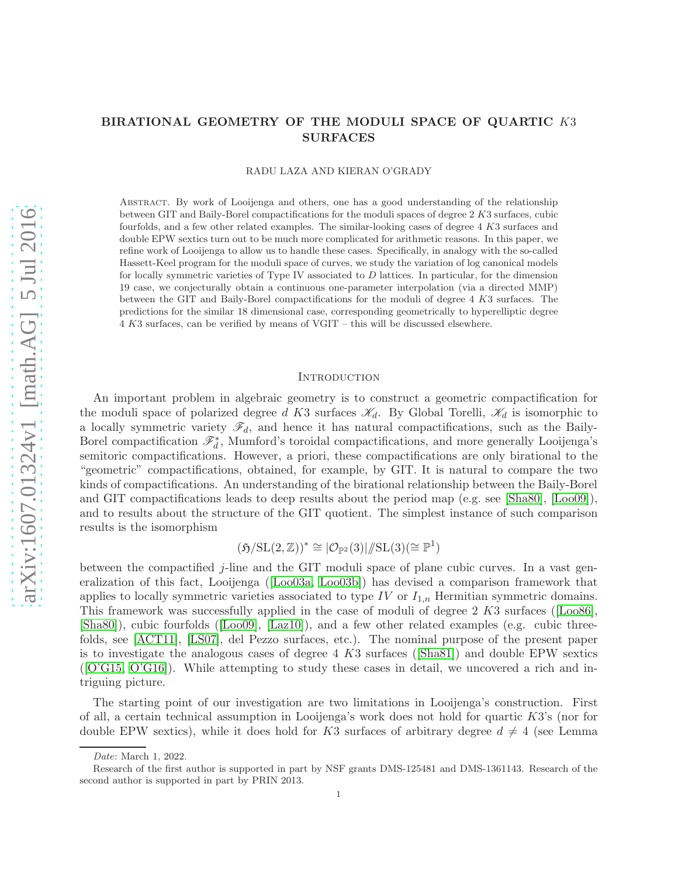# BIRATIONAL GEOMETRY OF THE MODULI SPACE OF QUARTIC $K3$ SURFACES

RADU LAZA AND KIERAN O'GRADY

Abstract. By work of Looijenga and others, one has a good understanding of the relationship between GIT and Baily-Borel compactifications for the moduli spaces of degree 2 $K3$ surfaces, cubic fourfolds, and a few other related examples. The similar-looking cases of degree 4 $K3$ surfaces and double EPW sextics turn out to be much more complicated for arithmetic reasons. In this paper, we refine work of Looijenga to allow us to handle these cases. Specifically, in analogy with the so-called Hassett-Keel program for the moduli space of curves, we study the variation of log canonical models for locally symmetric varieties of Type IV associated to $D$ lattices. In particular, for the dimension 19 case, we conjecturally obtain a continuous one-parameter interpolation (via a directed MMP) between the GIT and Baily-Borel compactifications for the moduli of degree 4 $K3$ surfaces. The predictions for the similar 18 dimensional case, corresponding geometrically to hyperelliptic degree 4 $K3$ surfaces, can be verified by means of VGIT – this will be discussed elsewhere.

## Introduction

An important problem in algebraic geometry is to construct a geometric compactification for the moduli space of polarized degree $d$ $K3$ surfaces $\mathscr{K}_d$. By Global Torelli, $\mathscr{K}_d$ is isomorphic to a locally symmetric variety $\mathscr{F}_d$, and hence it has natural compactifications, such as the Baily-Borel compactification $\mathscr{F}_d^*$, Mumford's toroidal compactifications, and more generally Looijenga's semitoric compactifications. However, a priori, these compactifications are only birational to the "geometric" compactifications, obtained, for example, by GIT. It is natural to compare the two kinds of compactifications. An understanding of the birational relationship between the Baily-Borel and GIT compactifications leads to deep results about the period map (e.g. see [Sha80], [Loo09]), and to results about the structure of the GIT quotient. The simplest instance of such comparison results is the isomorphism

$$(\mathfrak{H}/\mathrm{SL}(2,\mathbb{Z}))^* \cong |\mathcal{O}_{\mathbb{P}^2}(3)|/\!\!/\mathrm{SL}(3)(\cong \mathbb{P}^1)$$

between the compactified $j$-line and the GIT moduli space of plane cubic curves. In a vast generalization of this fact, Looijenga ([Loo03a, Loo03b]) has devised a comparison framework that applies to locally symmetric varieties associated to type $IV$ or $I_{1,n}$ Hermitian symmetric domains. This framework was successfully applied in the case of moduli of degree 2 $K3$ surfaces ([Loo86], [Sha80]), cubic fourfolds ([Loo09], [Laz10]), and a few other related examples (e.g. cubic threefolds, see [ACT11], [LS07], del Pezzo surfaces, etc.). The nominal purpose of the present paper is to investigate the analogous cases of degree 4 $K3$ surfaces ([Sha81]) and double EPW sextics ([O'G15, O'G16]). While attempting to study these cases in detail, we uncovered a rich and intriguing picture.

The starting point of our investigation are two limitations in Looijenga's construction. First of all, a certain technical assumption in Looijenga's work does not hold for quartic $K3$'s (nor for double EPW sextics), while it does hold for $K3$ surfaces of arbitrary degree $d \neq 4$ (see Lemma

---

*Date*: March 1, 2022.

Research of the first author is supported in part by NSF grants DMS-125481 and DMS-1361143. Research of the second author is supported in part by PRIN 2013.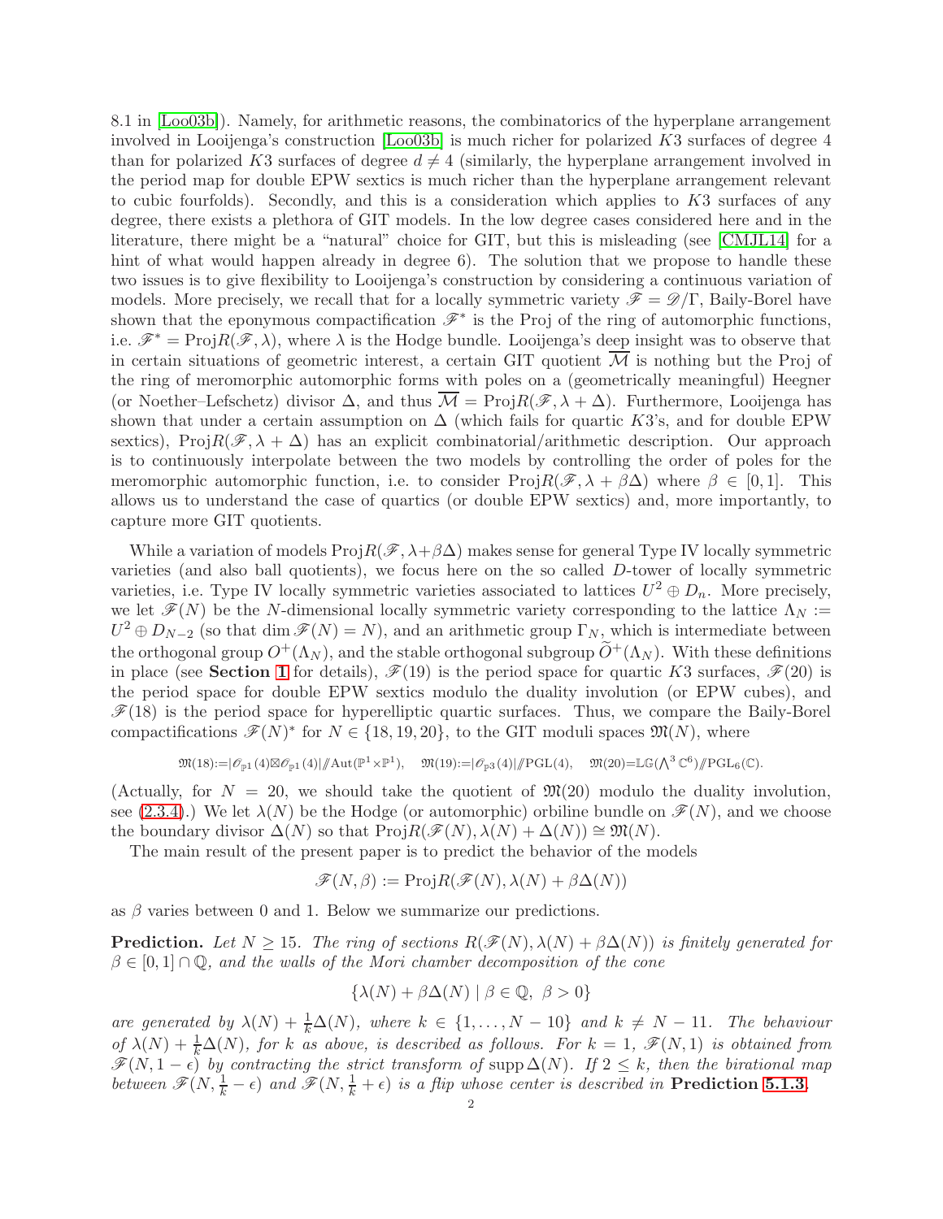8.1 in [Loo03b]). Namely, for arithmetic reasons, the combinatorics of the hyperplane arrangement involved in Looijenga's construction [Loo03b] is much richer for polarized $K3$ surfaces of degree 4 than for polarized $K3$ surfaces of degree $d \neq 4$ (similarly, the hyperplane arrangement involved in the period map for double EPW sextics is much richer than the hyperplane arrangement relevant to cubic fourfolds). Secondly, and this is a consideration which applies to $K3$ surfaces of any degree, there exists a plethora of GIT models. In the low degree cases considered here and in the literature, there might be a "natural" choice for GIT, but this is misleading (see [CMJL14] for a hint of what would happen already in degree 6). The solution that we propose to handle these two issues is to give flexibility to Looijenga's construction by considering a continuous variation of models. More precisely, we recall that for a locally symmetric variety $\mathscr{F} = \mathscr{D}/\Gamma$, Baily-Borel have shown that the eponymous compactification $\mathscr{F}^*$ is the Proj of the ring of automorphic functions, i.e. $\mathscr{F}^* = \mathrm{Proj}R(\mathscr{F}, \lambda)$, where $\lambda$ is the Hodge bundle. Looijenga's deep insight was to observe that in certain situations of geometric interest, a certain GIT quotient $\overline{\mathcal{M}}$ is nothing but the Proj of the ring of meromorphic automorphic forms with poles on a (geometrically meaningful) Heegner (or Noether–Lefschetz) divisor $\Delta$, and thus $\overline{\mathcal{M}} = \mathrm{Proj}R(\mathscr{F}, \lambda + \Delta)$. Furthermore, Looijenga has shown that under a certain assumption on $\Delta$ (which fails for quartic $K3$'s, and for double EPW sextics), $\mathrm{Proj}R(\mathscr{F}, \lambda + \Delta)$ has an explicit combinatorial/arithmetic description. Our approach is to continuously interpolate between the two models by controlling the order of poles for the meromorphic automorphic function, i.e. to consider $\mathrm{Proj}R(\mathscr{F}, \lambda + \beta\Delta)$ where $\beta \in [0, 1]$. This allows us to understand the case of quartics (or double EPW sextics) and, more importantly, to capture more GIT quotients.

While a variation of models $\mathrm{Proj}R(\mathscr{F}, \lambda+\beta\Delta)$ makes sense for general Type IV locally symmetric varieties (and also ball quotients), we focus here on the so called $D$-tower of locally symmetric varieties, i.e. Type IV locally symmetric varieties associated to lattices $U^2 \oplus D_n$. More precisely, we let $\mathscr{F}(N)$ be the $N$-dimensional locally symmetric variety corresponding to the lattice $\Lambda_N := U^2 \oplus D_{N-2}$ (so that $\dim \mathscr{F}(N) = N$), and an arithmetic group $\Gamma_N$, which is intermediate between the orthogonal group $O^+(\Lambda_N)$, and the stable orthogonal subgroup $\widetilde{O}^+(\Lambda_N)$. With these definitions in place (see **Section 1** for details), $\mathscr{F}(19)$ is the period space for quartic $K3$ surfaces, $\mathscr{F}(20)$ is the period space for double EPW sextics modulo the duality involution (or EPW cubes), and $\mathscr{F}(18)$ is the period space for hyperelliptic quartic surfaces. Thus, we compare the Baily-Borel compactifications $\mathscr{F}(N)^*$ for $N \in \{18, 19, 20\}$, to the GIT moduli spaces $\mathfrak{M}(N)$, where

$$\mathfrak{M}(18) := |\mathscr{O}_{\mathbb{P}^1}(4) \boxtimes \mathscr{O}_{\mathbb{P}^1}(4)| /\!\!/ \mathrm{Aut}(\mathbb{P}^1 \times \mathbb{P}^1), \quad \mathfrak{M}(19) := |\mathscr{O}_{\mathbb{P}^3}(4)| /\!\!/ \mathrm{PGL}(4), \quad \mathfrak{M}(20) = \mathbb{LG}(\textstyle\bigwedge^3 \mathbb{C}^6) /\!\!/ \mathrm{PGL}_6(\mathbb{C}).$$

(Actually, for $N = 20$, we should take the quotient of $\mathfrak{M}(20)$ modulo the duality involution, see (2.3.4).) We let $\lambda(N)$ be the Hodge (or automorphic) orbiline bundle on $\mathscr{F}(N)$, and we choose the boundary divisor $\Delta(N)$ so that $\mathrm{Proj}R(\mathscr{F}(N), \lambda(N) + \Delta(N)) \cong \mathfrak{M}(N)$.

The main result of the present paper is to predict the behavior of the models

$$\mathscr{F}(N, \beta) := \mathrm{Proj}R(\mathscr{F}(N), \lambda(N) + \beta\Delta(N))$$

as $\beta$ varies between 0 and 1. Below we summarize our predictions.

**Prediction.** *Let $N \geq 15$. The ring of sections $R(\mathscr{F}(N), \lambda(N) + \beta\Delta(N))$ is finitely generated for $\beta \in [0, 1] \cap \mathbb{Q}$, and the walls of the Mori chamber decomposition of the cone*

$$\{\lambda(N) + \beta\Delta(N) \mid \beta \in \mathbb{Q},\ \beta > 0\}$$

*are generated by $\lambda(N) + \frac{1}{k}\Delta(N)$, where $k \in \{1, \ldots, N - 10\}$ and $k \neq N - 11$. The behaviour of $\lambda(N) + \frac{1}{k}\Delta(N)$, for $k$ as above, is described as follows. For $k = 1$, $\mathscr{F}(N, 1)$ is obtained from $\mathscr{F}(N, 1 - \epsilon)$ by contracting the strict transform of $\mathrm{supp}\,\Delta(N)$. If $2 \leq k$, then the birational map between $\mathscr{F}(N, \frac{1}{k} - \epsilon)$ and $\mathscr{F}(N, \frac{1}{k} + \epsilon)$ is a flip whose center is described in* **Prediction 5.1.3.**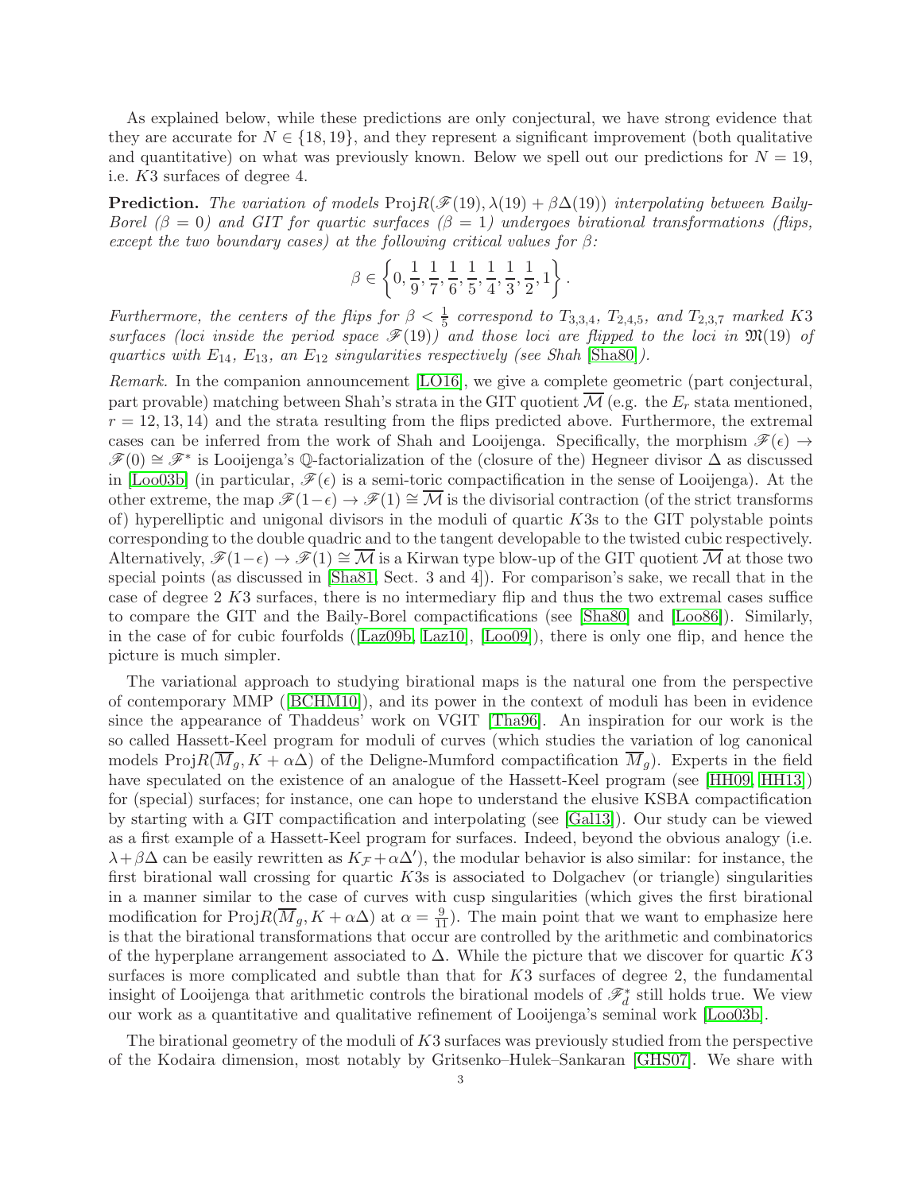As explained below, while these predictions are only conjectural, we have strong evidence that they are accurate for $N \in \{18, 19\}$, and they represent a significant improvement (both qualitative and quantitative) on what was previously known. Below we spell out our predictions for $N = 19$, i.e. $K3$ surfaces of degree 4.

**Prediction.** *The variation of models* $\mathrm{Proj} R(\mathscr{F}(19), \lambda(19) + \beta\Delta(19))$ *interpolating between Baily-Borel* ($\beta = 0$) *and GIT for quartic surfaces* ($\beta = 1$) *undergoes birational transformations (flips, except the two boundary cases) at the following critical values for* $\beta$:

$$\beta \in \left\{0, \frac{1}{9}, \frac{1}{7}, \frac{1}{6}, \frac{1}{5}, \frac{1}{4}, \frac{1}{3}, \frac{1}{2}, 1\right\}.$$

*Furthermore, the centers of the flips for* $\beta < \frac{1}{5}$ *correspond to* $T_{3,3,4}$, $T_{2,4,5}$, *and* $T_{2,3,7}$ *marked* $K3$ *surfaces (loci inside the period space* $\mathscr{F}(19)$*) and those loci are flipped to the loci in* $\mathfrak{M}(19)$ *of quartics with* $E_{14}$, $E_{13}$, *an* $E_{12}$ *singularities respectively (see Shah* [Sha80]*).*

*Remark.* In the companion announcement [LO16], we give a complete geometric (part conjectural, part provable) matching between Shah's strata in the GIT quotient $\overline{\mathcal{M}}$ (e.g. the $E_r$ stata mentioned, $r = 12, 13, 14$) and the strata resulting from the flips predicted above. Furthermore, the extremal cases can be inferred from the work of Shah and Looijenga. Specifically, the morphism $\mathscr{F}(\epsilon) \to \mathscr{F}(0) \cong \mathscr{F}^*$ is Looijenga's $\mathbb{Q}$-factorialization of the (closure of the) Hegneer divisor $\Delta$ as discussed in [Loo03b] (in particular, $\mathscr{F}(\epsilon)$ is a semi-toric compactification in the sense of Looijenga). At the other extreme, the map $\mathscr{F}(1-\epsilon) \to \mathscr{F}(1) \cong \overline{\mathcal{M}}$ is the divisorial contraction (of the strict transforms of) hyperelliptic and unigonal divisors in the moduli of quartic $K3$s to the GIT polystable points corresponding to the double quadric and to the tangent developable to the twisted cubic respectively. Alternatively, $\mathscr{F}(1-\epsilon) \to \mathscr{F}(1) \cong \overline{\mathcal{M}}$ is a Kirwan type blow-up of the GIT quotient $\overline{\mathcal{M}}$ at those two special points (as discussed in [Sha81, Sect. 3 and 4]). For comparison's sake, we recall that in the case of degree 2 $K3$ surfaces, there is no intermediary flip and thus the two extremal cases suffice to compare the GIT and the Baily-Borel compactifications (see [Sha80] and [Loo86]). Similarly, in the case of for cubic fourfolds ([Laz09b, Laz10], [Loo09]), there is only one flip, and hence the picture is much simpler.

The variational approach to studying birational maps is the natural one from the perspective of contemporary MMP ([BCHM10]), and its power in the context of moduli has been in evidence since the appearance of Thaddeus' work on VGIT [Tha96]. An inspiration for our work is the so called Hassett-Keel program for moduli of curves (which studies the variation of log canonical models $\mathrm{Proj} R(\overline{M}_g, K + \alpha\Delta)$ of the Deligne-Mumford compactification $\overline{M}_g$). Experts in the field have speculated on the existence of an analogue of the Hassett-Keel program (see [HH09, HH13]) for (special) surfaces; for instance, one can hope to understand the elusive KSBA compactification by starting with a GIT compactification and interpolating (see [Gal13]). Our study can be viewed as a first example of a Hassett-Keel program for surfaces. Indeed, beyond the obvious analogy (i.e. $\lambda + \beta\Delta$ can be easily rewritten as $K_{\mathcal{F}} + \alpha\Delta'$), the modular behavior is also similar: for instance, the first birational wall crossing for quartic $K3$s is associated to Dolgachev (or triangle) singularities in a manner similar to the case of curves with cusp singularities (which gives the first birational modification for $\mathrm{Proj} R(\overline{M}_g, K + \alpha\Delta)$ at $\alpha = \frac{9}{11}$). The main point that we want to emphasize here is that the birational transformations that occur are controlled by the arithmetic and combinatorics of the hyperplane arrangement associated to $\Delta$. While the picture that we discover for quartic $K3$ surfaces is more complicated and subtle than that for $K3$ surfaces of degree 2, the fundamental insight of Looijenga that arithmetic controls the birational models of $\mathscr{F}_d^*$ still holds true. We view our work as a quantitative and qualitative refinement of Looijenga's seminal work [Loo03b].

The birational geometry of the moduli of $K3$ surfaces was previously studied from the perspective of the Kodaira dimension, most notably by Gritsenko–Hulek–Sankaran [GHS07]. We share with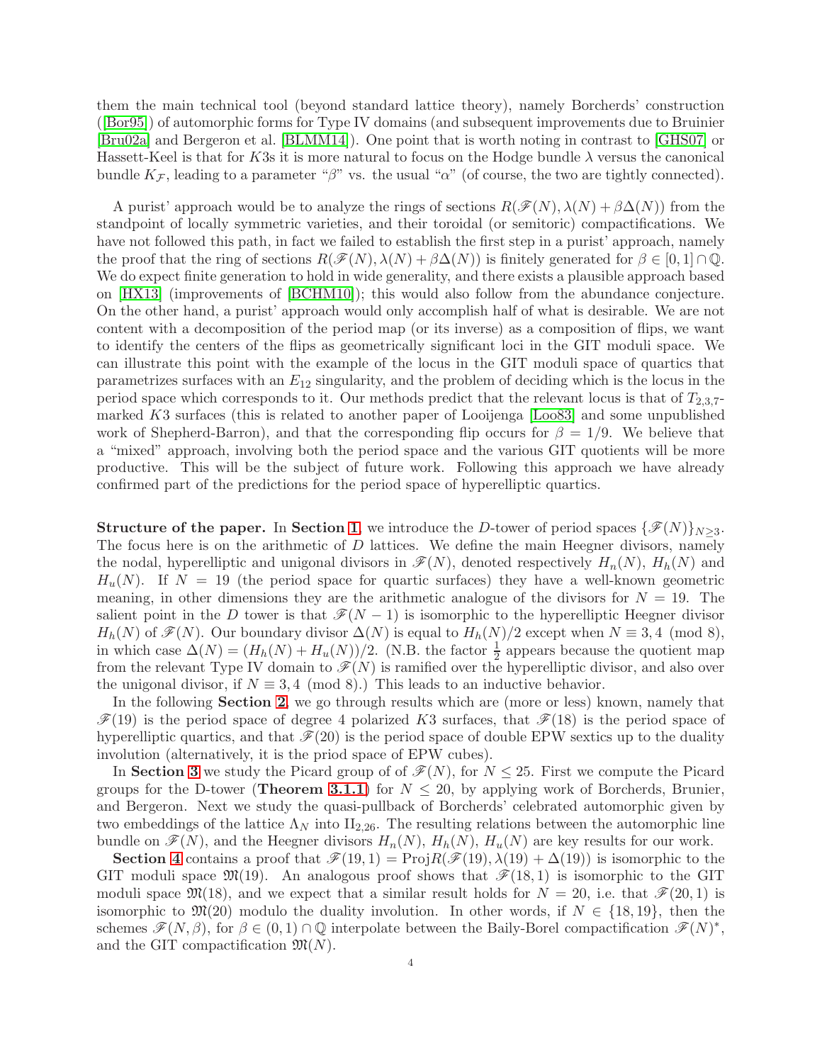them the main technical tool (beyond standard lattice theory), namely Borcherds' construction ([Bor95]) of automorphic forms for Type IV domains (and subsequent improvements due to Bruinier [Bru02a] and Bergeron et al. [BLMM14]). One point that is worth noting in contrast to [GHS07] or Hassett-Keel is that for $K3$s it is more natural to focus on the Hodge bundle $\lambda$ versus the canonical bundle $K_{\mathscr{F}}$, leading to a parameter "$\beta$" vs. the usual "$\alpha$" (of course, the two are tightly connected).

A purist' approach would be to analyze the rings of sections $R(\mathscr{F}(N), \lambda(N) + \beta\Delta(N))$ from the standpoint of locally symmetric varieties, and their toroidal (or semitoric) compactifications. We have not followed this path, in fact we failed to establish the first step in a purist' approach, namely the proof that the ring of sections $R(\mathscr{F}(N), \lambda(N) + \beta\Delta(N))$ is finitely generated for $\beta \in [0, 1] \cap \mathbb{Q}$. We do expect finite generation to hold in wide generality, and there exists a plausible approach based on [HX13] (improvements of [BCHM10]); this would also follow from the abundance conjecture. On the other hand, a purist' approach would only accomplish half of what is desirable. We are not content with a decomposition of the period map (or its inverse) as a composition of flips, we want to identify the centers of the flips as geometrically significant loci in the GIT moduli space. We can illustrate this point with the example of the locus in the GIT moduli space of quartics that parametrizes surfaces with an $E_{12}$ singularity, and the problem of deciding which is the locus in the period space which corresponds to it. Our methods predict that the relevant locus is that of $T_{2,3,7}$-marked $K3$ surfaces (this is related to another paper of Looijenga [Loo83] and some unpublished work of Shepherd-Barron), and that the corresponding flip occurs for $\beta = 1/9$. We believe that a "mixed" approach, involving both the period space and the various GIT quotients will be more productive. This will be the subject of future work. Following this approach we have already confirmed part of the predictions for the period space of hyperelliptic quartics.

**Structure of the paper.** In **Section 1**, we introduce the $D$-tower of period spaces $\{\mathscr{F}(N)\}_{N\geq 3}$. The focus here is on the arithmetic of $D$ lattices. We define the main Heegner divisors, namely the nodal, hyperelliptic and unigonal divisors in $\mathscr{F}(N)$, denoted respectively $H_n(N)$, $H_h(N)$ and $H_u(N)$. If $N = 19$ (the period space for quartic surfaces) they have a well-known geometric meaning, in other dimensions they are the arithmetic analogue of the divisors for $N = 19$. The salient point in the $D$ tower is that $\mathscr{F}(N-1)$ is isomorphic to the hyperelliptic Heegner divisor $H_h(N)$ of $\mathscr{F}(N)$. Our boundary divisor $\Delta(N)$ is equal to $H_h(N)/2$ except when $N \equiv 3, 4 \pmod 8$, in which case $\Delta(N) = (H_h(N) + H_u(N))/2$. (N.B. the factor $\frac{1}{2}$ appears because the quotient map from the relevant Type IV domain to $\mathscr{F}(N)$ is ramified over the hyperelliptic divisor, and also over the unigonal divisor, if $N \equiv 3, 4 \pmod 8$.) This leads to an inductive behavior.

In the following **Section 2**, we go through results which are (more or less) known, namely that $\mathscr{F}(19)$ is the period space of degree 4 polarized $K3$ surfaces, that $\mathscr{F}(18)$ is the period space of hyperelliptic quartics, and that $\mathscr{F}(20)$ is the period space of double EPW sextics up to the duality involution (alternatively, it is the priod space of EPW cubes).

In **Section 3** we study the Picard group of of $\mathscr{F}(N)$, for $N \leq 25$. First we compute the Picard groups for the D-tower (**Theorem 3.1.1**) for $N \leq 20$, by applying work of Borcherds, Brunier, and Bergeron. Next we study the quasi-pullback of Borcherds' celebrated automorphic given by two embeddings of the lattice $\Lambda_N$ into $\mathrm{II}_{2,26}$. The resulting relations between the automorphic line bundle on $\mathscr{F}(N)$, and the Heegner divisors $H_n(N)$, $H_h(N)$, $H_u(N)$ are key results for our work.

**Section 4** contains a proof that $\mathscr{F}(19, 1) = \mathrm{Proj}R(\mathscr{F}(19), \lambda(19) + \Delta(19))$ is isomorphic to the GIT moduli space $\mathfrak{M}(19)$. An analogous proof shows that $\mathscr{F}(18, 1)$ is isomorphic to the GIT moduli space $\mathfrak{M}(18)$, and we expect that a similar result holds for $N = 20$, i.e. that $\mathscr{F}(20, 1)$ is isomorphic to $\mathfrak{M}(20)$ modulo the duality involution. In other words, if $N \in \{18, 19\}$, then the schemes $\mathscr{F}(N, \beta)$, for $\beta \in (0, 1) \cap \mathbb{Q}$ interpolate between the Baily-Borel compactification $\mathscr{F}(N)^*$, and the GIT compactification $\mathfrak{M}(N)$.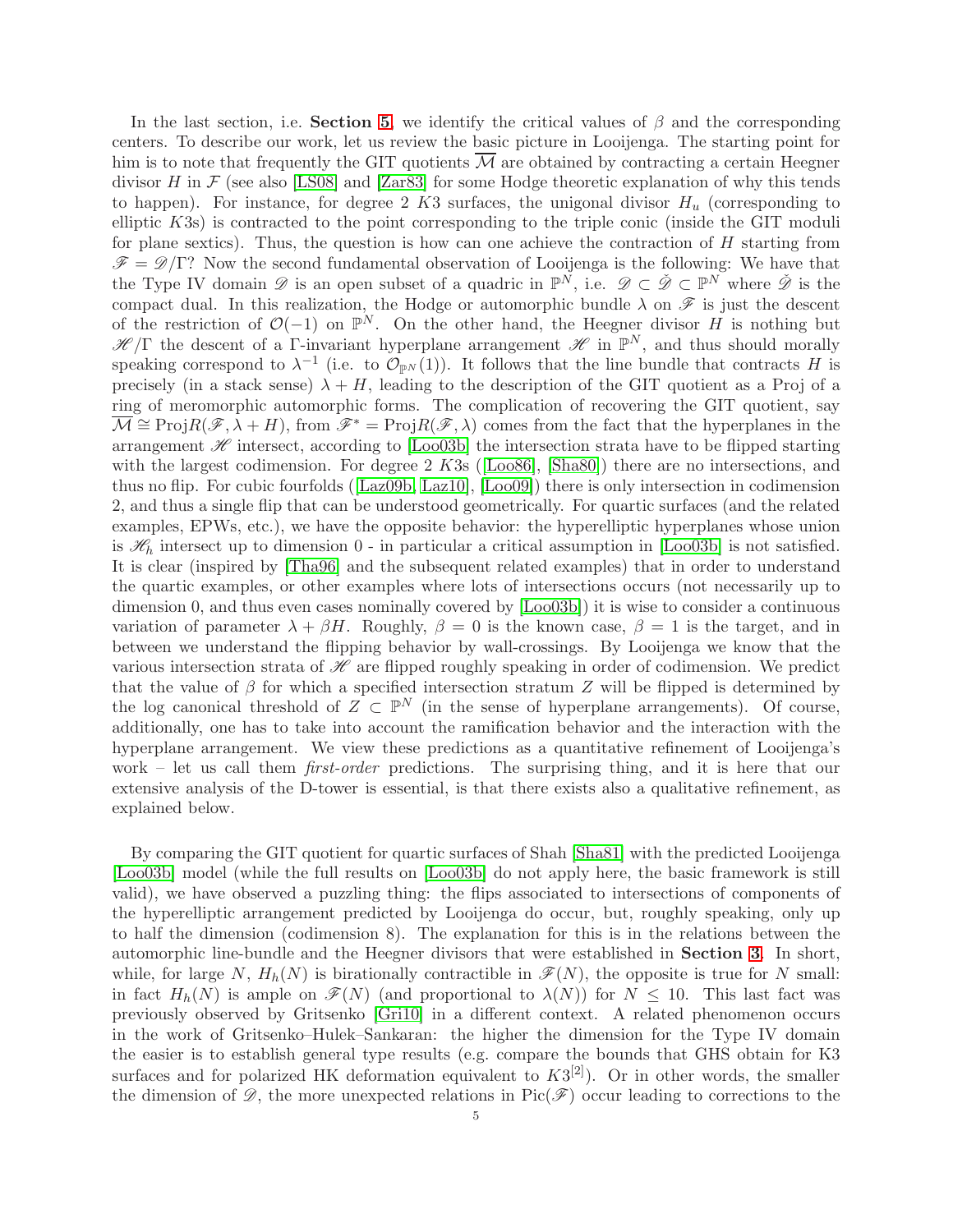In the last section, i.e. **Section 5**, we identify the critical values of $\beta$ and the corresponding centers. To describe our work, let us review the basic picture in Looijenga. The starting point for him is to note that frequently the GIT quotients $\overline{\mathcal{M}}$ are obtained by contracting a certain Heegner divisor $H$ in $\mathcal{F}$ (see also [LS08] and [Zar83] for some Hodge theoretic explanation of why this tends to happen). For instance, for degree 2 $K3$ surfaces, the unigonal divisor $H_u$ (corresponding to elliptic $K3$s) is contracted to the point corresponding to the triple conic (inside the GIT moduli for plane sextics). Thus, the question is how can one achieve the contraction of $H$ starting from $\mathscr{F} = \mathscr{D}/\Gamma$? Now the second fundamental observation of Looijenga is the following: We have that the Type IV domain $\mathscr{D}$ is an open subset of a quadric in $\mathbb{P}^N$, i.e. $\mathscr{D} \subset \check{\mathscr{D}} \subset \mathbb{P}^N$ where $\check{\mathscr{D}}$ is the compact dual. In this realization, the Hodge or automorphic bundle $\lambda$ on $\mathscr{F}$ is just the descent of the restriction of $\mathcal{O}(-1)$ on $\mathbb{P}^N$. On the other hand, the Heegner divisor $H$ is nothing but $\mathscr{H}/\Gamma$ the descent of a $\Gamma$-invariant hyperplane arrangement $\mathscr{H}$ in $\mathbb{P}^N$, and thus should morally speaking correspond to $\lambda^{-1}$ (i.e. to $\mathcal{O}_{\mathbb{P}^N}(1)$). It follows that the line bundle that contracts $H$ is precisely (in a stack sense) $\lambda + H$, leading to the description of the GIT quotient as a Proj of a ring of meromorphic automorphic forms. The complication of recovering the GIT quotient, say $\overline{\mathcal{M}} \cong \mathrm{Proj}R(\mathscr{F}, \lambda + H)$, from $\mathscr{F}^* = \mathrm{Proj}R(\mathscr{F}, \lambda)$ comes from the fact that the hyperplanes in the arrangement $\mathscr{H}$ intersect, according to [Loo03b] the intersection strata have to be flipped starting with the largest codimension. For degree 2 $K3$s ([Loo86], [Sha80]) there are no intersections, and thus no flip. For cubic fourfolds ([Laz09b, Laz10], [Loo09]) there is only intersection in codimension 2, and thus a single flip that can be understood geometrically. For quartic surfaces (and the related examples, EPWs, etc.), we have the opposite behavior: the hyperelliptic hyperplanes whose union is $\mathscr{H}_h$ intersect up to dimension 0 - in particular a critical assumption in [Loo03b] is not satisfied. It is clear (inspired by [Tha96] and the subsequent related examples) that in order to understand the quartic examples, or other examples where lots of intersections occurs (not necessarily up to dimension 0, and thus even cases nominally covered by [Loo03b]) it is wise to consider a continuous variation of parameter $\lambda + \beta H$. Roughly, $\beta = 0$ is the known case, $\beta = 1$ is the target, and in between we understand the flipping behavior by wall-crossings. By Looijenga we know that the various intersection strata of $\mathscr{H}$ are flipped roughly speaking in order of codimension. We predict that the value of $\beta$ for which a specified intersection stratum $Z$ will be flipped is determined by the log canonical threshold of $Z \subset \mathbb{P}^N$ (in the sense of hyperplane arrangements). Of course, additionally, one has to take into account the ramification behavior and the interaction with the hyperplane arrangement. We view these predictions as a quantitative refinement of Looijenga's work – let us call them *first-order* predictions. The surprising thing, and it is here that our extensive analysis of the D-tower is essential, is that there exists also a qualitative refinement, as explained below.

By comparing the GIT quotient for quartic surfaces of Shah [Sha81] with the predicted Looijenga [Loo03b] model (while the full results on [Loo03b] do not apply here, the basic framework is still valid), we have observed a puzzling thing: the flips associated to intersections of components of the hyperelliptic arrangement predicted by Looijenga do occur, but, roughly speaking, only up to half the dimension (codimension 8). The explanation for this is in the relations between the automorphic line-bundle and the Heegner divisors that were established in **Section 3**. In short, while, for large $N$, $H_h(N)$ is birationally contractible in $\mathscr{F}(N)$, the opposite is true for $N$ small: in fact $H_h(N)$ is ample on $\mathscr{F}(N)$ (and proportional to $\lambda(N)$) for $N \leq 10$. This last fact was previously observed by Gritsenko [Gri10] in a different context. A related phenomenon occurs in the work of Gritsenko–Hulek–Sankaran: the higher the dimension for the Type IV domain the easier is to establish general type results (e.g. compare the bounds that GHS obtain for K3 surfaces and for polarized HK deformation equivalent to $K3^{[2]}$). Or in other words, the smaller the dimension of $\mathscr{D}$, the more unexpected relations in $\mathrm{Pic}(\mathscr{F})$ occur leading to corrections to the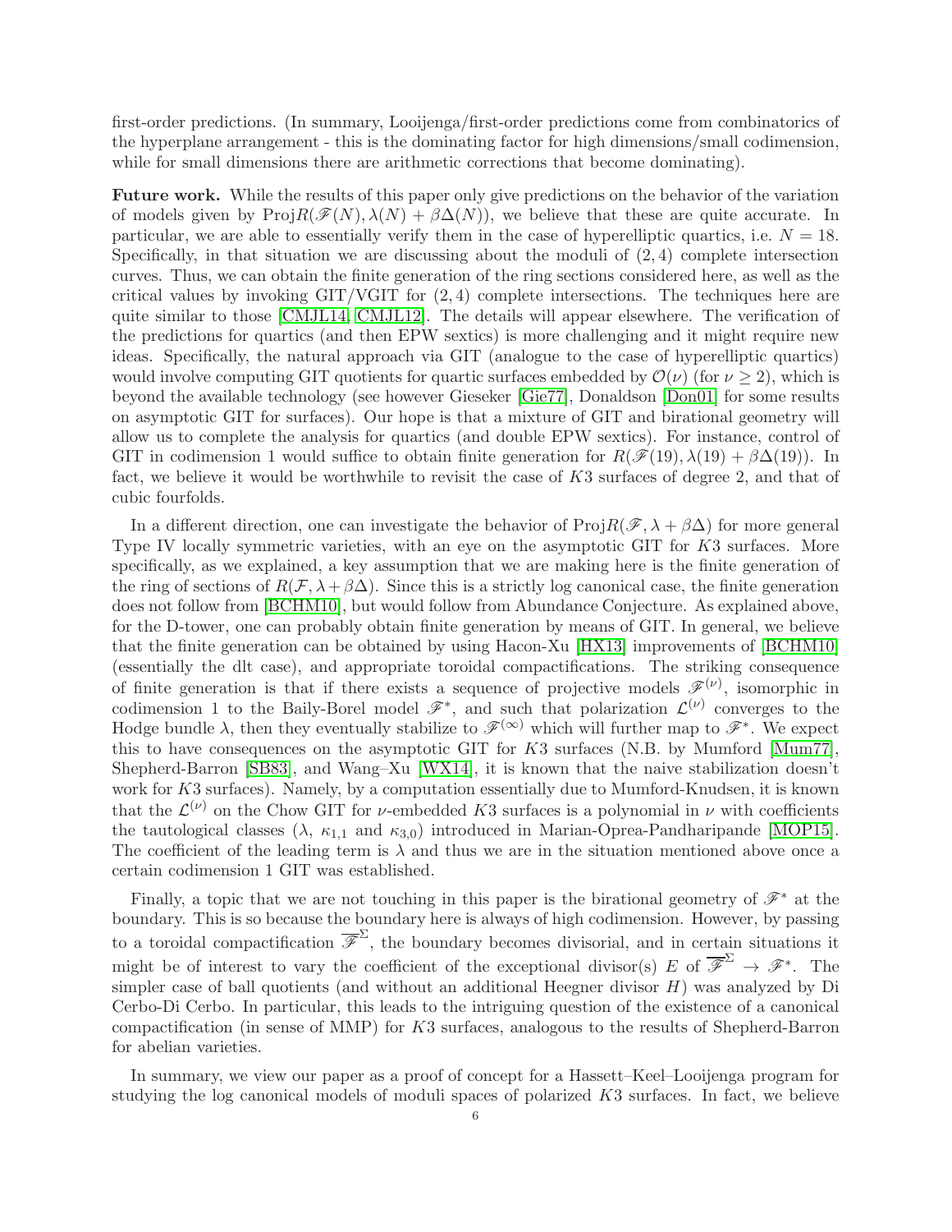first-order predictions. (In summary, Looijenga/first-order predictions come from combinatorics of the hyperplane arrangement - this is the dominating factor for high dimensions/small codimension, while for small dimensions there are arithmetic corrections that become dominating).

**Future work.** While the results of this paper only give predictions on the behavior of the variation of models given by $\mathrm{Proj}R(\mathscr{F}(N), \lambda(N) + \beta\Delta(N))$, we believe that these are quite accurate. In particular, we are able to essentially verify them in the case of hyperelliptic quartics, i.e. $N = 18$. Specifically, in that situation we are discussing about the moduli of $(2, 4)$ complete intersection curves. Thus, we can obtain the finite generation of the ring sections considered here, as well as the critical values by invoking GIT/VGIT for $(2, 4)$ complete intersections. The techniques here are quite similar to those [CMJL14, CMJL12]. The details will appear elsewhere. The verification of the predictions for quartics (and then EPW sextics) is more challenging and it might require new ideas. Specifically, the natural approach via GIT (analogue to the case of hyperelliptic quartics) would involve computing GIT quotients for quartic surfaces embedded by $\mathcal{O}(\nu)$ (for $\nu \geq 2$), which is beyond the available technology (see however Gieseker [Gie77], Donaldson [Don01] for some results on asymptotic GIT for surfaces). Our hope is that a mixture of GIT and birational geometry will allow us to complete the analysis for quartics (and double EPW sextics). For instance, control of GIT in codimension 1 would suffice to obtain finite generation for $R(\mathscr{F}(19), \lambda(19) + \beta\Delta(19))$. In fact, we believe it would be worthwhile to revisit the case of $K3$ surfaces of degree 2, and that of cubic fourfolds.

In a different direction, one can investigate the behavior of $\mathrm{Proj}R(\mathscr{F}, \lambda + \beta\Delta)$ for more general Type IV locally symmetric varieties, with an eye on the asymptotic GIT for $K3$ surfaces. More specifically, as we explained, a key assumption that we are making here is the finite generation of the ring of sections of $R(\mathcal{F}, \lambda + \beta\Delta)$. Since this is a strictly log canonical case, the finite generation does not follow from [BCHM10], but would follow from Abundance Conjecture. As explained above, for the D-tower, one can probably obtain finite generation by means of GIT. In general, we believe that the finite generation can be obtained by using Hacon-Xu [HX13] improvements of [BCHM10] (essentially the dlt case), and appropriate toroidal compactifications. The striking consequence of finite generation is that if there exists a sequence of projective models $\mathscr{F}^{(\nu)}$, isomorphic in codimension 1 to the Baily-Borel model $\mathscr{F}^*$, and such that polarization $\mathcal{L}^{(\nu)}$ converges to the Hodge bundle $\lambda$, then they eventually stabilize to $\mathscr{F}^{(\infty)}$ which will further map to $\mathscr{F}^*$. We expect this to have consequences on the asymptotic GIT for $K3$ surfaces (N.B. by Mumford [Mum77], Shepherd-Barron [SB83], and Wang–Xu [WX14], it is known that the naive stabilization doesn't work for $K3$ surfaces). Namely, by a computation essentially due to Mumford-Knudsen, it is known that the $\mathcal{L}^{(\nu)}$ on the Chow GIT for $\nu$-embedded $K3$ surfaces is a polynomial in $\nu$ with coefficients the tautological classes ($\lambda$, $\kappa_{1,1}$ and $\kappa_{3,0}$) introduced in Marian-Oprea-Pandharipande [MOP15]. The coefficient of the leading term is $\lambda$ and thus we are in the situation mentioned above once a certain codimension 1 GIT was established.

Finally, a topic that we are not touching in this paper is the birational geometry of $\mathscr{F}^*$ at the boundary. This is so because the boundary here is always of high codimension. However, by passing to a toroidal compactification $\overline{\mathscr{F}}^{\Sigma}$, the boundary becomes divisorial, and in certain situations it might be of interest to vary the coefficient of the exceptional divisor(s) $E$ of $\overline{\mathscr{F}}^{\Sigma} \to \mathscr{F}^*$. The simpler case of ball quotients (and without an additional Heegner divisor $H$) was analyzed by Di Cerbo-Di Cerbo. In particular, this leads to the intriguing question of the existence of a canonical compactification (in sense of MMP) for $K3$ surfaces, analogous to the results of Shepherd-Barron for abelian varieties.

In summary, we view our paper as a proof of concept for a Hassett–Keel–Looijenga program for studying the log canonical models of moduli spaces of polarized $K3$ surfaces. In fact, we believe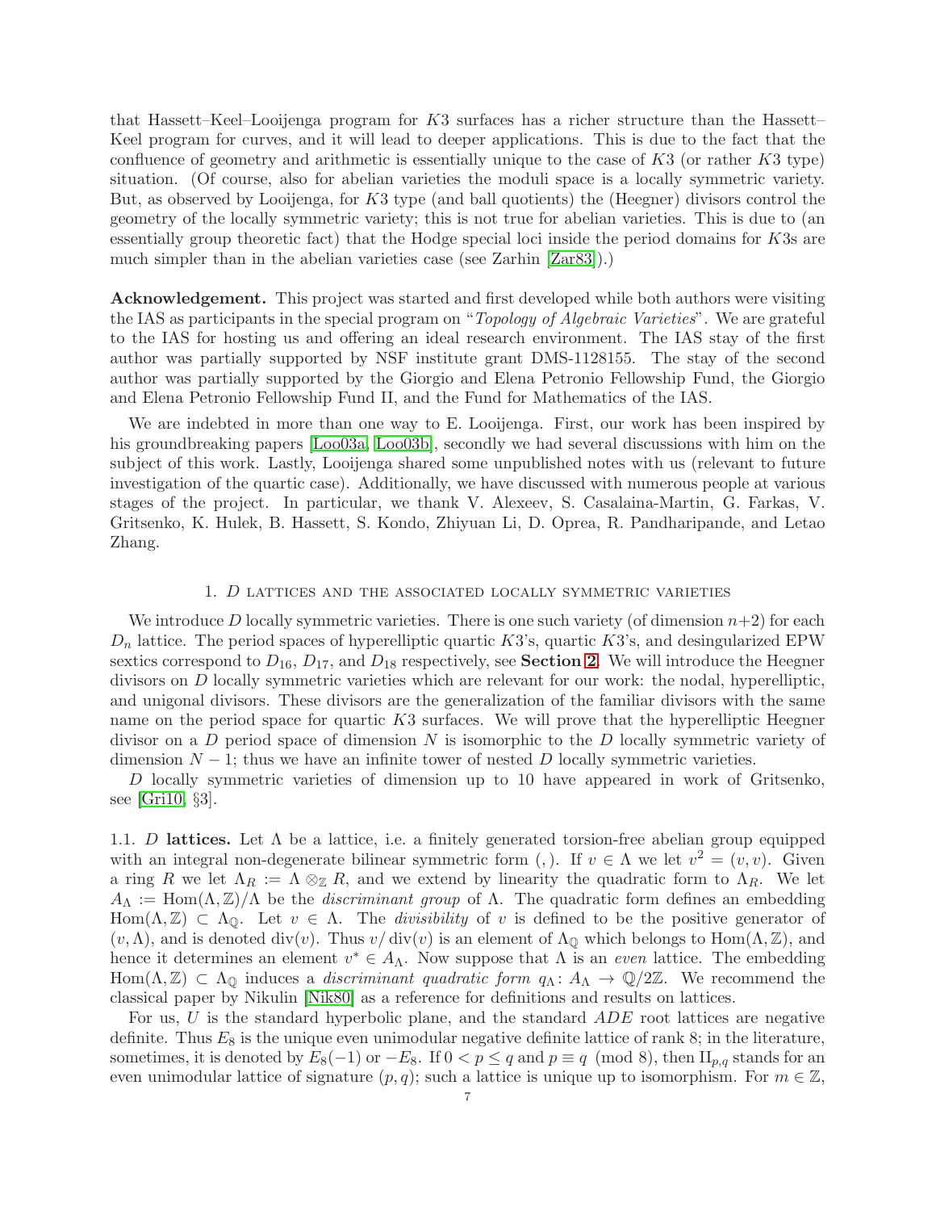that Hassett–Keel–Looijenga program for $K3$ surfaces has a richer structure than the Hassett–Keel program for curves, and it will lead to deeper applications. This is due to the fact that the confluence of geometry and arithmetic is essentially unique to the case of $K3$ (or rather $K3$ type) situation. (Of course, also for abelian varieties the moduli space is a locally symmetric variety. But, as observed by Looijenga, for $K3$ type (and ball quotients) the (Heegner) divisors control the geometry of the locally symmetric variety; this is not true for abelian varieties. This is due to (an essentially group theoretic fact) that the Hodge special loci inside the period domains for $K3$s are much simpler than in the abelian varieties case (see Zarhin [Zar83]).)

**Acknowledgement.** This project was started and first developed while both authors were visiting the IAS as participants in the special program on "*Topology of Algebraic Varieties*". We are grateful to the IAS for hosting us and offering an ideal research environment. The IAS stay of the first author was partially supported by NSF institute grant DMS-1128155. The stay of the second author was partially supported by the Giorgio and Elena Petronio Fellowship Fund, the Giorgio and Elena Petronio Fellowship Fund II, and the Fund for Mathematics of the IAS.

We are indebted in more than one way to E. Looijenga. First, our work has been inspired by his groundbreaking papers [Loo03a, Loo03b], secondly we had several discussions with him on the subject of this work. Lastly, Looijenga shared some unpublished notes with us (relevant to future investigation of the quartic case). Additionally, we have discussed with numerous people at various stages of the project. In particular, we thank V. Alexeev, S. Casalaina-Martin, G. Farkas, V. Gritsenko, K. Hulek, B. Hassett, S. Kondo, Zhiyuan Li, D. Oprea, R. Pandharipande, and Letao Zhang.

## 1. $D$ lattices and the associated locally symmetric varieties

We introduce $D$ locally symmetric varieties. There is one such variety (of dimension $n+2$) for each $D_n$ lattice. The period spaces of hyperelliptic quartic $K3$'s, quartic $K3$'s, and desingularized EPW sextics correspond to $D_{16}$, $D_{17}$, and $D_{18}$ respectively, see **Section 2**. We will introduce the Heegner divisors on $D$ locally symmetric varieties which are relevant for our work: the nodal, hyperelliptic, and unigonal divisors. These divisors are the generalization of the familiar divisors with the same name on the period space for quartic $K3$ surfaces. We will prove that the hyperelliptic Heegner divisor on a $D$ period space of dimension $N$ is isomorphic to the $D$ locally symmetric variety of dimension $N-1$; thus we have an infinite tower of nested $D$ locally symmetric varieties.

$D$ locally symmetric varieties of dimension up to 10 have appeared in work of Gritsenko, see [Gri10, §3].

### 1.1. $D$ lattices.

Let $\Lambda$ be a lattice, i.e. a finitely generated torsion-free abelian group equipped with an integral non-degenerate bilinear symmetric form $(,)$. If $v \in \Lambda$ we let $v^2 = (v, v)$. Given a ring $R$ we let $\Lambda_R := \Lambda \otimes_{\mathbb{Z}} R$, and we extend by linearity the quadratic form to $\Lambda_R$. We let $A_\Lambda := \mathrm{Hom}(\Lambda, \mathbb{Z})/\Lambda$ be the *discriminant group* of $\Lambda$. The quadratic form defines an embedding $\mathrm{Hom}(\Lambda, \mathbb{Z}) \subset \Lambda_{\mathbb{Q}}$. Let $v \in \Lambda$. The *divisibility* of $v$ is defined to be the positive generator of $(v, \Lambda)$, and is denoted $\mathrm{div}(v)$. Thus $v/\mathrm{div}(v)$ is an element of $\Lambda_{\mathbb{Q}}$ which belongs to $\mathrm{Hom}(\Lambda, \mathbb{Z})$, and hence it determines an element $v^* \in A_\Lambda$. Now suppose that $\Lambda$ is an *even* lattice. The embedding $\mathrm{Hom}(\Lambda, \mathbb{Z}) \subset \Lambda_{\mathbb{Q}}$ induces a *discriminant quadratic form* $q_\Lambda \colon A_\Lambda \to \mathbb{Q}/2\mathbb{Z}$. We recommend the classical paper by Nikulin [Nik80] as a reference for definitions and results on lattices.

For us, $U$ is the standard hyperbolic plane, and the standard $ADE$ root lattices are negative definite. Thus $E_8$ is the unique even unimodular negative definite lattice of rank 8; in the literature, sometimes, it is denoted by $E_8(-1)$ or $-E_8$. If $0 < p \le q$ and $p \equiv q \pmod 8$, then $\mathrm{II}_{p,q}$ stands for an even unimodular lattice of signature $(p, q)$; such a lattice is unique up to isomorphism. For $m \in \mathbb{Z}$,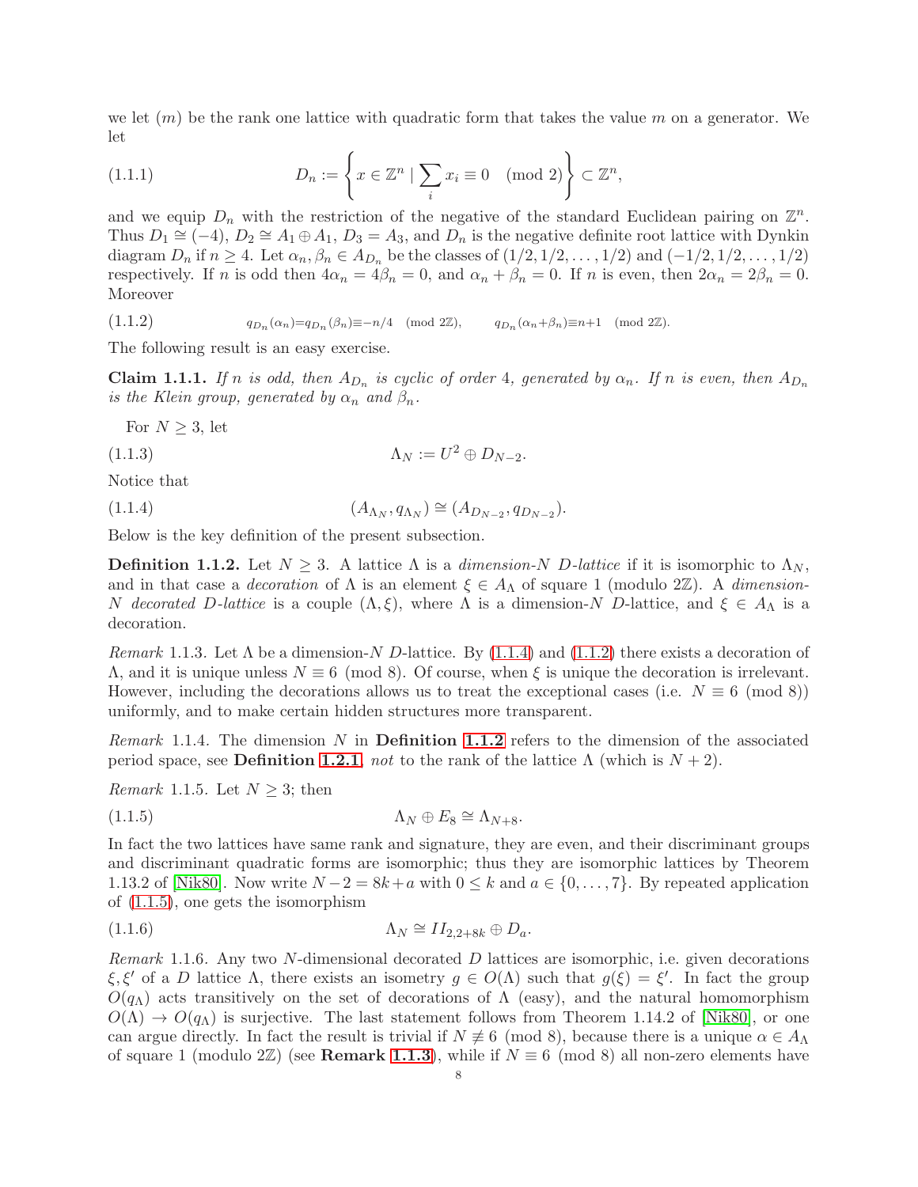we let $(m)$ be the rank one lattice with quadratic form that takes the value $m$ on a generator. We let

$$D_n := \left\{ x \in \mathbb{Z}^n \mid \sum_i x_i \equiv 0 \pmod 2 \right\} \subset \mathbb{Z}^n, \tag{1.1.1}$$

and we equip $D_n$ with the restriction of the negative of the standard Euclidean pairing on $\mathbb{Z}^n$. Thus $D_1 \cong (-4)$, $D_2 \cong A_1 \oplus A_1$, $D_3 = A_3$, and $D_n$ is the negative definite root lattice with Dynkin diagram $D_n$ if $n \geq 4$. Let $\alpha_n, \beta_n \in A_{D_n}$ be the classes of $(1/2, 1/2, \ldots, 1/2)$ and $(-1/2, 1/2, \ldots, 1/2)$ respectively. If $n$ is odd then $4\alpha_n = 4\beta_n = 0$, and $\alpha_n + \beta_n = 0$. If $n$ is even, then $2\alpha_n = 2\beta_n = 0$. Moreover

$$q_{D_n}(\alpha_n) = q_{D_n}(\beta_n) \equiv -n/4 \pmod{2\mathbb{Z}}, \qquad q_{D_n}(\alpha_n + \beta_n) \equiv n+1 \pmod{2\mathbb{Z}}. \tag{1.1.2}$$

The following result is an easy exercise.

**Claim 1.1.1.** *If $n$ is odd, then $A_{D_n}$ is cyclic of order 4, generated by $\alpha_n$. If $n$ is even, then $A_{D_n}$ is the Klein group, generated by $\alpha_n$ and $\beta_n$.*

For $N \geq 3$, let

$$\Lambda_N := U^2 \oplus D_{N-2}. \tag{1.1.3}$$

Notice that

$$(A_{\Lambda_N}, q_{\Lambda_N}) \cong (A_{D_{N-2}}, q_{D_{N-2}}). \tag{1.1.4}$$

Below is the key definition of the present subsection.

**Definition 1.1.2.** Let $N \geq 3$. A lattice $\Lambda$ is a *dimension-$N$ $D$-lattice* if it is isomorphic to $\Lambda_N$, and in that case a *decoration* of $\Lambda$ is an element $\xi \in A_\Lambda$ of square 1 (modulo $2\mathbb{Z}$). A *dimension-$N$ decorated $D$-lattice* is a couple $(\Lambda, \xi)$, where $\Lambda$ is a dimension-$N$ $D$-lattice, and $\xi \in A_\Lambda$ is a decoration.

*Remark* 1.1.3. Let $\Lambda$ be a dimension-$N$ $D$-lattice. By (1.1.4) and (1.1.2) there exists a decoration of $\Lambda$, and it is unique unless $N \equiv 6 \pmod 8$. Of course, when $\xi$ is unique the decoration is irrelevant. However, including the decorations allows us to treat the exceptional cases (i.e. $N \equiv 6 \pmod 8$) uniformly, and to make certain hidden structures more transparent.

*Remark* 1.1.4. The dimension $N$ in **Definition 1.1.2** refers to the dimension of the associated period space, see **Definition 1.2.1**, *not* to the rank of the lattice $\Lambda$ (which is $N+2$).

*Remark* 1.1.5. Let $N \geq 3$; then

$$\Lambda_N \oplus E_8 \cong \Lambda_{N+8}. \tag{1.1.5}$$

In fact the two lattices have same rank and signature, they are even, and their discriminant groups and discriminant quadratic forms are isomorphic; thus they are isomorphic lattices by Theorem 1.13.2 of [Nik80]. Now write $N - 2 = 8k + a$ with $0 \leq k$ and $a \in \{0, \ldots, 7\}$. By repeated application of (1.1.5), one gets the isomorphism

$$\Lambda_N \cong II_{2,2+8k} \oplus D_a. \tag{1.1.6}$$

*Remark* 1.1.6. Any two $N$-dimensional decorated $D$ lattices are isomorphic, i.e. given decorations $\xi, \xi'$ of a $D$ lattice $\Lambda$, there exists an isometry $g \in O(\Lambda)$ such that $g(\xi) = \xi'$. In fact the group $O(q_\Lambda)$ acts transitively on the set of decorations of $\Lambda$ (easy), and the natural homomorphism $O(\Lambda) \to O(q_\Lambda)$ is surjective. The last statement follows from Theorem 1.14.2 of [Nik80], or one can argue directly. In fact the result is trivial if $N \not\equiv 6 \pmod 8$, because there is a unique $\alpha \in A_\Lambda$ of square 1 (modulo $2\mathbb{Z}$) (see **Remark 1.1.3**), while if $N \equiv 6 \pmod 8$ all non-zero elements have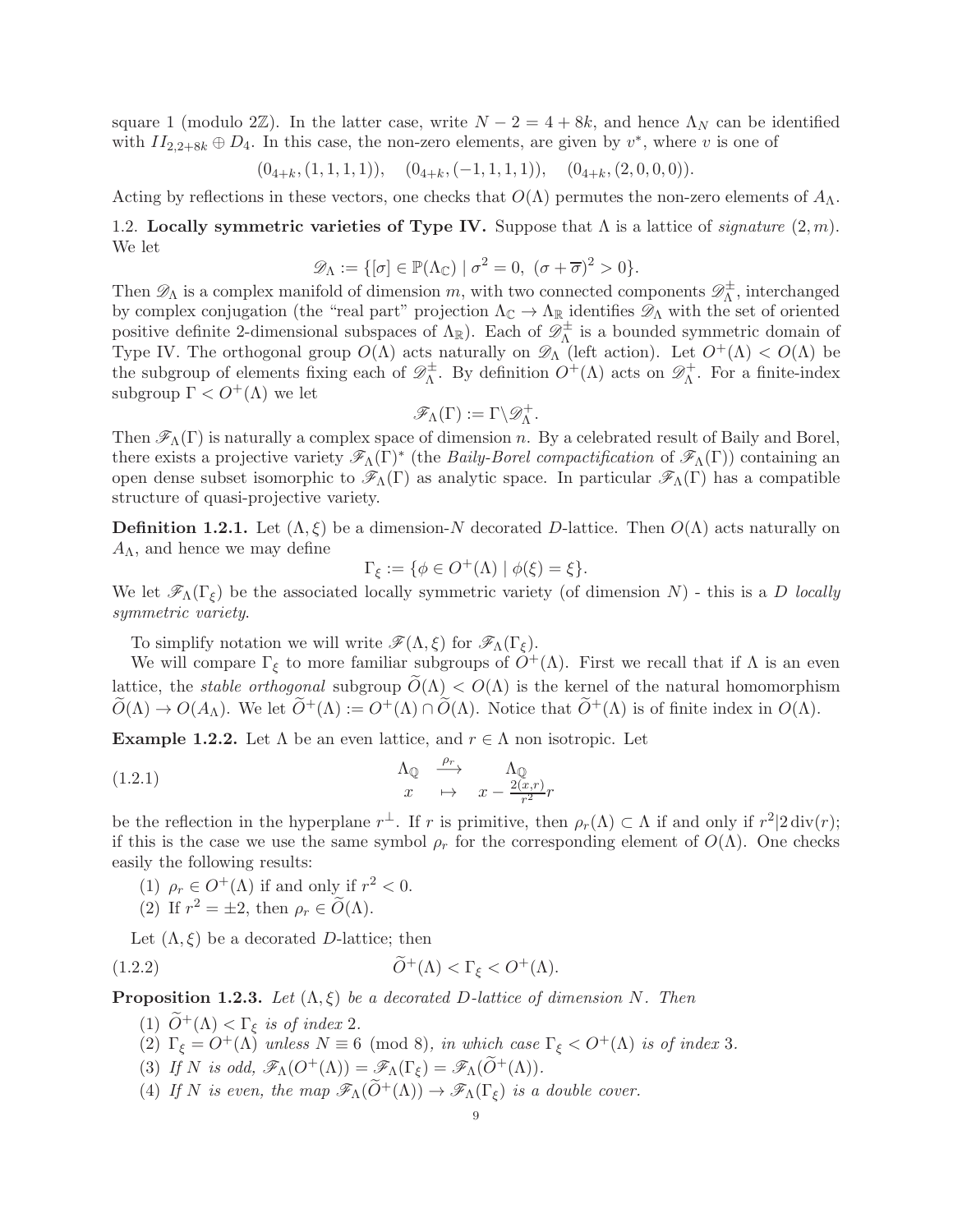square 1 (modulo $2\mathbb{Z}$). In the latter case, write $N-2 = 4+8k$, and hence $\Lambda_N$ can be identified with $II_{2,2+8k} \oplus D_4$. In this case, the non-zero elements, are given by $v^*$, where $v$ is one of

$$(0_{4+k},(1,1,1,1)), \quad (0_{4+k},(-1,1,1,1)), \quad (0_{4+k},(2,0,0,0)).$$

Acting by reflections in these vectors, one checks that $O(\Lambda)$ permutes the non-zero elements of $A_\Lambda$.

## 1.2. Locally symmetric varieties of Type IV.

Suppose that $\Lambda$ is a lattice of *signature* $(2,m)$. We let

$$\mathscr{D}_\Lambda := \{[\sigma] \in \mathbb{P}(\Lambda_\mathbb{C}) \mid \sigma^2 = 0,\ (\sigma + \overline{\sigma})^2 > 0\}.$$

Then $\mathscr{D}_\Lambda$ is a complex manifold of dimension $m$, with two connected components $\mathscr{D}^\pm_\Lambda$, interchanged by complex conjugation (the "real part" projection $\Lambda_\mathbb{C} \to \Lambda_\mathbb{R}$ identifies $\mathscr{D}_\Lambda$ with the set of oriented positive definite 2-dimensional subspaces of $\Lambda_\mathbb{R}$). Each of $\mathscr{D}^\pm_\Lambda$ is a bounded symmetric domain of Type IV. The orthogonal group $O(\Lambda)$ acts naturally on $\mathscr{D}_\Lambda$ (left action). Let $O^+(\Lambda) < O(\Lambda)$ be the subgroup of elements fixing each of $\mathscr{D}^\pm_\Lambda$. By definition $O^+(\Lambda)$ acts on $\mathscr{D}^+_\Lambda$. For a finite-index subgroup $\Gamma < O^+(\Lambda)$ we let

$$\mathscr{F}_\Lambda(\Gamma) := \Gamma \backslash \mathscr{D}^+_\Lambda.$$

Then $\mathscr{F}_\Lambda(\Gamma)$ is naturally a complex space of dimension $n$. By a celebrated result of Baily and Borel, there exists a projective variety $\mathscr{F}_\Lambda(\Gamma)^*$ (the *Baily-Borel compactification* of $\mathscr{F}_\Lambda(\Gamma)$) containing an open dense subset isomorphic to $\mathscr{F}_\Lambda(\Gamma)$ as analytic space. In particular $\mathscr{F}_\Lambda(\Gamma)$ has a compatible structure of quasi-projective variety.

**Definition 1.2.1.** Let $(\Lambda,\xi)$ be a dimension-$N$ decorated $D$-lattice. Then $O(\Lambda)$ acts naturally on $A_\Lambda$, and hence we may define

$$\Gamma_\xi := \{\phi \in O^+(\Lambda) \mid \phi(\xi) = \xi\}.$$

We let $\mathscr{F}_\Lambda(\Gamma_\xi)$ be the associated locally symmetric variety (of dimension $N$) - this is a *$D$ locally symmetric variety*.

To simplify notation we will write $\mathscr{F}(\Lambda,\xi)$ for $\mathscr{F}_\Lambda(\Gamma_\xi)$.

We will compare $\Gamma_\xi$ to more familiar subgroups of $O^+(\Lambda)$. First we recall that if $\Lambda$ is an even lattice, the *stable orthogonal* subgroup $\widetilde{O}(\Lambda) < O(\Lambda)$ is the kernel of the natural homomorphism $\widetilde{O}(\Lambda) \to O(A_\Lambda)$. We let $\widetilde{O}^+(\Lambda) := O^+(\Lambda) \cap \widetilde{O}(\Lambda)$. Notice that $\widetilde{O}^+(\Lambda)$ is of finite index in $O(\Lambda)$.

**Example 1.2.2.** Let $\Lambda$ be an even lattice, and $r \in \Lambda$ non isotropic. Let

$$\begin{array}{ccc} \Lambda_\mathbb{Q} & \xrightarrow{\rho_r} & \Lambda_\mathbb{Q} \\ x & \mapsto & x - \frac{2(x,r)}{r^2} r \end{array} \tag{1.2.1}$$

be the reflection in the hyperplane $r^\perp$. If $r$ is primitive, then $\rho_r(\Lambda) \subset \Lambda$ if and only if $r^2 | 2\operatorname{div}(r)$; if this is the case we use the same symbol $\rho_r$ for the corresponding element of $O(\Lambda)$. One checks easily the following results:

1. $\rho_r \in O^+(\Lambda)$ if and only if $r^2 < 0$.
2. If $r^2 = \pm 2$, then $\rho_r \in \widetilde{O}(\Lambda)$.

Let $(\Lambda,\xi)$ be a decorated $D$-lattice; then

$$\widetilde{O}^+(\Lambda) < \Gamma_\xi < O^+(\Lambda). \tag{1.2.2}$$

**Proposition 1.2.3.** *Let $(\Lambda,\xi)$ be a decorated $D$-lattice of dimension $N$. Then*

1. *$\widetilde{O}^+(\Lambda) < \Gamma_\xi$ is of index 2.*
2. *$\Gamma_\xi = O^+(\Lambda)$ unless $N \equiv 6 \pmod 8$, in which case $\Gamma_\xi < O^+(\Lambda)$ is of index 3.*
3. *If $N$ is odd, $\mathscr{F}_\Lambda(O^+(\Lambda)) = \mathscr{F}_\Lambda(\Gamma_\xi) = \mathscr{F}_\Lambda(\widetilde{O}^+(\Lambda))$.*
4. *If $N$ is even, the map $\mathscr{F}_\Lambda(\widetilde{O}^+(\Lambda)) \to \mathscr{F}_\Lambda(\Gamma_\xi)$ is a double cover.*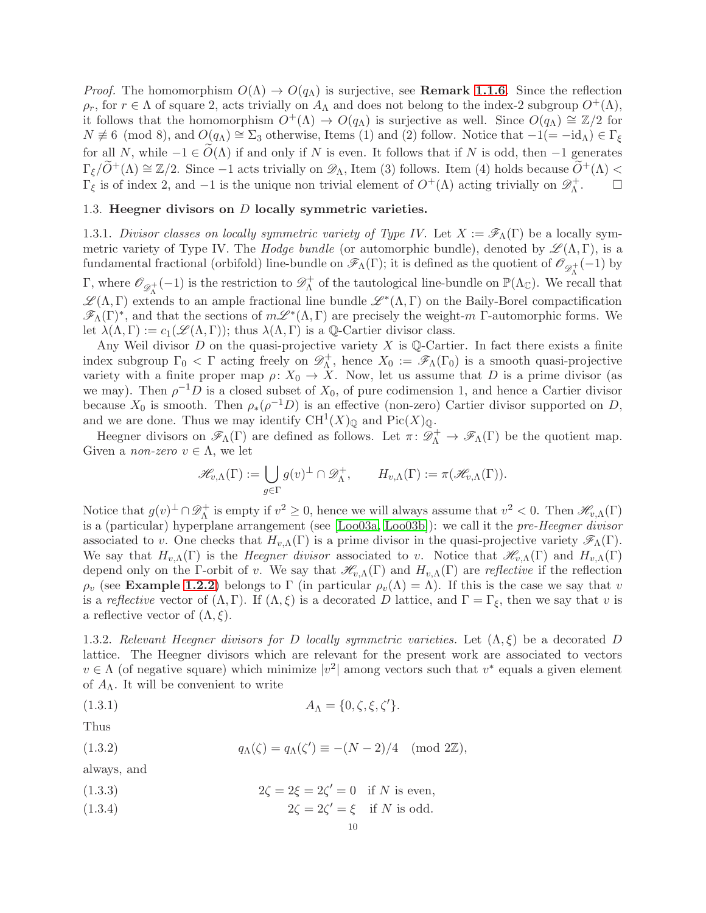*Proof.* The homomorphism $O(\Lambda) \to O(q_\Lambda)$ is surjective, see **Remark 1.1.6**. Since the reflection $\rho_r$, for $r \in \Lambda$ of square 2, acts trivially on $A_\Lambda$ and does not belong to the index-2 subgroup $O^+(\Lambda)$, it follows that the homomorphism $O^+(\Lambda) \to O(q_\Lambda)$ is surjective as well. Since $O(q_\Lambda) \cong \mathbb{Z}/2$ for $N \not\equiv 6 \pmod 8$, and $O(q_\Lambda) \cong \Sigma_3$ otherwise, Items (1) and (2) follow. Notice that $-1 (= -\mathrm{id}_\Lambda) \in \Gamma_\xi$ for all $N$, while $-1 \in \widetilde{O}(\Lambda)$ if and only if $N$ is even. It follows that if $N$ is odd, then $-1$ generates $\Gamma_\xi / \widetilde{O}^+(\Lambda) \cong \mathbb{Z}/2$. Since $-1$ acts trivially on $\mathscr{D}_\Lambda$, Item (3) follows. Item (4) holds because $\widetilde{O}^+(\Lambda) < \Gamma_\xi$ is of index 2, and $-1$ is the unique non trivial element of $O^+(\Lambda)$ acting trivially on $\mathscr{D}^+_\Lambda$. □

### 1.3. Heegner divisors on $D$ locally symmetric varieties.

1.3.1. *Divisor classes on locally symmetric variety of Type IV.* Let $X := \mathscr{F}_\Lambda(\Gamma)$ be a locally symmetric variety of Type IV. The *Hodge bundle* (or automorphic bundle), denoted by $\mathscr{L}(\Lambda, \Gamma)$, is a fundamental fractional (orbifold) line-bundle on $\mathscr{F}_\Lambda(\Gamma)$; it is defined as the quotient of $\mathscr{O}_{\mathscr{D}^+_\Lambda}(-1)$ by $\Gamma$, where $\mathscr{O}_{\mathscr{D}^+_\Lambda}(-1)$ is the restriction to $\mathscr{D}^+_\Lambda$ of the tautological line-bundle on $\mathbb{P}(\Lambda_\mathbb{C})$. We recall that $\mathscr{L}(\Lambda, \Gamma)$ extends to an ample fractional line bundle $\mathscr{L}^*(\Lambda, \Gamma)$ on the Baily-Borel compactification $\mathscr{F}_\Lambda(\Gamma)^*$, and that the sections of $m\mathscr{L}^*(\Lambda, \Gamma)$ are precisely the weight-$m$ $\Gamma$-automorphic forms. We let $\lambda(\Lambda, \Gamma) := c_1(\mathscr{L}(\Lambda, \Gamma))$; thus $\lambda(\Lambda, \Gamma)$ is a $\mathbb{Q}$-Cartier divisor class.

Any Weil divisor $D$ on the quasi-projective variety $X$ is $\mathbb{Q}$-Cartier. In fact there exists a finite index subgroup $\Gamma_0 < \Gamma$ acting freely on $\mathscr{D}^+_\Lambda$, hence $X_0 := \mathscr{F}_\Lambda(\Gamma_0)$ is a smooth quasi-projective variety with a finite proper map $\rho \colon X_0 \to X$. Now, let us assume that $D$ is a prime divisor (as we may). Then $\rho^{-1}D$ is a closed subset of $X_0$, of pure codimension 1, and hence a Cartier divisor because $X_0$ is smooth. Then $\rho_*(\rho^{-1}D)$ is an effective (non-zero) Cartier divisor supported on $D$, and we are done. Thus we may identify $\mathrm{CH}^1(X)_\mathbb{Q}$ and $\mathrm{Pic}(X)_\mathbb{Q}$.

Heegner divisors on $\mathscr{F}_\Lambda(\Gamma)$ are defined as follows. Let $\pi \colon \mathscr{D}^+_\Lambda \to \mathscr{F}_\Lambda(\Gamma)$ be the quotient map. Given a *non-zero* $v \in \Lambda$, we let

$$\mathscr{H}_{v,\Lambda}(\Gamma) := \bigcup_{g \in \Gamma} g(v)^\perp \cap \mathscr{D}^+_\Lambda, \qquad H_{v,\Lambda}(\Gamma) := \pi(\mathscr{H}_{v,\Lambda}(\Gamma)).$$

Notice that $g(v)^\perp \cap \mathscr{D}^+_\Lambda$ is empty if $v^2 \geq 0$, hence we will always assume that $v^2 < 0$. Then $\mathscr{H}_{v,\Lambda}(\Gamma)$ is a (particular) hyperplane arrangement (see [Loo03a, Loo03b]): we call it the *pre-Heegner divisor* associated to $v$. One checks that $H_{v,\Lambda}(\Gamma)$ is a prime divisor in the quasi-projective variety $\mathscr{F}_\Lambda(\Gamma)$. We say that $H_{v,\Lambda}(\Gamma)$ is the *Heegner divisor* associated to $v$. Notice that $\mathscr{H}_{v,\Lambda}(\Gamma)$ and $H_{v,\Lambda}(\Gamma)$ depend only on the $\Gamma$-orbit of $v$. We say that $\mathscr{H}_{v,\Lambda}(\Gamma)$ and $H_{v,\Lambda}(\Gamma)$ are *reflective* if the reflection $\rho_v$ (see **Example 1.2.2**) belongs to $\Gamma$ (in particular $\rho_v(\Lambda) = \Lambda$). If this is the case we say that $v$ is a *reflective* vector of $(\Lambda, \Gamma)$. If $(\Lambda, \xi)$ is a decorated $D$ lattice, and $\Gamma = \Gamma_\xi$, then we say that $v$ is a reflective vector of $(\Lambda, \xi)$.

1.3.2. *Relevant Heegner divisors for $D$ locally symmetric varieties.* Let $(\Lambda, \xi)$ be a decorated $D$ lattice. The Heegner divisors which are relevant for the present work are associated to vectors $v \in \Lambda$ (of negative square) which minimize $|v^2|$ among vectors such that $v^*$ equals a given element of $A_\Lambda$. It will be convenient to write

$$A_\Lambda = \{0, \zeta, \xi, \zeta'\}. \tag{1.3.1}$$

Thus

$$q_\Lambda(\zeta) = q_\Lambda(\zeta') \equiv -(N-2)/4 \pmod{2\mathbb{Z}}, \tag{1.3.2}$$

always, and

$$2\zeta = 2\xi = 2\zeta' = 0 \quad \text{if } N \text{ is even}, \tag{1.3.3}$$

$$2\zeta = 2\zeta' = \xi \quad \text{if } N \text{ is odd}. \tag{1.3.4}$$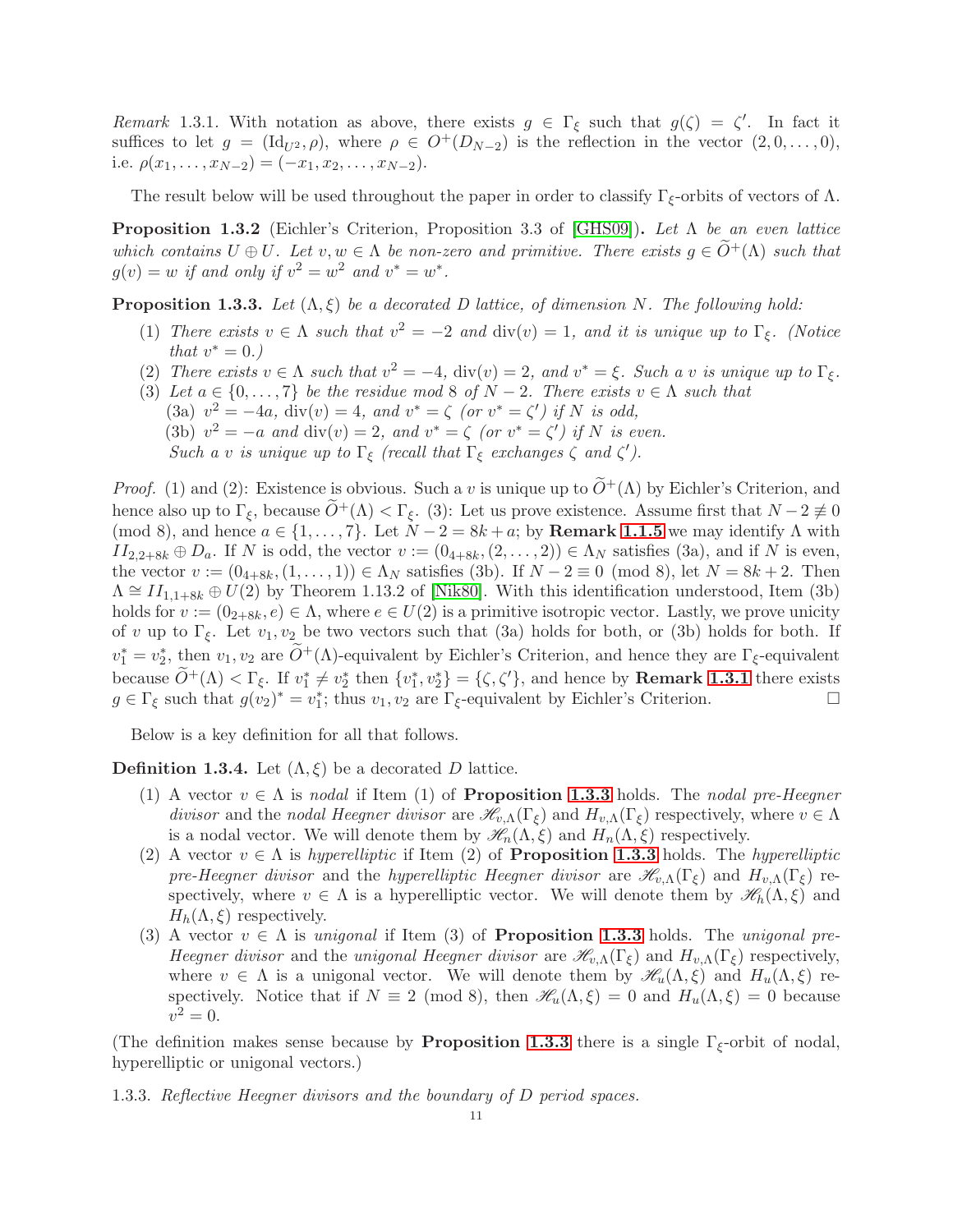*Remark* 1.3.1. With notation as above, there exists $g \in \Gamma_\xi$ such that $g(\zeta) = \zeta'$. In fact it suffices to let $g = (\mathrm{Id}_{U^2}, \rho)$, where $\rho \in O^+(D_{N-2})$ is the reflection in the vector $(2, 0, \dots, 0)$, i.e. $\rho(x_1, \dots, x_{N-2}) = (-x_1, x_2, \dots, x_{N-2})$.

The result below will be used throughout the paper in order to classify $\Gamma_\xi$-orbits of vectors of $\Lambda$.

**Proposition 1.3.2** (Eichler's Criterion, Proposition 3.3 of [GHS09])**.** *Let $\Lambda$ be an even lattice which contains $U \oplus U$. Let $v, w \in \Lambda$ be non-zero and primitive. There exists $g \in \widetilde{O}^+(\Lambda)$ such that $g(v) = w$ if and only if $v^2 = w^2$ and $v^* = w^*$.*

**Proposition 1.3.3.** *Let $(\Lambda, \xi)$ be a decorated $D$ lattice, of dimension $N$. The following hold:*

1. *There exists $v \in \Lambda$ such that $v^2 = -2$ and $\mathrm{div}(v) = 1$, and it is unique up to $\Gamma_\xi$. (Notice that $v^* = 0$.)*
2. *There exists $v \in \Lambda$ such that $v^2 = -4$, $\mathrm{div}(v) = 2$, and $v^* = \xi$. Such a $v$ is unique up to $\Gamma_\xi$.*
3. *Let $a \in \{0, \dots, 7\}$ be the residue mod 8 of $N - 2$. There exists $v \in \Lambda$ such that*
   (3a) *$v^2 = -4a$, $\mathrm{div}(v) = 4$, and $v^* = \zeta$ (or $v^* = \zeta'$) if $N$ is odd,*
   (3b) *$v^2 = -a$ and $\mathrm{div}(v) = 2$, and $v^* = \zeta$ (or $v^* = \zeta'$) if $N$ is even.*
   *Such a $v$ is unique up to $\Gamma_\xi$ (recall that $\Gamma_\xi$ exchanges $\zeta$ and $\zeta'$).*

*Proof.* (1) and (2): Existence is obvious. Such a $v$ is unique up to $\widetilde{O}^+(\Lambda)$ by Eichler's Criterion, and hence also up to $\Gamma_\xi$, because $\widetilde{O}^+(\Lambda) < \Gamma_\xi$. (3): Let us prove existence. Assume first that $N - 2 \not\equiv 0 \pmod 8$, and hence $a \in \{1, \dots, 7\}$. Let $N - 2 = 8k + a$; by **Remark 1.1.5** we may identify $\Lambda$ with $II_{2,2+8k} \oplus D_a$. If $N$ is odd, the vector $v := (0_{4+8k}, (2, \dots, 2)) \in \Lambda_N$ satisfies (3a), and if $N$ is even, the vector $v := (0_{4+8k}, (1, \dots, 1)) \in \Lambda_N$ satisfies (3b). If $N - 2 \equiv 0 \pmod 8$, let $N = 8k + 2$. Then $\Lambda \cong II_{1,1+8k} \oplus U(2)$ by Theorem 1.13.2 of [Nik80]. With this identification understood, Item (3b) holds for $v := (0_{2+8k}, e) \in \Lambda$, where $e \in U(2)$ is a primitive isotropic vector. Lastly, we prove unicity of $v$ up to $\Gamma_\xi$. Let $v_1, v_2$ be two vectors such that (3a) holds for both, or (3b) holds for both. If $v_1^* = v_2^*$, then $v_1, v_2$ are $\widetilde{O}^+(\Lambda)$-equivalent by Eichler's Criterion, and hence they are $\Gamma_\xi$-equivalent because $\widetilde{O}^+(\Lambda) < \Gamma_\xi$. If $v_1^* \neq v_2^*$ then $\{v_1^*, v_2^*\} = \{\zeta, \zeta'\}$, and hence by **Remark 1.3.1** there exists $g \in \Gamma_\xi$ such that $g(v_2)^* = v_1^*$; thus $v_1, v_2$ are $\Gamma_\xi$-equivalent by Eichler's Criterion. □

Below is a key definition for all that follows.

**Definition 1.3.4.** Let $(\Lambda, \xi)$ be a decorated $D$ lattice.

1. A vector $v \in \Lambda$ is *nodal* if Item (1) of **Proposition 1.3.3** holds. The *nodal pre-Heegner divisor* and the *nodal Heegner divisor* are $\mathscr{H}_{v,\Lambda}(\Gamma_\xi)$ and $H_{v,\Lambda}(\Gamma_\xi)$ respectively, where $v \in \Lambda$ is a nodal vector. We will denote them by $\mathscr{H}_n(\Lambda, \xi)$ and $H_n(\Lambda, \xi)$ respectively.
2. A vector $v \in \Lambda$ is *hyperelliptic* if Item (2) of **Proposition 1.3.3** holds. The *hyperelliptic pre-Heegner divisor* and the *hyperelliptic Heegner divisor* are $\mathscr{H}_{v,\Lambda}(\Gamma_\xi)$ and $H_{v,\Lambda}(\Gamma_\xi)$ respectively, where $v \in \Lambda$ is a hyperelliptic vector. We will denote them by $\mathscr{H}_h(\Lambda, \xi)$ and $H_h(\Lambda, \xi)$ respectively.
3. A vector $v \in \Lambda$ is *unigonal* if Item (3) of **Proposition 1.3.3** holds. The *unigonal pre-Heegner divisor* and the *unigonal Heegner divisor* are $\mathscr{H}_{v,\Lambda}(\Gamma_\xi)$ and $H_{v,\Lambda}(\Gamma_\xi)$ respectively, where $v \in \Lambda$ is a unigonal vector. We will denote them by $\mathscr{H}_u(\Lambda, \xi)$ and $H_u(\Lambda, \xi)$ respectively. Notice that if $N \equiv 2 \pmod 8$, then $\mathscr{H}_u(\Lambda, \xi) = 0$ and $H_u(\Lambda, \xi) = 0$ because $v^2 = 0$.

(The definition makes sense because by **Proposition 1.3.3** there is a single $\Gamma_\xi$-orbit of nodal, hyperelliptic or unigonal vectors.)

1.3.3. *Reflective Heegner divisors and the boundary of D period spaces.*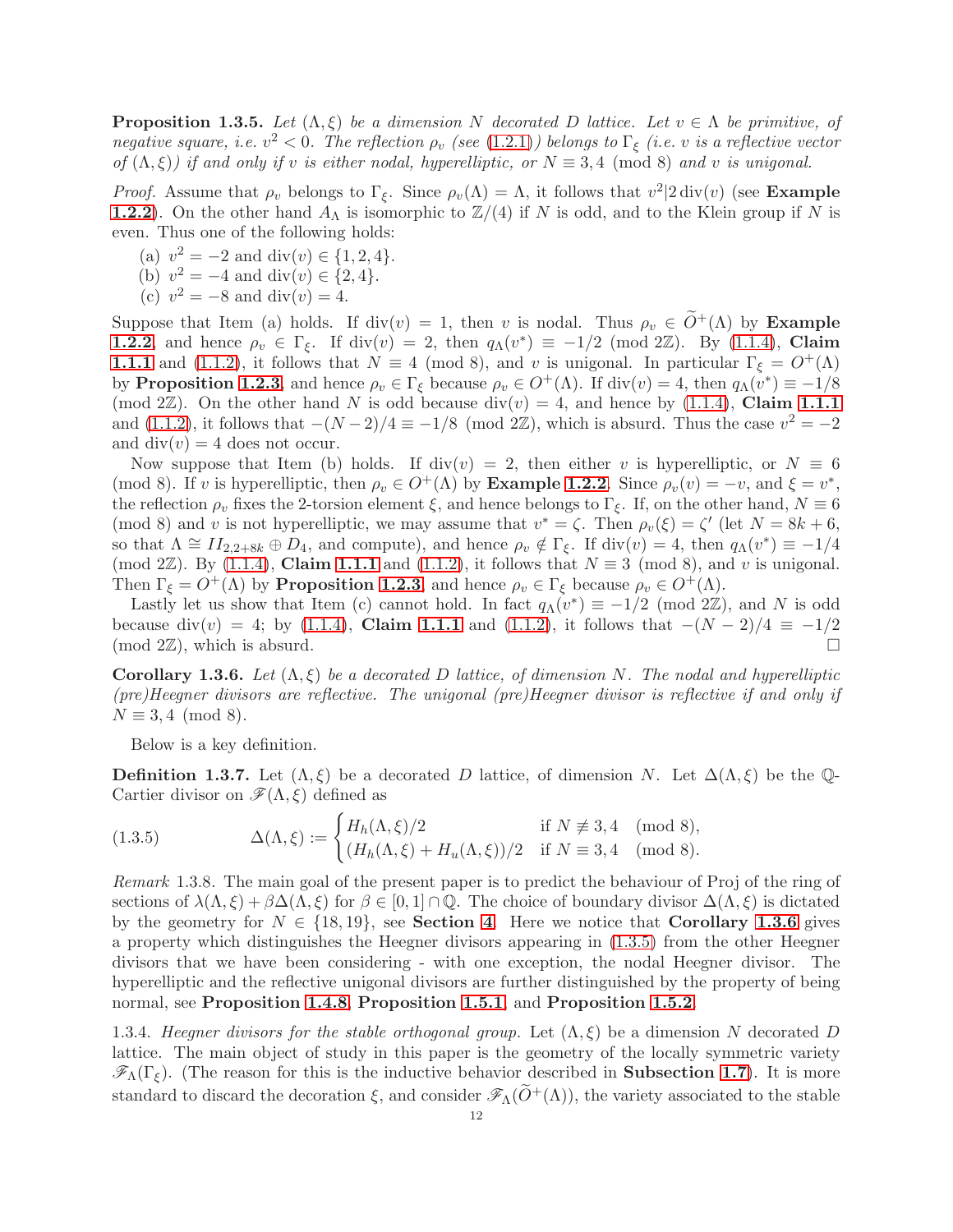**Proposition 1.3.5.** *Let $(\Lambda, \xi)$ be a dimension $N$ decorated $D$ lattice. Let $v \in \Lambda$ be primitive, of negative square, i.e. $v^2 < 0$. The reflection $\rho_v$ (see (1.2.1)) belongs to $\Gamma_\xi$ (i.e. $v$ is a reflective vector of $(\Lambda, \xi)$) if and only if $v$ is either nodal, hyperelliptic, or $N \equiv 3, 4 \pmod 8$ and $v$ is unigonal.*

*Proof.* Assume that $\rho_v$ belongs to $\Gamma_\xi$. Since $\rho_v(\Lambda) = \Lambda$, it follows that $v^2 | 2 \operatorname{div}(v)$ (see **Example 1.2.2**). On the other hand $A_\Lambda$ is isomorphic to $\mathbb{Z}/(4)$ if $N$ is odd, and to the Klein group if $N$ is even. Thus one of the following holds:

(a) $v^2 = -2$ and $\operatorname{div}(v) \in \{1, 2, 4\}$.
(b) $v^2 = -4$ and $\operatorname{div}(v) \in \{2, 4\}$.
(c) $v^2 = -8$ and $\operatorname{div}(v) = 4$.

Suppose that Item (a) holds. If $\operatorname{div}(v) = 1$, then $v$ is nodal. Thus $\rho_v \in \widetilde{O}^+(\Lambda)$ by **Example 1.2.2**, and hence $\rho_v \in \Gamma_\xi$. If $\operatorname{div}(v) = 2$, then $q_\Lambda(v^*) \equiv -1/2 \pmod{2\mathbb{Z}}$. By (1.1.4), **Claim 1.1.1** and (1.1.2), it follows that $N \equiv 4 \pmod 8$, and $v$ is unigonal. In particular $\Gamma_\xi = O^+(\Lambda)$ by **Proposition 1.2.3**, and hence $\rho_v \in \Gamma_\xi$ because $\rho_v \in O^+(\Lambda)$. If $\operatorname{div}(v) = 4$, then $q_\Lambda(v^*) \equiv -1/8 \pmod{2\mathbb{Z}}$. On the other hand $N$ is odd because $\operatorname{div}(v) = 4$, and hence by (1.1.4), **Claim 1.1.1** and (1.1.2), it follows that $-(N-2)/4 \equiv -1/8 \pmod{2\mathbb{Z}}$, which is absurd. Thus the case $v^2 = -2$ and $\operatorname{div}(v) = 4$ does not occur.

Now suppose that Item (b) holds. If $\operatorname{div}(v) = 2$, then either $v$ is hyperelliptic, or $N \equiv 6 \pmod 8$. If $v$ is hyperelliptic, then $\rho_v \in O^+(\Lambda)$ by **Example 1.2.2**. Since $\rho_v(v) = -v$, and $\xi = v^*$, the reflection $\rho_v$ fixes the 2-torsion element $\xi$, and hence belongs to $\Gamma_\xi$. If, on the other hand, $N \equiv 6 \pmod 8$ and $v$ is not hyperelliptic, we may assume that $v^* = \zeta$. Then $\rho_v(\xi) = \zeta'$ (let $N = 8k + 6$, so that $\Lambda \cong II_{2,2+8k} \oplus D_4$, and compute), and hence $\rho_v \notin \Gamma_\xi$. If $\operatorname{div}(v) = 4$, then $q_\Lambda(v^*) \equiv -1/4 \pmod{2\mathbb{Z}}$. By (1.1.4), **Claim 1.1.1** and (1.1.2), it follows that $N \equiv 3 \pmod 8$, and $v$ is unigonal. Then $\Gamma_\xi = O^+(\Lambda)$ by **Proposition 1.2.3**, and hence $\rho_v \in \Gamma_\xi$ because $\rho_v \in O^+(\Lambda)$.

Lastly let us show that Item (c) cannot hold. In fact $q_\Lambda(v^*) \equiv -1/2 \pmod{2\mathbb{Z}}$, and $N$ is odd because $\operatorname{div}(v) = 4$; by (1.1.4), **Claim 1.1.1** and (1.1.2), it follows that $-(N-2)/4 \equiv -1/2 \pmod{2\mathbb{Z}}$, which is absurd. □

**Corollary 1.3.6.** *Let $(\Lambda, \xi)$ be a decorated $D$ lattice, of dimension $N$. The nodal and hyperelliptic (pre)Heegner divisors are reflective. The unigonal (pre)Heegner divisor is reflective if and only if $N \equiv 3, 4 \pmod 8$.*

Below is a key definition.

**Definition 1.3.7.** Let $(\Lambda, \xi)$ be a decorated $D$ lattice, of dimension $N$. Let $\Delta(\Lambda, \xi)$ be the $\mathbb{Q}$-Cartier divisor on $\mathscr{F}(\Lambda, \xi)$ defined as

$$\Delta(\Lambda, \xi) := \begin{cases} H_h(\Lambda, \xi)/2 & \text{if } N \not\equiv 3, 4 \pmod 8, \\ (H_h(\Lambda, \xi) + H_u(\Lambda, \xi))/2 & \text{if } N \equiv 3, 4 \pmod 8. \end{cases} \tag{1.3.5}$$

*Remark* 1.3.8. The main goal of the present paper is to predict the behaviour of Proj of the ring of sections of $\lambda(\Lambda, \xi) + \beta \Delta(\Lambda, \xi)$ for $\beta \in [0, 1] \cap \mathbb{Q}$. The choice of boundary divisor $\Delta(\Lambda, \xi)$ is dictated by the geometry for $N \in \{18, 19\}$, see **Section 4**. Here we notice that **Corollary 1.3.6** gives a property which distinguishes the Heegner divisors appearing in (1.3.5) from the other Heegner divisors that we have been considering - with one exception, the nodal Heegner divisor. The hyperelliptic and the reflective unigonal divisors are further distinguished by the property of being normal, see **Proposition 1.4.8**, **Proposition 1.5.1** and **Proposition 1.5.2**.

1.3.4. *Heegner divisors for the stable orthogonal group.* Let $(\Lambda, \xi)$ be a dimension $N$ decorated $D$ lattice. The main object of study in this paper is the geometry of the locally symmetric variety $\mathscr{F}_\Lambda(\Gamma_\xi)$. (The reason for this is the inductive behavior described in **Subsection 1.7**). It is more standard to discard the decoration $\xi$, and consider $\mathscr{F}_\Lambda(\widetilde{O}^+(\Lambda))$, the variety associated to the stable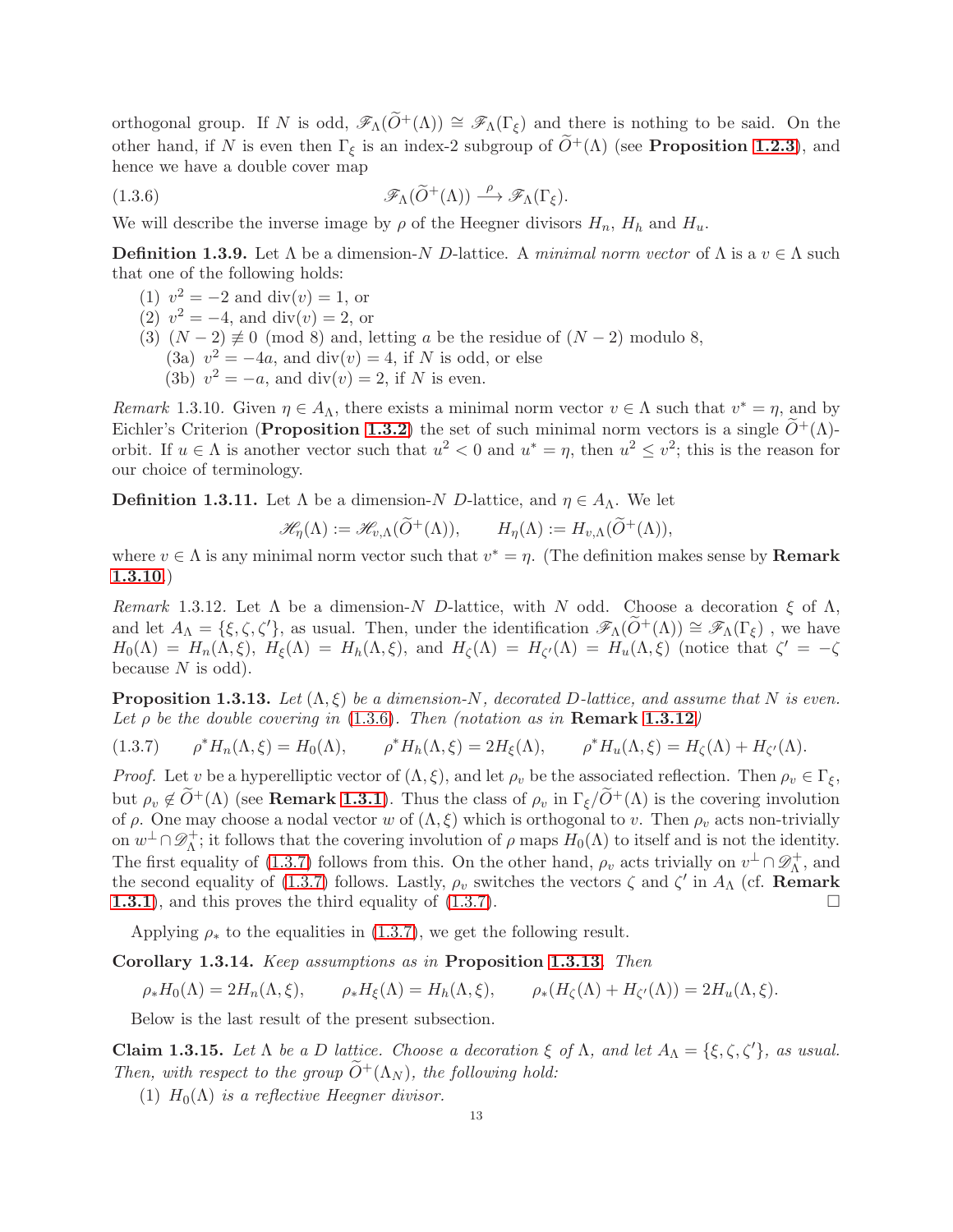orthogonal group. If $N$ is odd, $\mathscr{F}_\Lambda(\widetilde{O}^+(\Lambda)) \cong \mathscr{F}_\Lambda(\Gamma_\xi)$ and there is nothing to be said. On the other hand, if $N$ is even then $\Gamma_\xi$ is an index-2 subgroup of $\widetilde{O}^+(\Lambda)$ (see **Proposition 1.2.3**), and hence we have a double cover map

$$\mathscr{F}_\Lambda(\widetilde{O}^+(\Lambda)) \xrightarrow{\rho} \mathscr{F}_\Lambda(\Gamma_\xi). \tag{1.3.6}$$

We will describe the inverse image by $\rho$ of the Heegner divisors $H_n$, $H_h$ and $H_u$.

**Definition 1.3.9.** Let $\Lambda$ be a dimension-$N$ $D$-lattice. A *minimal norm vector* of $\Lambda$ is a $v \in \Lambda$ such that one of the following holds:

1. $v^2 = -2$ and $\operatorname{div}(v) = 1$, or
2. $v^2 = -4$, and $\operatorname{div}(v) = 2$, or
3. $(N-2) \not\equiv 0 \pmod 8$ and, letting $a$ be the residue of $(N-2)$ modulo 8,
   - (3a) $v^2 = -4a$, and $\operatorname{div}(v) = 4$, if $N$ is odd, or else
   - (3b) $v^2 = -a$, and $\operatorname{div}(v) = 2$, if $N$ is even.

*Remark* 1.3.10. Given $\eta \in A_\Lambda$, there exists a minimal norm vector $v \in \Lambda$ such that $v^* = \eta$, and by Eichler's Criterion (**Proposition 1.3.2**) the set of such minimal norm vectors is a single $\widetilde{O}^+(\Lambda)$-orbit. If $u \in \Lambda$ is another vector such that $u^2 < 0$ and $u^* = \eta$, then $u^2 \leq v^2$; this is the reason for our choice of terminology.

**Definition 1.3.11.** Let $\Lambda$ be a dimension-$N$ $D$-lattice, and $\eta \in A_\Lambda$. We let

$$\mathscr{H}_\eta(\Lambda) := \mathscr{H}_{v,\Lambda}(\widetilde{O}^+(\Lambda)), \qquad H_\eta(\Lambda) := H_{v,\Lambda}(\widetilde{O}^+(\Lambda)),$$

where $v \in \Lambda$ is any minimal norm vector such that $v^* = \eta$. (The definition makes sense by **Remark 1.3.10**.)

*Remark* 1.3.12. Let $\Lambda$ be a dimension-$N$ $D$-lattice, with $N$ odd. Choose a decoration $\xi$ of $\Lambda$, and let $A_\Lambda = \{\xi, \zeta, \zeta'\}$, as usual. Then, under the identification $\mathscr{F}_\Lambda(\widetilde{O}^+(\Lambda)) \cong \mathscr{F}_\Lambda(\Gamma_\xi)$ , we have $H_0(\Lambda) = H_n(\Lambda, \xi)$, $H_\xi(\Lambda) = H_h(\Lambda, \xi)$, and $H_\zeta(\Lambda) = H_{\zeta'}(\Lambda) = H_u(\Lambda, \xi)$ (notice that $\zeta' = -\zeta$ because $N$ is odd).

**Proposition 1.3.13.** *Let $(\Lambda, \xi)$ be a dimension-$N$, decorated $D$-lattice, and assume that $N$ is even. Let $\rho$ be the double covering in (1.3.6). Then (notation as in* **Remark 1.3.12***)*

$$\rho^* H_n(\Lambda, \xi) = H_0(\Lambda), \qquad \rho^* H_h(\Lambda, \xi) = 2H_\xi(\Lambda), \qquad \rho^* H_u(\Lambda, \xi) = H_\zeta(\Lambda) + H_{\zeta'}(\Lambda). \tag{1.3.7}$$

*Proof.* Let $v$ be a hyperelliptic vector of $(\Lambda, \xi)$, and let $\rho_v$ be the associated reflection. Then $\rho_v \in \Gamma_\xi$, but $\rho_v \notin \widetilde{O}^+(\Lambda)$ (see **Remark 1.3.1**). Thus the class of $\rho_v$ in $\Gamma_\xi / \widetilde{O}^+(\Lambda)$ is the covering involution of $\rho$. One may choose a nodal vector $w$ of $(\Lambda, \xi)$ which is orthogonal to $v$. Then $\rho_v$ acts non-trivially on $w^\perp \cap \mathscr{D}^+_\Lambda$; it follows that the covering involution of $\rho$ maps $H_0(\Lambda)$ to itself and is not the identity. The first equality of (1.3.7) follows from this. On the other hand, $\rho_v$ acts trivially on $v^\perp \cap \mathscr{D}^+_\Lambda$, and the second equality of (1.3.7) follows. Lastly, $\rho_v$ switches the vectors $\zeta$ and $\zeta'$ in $A_\Lambda$ (cf. **Remark 1.3.1**), and this proves the third equality of (1.3.7). □

Applying $\rho_*$ to the equalities in (1.3.7), we get the following result.

**Corollary 1.3.14.** *Keep assumptions as in* **Proposition 1.3.13***. Then*

$$\rho_* H_0(\Lambda) = 2H_n(\Lambda, \xi), \qquad \rho_* H_\xi(\Lambda) = H_h(\Lambda, \xi), \qquad \rho_*(H_\zeta(\Lambda) + H_{\zeta'}(\Lambda)) = 2H_u(\Lambda, \xi).$$

Below is the last result of the present subsection.

**Claim 1.3.15.** *Let $\Lambda$ be a $D$ lattice. Choose a decoration $\xi$ of $\Lambda$, and let $A_\Lambda = \{\xi, \zeta, \zeta'\}$, as usual. Then, with respect to the group $\widetilde{O}^+(\Lambda_N)$, the following hold:*

1. *$H_0(\Lambda)$ is a reflective Heegner divisor.*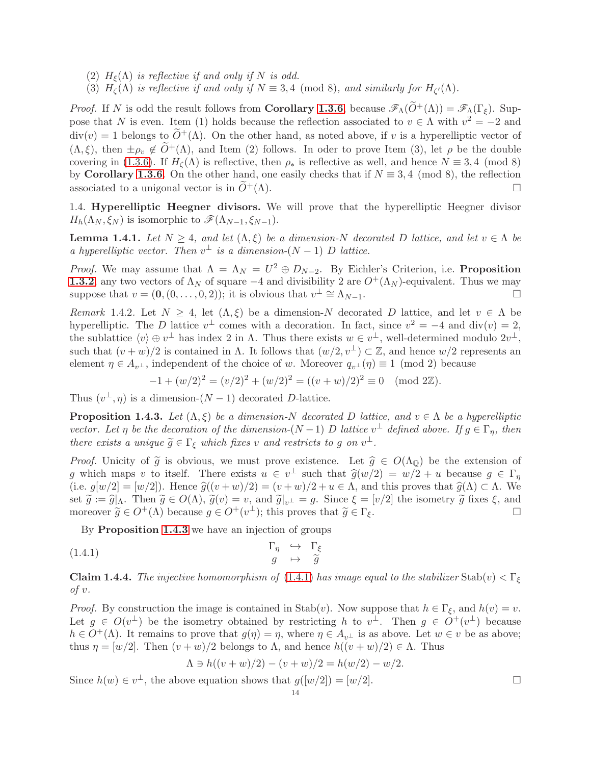(2) $H_\xi(\Lambda)$ *is reflective if and only if $N$ is odd.*
(3) $H_\zeta(\Lambda)$ *is reflective if and only if $N \equiv 3, 4 \pmod 8$, and similarly for $H_{\zeta'}(\Lambda)$.*

*Proof.* If $N$ is odd the result follows from **Corollary 1.3.6**, because $\mathscr{F}_\Lambda(\widetilde{O}^+(\Lambda)) = \mathscr{F}_\Lambda(\Gamma_\xi)$. Suppose that $N$ is even. Item (1) holds because the reflection associated to $v \in \Lambda$ with $v^2 = -2$ and $\operatorname{div}(v) = 1$ belongs to $\widetilde{O}^+(\Lambda)$. On the other hand, as noted above, if $v$ is a hyperelliptic vector of $(\Lambda, \xi)$, then $\pm\rho_v \notin \widetilde{O}^+(\Lambda)$, and Item (2) follows. In oder to prove Item (3), let $\rho$ be the double covering in (1.3.6). If $H_\zeta(\Lambda)$ is reflective, then $\rho_*$ is reflective as well, and hence $N \equiv 3, 4 \pmod 8$ by **Corollary 1.3.6**. On the other hand, one easily checks that if $N \equiv 3, 4 \pmod 8$, the reflection associated to a unigonal vector is in $\widetilde{O}^+(\Lambda)$. □

1.4. **Hyperelliptic Heegner divisors.** We will prove that the hyperelliptic Heegner divisor $H_h(\Lambda_N, \xi_N)$ is isomorphic to $\mathscr{F}(\Lambda_{N-1}, \xi_{N-1})$.

**Lemma 1.4.1.** *Let $N \geq 4$, and let $(\Lambda, \xi)$ be a dimension-$N$ decorated $D$ lattice, and let $v \in \Lambda$ be a hyperelliptic vector. Then $v^\perp$ is a dimension-$(N-1)$ $D$ lattice.*

*Proof.* We may assume that $\Lambda = \Lambda_N = U^2 \oplus D_{N-2}$. By Eichler's Criterion, i.e. **Proposition 1.3.2**, any two vectors of $\Lambda_N$ of square $-4$ and divisibility 2 are $O^+(\Lambda_N)$-equivalent. Thus we may suppose that $v = (\mathbf{0}, (0, \ldots, 0, 2))$; it is obvious that $v^\perp \cong \Lambda_{N-1}$. □

*Remark* 1.4.2. Let $N \geq 4$, let $(\Lambda, \xi)$ be a dimension-$N$ decorated $D$ lattice, and let $v \in \Lambda$ be hyperelliptic. The $D$ lattice $v^\perp$ comes with a decoration. In fact, since $v^2 = -4$ and $\operatorname{div}(v) = 2$, the sublattice $\langle v \rangle \oplus v^\perp$ has index 2 in $\Lambda$. Thus there exists $w \in v^\perp$, well-determined modulo $2v^\perp$, such that $(v + w)/2$ is contained in $\Lambda$. It follows that $(w/2, v^\perp) \subset \mathbb{Z}$, and hence $w/2$ represents an element $\eta \in A_{v^\perp}$, independent of the choice of $w$. Moreover $q_{v^\perp}(\eta) \equiv 1 \pmod 2$ because

$$-1 + (w/2)^2 = (v/2)^2 + (w/2)^2 = ((v + w)/2)^2 \equiv 0 \pmod{2\mathbb{Z}}.$$

Thus $(v^\perp, \eta)$ is a dimension-$(N-1)$ decorated $D$-lattice.

**Proposition 1.4.3.** *Let $(\Lambda, \xi)$ be a dimension-$N$ decorated $D$ lattice, and $v \in \Lambda$ be a hyperelliptic vector. Let $\eta$ be the decoration of the dimension-$(N-1)$ $D$ lattice $v^\perp$ defined above. If $g \in \Gamma_\eta$, then there exists a unique $\widetilde{g} \in \Gamma_\xi$ which fixes $v$ and restricts to $g$ on $v^\perp$.*

*Proof.* Unicity of $\widetilde{g}$ is obvious, we must prove existence. Let $\widehat{g} \in O(\Lambda_\mathbb{Q})$ be the extension of $g$ which maps $v$ to itself. There exists $u \in v^\perp$ such that $\widehat{g}(w/2) = w/2 + u$ because $g \in \Gamma_\eta$ (i.e. $g[w/2] = [w/2]$). Hence $\widehat{g}((v + w)/2) = (v + w)/2 + u \in \Lambda$, and this proves that $\widehat{g}(\Lambda) \subset \Lambda$. We set $\widetilde{g} := \widehat{g}|_\Lambda$. Then $\widetilde{g} \in O(\Lambda)$, $\widetilde{g}(v) = v$, and $\widetilde{g}|_{v^\perp} = g$. Since $\xi = [v/2]$ the isometry $\widetilde{g}$ fixes $\xi$, and moreover $\widetilde{g} \in O^+(\Lambda)$ because $g \in O^+(v^\perp)$; this proves that $\widetilde{g} \in \Gamma_\xi$. □

By **Proposition 1.4.3** we have an injection of groups

$$\begin{array}{ccc} \Gamma_\eta & \hookrightarrow & \Gamma_\xi \\ g & \mapsto & \widetilde{g} \end{array} \tag{1.4.1}$$

**Claim 1.4.4.** *The injective homomorphism of (1.4.1) has image equal to the stabilizer $\operatorname{Stab}(v) < \Gamma_\xi$ of $v$.*

*Proof.* By construction the image is contained in $\operatorname{Stab}(v)$. Now suppose that $h \in \Gamma_\xi$, and $h(v) = v$. Let $g \in O(v^\perp)$ be the isometry obtained by restricting $h$ to $v^\perp$. Then $g \in O^+(v^\perp)$ because $h \in O^+(\Lambda)$. It remains to prove that $g(\eta) = \eta$, where $\eta \in A_{v^\perp}$ is as above. Let $w \in v$ be as above; thus $\eta = [w/2]$. Then $(v + w)/2$ belongs to $\Lambda$, and hence $h((v + w)/2) \in \Lambda$. Thus

$$\Lambda \ni h((v + w)/2) - (v + w)/2 = h(w/2) - w/2.$$

Since $h(w) \in v^\perp$, the above equation shows that $g([w/2]) = [w/2]$. □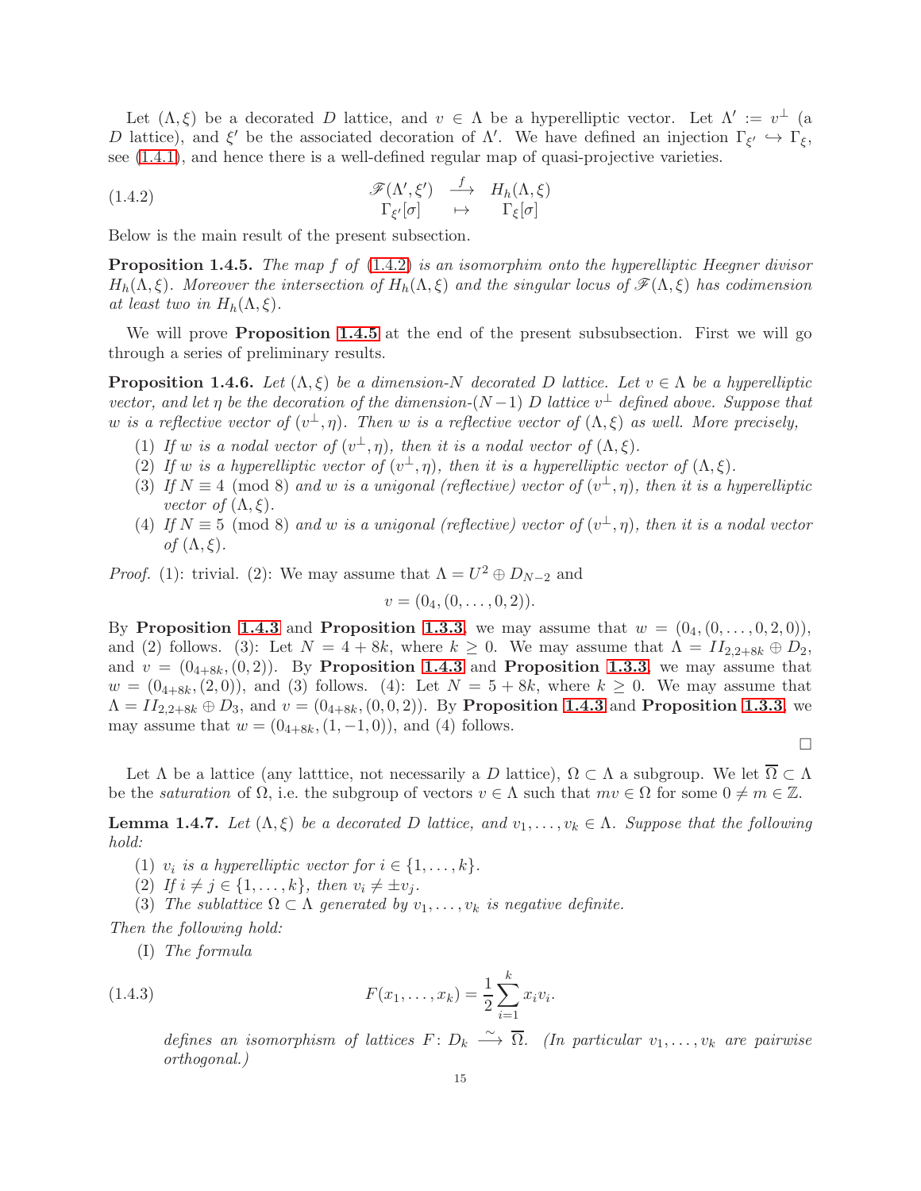Let $(\Lambda, \xi)$ be a decorated $D$ lattice, and $v \in \Lambda$ be a hyperelliptic vector. Let $\Lambda' := v^{\perp}$ (a $D$ lattice), and $\xi'$ be the associated decoration of $\Lambda'$. We have defined an injection $\Gamma_{\xi'} \hookrightarrow \Gamma_{\xi}$, see (1.4.1), and hence there is a well-defined regular map of quasi-projective varieties.

$$
\begin{array}{ccc}
\mathscr{F}(\Lambda', \xi') & \xrightarrow{f} & H_h(\Lambda, \xi) \\
\Gamma_{\xi'}[\sigma] & \mapsto & \Gamma_{\xi}[\sigma]
\end{array}
\tag{1.4.2}
$$

Below is the main result of the present subsection.

**Proposition 1.4.5.** *The map $f$ of (1.4.2) is an isomorphim onto the hyperelliptic Heegner divisor $H_h(\Lambda, \xi)$. Moreover the intersection of $H_h(\Lambda, \xi)$ and the singular locus of $\mathscr{F}(\Lambda, \xi)$ has codimension at least two in $H_h(\Lambda, \xi)$.*

We will prove **Proposition 1.4.5** at the end of the present subsubsection. First we will go through a series of preliminary results.

**Proposition 1.4.6.** *Let $(\Lambda, \xi)$ be a dimension-$N$ decorated $D$ lattice. Let $v \in \Lambda$ be a hyperelliptic vector, and let $\eta$ be the decoration of the dimension-$(N-1)$ $D$ lattice $v^{\perp}$ defined above. Suppose that $w$ is a reflective vector of $(v^{\perp}, \eta)$. Then $w$ is a reflective vector of $(\Lambda, \xi)$ as well. More precisely,*

1. *If $w$ is a nodal vector of $(v^{\perp}, \eta)$, then it is a nodal vector of $(\Lambda, \xi)$.*
2. *If $w$ is a hyperelliptic vector of $(v^{\perp}, \eta)$, then it is a hyperelliptic vector of $(\Lambda, \xi)$.*
3. *If $N \equiv 4 \pmod 8$ and $w$ is a unigonal (reflective) vector of $(v^{\perp}, \eta)$, then it is a hyperelliptic vector of $(\Lambda, \xi)$.*
4. *If $N \equiv 5 \pmod 8$ and $w$ is a unigonal (reflective) vector of $(v^{\perp}, \eta)$, then it is a nodal vector of $(\Lambda, \xi)$.*

*Proof.* (1): trivial. (2): We may assume that $\Lambda = U^2 \oplus D_{N-2}$ and

$$v = (0_4, (0, \ldots, 0, 2)).$$

By **Proposition 1.4.3** and **Proposition 1.3.3**, we may assume that $w = (0_4, (0, \ldots, 0, 2, 0))$, and (2) follows. (3): Let $N = 4 + 8k$, where $k \geq 0$. We may assume that $\Lambda = II_{2,2+8k} \oplus D_2$, and $v = (0_{4+8k}, (0, 2))$. By **Proposition 1.4.3** and **Proposition 1.3.3**, we may assume that $w = (0_{4+8k}, (2, 0))$, and (3) follows. (4): Let $N = 5 + 8k$, where $k \geq 0$. We may assume that $\Lambda = II_{2,2+8k} \oplus D_3$, and $v = (0_{4+8k}, (0, 0, 2))$. By **Proposition 1.4.3** and **Proposition 1.3.3**, we may assume that $w = (0_{4+8k}, (1, -1, 0))$, and (4) follows. □

Let $\Lambda$ be a lattice (any latttice, not necessarily a $D$ lattice), $\Omega \subset \Lambda$ a subgroup. We let $\overline{\Omega} \subset \Lambda$ be the *saturation* of $\Omega$, i.e. the subgroup of vectors $v \in \Lambda$ such that $mv \in \Omega$ for some $0 \neq m \in \mathbb{Z}$.

**Lemma 1.4.7.** *Let $(\Lambda, \xi)$ be a decorated $D$ lattice, and $v_1, \ldots, v_k \in \Lambda$. Suppose that the following hold:*

1. *$v_i$ is a hyperelliptic vector for $i \in \{1, \ldots, k\}$.*
2. *If $i \neq j \in \{1, \ldots, k\}$, then $v_i \neq \pm v_j$.*
3. *The sublattice $\Omega \subset \Lambda$ generated by $v_1, \ldots, v_k$ is negative definite.*

*Then the following hold:*

(I) *The formula*

$$F(x_1, \ldots, x_k) = \frac{1}{2} \sum_{i=1}^{k} x_i v_i. \tag{1.4.3}$$

*defines an isomorphism of lattices $F \colon D_k \xrightarrow{\sim} \overline{\Omega}$. (In particular $v_1, \ldots, v_k$ are pairwise orthogonal.)*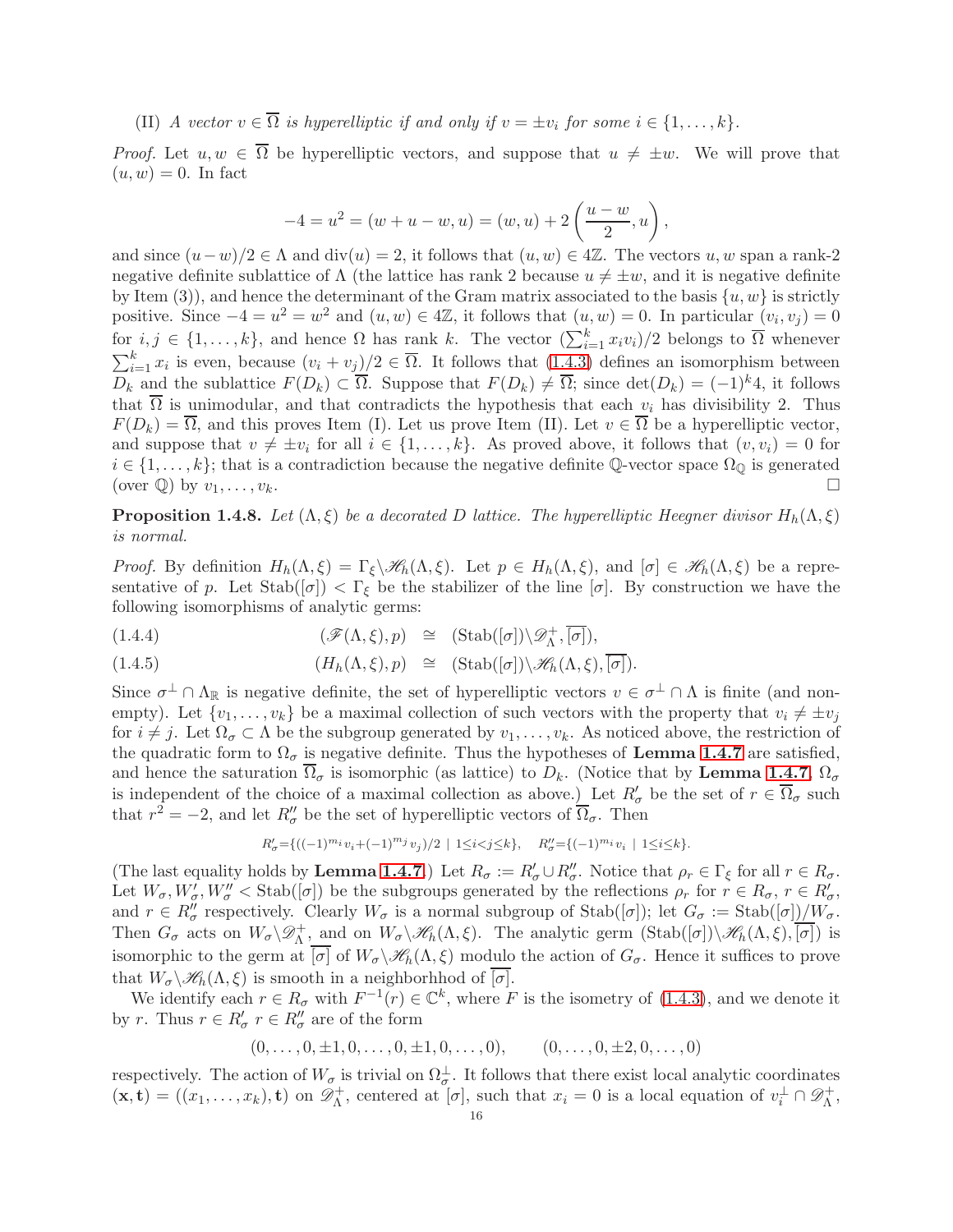(II) *A vector $v \in \overline{\Omega}$ is hyperelliptic if and only if $v = \pm v_i$ for some $i \in \{1, \ldots, k\}$.*

*Proof.* Let $u, w \in \overline{\Omega}$ be hyperelliptic vectors, and suppose that $u \neq \pm w$. We will prove that $(u, w) = 0$. In fact

$$-4 = u^2 = (w + u - w, u) = (w, u) + 2\left(\frac{u - w}{2}, u\right),$$

and since $(u - w)/2 \in \Lambda$ and $\mathrm{div}(u) = 2$, it follows that $(u, w) \in 4\mathbb{Z}$. The vectors $u, w$ span a rank-2 negative definite sublattice of $\Lambda$ (the lattice has rank 2 because $u \neq \pm w$, and it is negative definite by Item (3)), and hence the determinant of the Gram matrix associated to the basis $\{u, w\}$ is strictly positive. Since $-4 = u^2 = w^2$ and $(u, w) \in 4\mathbb{Z}$, it follows that $(u, w) = 0$. In particular $(v_i, v_j) = 0$ for $i, j \in \{1, \ldots, k\}$, and hence $\Omega$ has rank $k$. The vector $(\sum_{i=1}^k x_i v_i)/2$ belongs to $\overline{\Omega}$ whenever $\sum_{i=1}^k x_i$ is even, because $(v_i + v_j)/2 \in \overline{\Omega}$. It follows that (1.4.3) defines an isomorphism between $D_k$ and the sublattice $F(D_k) \subset \overline{\Omega}$. Suppose that $F(D_k) \neq \overline{\Omega}$; since $\det(D_k) = (-1)^k 4$, it follows that $\overline{\Omega}$ is unimodular, and that contradicts the hypothesis that each $v_i$ has divisibility 2. Thus $F(D_k) = \overline{\Omega}$, and this proves Item (I). Let us prove Item (II). Let $v \in \overline{\Omega}$ be a hyperelliptic vector, and suppose that $v \neq \pm v_i$ for all $i \in \{1, \ldots, k\}$. As proved above, it follows that $(v, v_i) = 0$ for $i \in \{1, \ldots, k\}$; that is a contradiction because the negative definite $\mathbb{Q}$-vector space $\Omega_{\mathbb{Q}}$ is generated (over $\mathbb{Q}$) by $v_1, \ldots, v_k$. □

**Proposition 1.4.8.** *Let $(\Lambda, \xi)$ be a decorated D lattice. The hyperelliptic Heegner divisor $H_h(\Lambda, \xi)$ is normal.*

*Proof.* By definition $H_h(\Lambda, \xi) = \Gamma_\xi \backslash \mathscr{H}_h(\Lambda, \xi)$. Let $p \in H_h(\Lambda, \xi)$, and $[\sigma] \in \mathscr{H}_h(\Lambda, \xi)$ be a representative of $p$. Let $\mathrm{Stab}([\sigma]) < \Gamma_\xi$ be the stabilizer of the line $[\sigma]$. By construction we have the following isomorphisms of analytic germs:

$$(\mathscr{F}(\Lambda, \xi), p) \;\cong\; (\mathrm{Stab}([\sigma]) \backslash \mathscr{D}^+_\Lambda, \overline{[\sigma]}), \tag{1.4.4}$$

$$(H_h(\Lambda, \xi), p) \;\cong\; (\mathrm{Stab}([\sigma]) \backslash \mathscr{H}_h(\Lambda, \xi), \overline{[\sigma]}). \tag{1.4.5}$$

Since $\sigma^\perp \cap \Lambda_{\mathbb{R}}$ is negative definite, the set of hyperelliptic vectors $v \in \sigma^\perp \cap \Lambda$ is finite (and non-empty). Let $\{v_1, \ldots, v_k\}$ be a maximal collection of such vectors with the property that $v_i \neq \pm v_j$ for $i \neq j$. Let $\Omega_\sigma \subset \Lambda$ be the subgroup generated by $v_1, \ldots, v_k$. As noticed above, the restriction of the quadratic form to $\Omega_\sigma$ is negative definite. Thus the hypotheses of **Lemma 1.4.7** are satisfied, and hence the saturation $\overline{\Omega}_\sigma$ is isomorphic (as lattice) to $D_k$. (Notice that by **Lemma 1.4.7**, $\Omega_\sigma$ is independent of the choice of a maximal collection as above.) Let $R'_\sigma$ be the set of $r \in \overline{\Omega}_\sigma$ such that $r^2 = -2$, and let $R''_\sigma$ be the set of hyperelliptic vectors of $\overline{\Omega}_\sigma$. Then

$$R'_\sigma = \{((-1)^{m_i} v_i + (-1)^{m_j} v_j)/2 \mid 1 \le i < j \le k\}, \quad R''_\sigma = \{(-1)^{m_i} v_i \mid 1 \le i \le k\}.$$

(The last equality holds by **Lemma 1.4.7**.) Let $R_\sigma := R'_\sigma \cup R''_\sigma$. Notice that $\rho_r \in \Gamma_\xi$ for all $r \in R_\sigma$. Let $W_\sigma, W'_\sigma, W''_\sigma < \mathrm{Stab}([\sigma])$ be the subgroups generated by the reflections $\rho_r$ for $r \in R_\sigma$, $r \in R'_\sigma$, and $r \in R''_\sigma$ respectively. Clearly $W_\sigma$ is a normal subgroup of $\mathrm{Stab}([\sigma])$; let $G_\sigma := \mathrm{Stab}([\sigma])/W_\sigma$. Then $G_\sigma$ acts on $W_\sigma \backslash \mathscr{D}^+_\Lambda$, and on $W_\sigma \backslash \mathscr{H}_h(\Lambda, \xi)$. The analytic germ $(\mathrm{Stab}([\sigma]) \backslash \mathscr{H}_h(\Lambda, \xi), \overline{[\sigma]})$ is isomorphic to the germ at $\overline{[\sigma]}$ of $W_\sigma \backslash \mathscr{H}_h(\Lambda, \xi)$ modulo the action of $G_\sigma$. Hence it suffices to prove that $W_\sigma \backslash \mathscr{H}_h(\Lambda, \xi)$ is smooth in a neighborhood of $\overline{[\sigma]}$.

We identify each $r \in R_\sigma$ with $F^{-1}(r) \in \mathbb{C}^k$, where $F$ is the isometry of (1.4.3), and we denote it by $r$. Thus $r \in R'_\sigma$ $r \in R''_\sigma$ are of the form

$$(0, \ldots, 0, \pm 1, 0, \ldots, 0, \pm 1, 0, \ldots, 0), \qquad (0, \ldots, 0, \pm 2, 0, \ldots, 0)$$

respectively. The action of $W_\sigma$ is trivial on $\Omega_\sigma^\perp$. It follows that there exist local analytic coordinates $(\mathbf{x}, \mathbf{t}) = ((x_1, \ldots, x_k), \mathbf{t})$ on $\mathscr{D}^+_\Lambda$, centered at $[\sigma]$, such that $x_i = 0$ is a local equation of $v_i^\perp \cap \mathscr{D}^+_\Lambda$,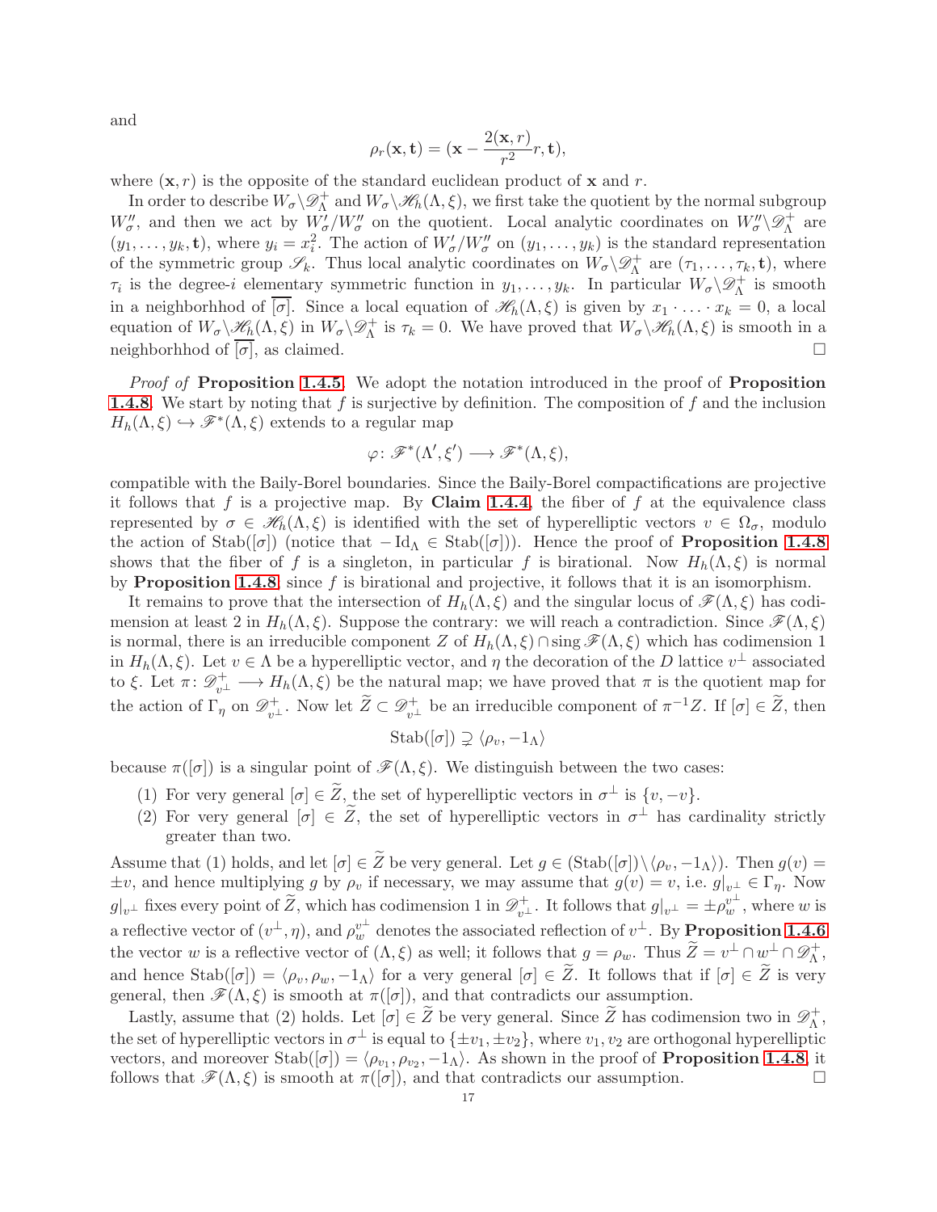and

$$\rho_r(\mathbf{x},\mathbf{t}) = (\mathbf{x} - \frac{2(\mathbf{x},r)}{r^2}r, \mathbf{t}),$$

where $(\mathbf{x}, r)$ is the opposite of the standard euclidean product of $\mathbf{x}$ and $r$.

In order to describe $W_\sigma\backslash\mathscr{D}^+_\Lambda$ and $W_\sigma\backslash\mathscr{H}_h(\Lambda,\xi)$, we first take the quotient by the normal subgroup $W''_\sigma$, and then we act by $W'_\sigma/W''_\sigma$ on the quotient. Local analytic coordinates on $W''_\sigma\backslash\mathscr{D}^+_\Lambda$ are $(y_1,\ldots,y_k,\mathbf{t})$, where $y_i = x_i^2$. The action of $W'_\sigma/W''_\sigma$ on $(y_1,\ldots,y_k)$ is the standard representation of the symmetric group $\mathscr{S}_k$. Thus local analytic coordinates on $W_\sigma\backslash\mathscr{D}^+_\Lambda$ are $(\tau_1,\ldots,\tau_k,\mathbf{t})$, where $\tau_i$ is the degree-$i$ elementary symmetric function in $y_1,\ldots,y_k$. In particular $W_\sigma\backslash\mathscr{D}^+_\Lambda$ is smooth in a neighborhhod of $\overline{[\sigma]}$. Since a local equation of $\mathscr{H}_h(\Lambda,\xi)$ is given by $x_1\cdot\ldots\cdot x_k = 0$, a local equation of $W_\sigma\backslash\mathscr{H}_h(\Lambda,\xi)$ in $W_\sigma\backslash\mathscr{D}^+_\Lambda$ is $\tau_k = 0$. We have proved that $W_\sigma\backslash\mathscr{H}_h(\Lambda,\xi)$ is smooth in a neighborhhod of $\overline{[\sigma]}$, as claimed. □

*Proof of* **Proposition 1.4.5**. We adopt the notation introduced in the proof of **Proposition 1.4.8**. We start by noting that $f$ is surjective by definition. The composition of $f$ and the inclusion $H_h(\Lambda,\xi)\hookrightarrow\mathscr{F}^*(\Lambda,\xi)$ extends to a regular map

$$\varphi\colon \mathscr{F}^*(\Lambda',\xi') \longrightarrow \mathscr{F}^*(\Lambda,\xi),$$

compatible with the Baily-Borel boundaries. Since the Baily-Borel compactifications are projective it follows that $f$ is a projective map. By **Claim 1.4.4**, the fiber of $f$ at the equivalence class represented by $\sigma\in\mathscr{H}_h(\Lambda,\xi)$ is identified with the set of hyperelliptic vectors $v\in\Omega_\sigma$, modulo the action of $\mathrm{Stab}([\sigma])$ (notice that $-\mathrm{Id}_\Lambda\in\mathrm{Stab}([\sigma])$). Hence the proof of **Proposition 1.4.8** shows that the fiber of $f$ is a singleton, in particular $f$ is birational. Now $H_h(\Lambda,\xi)$ is normal by **Proposition 1.4.8**; since $f$ is birational and projective, it follows that it is an isomorphism.

It remains to prove that the intersection of $H_h(\Lambda,\xi)$ and the singular locus of $\mathscr{F}(\Lambda,\xi)$ has codimension at least 2 in $H_h(\Lambda,\xi)$. Suppose the contrary: we will reach a contradiction. Since $\mathscr{F}(\Lambda,\xi)$ is normal, there is an irreducible component $Z$ of $H_h(\Lambda,\xi)\cap\operatorname{sing}\mathscr{F}(\Lambda,\xi)$ which has codimension 1 in $H_h(\Lambda,\xi)$. Let $v\in\Lambda$ be a hyperelliptic vector, and $\eta$ the decoration of the $D$ lattice $v^\perp$ associated to $\xi$. Let $\pi\colon\mathscr{D}^+_{v^\perp}\longrightarrow H_h(\Lambda,\xi)$ be the natural map; we have proved that $\pi$ is the quotient map for the action of $\Gamma_\eta$ on $\mathscr{D}^+_{v^\perp}$. Now let $\widetilde{Z}\subset\mathscr{D}^+_{v^\perp}$ be an irreducible component of $\pi^{-1}Z$. If $[\sigma]\in\widetilde{Z}$, then

$$\mathrm{Stab}([\sigma]) \supsetneq \langle\rho_v, -1_\Lambda\rangle$$

because $\pi([\sigma])$ is a singular point of $\mathscr{F}(\Lambda,\xi)$. We distinguish between the two cases:

1. For very general $[\sigma]\in\widetilde{Z}$, the set of hyperelliptic vectors in $\sigma^\perp$ is $\{v,-v\}$.
2. For very general $[\sigma]\in\widetilde{Z}$, the set of hyperelliptic vectors in $\sigma^\perp$ has cardinality strictly greater than two.

Assume that (1) holds, and let $[\sigma]\in\widetilde{Z}$ be very general. Let $g\in(\mathrm{Stab}([\sigma])\backslash\langle\rho_v,-1_\Lambda\rangle)$. Then $g(v) = \pm v$, and hence multiplying $g$ by $\rho_v$ if necessary, we may assume that $g(v) = v$, i.e. $g|_{v^\perp}\in\Gamma_\eta$. Now $g|_{v^\perp}$ fixes every point of $\widetilde{Z}$, which has codimension 1 in $\mathscr{D}^+_{v^\perp}$. It follows that $g|_{v^\perp} = \pm\rho^{v^\perp}_w$, where $w$ is a reflective vector of $(v^\perp,\eta)$, and $\rho^{v^\perp}_w$ denotes the associated reflection of $v^\perp$. By **Proposition 1.4.6** the vector $w$ is a reflective vector of $(\Lambda,\xi)$ as well; it follows that $g = \rho_w$. Thus $\widetilde{Z} = v^\perp\cap w^\perp\cap\mathscr{D}^+_\Lambda$, and hence $\mathrm{Stab}([\sigma]) = \langle\rho_v,\rho_w,-1_\Lambda\rangle$ for a very general $[\sigma]\in\widetilde{Z}$. It follows that if $[\sigma]\in\widetilde{Z}$ is very general, then $\mathscr{F}(\Lambda,\xi)$ is smooth at $\pi([\sigma])$, and that contradicts our assumption.

Lastly, assume that (2) holds. Let $[\sigma]\in\widetilde{Z}$ be very general. Since $\widetilde{Z}$ has codimension two in $\mathscr{D}^+_\Lambda$, the set of hyperelliptic vectors in $\sigma^\perp$ is equal to $\{\pm v_1,\pm v_2\}$, where $v_1,v_2$ are orthogonal hyperelliptic vectors, and moreover $\mathrm{Stab}([\sigma]) = \langle\rho_{v_1},\rho_{v_2},-1_\Lambda\rangle$. As shown in the proof of **Proposition 1.4.8**, it follows that $\mathscr{F}(\Lambda,\xi)$ is smooth at $\pi([\sigma])$, and that contradicts our assumption. □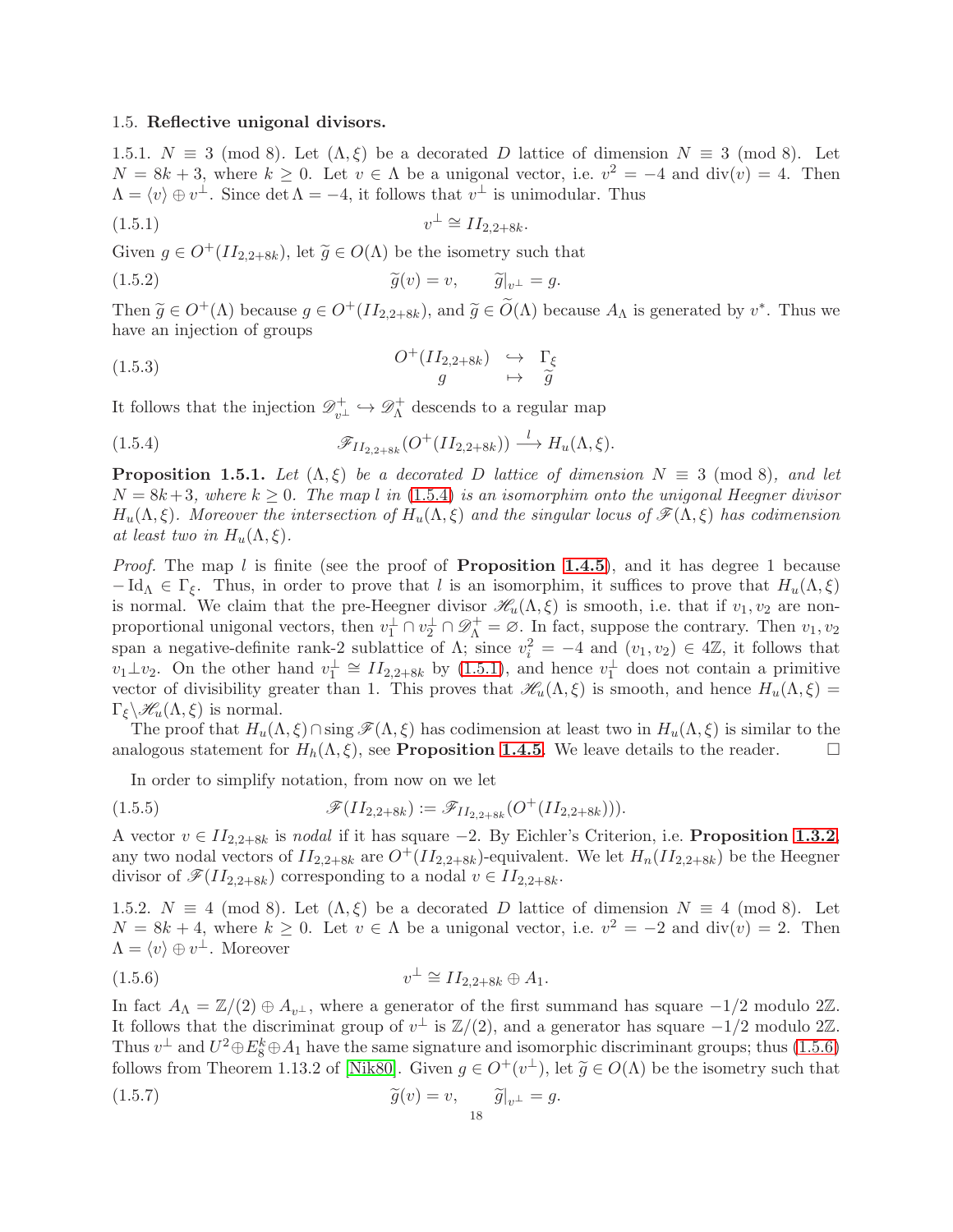### 1.5. Reflective unigonal divisors.

1.5.1. $N \equiv 3 \pmod 8$. Let $(\Lambda, \xi)$ be a decorated $D$ lattice of dimension $N \equiv 3 \pmod 8$. Let $N = 8k+3$, where $k \geq 0$. Let $v \in \Lambda$ be a unigonal vector, i.e. $v^2 = -4$ and $\operatorname{div}(v) = 4$. Then $\Lambda = \langle v \rangle \oplus v^{\perp}$. Since $\det \Lambda = -4$, it follows that $v^{\perp}$ is unimodular. Thus

$$v^{\perp} \cong II_{2,2+8k}. \tag{1.5.1}$$

Given $g \in O^+(II_{2,2+8k})$, let $\widetilde{g} \in O(\Lambda)$ be the isometry such that

$$\widetilde{g}(v) = v, \qquad \widetilde{g}|_{v^{\perp}} = g. \tag{1.5.2}$$

Then $\widetilde{g} \in O^+(\Lambda)$ because $g \in O^+(II_{2,2+8k})$, and $\widetilde{g} \in \widetilde{O}(\Lambda)$ because $A_\Lambda$ is generated by $v^*$. Thus we have an injection of groups

$$\begin{array}{ccc} O^+(II_{2,2+8k}) & \hookrightarrow & \Gamma_\xi \\ g & \mapsto & \widetilde{g} \end{array} \tag{1.5.3}$$

It follows that the injection $\mathscr{D}^+_{v^{\perp}} \hookrightarrow \mathscr{D}^+_{\Lambda}$ descends to a regular map

$$\mathscr{F}_{II_{2,2+8k}}(O^+(II_{2,2+8k})) \overset{l}{\longrightarrow} H_u(\Lambda, \xi). \tag{1.5.4}$$

**Proposition 1.5.1.** *Let $(\Lambda, \xi)$ be a decorated $D$ lattice of dimension $N \equiv 3 \pmod 8$, and let $N = 8k+3$, where $k \geq 0$. The map $l$ in (1.5.4) is an isomorphim onto the unigonal Heegner divisor $H_u(\Lambda, \xi)$. Moreover the intersection of $H_u(\Lambda, \xi)$ and the singular locus of $\mathscr{F}(\Lambda, \xi)$ has codimension at least two in $H_u(\Lambda, \xi)$.*

*Proof.* The map $l$ is finite (see the proof of **Proposition 1.4.5**), and it has degree 1 because $-\mathrm{Id}_\Lambda \in \Gamma_\xi$. Thus, in order to prove that $l$ is an isomorphim, it suffices to prove that $H_u(\Lambda, \xi)$ is normal. We claim that the pre-Heegner divisor $\mathscr{H}_u(\Lambda, \xi)$ is smooth, i.e. that if $v_1, v_2$ are non-proportional unigonal vectors, then $v_1^{\perp} \cap v_2^{\perp} \cap \mathscr{D}^+_{\Lambda} = \varnothing$. In fact, suppose the contrary. Then $v_1, v_2$ span a negative-definite rank-2 sublattice of $\Lambda$; since $v_i^2 = -4$ and $(v_1, v_2) \in 4\mathbb{Z}$, it follows that $v_1 \bot v_2$. On the other hand $v_1^{\perp} \cong II_{2,2+8k}$ by (1.5.1), and hence $v_1^{\perp}$ does not contain a primitive vector of divisibility greater than 1. This proves that $\mathscr{H}_u(\Lambda, \xi)$ is smooth, and hence $H_u(\Lambda, \xi) = \Gamma_\xi \backslash \mathscr{H}_u(\Lambda, \xi)$ is normal.

The proof that $H_u(\Lambda, \xi) \cap \operatorname{sing} \mathscr{F}(\Lambda, \xi)$ has codimension at least two in $H_u(\Lambda, \xi)$ is similar to the analogous statement for $H_h(\Lambda, \xi)$, see **Proposition 1.4.5**. We leave details to the reader. □

In order to simplify notation, from now on we let

$$\mathscr{F}(II_{2,2+8k}) := \mathscr{F}_{II_{2,2+8k}}(O^+(II_{2,2+8k}))). \tag{1.5.5}$$

A vector $v \in II_{2,2+8k}$ is *nodal* if it has square $-2$. By Eichler's Criterion, i.e. **Proposition 1.3.2**, any two nodal vectors of $II_{2,2+8k}$ are $O^+(II_{2,2+8k})$-equivalent. We let $H_n(II_{2,2+8k})$ be the Heegner divisor of $\mathscr{F}(II_{2,2+8k})$ corresponding to a nodal $v \in II_{2,2+8k}$.

1.5.2. $N \equiv 4 \pmod 8$. Let $(\Lambda, \xi)$ be a decorated $D$ lattice of dimension $N \equiv 4 \pmod 8$. Let $N = 8k+4$, where $k \geq 0$. Let $v \in \Lambda$ be a unigonal vector, i.e. $v^2 = -2$ and $\operatorname{div}(v) = 2$. Then $\Lambda = \langle v \rangle \oplus v^{\perp}$. Moreover

$$v^{\perp} \cong II_{2,2+8k} \oplus A_1. \tag{1.5.6}$$

In fact $A_\Lambda = \mathbb{Z}/(2) \oplus A_{v^{\perp}}$, where a generator of the first summand has square $-1/2$ modulo $2\mathbb{Z}$. It follows that the discriminat group of $v^{\perp}$ is $\mathbb{Z}/(2)$, and a generator has square $-1/2$ modulo $2\mathbb{Z}$. Thus $v^{\perp}$ and $U^2 \oplus E_8^k \oplus A_1$ have the same signature and isomorphic discriminant groups; thus (1.5.6) follows from Theorem 1.13.2 of [Nik80]. Given $g \in O^+(v^{\perp})$, let $\widetilde{g} \in O(\Lambda)$ be the isometry such that

$$\widetilde{g}(v) = v, \qquad \widetilde{g}|_{v^{\perp}} = g. \tag{1.5.7}$$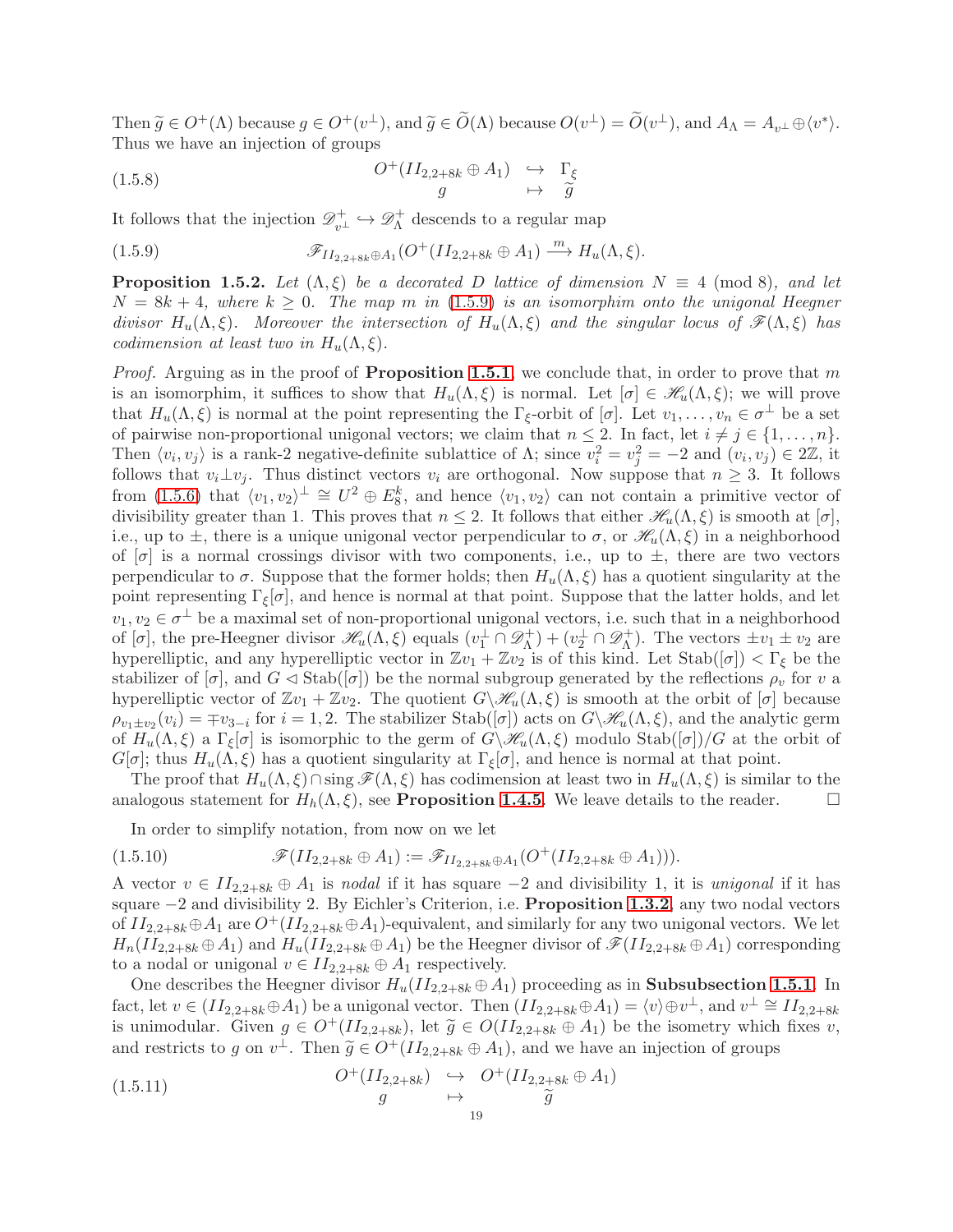Then $\widetilde{g} \in O^+(\Lambda)$ because $g \in O^+(v^\perp)$, and $\widetilde{g} \in \widetilde{O}(\Lambda)$ because $O(v^\perp) = \widetilde{O}(v^\perp)$, and $A_\Lambda = A_{v^\perp} \oplus \langle v^* \rangle$. Thus we have an injection of groups

$$
\begin{array}{ccc} O^+(II_{2,2+8k} \oplus A_1) & \hookrightarrow & \Gamma_\xi \\ g & \mapsto & \widetilde{g} \end{array} \tag{1.5.8}
$$

It follows that the injection $\mathscr{D}^+_{v^\perp} \hookrightarrow \mathscr{D}^+_\Lambda$ descends to a regular map

$$
\mathscr{F}_{II_{2,2+8k} \oplus A_1}(O^+(II_{2,2+8k} \oplus A_1) \xrightarrow{\ m\ } H_u(\Lambda, \xi). \tag{1.5.9}
$$

**Proposition 1.5.2.** *Let $(\Lambda, \xi)$ be a decorated $D$ lattice of dimension $N \equiv 4 \pmod 8$, and let $N = 8k+4$, where $k \geq 0$. The map $m$ in (1.5.9) is an isomorphim onto the unigonal Heegner divisor $H_u(\Lambda, \xi)$. Moreover the intersection of $H_u(\Lambda, \xi)$ and the singular locus of $\mathscr{F}(\Lambda, \xi)$ has codimension at least two in $H_u(\Lambda, \xi)$.*

*Proof.* Arguing as in the proof of **Proposition 1.5.1**, we conclude that, in order to prove that $m$ is an isomorphim, it suffices to show that $H_u(\Lambda, \xi)$ is normal. Let $[\sigma] \in \mathscr{H}_u(\Lambda, \xi)$; we will prove that $H_u(\Lambda, \xi)$ is normal at the point representing the $\Gamma_\xi$-orbit of $[\sigma]$. Let $v_1, \ldots, v_n \in \sigma^\perp$ be a set of pairwise non-proportional unigonal vectors; we claim that $n \leq 2$. In fact, let $i \neq j \in \{1, \ldots, n\}$. Then $\langle v_i, v_j \rangle$ is a rank-2 negative-definite sublattice of $\Lambda$; since $v_i^2 = v_j^2 = -2$ and $(v_i, v_j) \in 2\mathbb{Z}$, it follows that $v_i \perp v_j$. Thus distinct vectors $v_i$ are orthogonal. Now suppose that $n \geq 3$. It follows from (1.5.6) that $\langle v_1, v_2 \rangle^\perp \cong U^2 \oplus E_8^k$, and hence $\langle v_1, v_2 \rangle$ can not contain a primitive vector of divisibility greater than 1. This proves that $n \leq 2$. It follows that either $\mathscr{H}_u(\Lambda, \xi)$ is smooth at $[\sigma]$, i.e., up to $\pm$, there is a unique unigonal vector perpendicular to $\sigma$, or $\mathscr{H}_u(\Lambda, \xi)$ in a neighborhood of $[\sigma]$ is a normal crossings divisor with two components, i.e., up to $\pm$, there are two vectors perpendicular to $\sigma$. Suppose that the former holds; then $H_u(\Lambda, \xi)$ has a quotient singularity at the point representing $\Gamma_\xi[\sigma]$, and hence is normal at that point. Suppose that the latter holds, and let $v_1, v_2 \in \sigma^\perp$ be a maximal set of non-proportional unigonal vectors, i.e. such that in a neighborhood of $[\sigma]$, the pre-Heegner divisor $\mathscr{H}_u(\Lambda, \xi)$ equals $(v_1^\perp \cap \mathscr{D}^+_\Lambda) + (v_2^\perp \cap \mathscr{D}^+_\Lambda)$. The vectors $\pm v_1 \pm v_2$ are hyperelliptic, and any hyperelliptic vector in $\mathbb{Z}v_1 + \mathbb{Z}v_2$ is of this kind. Let $\mathrm{Stab}([\sigma]) < \Gamma_\xi$ be the stabilizer of $[\sigma]$, and $G \lhd \mathrm{Stab}([\sigma])$ be the normal subgroup generated by the reflections $\rho_v$ for $v$ a hyperelliptic vector of $\mathbb{Z}v_1 + \mathbb{Z}v_2$. The quotient $G \backslash \mathscr{H}_u(\Lambda, \xi)$ is smooth at the orbit of $[\sigma]$ because $\rho_{v_1 \pm v_2}(v_i) = \mp v_{3-i}$ for $i = 1, 2$. The stabilizer $\mathrm{Stab}([\sigma])$ acts on $G \backslash \mathscr{H}_u(\Lambda, \xi)$, and the analytic germ of $H_u(\Lambda, \xi)$ a $\Gamma_\xi[\sigma]$ is isomorphic to the germ of $G \backslash \mathscr{H}_u(\Lambda, \xi)$ modulo $\mathrm{Stab}([\sigma])/G$ at the orbit of $G[\sigma]$; thus $H_u(\Lambda, \xi)$ has a quotient singularity at $\Gamma_\xi[\sigma]$, and hence is normal at that point.

The proof that $H_u(\Lambda, \xi) \cap \operatorname{sing} \mathscr{F}(\Lambda, \xi)$ has codimension at least two in $H_u(\Lambda, \xi)$ is similar to the analogous statement for $H_h(\Lambda, \xi)$, see **Proposition 1.4.5**. We leave details to the reader. $\square$

In order to simplify notation, from now on we let

$$
\mathscr{F}(II_{2,2+8k} \oplus A_1) := \mathscr{F}_{II_{2,2+8k} \oplus A_1}(O^+(II_{2,2+8k} \oplus A_1))). \tag{1.5.10}
$$

A vector $v \in II_{2,2+8k} \oplus A_1$ is *nodal* if it has square $-2$ and divisibility 1, it is *unigonal* if it has square $-2$ and divisibility 2. By Eichler's Criterion, i.e. **Proposition 1.3.2**, any two nodal vectors of $II_{2,2+8k} \oplus A_1$ are $O^+(II_{2,2+8k} \oplus A_1)$-equivalent, and similarly for any two unigonal vectors. We let $H_n(II_{2,2+8k} \oplus A_1)$ and $H_u(II_{2,2+8k} \oplus A_1)$ be the Heegner divisor of $\mathscr{F}(II_{2,2+8k} \oplus A_1)$ corresponding to a nodal or unigonal $v \in II_{2,2+8k} \oplus A_1$ respectively.

One describes the Heegner divisor $H_u(II_{2,2+8k} \oplus A_1)$ proceeding as in **Subsubsection 1.5.1**. In fact, let $v \in (II_{2,2+8k} \oplus A_1)$ be a unigonal vector. Then $(II_{2,2+8k} \oplus A_1) = \langle v \rangle \oplus v^\perp$, and $v^\perp \cong II_{2,2+8k}$ is unimodular. Given $g \in O^+(II_{2,2+8k})$, let $\widetilde{g} \in O(II_{2,2+8k} \oplus A_1)$ be the isometry which fixes $v$, and restricts to $g$ on $v^\perp$. Then $\widetilde{g} \in O^+(II_{2,2+8k} \oplus A_1)$, and we have an injection of groups

$$
\begin{array}{ccc} O^+(II_{2,2+8k}) & \hookrightarrow & O^+(II_{2,2+8k} \oplus A_1) \\ g & \mapsto & \widetilde{g} \end{array} \tag{1.5.11}
$$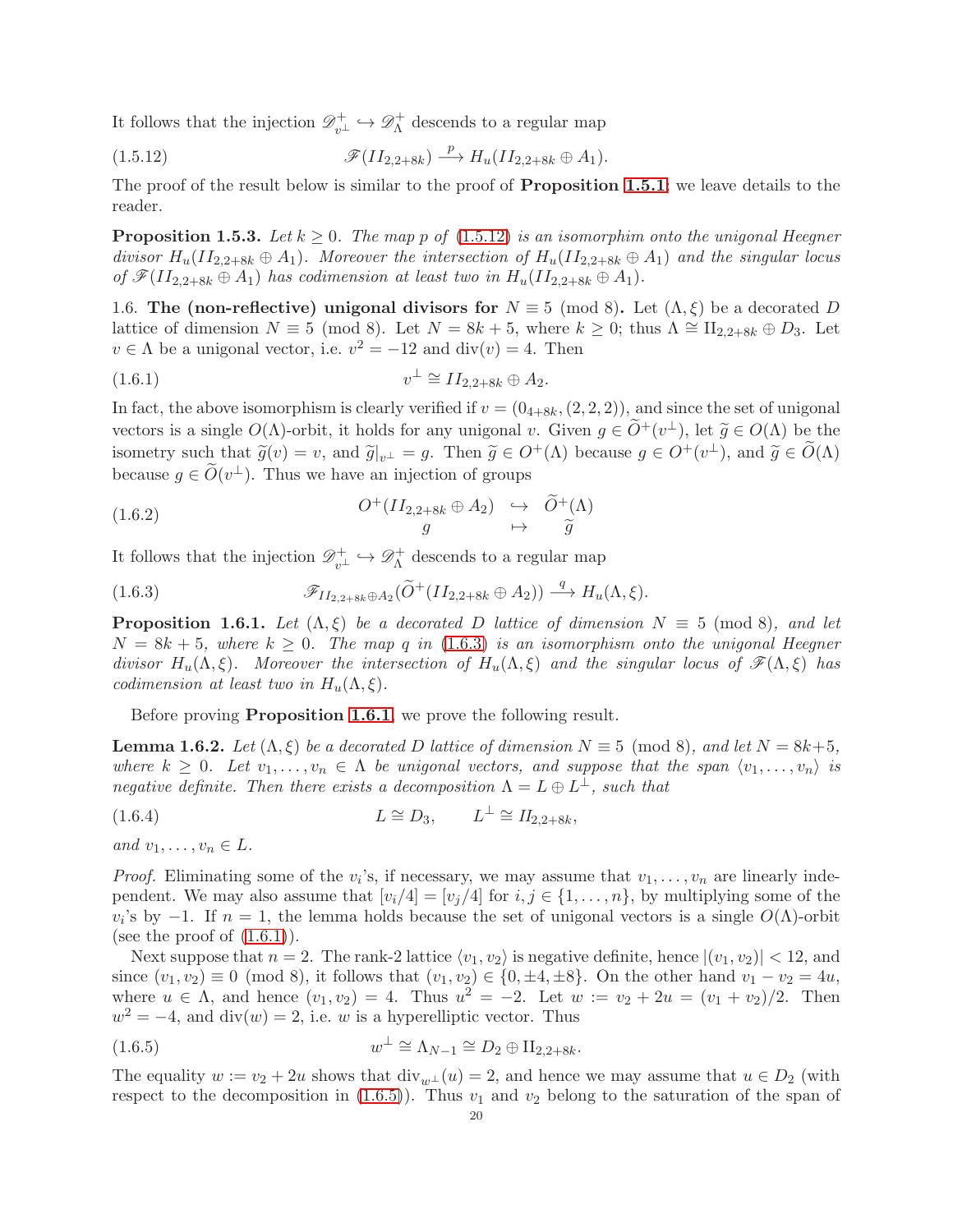It follows that the injection $\mathscr{D}^+_{v^\perp} \hookrightarrow \mathscr{D}^+_\Lambda$ descends to a regular map

$$\mathscr{F}(II_{2,2+8k}) \xrightarrow{p} H_u(II_{2,2+8k} \oplus A_1). \tag{1.5.12}$$

The proof of the result below is similar to the proof of **Proposition 1.5.1**; we leave details to the reader.

**Proposition 1.5.3.** *Let $k \geq 0$. The map $p$ of (1.5.12) is an isomorphim onto the unigonal Heegner divisor $H_u(II_{2,2+8k} \oplus A_1)$. Moreover the intersection of $H_u(II_{2,2+8k} \oplus A_1)$ and the singular locus of $\mathscr{F}(II_{2,2+8k} \oplus A_1)$ has codimension at least two in $H_u(II_{2,2+8k} \oplus A_1)$.*

1.6. **The (non-reflective) unigonal divisors for $N \equiv 5 \pmod 8$.** Let $(\Lambda, \xi)$ be a decorated $D$ lattice of dimension $N \equiv 5 \pmod 8$. Let $N = 8k+5$, where $k \geq 0$; thus $\Lambda \cong \mathrm{II}_{2,2+8k} \oplus D_3$. Let $v \in \Lambda$ be a unigonal vector, i.e. $v^2 = -12$ and $\operatorname{div}(v) = 4$. Then

$$v^\perp \cong II_{2,2+8k} \oplus A_2. \tag{1.6.1}$$

In fact, the above isomorphism is clearly verified if $v = (0_{4+8k}, (2,2,2))$, and since the set of unigonal vectors is a single $O(\Lambda)$-orbit, it holds for any unigonal $v$. Given $g \in \widetilde{O}^+(v^\perp)$, let $\widetilde{g} \in O(\Lambda)$ be the isometry such that $\widetilde{g}(v) = v$, and $\widetilde{g}|_{v^\perp} = g$. Then $\widetilde{g} \in O^+(\Lambda)$ because $g \in O^+(v^\perp)$, and $\widetilde{g} \in \widetilde{O}(\Lambda)$ because $g \in \widetilde{O}(v^\perp)$. Thus we have an injection of groups

$$\begin{array}{ccc} O^+(II_{2,2+8k} \oplus A_2) & \hookrightarrow & \widetilde{O}^+(\Lambda) \\ g & \mapsto & \widetilde{g} \end{array} \tag{1.6.2}$$

It follows that the injection $\mathscr{D}^+_{v^\perp} \hookrightarrow \mathscr{D}^+_\Lambda$ descends to a regular map

$$\mathscr{F}_{II_{2,2+8k} \oplus A_2}(\widetilde{O}^+(II_{2,2+8k} \oplus A_2)) \xrightarrow{q} H_u(\Lambda, \xi). \tag{1.6.3}$$

**Proposition 1.6.1.** *Let $(\Lambda, \xi)$ be a decorated $D$ lattice of dimension $N \equiv 5 \pmod 8$, and let $N = 8k+5$, where $k \geq 0$. The map $q$ in (1.6.3) is an isomorphism onto the unigonal Heegner divisor $H_u(\Lambda, \xi)$. Moreover the intersection of $H_u(\Lambda, \xi)$ and the singular locus of $\mathscr{F}(\Lambda, \xi)$ has codimension at least two in $H_u(\Lambda, \xi)$.*

Before proving **Proposition 1.6.1**, we prove the following result.

**Lemma 1.6.2.** *Let $(\Lambda, \xi)$ be a decorated $D$ lattice of dimension $N \equiv 5 \pmod 8$, and let $N = 8k+5$, where $k \geq 0$. Let $v_1, \ldots, v_n \in \Lambda$ be unigonal vectors, and suppose that the span $\langle v_1, \ldots, v_n \rangle$ is negative definite. Then there exists a decomposition $\Lambda = L \oplus L^\perp$, such that*

$$L \cong D_3, \qquad L^\perp \cong II_{2,2+8k}, \tag{1.6.4}$$

*and $v_1, \ldots, v_n \in L$.*

*Proof.* Eliminating some of the $v_i$'s, if necessary, we may assume that $v_1, \ldots, v_n$ are linearly independent. We may also assume that $[v_i/4] = [v_j/4]$ for $i, j \in \{1, \ldots, n\}$, by multiplying some of the $v_i$'s by $-1$. If $n = 1$, the lemma holds because the set of unigonal vectors is a single $O(\Lambda)$-orbit (see the proof of (1.6.1)).

Next suppose that $n = 2$. The rank-2 lattice $\langle v_1, v_2 \rangle$ is negative definite, hence $|(v_1, v_2)| < 12$, and since $(v_1, v_2) \equiv 0 \pmod 8$, it follows that $(v_1, v_2) \in \{0, \pm 4, \pm 8\}$. On the other hand $v_1 - v_2 = 4u$, where $u \in \Lambda$, and hence $(v_1, v_2) = 4$. Thus $u^2 = -2$. Let $w := v_2 + 2u = (v_1 + v_2)/2$. Then $w^2 = -4$, and $\operatorname{div}(w) = 2$, i.e. $w$ is a hyperelliptic vector. Thus

$$w^\perp \cong \Lambda_{N-1} \cong D_2 \oplus \mathrm{II}_{2,2+8k}. \tag{1.6.5}$$

The equality $w := v_2 + 2u$ shows that $\operatorname{div}_{w^\perp}(u) = 2$, and hence we may assume that $u \in D_2$ (with respect to the decomposition in (1.6.5)). Thus $v_1$ and $v_2$ belong to the saturation of the span of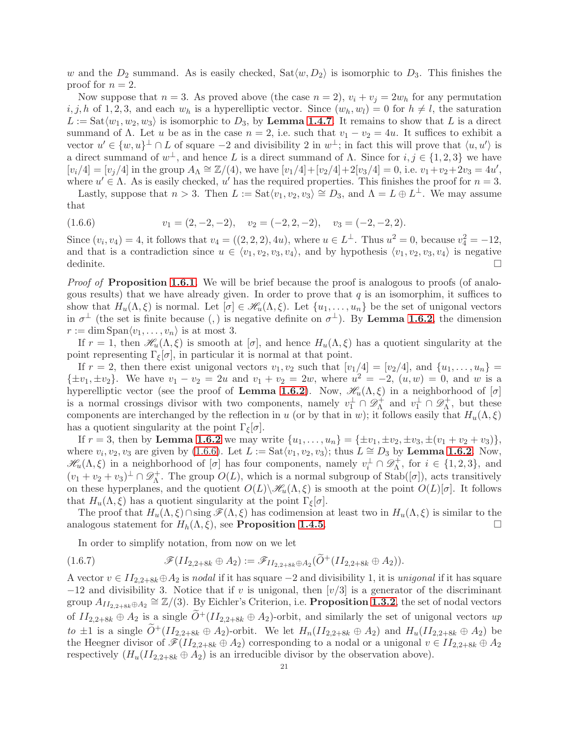$w$ and the $D_2$ summand. As is easily checked, $\mathrm{Sat}\langle w, D_2\rangle$ is isomorphic to $D_3$. This finishes the proof for $n=2$.

Now suppose that $n=3$. As proved above (the case $n=2$), $v_i+v_j=2w_h$ for any permutation $i,j,h$ of $1,2,3$, and each $w_h$ is a hyperelliptic vector. Since $(w_h,w_l)=0$ for $h\neq l$, the saturation $L:=\mathrm{Sat}\langle w_1,w_2,w_3\rangle$ is isomorphic to $D_3$, by **Lemma 1.4.7**. It remains to show that $L$ is a direct summand of $\Lambda$. Let $u$ be as in the case $n=2$, i.e. such that $v_1-v_2=4u$. It suffices to exhibit a vector $u'\in\{w,u\}^{\perp}\cap L$ of square $-2$ and divisibility 2 in $w^{\perp}$; in fact this will prove that $\langle u,u'\rangle$ is a direct summand of $w^{\perp}$, and hence $L$ is a direct summand of $\Lambda$. Since for $i,j\in\{1,2,3\}$ we have $[v_i/4]=[v_j/4]$ in the group $A_{\Lambda}\cong\mathbb{Z}/(4)$, we have $[v_1/4]+[v_2/4]+2[v_3/4]=0$, i.e. $v_1+v_2+2v_3=4u'$, where $u'\in\Lambda$. As is easily checked, $u'$ has the required properties. This finishes the proof for $n=3$.

Lastly, suppose that $n>3$. Then $L:=\mathrm{Sat}\langle v_1,v_2,v_3\rangle\cong D_3$, and $\Lambda=L\oplus L^{\perp}$. We may assume that

$$
v_1=(2,-2,-2),\quad v_2=(-2,2,-2),\quad v_3=(-2,-2,2). \tag{1.6.6}
$$

Since $(v_i,v_4)=4$, it follows that $v_4=((2,2,2),4u)$, where $u\in L^{\perp}$. Thus $u^2=0$, because $v_4^2=-12$, and that is a contradiction since $u\in\langle v_1,v_2,v_3,v_4\rangle$, and by hypothesis $\langle v_1,v_2,v_3,v_4\rangle$ is negative dedinite. $\square$

*Proof of* **Proposition 1.6.1**. We will be brief because the proof is analogous to proofs (of analogous results) that we have already given. In order to prove that $q$ is an isomorphim, it suffices to show that $H_u(\Lambda,\xi)$ is normal. Let $[\sigma]\in\mathscr{H}_u(\Lambda,\xi)$. Let $\{u_1,\ldots,u_n\}$ be the set of unigonal vectors in $\sigma^{\perp}$ (the set is finite because $(,)$ is negative definite on $\sigma^{\perp}$). By **Lemma 1.6.2**, the dimension $r:=\dim\mathrm{Span}\langle v_1,\ldots,v_n\rangle$ is at most 3.

If $r=1$, then $\mathscr{H}_u(\Lambda,\xi)$ is smooth at $[\sigma]$, and hence $H_u(\Lambda,\xi)$ has a quotient singularity at the point representing $\Gamma_{\xi}[\sigma]$, in particular it is normal at that point.

If $r=2$, then there exist unigonal vectors $v_1,v_2$ such that $[v_1/4]=[v_2/4]$, and $\{u_1,\ldots,u_n\}=\{\pm v_1,\pm v_2\}$. We have $v_1-v_2=2u$ and $v_1+v_2=2w$, where $u^2=-2$, $(u,w)=0$, and $w$ is a hyperelliptic vector (see the proof of **Lemma 1.6.2**). Now, $\mathscr{H}_u(\Lambda,\xi)$ in a neighborhood of $[\sigma]$ is a normal crossings divisor with two components, namely $v_1^{\perp}\cap\mathscr{D}_{\Lambda}^{+}$ and $v_1^{\perp}\cap\mathscr{D}_{\Lambda}^{+}$, but these components are interchanged by the reflection in $u$ (or by that in $w$); it follows easily that $H_u(\Lambda,\xi)$ has a quotient singularity at the point $\Gamma_{\xi}[\sigma]$.

If $r=3$, then by **Lemma 1.6.2** we may write $\{u_1,\ldots,u_n\}=\{\pm v_1,\pm v_2,\pm v_3,\pm(v_1+v_2+v_3)\}$, where $v_i,v_2,v_3$ are given by (1.6.6). Let $L:=\mathrm{Sat}\langle v_1,v_2,v_3\rangle$; thus $L\cong D_3$ by **Lemma 1.6.2**. Now, $\mathscr{H}_u(\Lambda,\xi)$ in a neighborhood of $[\sigma]$ has four components, namely $v_i^{\perp}\cap\mathscr{D}_{\Lambda}^{+}$, for $i\in\{1,2,3\}$, and $(v_1+v_2+v_3)^{\perp}\cap\mathscr{D}_{\Lambda}^{+}$. The group $O(L)$, which is a normal subgroup of $\mathrm{Stab}([\sigma])$, acts transitively on these hyperplanes, and the quotient $O(L)\backslash\mathscr{H}_u(\Lambda,\xi)$ is smooth at the point $O(L)[\sigma]$. It follows that $H_u(\Lambda,\xi)$ has a quotient singularity at the point $\Gamma_{\xi}[\sigma]$.

The proof that $H_u(\Lambda,\xi)\cap\mathrm{sing}\,\mathscr{F}(\Lambda,\xi)$ has codimension at least two in $H_u(\Lambda,\xi)$ is similar to the analogous statement for $H_h(\Lambda,\xi)$, see **Proposition 1.4.5**. $\square$

In order to simplify notation, from now on we let

$$
\mathscr{F}(II_{2,2+8k}\oplus A_2):=\mathscr{F}_{II_{2,2+8k}\oplus A_2}(\widetilde{O}^{+}(II_{2,2+8k}\oplus A_2)). \tag{1.6.7}
$$

A vector $v\in II_{2,2+8k}\oplus A_2$ is *nodal* if it has square $-2$ and divisibility 1, it is *unigonal* if it has square $-12$ and divisibility 3. Notice that if $v$ is unigonal, then $[v/3]$ is a generator of the discriminant group $A_{II_{2,2+8k}\oplus A_2}\cong\mathbb{Z}/(3)$. By Eichler's Criterion, i.e. **Proposition 1.3.2**, the set of nodal vectors of $II_{2,2+8k}\oplus A_2$ is a single $\widetilde{O}^{+}(II_{2,2+8k}\oplus A_2)$-orbit, and similarly the set of unigonal vectors *up to* $\pm1$ is a single $\widetilde{O}^{+}(II_{2,2+8k}\oplus A_2)$-orbit. We let $H_n(II_{2,2+8k}\oplus A_2)$ and $H_u(II_{2,2+8k}\oplus A_2)$ be the Heegner divisor of $\mathscr{F}(II_{2,2+8k}\oplus A_2)$ corresponding to a nodal or a unigonal $v\in II_{2,2+8k}\oplus A_2$ respectively ($H_u(II_{2,2+8k}\oplus A_2)$ is an irreducible divisor by the observation above).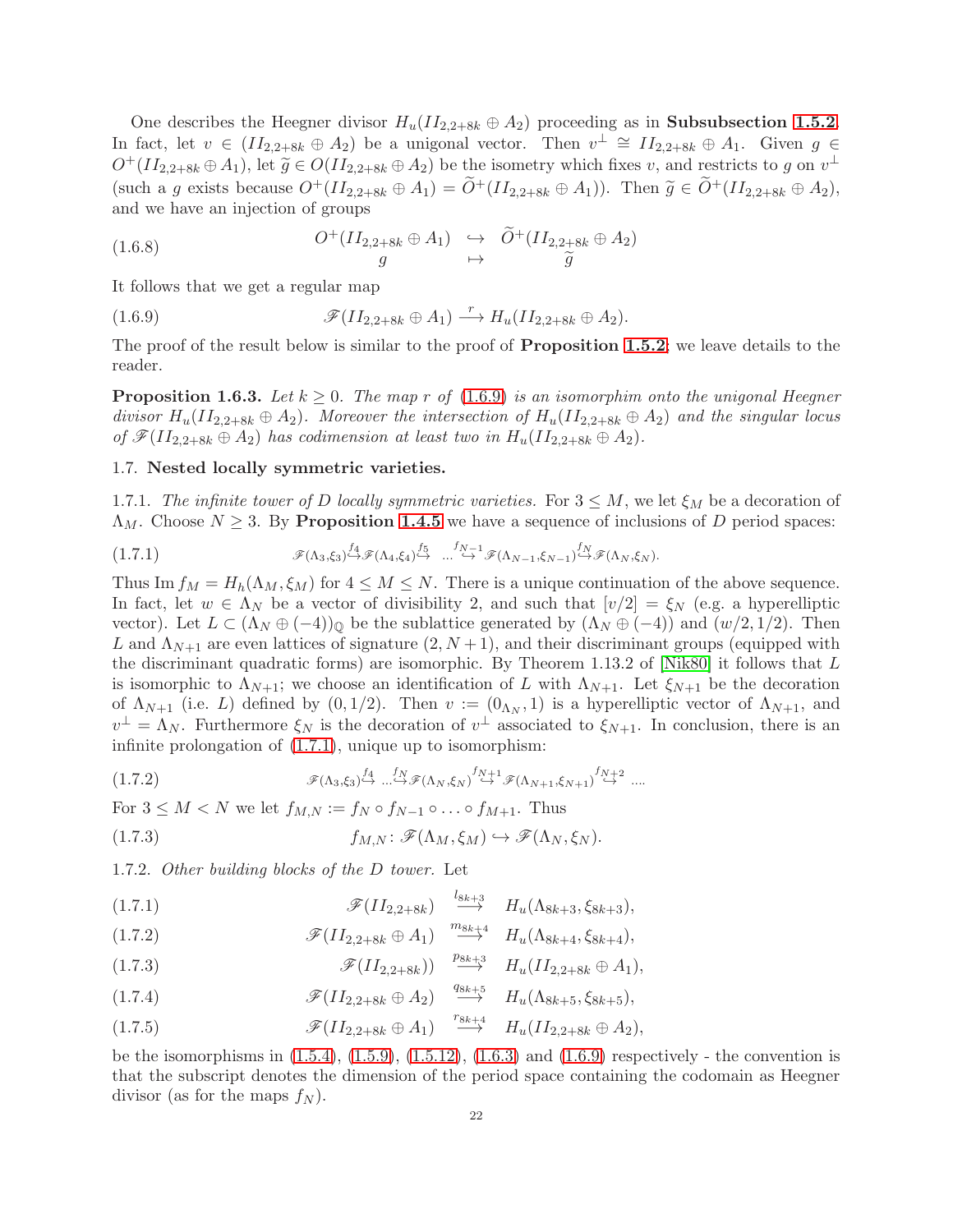One describes the Heegner divisor $H_u(II_{2,2+8k}\oplus A_2)$ proceeding as in **Subsubsection 1.5.2**. In fact, let $v\in(II_{2,2+8k}\oplus A_2)$ be a unigonal vector. Then $v^\perp\cong II_{2,2+8k}\oplus A_1$. Given $g\in O^+(II_{2,2+8k}\oplus A_1)$, let $\widetilde{g}\in O(II_{2,2+8k}\oplus A_2)$ be the isometry which fixes $v$, and restricts to $g$ on $v^\perp$ (such a $g$ exists because $O^+(II_{2,2+8k}\oplus A_1)=\widetilde{O}^+(II_{2,2+8k}\oplus A_1)$). Then $\widetilde{g}\in\widetilde{O}^+(II_{2,2+8k}\oplus A_2)$, and we have an injection of groups

$$
\begin{array}{ccc}
O^+(II_{2,2+8k}\oplus A_1) & \hookrightarrow & \widetilde{O}^+(II_{2,2+8k}\oplus A_2) \\
g & \mapsto & \widetilde{g}
\end{array}
\tag{1.6.8}
$$

It follows that we get a regular map

$$
\mathscr{F}(II_{2,2+8k}\oplus A_1)\overset{r}{\longrightarrow}H_u(II_{2,2+8k}\oplus A_2). \tag{1.6.9}
$$

The proof of the result below is similar to the proof of **Proposition 1.5.2**; we leave details to the reader.

**Proposition 1.6.3.** *Let $k\geq 0$. The map $r$ of (1.6.9) is an isomorphim onto the unigonal Heegner divisor $H_u(II_{2,2+8k}\oplus A_2)$. Moreover the intersection of $H_u(II_{2,2+8k}\oplus A_2)$ and the singular locus of $\mathscr{F}(II_{2,2+8k}\oplus A_2)$ has codimension at least two in $H_u(II_{2,2+8k}\oplus A_2)$.*

## 1.7. Nested locally symmetric varieties.

1.7.1. *The infinite tower of D locally symmetric varieties.* For $3\leq M$, we let $\xi_M$ be a decoration of $\Lambda_M$. Choose $N\geq 3$. By **Proposition 1.4.5** we have a sequence of inclusions of $D$ period spaces:

$$
\mathscr{F}(\Lambda_3,\xi_3)\overset{f_4}{\hookrightarrow}\mathscr{F}(\Lambda_4,\xi_4)\overset{f_5}{\hookrightarrow}\ \ldots\overset{f_{N-1}}{\hookrightarrow}\mathscr{F}(\Lambda_{N-1},\xi_{N-1})\overset{f_N}{\hookrightarrow}\mathscr{F}(\Lambda_N,\xi_N). \tag{1.7.1}
$$

Thus $\operatorname{Im} f_M=H_h(\Lambda_M,\xi_M)$ for $4\leq M\leq N$. There is a unique continuation of the above sequence. In fact, let $w\in\Lambda_N$ be a vector of divisibility 2, and such that $[v/2]=\xi_N$ (e.g. a hyperelliptic vector). Let $L\subset(\Lambda_N\oplus(-4))_{\mathbb{Q}}$ be the sublattice generated by $(\Lambda_N\oplus(-4))$ and $(w/2,1/2)$. Then $L$ and $\Lambda_{N+1}$ are even lattices of signature $(2,N+1)$, and their discriminant groups (equipped with the discriminant quadratic forms) are isomorphic. By Theorem 1.13.2 of [Nik80] it follows that $L$ is isomorphic to $\Lambda_{N+1}$; we choose an identification of $L$ with $\Lambda_{N+1}$. Let $\xi_{N+1}$ be the decoration of $\Lambda_{N+1}$ (i.e. $L$) defined by $(0,1/2)$. Then $v:=(0_{\Lambda_N},1)$ is a hyperelliptic vector of $\Lambda_{N+1}$, and $v^\perp=\Lambda_N$. Furthermore $\xi_N$ is the decoration of $v^\perp$ associated to $\xi_{N+1}$. In conclusion, there is an infinite prolongation of (1.7.1), unique up to isomorphism:

$$
\mathscr{F}(\Lambda_3,\xi_3)\overset{f_4}{\hookrightarrow}\ \ldots\overset{f_N}{\hookrightarrow}\mathscr{F}(\Lambda_N,\xi_N)\overset{f_{N+1}}{\hookrightarrow}\mathscr{F}(\Lambda_{N+1},\xi_{N+1})\overset{f_{N+2}}{\hookrightarrow}\ \ldots. \tag{1.7.2}
$$

For $3\leq M<N$ we let $f_{M,N}:=f_N\circ f_{N-1}\circ\ldots\circ f_{M+1}$. Thus

$$
f_{M,N}\colon\mathscr{F}(\Lambda_M,\xi_M)\hookrightarrow\mathscr{F}(\Lambda_N,\xi_N). \tag{1.7.3}
$$

1.7.2. *Other building blocks of the D tower.* Let

$$
\mathscr{F}(II_{2,2+8k})\overset{l_{8k+3}}{\longrightarrow}H_u(\Lambda_{8k+3},\xi_{8k+3}), \tag{1.7.1}
$$

$$
\mathscr{F}(II_{2,2+8k}\oplus A_1)\overset{m_{8k+4}}{\longrightarrow}H_u(\Lambda_{8k+4},\xi_{8k+4}), \tag{1.7.2}
$$

$$
\mathscr{F}(II_{2,2+8k}))\overset{p_{8k+3}}{\longrightarrow}H_u(II_{2,2+8k}\oplus A_1), \tag{1.7.3}
$$

$$
\mathscr{F}(II_{2,2+8k}\oplus A_2)\overset{q_{8k+5}}{\longrightarrow}H_u(\Lambda_{8k+5},\xi_{8k+5}), \tag{1.7.4}
$$

$$
\mathscr{F}(II_{2,2+8k}\oplus A_1)\overset{r_{8k+4}}{\longrightarrow}H_u(II_{2,2+8k}\oplus A_2), \tag{1.7.5}
$$

be the isomorphisms in (1.5.4), (1.5.9), (1.5.12), (1.6.3) and (1.6.9) respectively - the convention is that the subscript denotes the dimension of the period space containing the codomain as Heegner divisor (as for the maps $f_N$).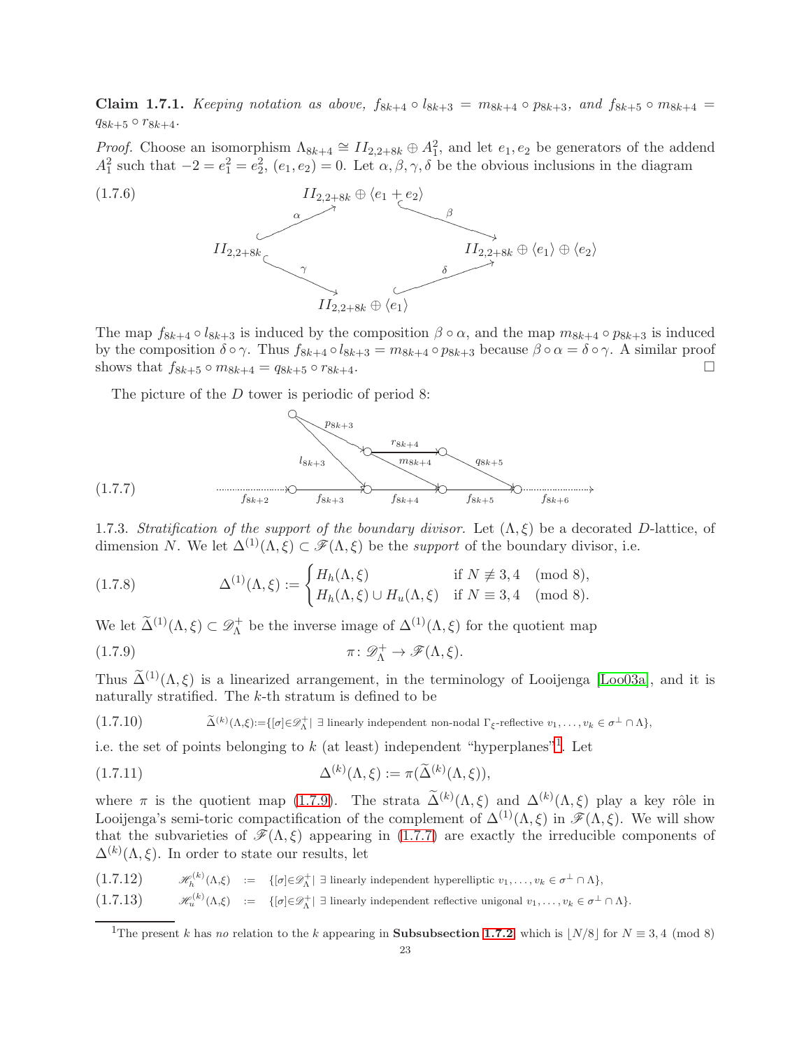**Claim 1.7.1.** *Keeping notation as above, $f_{8k+4} \circ l_{8k+3} = m_{8k+4} \circ p_{8k+3}$, and $f_{8k+5} \circ m_{8k+4} = q_{8k+5} \circ r_{8k+4}$.*

*Proof.* Choose an isomorphism $\Lambda_{8k+4} \cong II_{2,2+8k} \oplus A_1^2$, and let $e_1, e_2$ be generators of the addend $A_1^2$ such that $-2 = e_1^2 = e_2^2$, $(e_1, e_2) = 0$. Let $\alpha, \beta, \gamma, \delta$ be the obvious inclusions in the diagram

$$
\begin{array}{ccccc}
 & & II_{2,2+8k} \oplus \langle e_1 + e_2 \rangle & & \\
 & \overset{\alpha}{\nearrow} & & \overset{\beta}{\searrow} & \\
II_{2,2+8k} & & & & II_{2,2+8k} \oplus \langle e_1 \rangle \oplus \langle e_2 \rangle \\
 & \underset{\gamma}{\searrow} & & \underset{\delta}{\nearrow} & \\
 & & II_{2,2+8k} \oplus \langle e_1 \rangle & &
\end{array}
\tag{1.7.6}
$$

The map $f_{8k+4} \circ l_{8k+3}$ is induced by the composition $\beta \circ \alpha$, and the map $m_{8k+4} \circ p_{8k+3}$ is induced by the composition $\delta \circ \gamma$. Thus $f_{8k+4} \circ l_{8k+3} = m_{8k+4} \circ p_{8k+3}$ because $\beta \circ \alpha = \delta \circ \gamma$. A similar proof shows that $f_{8k+5} \circ m_{8k+4} = q_{8k+5} \circ r_{8k+4}$. □

The picture of the $D$ tower is periodic of period 8:

(1.7.7) [Diagram: a horizontal chain of nodes $\cdots \xrightarrow{f_{8k+2}} \circ \xrightarrow{f_{8k+3}} \circ \xrightarrow{f_{8k+4}} \circ \xrightarrow{f_{8k+5}} \circ \xrightarrow{f_{8k+6}} \cdots$; above it a node with arrows $l_{8k+3}$ (to the target of $f_{8k+3}$) and $p_{8k+3}$ (to an upper node); from that upper node, $r_{8k+4}$ goes to another upper node and $m_{8k+4}$ goes to the target of $f_{8k+4}$; from the second upper node, $q_{8k+5}$ goes to the target of $f_{8k+5}$.]

1.7.3. *Stratification of the support of the boundary divisor.* Let $(\Lambda, \xi)$ be a decorated $D$-lattice, of dimension $N$. We let $\Delta^{(1)}(\Lambda, \xi) \subset \mathscr{F}(\Lambda, \xi)$ be the *support* of the boundary divisor, i.e.

$$
\Delta^{(1)}(\Lambda, \xi) := \begin{cases} H_h(\Lambda, \xi) & \text{if } N \not\equiv 3, 4 \pmod 8, \\ H_h(\Lambda, \xi) \cup H_u(\Lambda, \xi) & \text{if } N \equiv 3, 4 \pmod 8. \end{cases}
\tag{1.7.8}
$$

We let $\widetilde{\Delta}^{(1)}(\Lambda, \xi) \subset \mathscr{D}^+_\Lambda$ be the inverse image of $\Delta^{(1)}(\Lambda, \xi)$ for the quotient map

$$
\pi \colon \mathscr{D}^+_\Lambda \to \mathscr{F}(\Lambda, \xi).
\tag{1.7.9}
$$

Thus $\widetilde{\Delta}^{(1)}(\Lambda, \xi)$ is a linearized arrangement, in the terminology of Looijenga [Loo03a], and it is naturally stratified. The $k$-th stratum is defined to be

$$
\widetilde{\Delta}^{(k)}(\Lambda,\xi) := \{[\sigma] \in \mathscr{D}^+_\Lambda \mid \exists \text{ linearly independent non-nodal } \Gamma_\xi\text{-reflective } v_1, \ldots, v_k \in \sigma^\perp \cap \Lambda\},
\tag{1.7.10}
$$

i.e. the set of points belonging to $k$ (at least) independent "hyperplanes"[1]. Let

$$
\Delta^{(k)}(\Lambda, \xi) := \pi(\widetilde{\Delta}^{(k)}(\Lambda, \xi)),
\tag{1.7.11}
$$

where $\pi$ is the quotient map (1.7.9). The strata $\widetilde{\Delta}^{(k)}(\Lambda, \xi)$ and $\Delta^{(k)}(\Lambda, \xi)$ play a key rôle in Looijenga's semi-toric compactification of the complement of $\Delta^{(1)}(\Lambda, \xi)$ in $\mathscr{F}(\Lambda, \xi)$. We will show that the subvarieties of $\mathscr{F}(\Lambda, \xi)$ appearing in (1.7.7) are exactly the irreducible components of $\Delta^{(k)}(\Lambda, \xi)$. In order to state our results, let

$$
\mathscr{H}^{(k)}_h(\Lambda,\xi) := \{[\sigma] \in \mathscr{D}^+_\Lambda \mid \exists \text{ linearly independent hyperelliptic } v_1, \ldots, v_k \in \sigma^\perp \cap \Lambda\},
\tag{1.7.12}
$$

$$
\mathscr{H}^{(k)}_u(\Lambda,\xi) := \{[\sigma] \in \mathscr{D}^+_\Lambda \mid \exists \text{ linearly independent reflective unigonal } v_1, \ldots, v_k \in \sigma^\perp \cap \Lambda\}.
\tag{1.7.13}
$$

---

[1] The present $k$ has *no* relation to the $k$ appearing in **Subsubsection 1.7.2**, which is $\lfloor N/8 \rfloor$ for $N \equiv 3, 4 \pmod 8$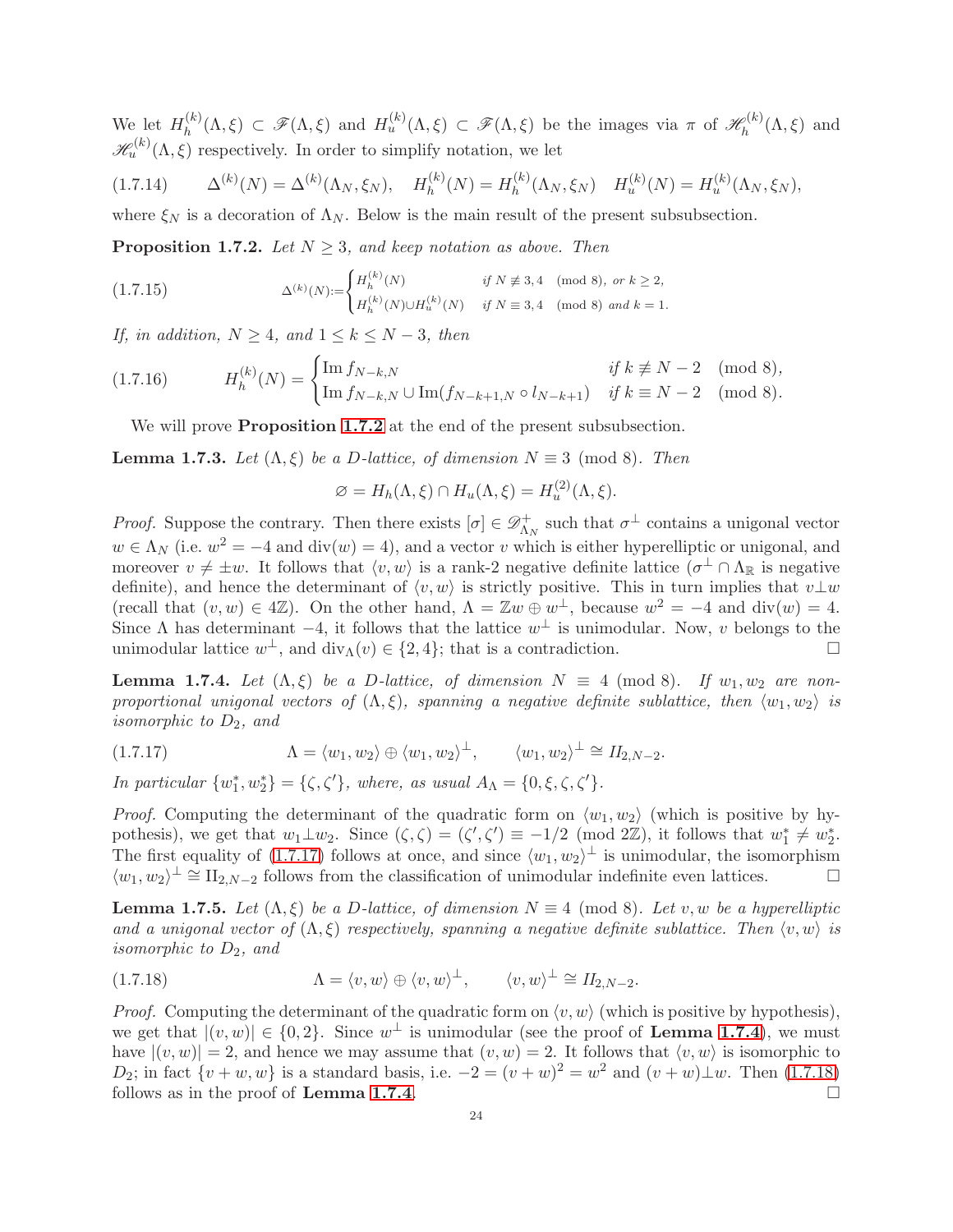We let $H_h^{(k)}(\Lambda,\xi) \subset \mathscr{F}(\Lambda,\xi)$ and $H_u^{(k)}(\Lambda,\xi) \subset \mathscr{F}(\Lambda,\xi)$ be the images via $\pi$ of $\mathscr{H}_h^{(k)}(\Lambda,\xi)$ and $\mathscr{H}_u^{(k)}(\Lambda,\xi)$ respectively. In order to simplify notation, we let

$$\Delta^{(k)}(N) = \Delta^{(k)}(\Lambda_N,\xi_N), \quad H_h^{(k)}(N) = H_h^{(k)}(\Lambda_N,\xi_N) \quad H_u^{(k)}(N) = H_u^{(k)}(\Lambda_N,\xi_N), \tag{1.7.14}$$

where $\xi_N$ is a decoration of $\Lambda_N$. Below is the main result of the present subsubsection.

**Proposition 1.7.2.** *Let $N \geq 3$, and keep notation as above. Then*

$$\Delta^{(k)}(N) := \begin{cases} H_h^{(k)}(N) & \text{if } N \not\equiv 3,4 \pmod 8, \text{ or } k \geq 2, \\ H_h^{(k)}(N) \cup H_u^{(k)}(N) & \text{if } N \equiv 3,4 \pmod 8 \text{ and } k=1. \end{cases} \tag{1.7.15}$$

*If, in addition, $N \geq 4$, and $1 \leq k \leq N-3$, then*

$$H_h^{(k)}(N) = \begin{cases} \operatorname{Im} f_{N-k,N} & \text{if } k \not\equiv N-2 \pmod 8, \\ \operatorname{Im} f_{N-k,N} \cup \operatorname{Im}(f_{N-k+1,N} \circ l_{N-k+1}) & \text{if } k \equiv N-2 \pmod 8. \end{cases} \tag{1.7.16}$$

We will prove **Proposition 1.7.2** at the end of the present subsubsection.

**Lemma 1.7.3.** *Let $(\Lambda,\xi)$ be a D-lattice, of dimension $N \equiv 3 \pmod 8$. Then*

$$\varnothing = H_h(\Lambda,\xi) \cap H_u(\Lambda,\xi) = H_u^{(2)}(\Lambda,\xi).$$

*Proof.* Suppose the contrary. Then there exists $[\sigma] \in \mathscr{D}^+_{\Lambda_N}$ such that $\sigma^\perp$ contains a unigonal vector $w \in \Lambda_N$ (i.e. $w^2 = -4$ and $\operatorname{div}(w) = 4$), and a vector $v$ which is either hyperelliptic or unigonal, and moreover $v \neq \pm w$. It follows that $\langle v, w\rangle$ is a rank-2 negative definite lattice ($\sigma^\perp \cap \Lambda_{\mathbb{R}}$ is negative definite), and hence the determinant of $\langle v, w\rangle$ is strictly positive. This in turn implies that $v \perp w$ (recall that $(v,w) \in 4\mathbb{Z}$). On the other hand, $\Lambda = \mathbb{Z}w \oplus w^\perp$, because $w^2 = -4$ and $\operatorname{div}(w) = 4$. Since $\Lambda$ has determinant $-4$, it follows that the lattice $w^\perp$ is unimodular. Now, $v$ belongs to the unimodular lattice $w^\perp$, and $\operatorname{div}_\Lambda(v) \in \{2,4\}$; that is a contradiction. $\square$

**Lemma 1.7.4.** *Let $(\Lambda,\xi)$ be a D-lattice, of dimension $N \equiv 4 \pmod 8$. If $w_1, w_2$ are non-proportional unigonal vectors of $(\Lambda,\xi)$, spanning a negative definite sublattice, then $\langle w_1, w_2\rangle$ is isomorphic to $D_2$, and*

$$\Lambda = \langle w_1, w_2\rangle \oplus \langle w_1, w_2\rangle^\perp, \qquad \langle w_1, w_2\rangle^\perp \cong II_{2,N-2}. \tag{1.7.17}$$

*In particular $\{w_1^*, w_2^*\} = \{\zeta, \zeta'\}$, where, as usual $A_\Lambda = \{0, \xi, \zeta, \zeta'\}$.*

*Proof.* Computing the determinant of the quadratic form on $\langle w_1, w_2\rangle$ (which is positive by hypothesis), we get that $w_1 \perp w_2$. Since $(\zeta,\zeta) = (\zeta',\zeta') \equiv -1/2 \pmod{2\mathbb{Z}}$, it follows that $w_1^* \neq w_2^*$. The first equality of (1.7.17) follows at once, and since $\langle w_1, w_2\rangle^\perp$ is unimodular, the isomorphism $\langle w_1, w_2\rangle^\perp \cong \mathrm{II}_{2,N-2}$ follows from the classification of unimodular indefinite even lattices. $\square$

**Lemma 1.7.5.** *Let $(\Lambda,\xi)$ be a D-lattice, of dimension $N \equiv 4 \pmod 8$. Let $v, w$ be a hyperelliptic and a unigonal vector of $(\Lambda,\xi)$ respectively, spanning a negative definite sublattice. Then $\langle v, w\rangle$ is isomorphic to $D_2$, and*

$$\Lambda = \langle v, w\rangle \oplus \langle v, w\rangle^\perp, \qquad \langle v, w\rangle^\perp \cong II_{2,N-2}. \tag{1.7.18}$$

*Proof.* Computing the determinant of the quadratic form on $\langle v, w\rangle$ (which is positive by hypothesis), we get that $|(v,w)| \in \{0,2\}$. Since $w^\perp$ is unimodular (see the proof of **Lemma 1.7.4**), we must have $|(v,w)| = 2$, and hence we may assume that $(v,w) = 2$. It follows that $\langle v, w\rangle$ is isomorphic to $D_2$; in fact $\{v+w, w\}$ is a standard basis, i.e. $-2 = (v+w)^2 = w^2$ and $(v+w) \perp w$. Then (1.7.18) follows as in the proof of **Lemma 1.7.4**. $\square$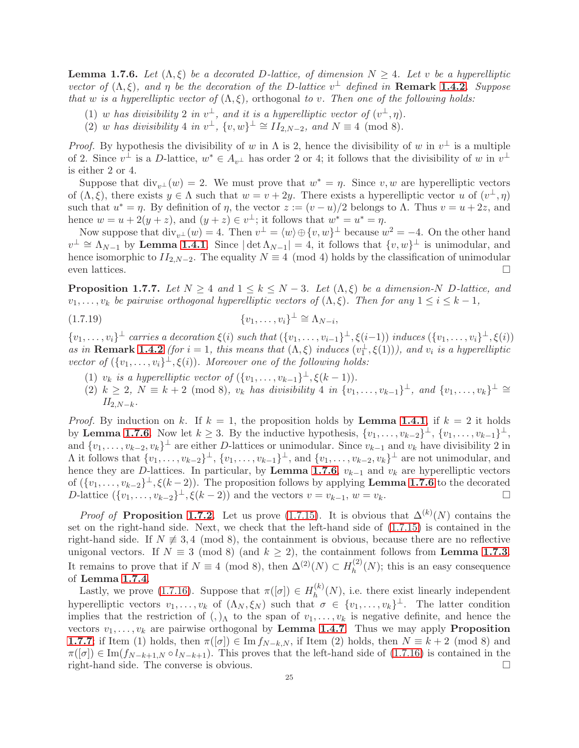**Lemma 1.7.6.** *Let $(\Lambda, \xi)$ be a decorated D-lattice, of dimension $N \geq 4$. Let $v$ be a hyperelliptic vector of $(\Lambda, \xi)$, and $\eta$ be the decoration of the D-lattice $v^\perp$ defined in* **Remark 1.4.2**. *Suppose that $w$ is a hyperelliptic vector of $(\Lambda, \xi)$,* orthogonal *to $v$. Then one of the following holds:*

1. *$w$ has divisibility 2 in $v^\perp$, and it is a hyperelliptic vector of $(v^\perp, \eta)$.*
2. *$w$ has divisibility 4 in $v^\perp$, $\{v, w\}^\perp \cong II_{2,N-2}$, and $N \equiv 4 \pmod 8$.*

*Proof.* By hypothesis the divisibility of $w$ in $\Lambda$ is 2, hence the divisibility of $w$ in $v^\perp$ is a multiple of 2. Since $v^\perp$ is a $D$-lattice, $w^* \in A_{v^\perp}$ has order 2 or 4; it follows that the divisibility of $w$ in $v^\perp$ is either 2 or 4.

Suppose that $\mathrm{div}_{v^\perp}(w) = 2$. We must prove that $w^* = \eta$. Since $v, w$ are hyperelliptic vectors of $(\Lambda, \xi)$, there exists $y \in \Lambda$ such that $w = v + 2y$. There exists a hyperelliptic vector $u$ of $(v^\perp, \eta)$ such that $u^* = \eta$. By definition of $\eta$, the vector $z := (v - u)/2$ belongs to $\Lambda$. Thus $v = u + 2z$, and hence $w = u + 2(y + z)$, and $(y + z) \in v^\perp$; it follows that $w^* = u^* = \eta$.

Now suppose that $\mathrm{div}_{v^\perp}(w) = 4$. Then $v^\perp = \langle w \rangle \oplus \{v, w\}^\perp$ because $w^2 = -4$. On the other hand $v^\perp \cong \Lambda_{N-1}$ by **Lemma 1.4.1**. Since $|\det \Lambda_{N-1}| = 4$, it follows that $\{v, w\}^\perp$ is unimodular, and hence isomorphic to $II_{2,N-2}$. The equality $N \equiv 4 \pmod 4$ holds by the classification of unimodular even lattices. □

**Proposition 1.7.7.** *Let $N \geq 4$ and $1 \leq k \leq N - 3$. Let $(\Lambda, \xi)$ be a dimension-$N$ D-lattice, and $v_1, \ldots, v_k$ be pairwise orthogonal hyperelliptic vectors of $(\Lambda, \xi)$. Then for any $1 \leq i \leq k - 1$,*

$$\{v_1, \ldots, v_i\}^\perp \cong \Lambda_{N-i}, \tag{1.7.19}$$

*$\{v_1, \ldots, v_i\}^\perp$ carries a decoration $\xi(i)$ such that $(\{v_1, \ldots, v_{i-1}\}^\perp, \xi(i-1))$ induces $(\{v_1, \ldots, v_i\}^\perp, \xi(i))$ as in* **Remark 1.4.2** *(for $i = 1$, this means that $(\Lambda, \xi)$ induces $(v_1^\perp, \xi(1))$), and $v_i$ is a hyperelliptic vector of $(\{v_1, \ldots, v_i\}^\perp, \xi(i))$. Moreover one of the following holds:*

1. *$v_k$ is a hyperelliptic vector of $(\{v_1, \ldots, v_{k-1}\}^\perp, \xi(k-1))$.*
2. *$k \geq 2$, $N \equiv k + 2 \pmod 8$, $v_k$ has divisibility 4 in $\{v_1, \ldots, v_{k-1}\}^\perp$, and $\{v_1, \ldots, v_k\}^\perp \cong II_{2,N-k}$.*

*Proof.* By induction on $k$. If $k = 1$, the proposition holds by **Lemma 1.4.1**, if $k = 2$ it holds by **Lemma 1.7.6**. Now let $k \geq 3$. By the inductive hypothesis, $\{v_1, \ldots, v_{k-2}\}^\perp$, $\{v_1, \ldots, v_{k-1}\}^\perp$, and $\{v_1, \ldots, v_{k-2}, v_k\}^\perp$ are either $D$-lattices or unimodular. Since $v_{k-1}$ and $v_k$ have divisibility 2 in $\Lambda$ it follows that $\{v_1, \ldots, v_{k-2}\}^\perp$, $\{v_1, \ldots, v_{k-1}\}^\perp$, and $\{v_1, \ldots, v_{k-2}, v_k\}^\perp$ are not unimodular, and hence they are $D$-lattices. In particular, by **Lemma 1.7.6**, $v_{k-1}$ and $v_k$ are hyperelliptic vectors of $(\{v_1, \ldots, v_{k-2}\}^\perp, \xi(k-2))$. The proposition follows by applying **Lemma 1.7.6** to the decorated $D$-lattice $(\{v_1, \ldots, v_{k-2}\}^\perp, \xi(k-2))$ and the vectors $v = v_{k-1}$, $w = v_k$. □

*Proof of* **Proposition 1.7.2**. Let us prove (1.7.15). It is obvious that $\Delta^{(k)}(N)$ contains the set on the right-hand side. Next, we check that the left-hand side of (1.7.15) is contained in the right-hand side. If $N \not\equiv 3, 4 \pmod 8$, the containment is obvious, because there are no reflective unigonal vectors. If $N \equiv 3 \pmod 8$ (and $k \geq 2$), the containment follows from **Lemma 1.7.3**. It remains to prove that if $N \equiv 4 \pmod 8$, then $\Delta^{(2)}(N) \subset H_h^{(2)}(N)$; this is an easy consequence of **Lemma 1.7.4**.

Lastly, we prove (1.7.16). Suppose that $\pi([\sigma]) \in H_h^{(k)}(N)$, i.e. there exist linearly independent hyperelliptic vectors $v_1, \ldots, v_k$ of $(\Lambda_N, \xi_N)$ such that $\sigma \in \{v_1, \ldots, v_k\}^\perp$. The latter condition implies that the restriction of $(,)_\Lambda$ to the span of $v_1, \ldots, v_k$ is negative definite, and hence the vectors $v_1, \ldots, v_k$ are pairwise orthogonal by **Lemma 1.4.7**. Thus we may apply **Proposition 1.7.7**: if Item (1) holds, then $\pi([\sigma]) \in \operatorname{Im} f_{N-k,N}$, if Item (2) holds, then $N \equiv k + 2 \pmod 8$ and $\pi([\sigma]) \in \operatorname{Im}(f_{N-k+1,N} \circ l_{N-k+1})$. This proves that the left-hand side of (1.7.16) is contained in the right-hand side. The converse is obvious. □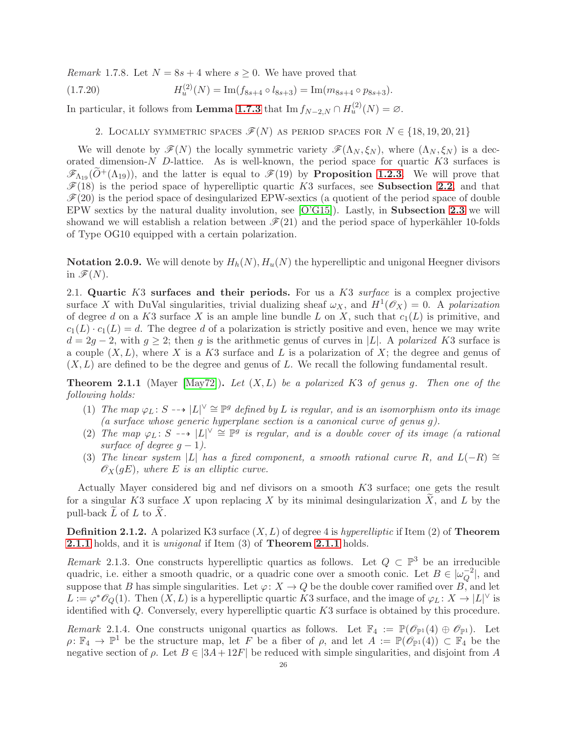*Remark* 1.7.8. Let $N = 8s + 4$ where $s \geq 0$. We have proved that

$$H_u^{(2)}(N) = \operatorname{Im}(f_{8s+4} \circ l_{8s+3}) = \operatorname{Im}(m_{8s+4} \circ p_{8s+3}). \tag{1.7.20}$$

In particular, it follows from **Lemma 1.7.3** that $\operatorname{Im} f_{N-2,N} \cap H_u^{(2)}(N) = \varnothing$.

## 2. Locally symmetric spaces $\mathscr{F}(N)$ as period spaces for $N \in \{18, 19, 20, 21\}$

We will denote by $\mathscr{F}(N)$ the locally symmetric variety $\mathscr{F}(\Lambda_N, \xi_N)$, where $(\Lambda_N, \xi_N)$ is a decorated dimension-$N$ $D$-lattice. As is well-known, the period space for quartic $K3$ surfaces is $\mathscr{F}_{\Lambda_{19}}(\widetilde{O}^+(\Lambda_{19}))$, and the latter is equal to $\mathscr{F}(19)$ by **Proposition 1.2.3**. We will prove that $\mathscr{F}(18)$ is the period space of hyperelliptic quartic $K3$ surfaces, see **Subsection 2.2**, and that $\mathscr{F}(20)$ is the period space of desingularized EPW-sextics (a quotient of the period space of double EPW sextics by the natural duality involution, see [O'G15]). Lastly, in **Subsection 2.3** we will showand we will establish a relation between $\mathscr{F}(21)$ and the period space of hyperkähler 10-folds of Type OG10 equipped with a certain polarization.

**Notation 2.0.9.** We will denote by $H_h(N), H_u(N)$ the hyperelliptic and unigonal Heegner divisors in $\mathscr{F}(N)$.

### 2.1. Quartic $K3$ surfaces and their periods.

For us a $K3$ *surface* is a complex projective surface $X$ with DuVal singularities, trivial dualizing sheaf $\omega_X$, and $H^1(\mathscr{O}_X) = 0$. A *polarization* of degree $d$ on a $K3$ surface $X$ is an ample line bundle $L$ on $X$, such that $c_1(L)$ is primitive, and $c_1(L) \cdot c_1(L) = d$. The degree $d$ of a polarization is strictly positive and even, hence we may write $d = 2g - 2$, with $g \geq 2$; then $g$ is the arithmetic genus of curves in $|L|$. A *polarized* $K3$ surface is a couple $(X, L)$, where $X$ is a $K3$ surface and $L$ is a polarization of $X$; the degree and genus of $(X, L)$ are defined to be the degree and genus of $L$. We recall the following fundamental result.

**Theorem 2.1.1** (Mayer [May72])**.** *Let $(X, L)$ be a polarized $K3$ of genus $g$. Then one of the following holds:*

1. *The map $\varphi_L \colon S \dashrightarrow |L|^\vee \cong \mathbb{P}^g$ defined by $L$ is regular, and is an isomorphism onto its image (a surface whose generic hyperplane section is a canonical curve of genus $g$).*
2. *The map $\varphi_L \colon S \dashrightarrow |L|^\vee \cong \mathbb{P}^g$ is regular, and is a double cover of its image (a rational surface of degree $g - 1$).*
3. *The linear system $|L|$ has a fixed component, a smooth rational curve $R$, and $L(-R) \cong \mathscr{O}_X(gE)$, where $E$ is an elliptic curve.*

Actually Mayer considered big and nef divisors on a smooth $K3$ surface; one gets the result for a singular $K3$ surface $X$ upon replacing $X$ by its minimal desingularization $\widetilde{X}$, and $L$ by the pull-back $\widetilde{L}$ of $L$ to $\widetilde{X}$.

**Definition 2.1.2.** A polarized K3 surface $(X, L)$ of degree 4 is *hyperelliptic* if Item (2) of **Theorem 2.1.1** holds, and it is *unigonal* if Item (3) of **Theorem 2.1.1** holds.

*Remark* 2.1.3. One constructs hyperelliptic quartics as follows. Let $Q \subset \mathbb{P}^3$ be an irreducible quadric, i.e. either a smooth quadric, or a quadric cone over a smooth conic. Let $B \in |\omega_Q^{-2}|$, and suppose that $B$ has simple singularities. Let $\varphi \colon X \to Q$ be the double cover ramified over $B$, and let $L := \varphi^* \mathscr{O}_Q(1)$. Then $(X, L)$ is a hyperelliptic quartic $K3$ surface, and the image of $\varphi_L \colon X \to |L|^\vee$ is identified with $Q$. Conversely, every hyperelliptic quartic $K3$ surface is obtained by this procedure.

*Remark* 2.1.4. One constructs unigonal quartics as follows. Let $\mathbb{F}_4 := \mathbb{P}(\mathscr{O}_{\mathbb{P}^1}(4) \oplus \mathscr{O}_{\mathbb{P}^1})$. Let $\rho \colon \mathbb{F}_4 \to \mathbb{P}^1$ be the structure map, let $F$ be a fiber of $\rho$, and let $A := \mathbb{P}(\mathscr{O}_{\mathbb{P}^1}(4)) \subset \mathbb{F}_4$ be the negative section of $\rho$. Let $B \in |3A + 12F|$ be reduced with simple singularities, and disjoint from $A$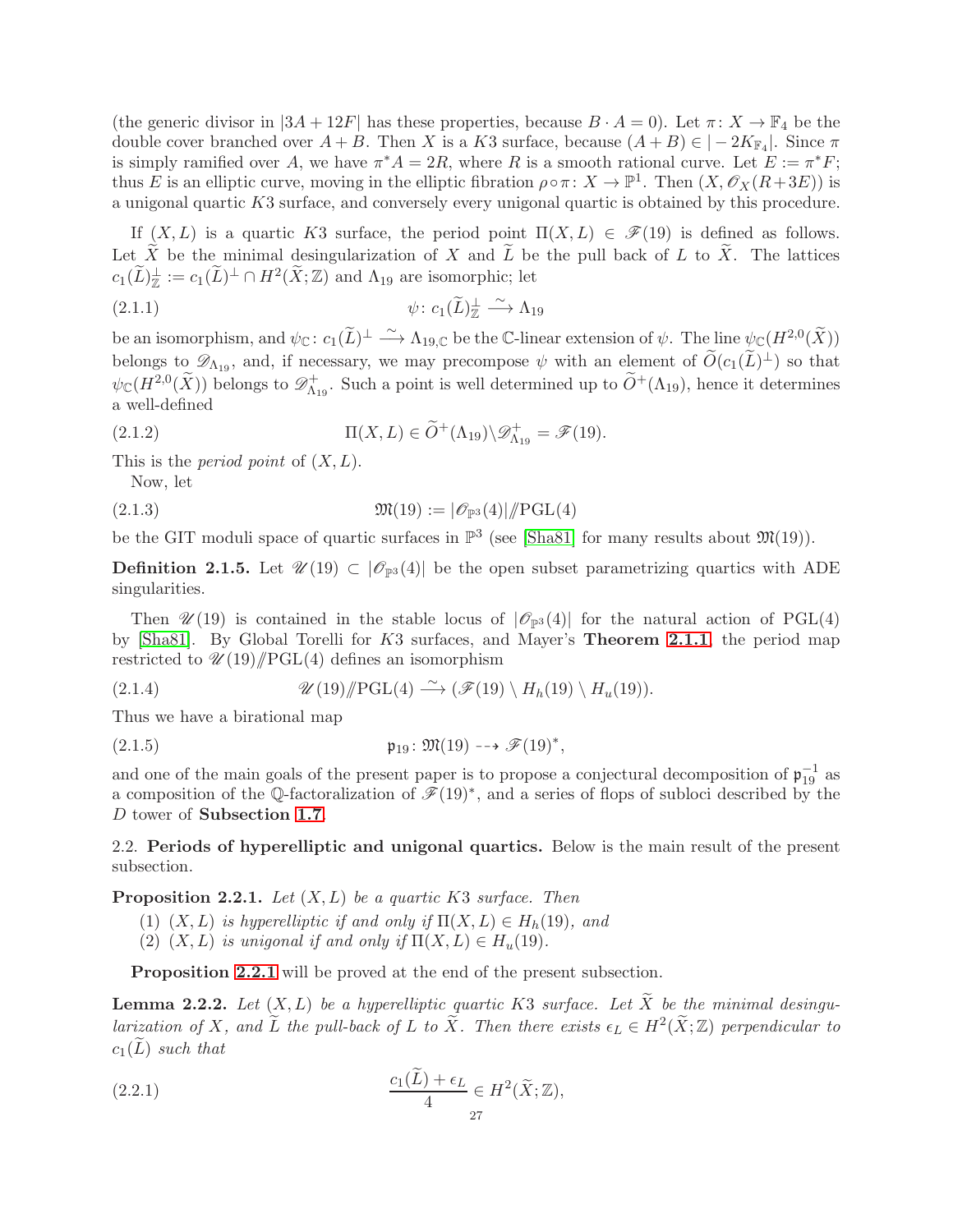(the generic divisor in $|3A+12F|$ has these properties, because $B \cdot A = 0$). Let $\pi\colon X \to \mathbb{F}_4$ be the double cover branched over $A+B$. Then $X$ is a $K3$ surface, because $(A+B) \in |-2K_{\mathbb{F}_4}|$. Since $\pi$ is simply ramified over $A$, we have $\pi^* A = 2R$, where $R$ is a smooth rational curve. Let $E := \pi^* F$; thus $E$ is an elliptic curve, moving in the elliptic fibration $\rho \circ \pi\colon X \to \mathbb{P}^1$. Then $(X, \mathscr{O}_X(R+3E))$ is a unigonal quartic $K3$ surface, and conversely every unigonal quartic is obtained by this procedure.

If $(X,L)$ is a quartic $K3$ surface, the period point $\Pi(X,L) \in \mathscr{F}(19)$ is defined as follows. Let $\widetilde{X}$ be the minimal desingularization of $X$ and $\widetilde{L}$ be the pull back of $L$ to $\widetilde{X}$. The lattices $c_1(\widetilde{L})^{\perp}_{\mathbb{Z}} := c_1(\widetilde{L})^{\perp} \cap H^2(\widetilde{X};\mathbb{Z})$ and $\Lambda_{19}$ are isomorphic; let

$$\psi\colon c_1(\widetilde{L})^{\perp}_{\mathbb{Z}} \xrightarrow{\sim} \Lambda_{19} \tag{2.1.1}$$

be an isomorphism, and $\psi_{\mathbb{C}}\colon c_1(\widetilde{L})^{\perp} \xrightarrow{\sim} \Lambda_{19,\mathbb{C}}$ be the $\mathbb{C}$-linear extension of $\psi$. The line $\psi_{\mathbb{C}}(H^{2,0}(\widetilde{X}))$ belongs to $\mathscr{D}_{\Lambda_{19}}$, and, if necessary, we may precompose $\psi$ with an element of $\widetilde{O}(c_1(\widetilde{L})^{\perp})$ so that $\psi_{\mathbb{C}}(H^{2,0}(\widetilde{X}))$ belongs to $\mathscr{D}^+_{\Lambda_{19}}$. Such a point is well determined up to $\widetilde{O}^+(\Lambda_{19})$, hence it determines a well-defined

$$\Pi(X,L) \in \widetilde{O}^+(\Lambda_{19}) \backslash \mathscr{D}^+_{\Lambda_{19}} = \mathscr{F}(19). \tag{2.1.2}$$

This is the *period point* of $(X,L)$.

Now, let

$$\mathfrak{M}(19) := |\mathscr{O}_{\mathbb{P}^3}(4)| /\!\!/ \mathrm{PGL}(4) \tag{2.1.3}$$

be the GIT moduli space of quartic surfaces in $\mathbb{P}^3$ (see [Sha81] for many results about $\mathfrak{M}(19)$).

**Definition 2.1.5.** Let $\mathscr{U}(19) \subset |\mathscr{O}_{\mathbb{P}^3}(4)|$ be the open subset parametrizing quartics with ADE singularities.

Then $\mathscr{U}(19)$ is contained in the stable locus of $|\mathscr{O}_{\mathbb{P}^3}(4)|$ for the natural action of PGL(4) by [Sha81]. By Global Torelli for $K3$ surfaces, and Mayer's **Theorem 2.1.1**, the period map restricted to $\mathscr{U}(19)/\!\!/\mathrm{PGL}(4)$ defines an isomorphism

$$\mathscr{U}(19)/\!\!/\mathrm{PGL}(4) \xrightarrow{\sim} (\mathscr{F}(19) \setminus H_h(19) \setminus H_u(19)). \tag{2.1.4}$$

Thus we have a birational map

$$\mathfrak{p}_{19}\colon \mathfrak{M}(19) \dashrightarrow \mathscr{F}(19)^*, \tag{2.1.5}$$

and one of the main goals of the present paper is to propose a conjectural decomposition of $\mathfrak{p}_{19}^{-1}$ as a composition of the $\mathbb{Q}$-factoralization of $\mathscr{F}(19)^*$, and a series of flops of subloci described by the $D$ tower of **Subsection 1.7**.

## 2.2. Periods of hyperelliptic and unigonal quartics.

Below is the main result of the present subsection.

**Proposition 2.2.1.** *Let $(X,L)$ be a quartic $K3$ surface. Then*

1. *$(X,L)$ is hyperelliptic if and only if $\Pi(X,L) \in H_h(19)$, and*
2. *$(X,L)$ is unigonal if and only if $\Pi(X,L) \in H_u(19)$.*

**Proposition 2.2.1** will be proved at the end of the present subsection.

**Lemma 2.2.2.** *Let $(X,L)$ be a hyperelliptic quartic $K3$ surface. Let $\widetilde{X}$ be the minimal desingularization of $X$, and $\widetilde{L}$ the pull-back of $L$ to $\widetilde{X}$. Then there exists $\epsilon_L \in H^2(\widetilde{X};\mathbb{Z})$ perpendicular to $c_1(\widetilde{L})$ such that*

$$\frac{c_1(\widetilde{L}) + \epsilon_L}{4} \in H^2(\widetilde{X};\mathbb{Z}), \tag{2.2.1}$$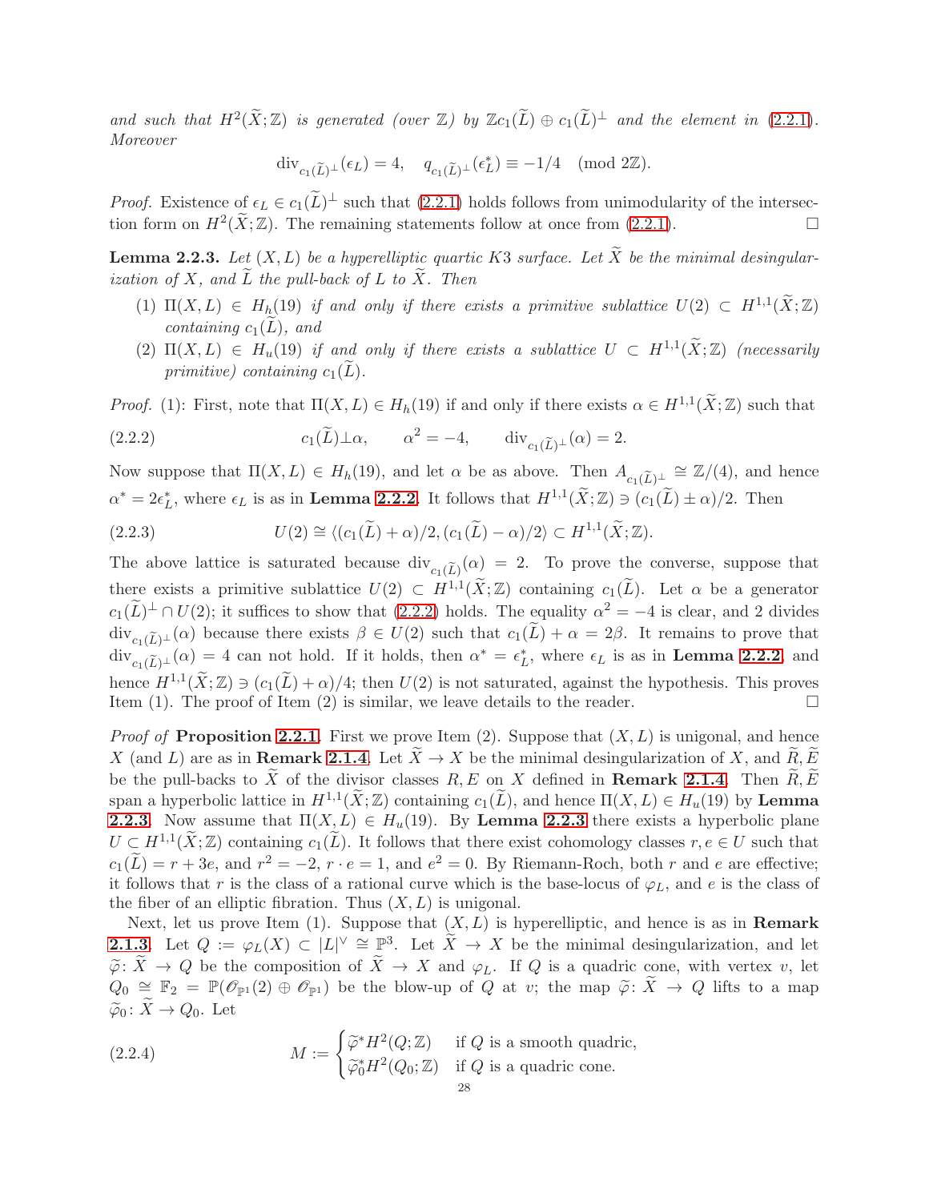*and such that $H^2(\widetilde{X};\mathbb{Z})$ is generated (over $\mathbb{Z}$) by $\mathbb{Z}c_1(\widetilde{L}) \oplus c_1(\widetilde{L})^\perp$ and the element in* (2.2.1)*. Moreover*

$$\operatorname{div}_{c_1(\widetilde{L})^\perp}(\epsilon_L) = 4, \quad q_{c_1(\widetilde{L})^\perp}(\epsilon_L^*) \equiv -1/4 \pmod{2\mathbb{Z}}.$$

*Proof.* Existence of $\epsilon_L \in c_1(\widetilde{L})^\perp$ such that (2.2.1) holds follows from unimodularity of the intersection form on $H^2(\widetilde{X};\mathbb{Z})$. The remaining statements follow at once from (2.2.1). □

**Lemma 2.2.3.** *Let $(X,L)$ be a hyperelliptic quartic K3 surface. Let $\widetilde{X}$ be the minimal desingularization of $X$, and $\widetilde{L}$ the pull-back of $L$ to $\widetilde{X}$. Then*

1. *$\Pi(X,L) \in H_h(19)$ if and only if there exists a primitive sublattice $U(2) \subset H^{1,1}(\widetilde{X};\mathbb{Z})$ containing $c_1(\widetilde{L})$, and*
2. *$\Pi(X,L) \in H_u(19)$ if and only if there exists a sublattice $U \subset H^{1,1}(\widetilde{X};\mathbb{Z})$ (necessarily primitive) containing $c_1(\widetilde{L})$.*

*Proof.* (1): First, note that $\Pi(X,L) \in H_h(19)$ if and only if there exists $\alpha \in H^{1,1}(\widetilde{X};\mathbb{Z})$ such that

$$c_1(\widetilde{L}) \bot \alpha, \qquad \alpha^2 = -4, \qquad \operatorname{div}_{c_1(\widetilde{L})^\perp}(\alpha) = 2. \tag{2.2.2}$$

Now suppose that $\Pi(X,L) \in H_h(19)$, and let $\alpha$ be as above. Then $A_{c_1(\widetilde{L})^\perp} \cong \mathbb{Z}/(4)$, and hence $\alpha^* = 2\epsilon_L^*$, where $\epsilon_L$ is as in **Lemma 2.2.2**. It follows that $H^{1,1}(\widetilde{X};\mathbb{Z}) \ni (c_1(\widetilde{L}) \pm \alpha)/2$. Then

$$U(2) \cong \langle (c_1(\widetilde{L}) + \alpha)/2, (c_1(\widetilde{L}) - \alpha)/2 \rangle \subset H^{1,1}(\widetilde{X};\mathbb{Z}). \tag{2.2.3}$$

The above lattice is saturated because $\operatorname{div}_{c_1(\widetilde{L})}(\alpha) = 2$. To prove the converse, suppose that there exists a primitive sublattice $U(2) \subset H^{1,1}(\widetilde{X};\mathbb{Z})$ containing $c_1(\widetilde{L})$. Let $\alpha$ be a generator $c_1(\widetilde{L})^\perp \cap U(2)$; it suffices to show that (2.2.2) holds. The equality $\alpha^2 = -4$ is clear, and 2 divides $\operatorname{div}_{c_1(\widetilde{L})^\perp}(\alpha)$ because there exists $\beta \in U(2)$ such that $c_1(\widetilde{L}) + \alpha = 2\beta$. It remains to prove that $\operatorname{div}_{c_1(\widetilde{L})^\perp}(\alpha) = 4$ can not hold. If it holds, then $\alpha^* = \epsilon_L^*$, where $\epsilon_L$ is as in **Lemma 2.2.2** and hence $H^{1,1}(\widetilde{X};\mathbb{Z}) \ni (c_1(\widetilde{L}) + \alpha)/4$; then $U(2)$ is not saturated, against the hypothesis. This proves Item (1). The proof of Item (2) is similar, we leave details to the reader. □

*Proof of* **Proposition 2.2.1**. First we prove Item (2). Suppose that $(X,L)$ is unigonal, and hence $X$ (and $L$) are as in **Remark 2.1.4**. Let $\widetilde{X} \to X$ be the minimal desingularization of $X$, and $\widetilde{R}, \widetilde{E}$ be the pull-backs to $\widetilde{X}$ of the divisor classes $R, E$ on $X$ defined in **Remark 2.1.4**. Then $\widetilde{R}, \widetilde{E}$ span a hyperbolic lattice in $H^{1,1}(\widetilde{X};\mathbb{Z})$ containing $c_1(\widetilde{L})$, and hence $\Pi(X,L) \in H_u(19)$ by **Lemma 2.2.3**. Now assume that $\Pi(X,L) \in H_u(19)$. By **Lemma 2.2.3** there exists a hyperbolic plane $U \subset H^{1,1}(\widetilde{X};\mathbb{Z})$ containing $c_1(\widetilde{L})$. It follows that there exist cohomology classes $r, e \in U$ such that $c_1(\widetilde{L}) = r + 3e$, and $r^2 = -2$, $r \cdot e = 1$, and $e^2 = 0$. By Riemann-Roch, both $r$ and $e$ are effective; it follows that $r$ is the class of a rational curve which is the base-locus of $\varphi_L$, and $e$ is the class of the fiber of an elliptic fibration. Thus $(X,L)$ is unigonal.

Next, let us prove Item (1). Suppose that $(X,L)$ is hyperelliptic, and hence is as in **Remark 2.1.3**. Let $Q := \varphi_L(X) \subset |L|^\vee \cong \mathbb{P}^3$. Let $\widetilde{X} \to X$ be the minimal desingularization, and let $\widetilde{\varphi}\colon \widetilde{X} \to Q$ be the composition of $\widetilde{X} \to X$ and $\varphi_L$. If $Q$ is a quadric cone, with vertex $v$, let $Q_0 \cong \mathbb{F}_2 = \mathbb{P}(\mathscr{O}_{\mathbb{P}^1}(2) \oplus \mathscr{O}_{\mathbb{P}^1})$ be the blow-up of $Q$ at $v$; the map $\widetilde{\varphi}\colon \widetilde{X} \to Q$ lifts to a map $\widetilde{\varphi}_0\colon \widetilde{X} \to Q_0$. Let

$$M := \begin{cases} \widetilde{\varphi}^* H^2(Q;\mathbb{Z}) & \text{if } Q \text{ is a smooth quadric,} \\ \widetilde{\varphi}_0^* H^2(Q_0;\mathbb{Z}) & \text{if } Q \text{ is a quadric cone.} \end{cases} \tag{2.2.4}$$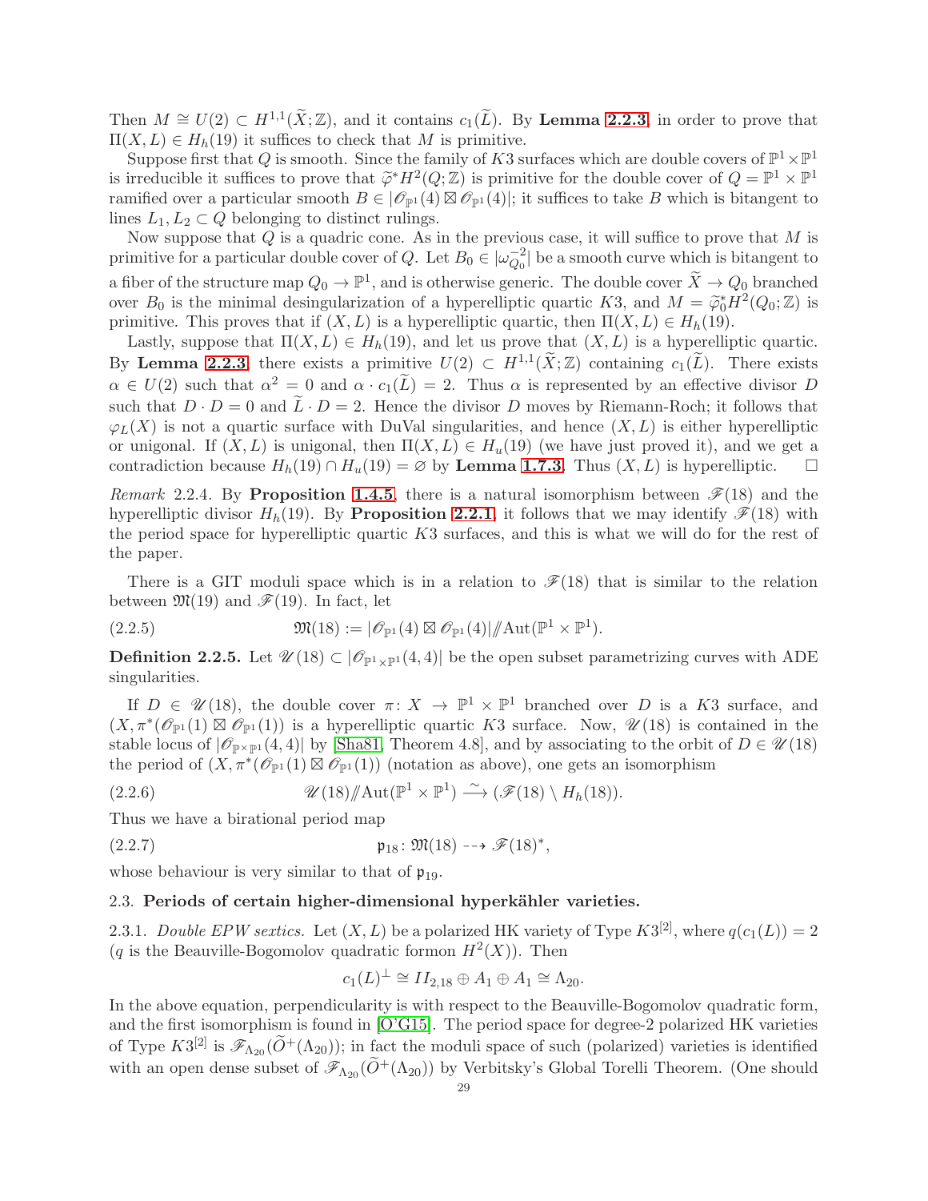Then $M \cong U(2) \subset H^{1,1}(\widetilde{X};\mathbb{Z})$, and it contains $c_1(\widetilde{L})$. By **Lemma 2.2.3**, in order to prove that $\Pi(X,L) \in H_h(19)$ it suffices to check that $M$ is primitive.

Suppose first that $Q$ is smooth. Since the family of $K3$ surfaces which are double covers of $\mathbb{P}^1 \times \mathbb{P}^1$ is irreducible it suffices to prove that $\widetilde{\varphi}^* H^2(Q;\mathbb{Z})$ is primitive for the double cover of $Q = \mathbb{P}^1 \times \mathbb{P}^1$ ramified over a particular smooth $B \in |\mathscr{O}_{\mathbb{P}^1}(4) \boxtimes \mathscr{O}_{\mathbb{P}^1}(4)|$; it suffices to take $B$ which is bitangent to lines $L_1, L_2 \subset Q$ belonging to distinct rulings.

Now suppose that $Q$ is a quadric cone. As in the previous case, it will suffice to prove that $M$ is primitive for a particular double cover of $Q$. Let $B_0 \in |\omega_{Q_0}^{-2}|$ be a smooth curve which is bitangent to a fiber of the structure map $Q_0 \to \mathbb{P}^1$, and is otherwise generic. The double cover $\widetilde{X} \to Q_0$ branched over $B_0$ is the minimal desingularization of a hyperelliptic quartic $K3$, and $M = \widetilde{\varphi}_0^* H^2(Q_0;\mathbb{Z})$ is primitive. This proves that if $(X,L)$ is a hyperelliptic quartic, then $\Pi(X,L) \in H_h(19)$.

Lastly, suppose that $\Pi(X,L) \in H_h(19)$, and let us prove that $(X,L)$ is a hyperelliptic quartic. By **Lemma 2.2.3**, there exists a primitive $U(2) \subset H^{1,1}(\widetilde{X};\mathbb{Z})$ containing $c_1(\widetilde{L})$. There exists $\alpha \in U(2)$ such that $\alpha^2 = 0$ and $\alpha \cdot c_1(\widetilde{L}) = 2$. Thus $\alpha$ is represented by an effective divisor $D$ such that $D \cdot D = 0$ and $\widetilde{L} \cdot D = 2$. Hence the divisor $D$ moves by Riemann-Roch; it follows that $\varphi_L(X)$ is not a quartic surface with DuVal singularities, and hence $(X,L)$ is either hyperelliptic or unigonal. If $(X,L)$ is unigonal, then $\Pi(X,L) \in H_u(19)$ (we have just proved it), and we get a contradiction because $H_h(19) \cap H_u(19) = \varnothing$ by **Lemma 1.7.3**. Thus $(X,L)$ is hyperelliptic. $\square$

*Remark* 2.2.4. By **Proposition 1.4.5**, there is a natural isomorphism between $\mathscr{F}(18)$ and the hyperelliptic divisor $H_h(19)$. By **Proposition 2.2.1**, it follows that we may identify $\mathscr{F}(18)$ with the period space for hyperelliptic quartic $K3$ surfaces, and this is what we will do for the rest of the paper.

There is a GIT moduli space which is in a relation to $\mathscr{F}(18)$ that is similar to the relation between $\mathfrak{M}(19)$ and $\mathscr{F}(19)$. In fact, let

$$\mathfrak{M}(18) := |\mathscr{O}_{\mathbb{P}^1}(4) \boxtimes \mathscr{O}_{\mathbb{P}^1}(4)| /\!\!/ \mathrm{Aut}(\mathbb{P}^1 \times \mathbb{P}^1). \tag{2.2.5}$$

**Definition 2.2.5.** Let $\mathscr{U}(18) \subset |\mathscr{O}_{\mathbb{P}^1 \times \mathbb{P}^1}(4,4)|$ be the open subset parametrizing curves with ADE singularities.

If $D \in \mathscr{U}(18)$, the double cover $\pi \colon X \to \mathbb{P}^1 \times \mathbb{P}^1$ branched over $D$ is a $K3$ surface, and $(X, \pi^*(\mathscr{O}_{\mathbb{P}^1}(1) \boxtimes \mathscr{O}_{\mathbb{P}^1}(1))$ is a hyperelliptic quartic $K3$ surface. Now, $\mathscr{U}(18)$ is contained in the stable locus of $|\mathscr{O}_{\mathbb{P} \times \mathbb{P}^1}(4,4)|$ by [Sha81, Theorem 4.8], and by associating to the orbit of $D \in \mathscr{U}(18)$ the period of $(X, \pi^*(\mathscr{O}_{\mathbb{P}^1}(1) \boxtimes \mathscr{O}_{\mathbb{P}^1}(1))$ (notation as above), one gets an isomorphism

$$\mathscr{U}(18) /\!\!/ \mathrm{Aut}(\mathbb{P}^1 \times \mathbb{P}^1) \xrightarrow{\sim} (\mathscr{F}(18) \setminus H_h(18)). \tag{2.2.6}$$

Thus we have a birational period map

$$\mathfrak{p}_{18} \colon \mathfrak{M}(18) \dashrightarrow \mathscr{F}(18)^*, \tag{2.2.7}$$

whose behaviour is very similar to that of $\mathfrak{p}_{19}$.

### 2.3. Periods of certain higher-dimensional hyperkähler varieties.

2.3.1. *Double EPW sextics.* Let $(X,L)$ be a polarized HK variety of Type $K3^{[2]}$, where $q(c_1(L)) = 2$ ($q$ is the Beauville-Bogomolov quadratic formon $H^2(X)$). Then

$$c_1(L)^{\perp} \cong II_{2,18} \oplus A_1 \oplus A_1 \cong \Lambda_{20}.$$

In the above equation, perpendicularity is with respect to the Beauville-Bogomolov quadratic form, and the first isomorphism is found in [O'G15]. The period space for degree-2 polarized HK varieties of Type $K3^{[2]}$ is $\mathscr{F}_{\Lambda_{20}}(\widetilde{O}^+(\Lambda_{20}))$; in fact the moduli space of such (polarized) varieties is identified with an open dense subset of $\mathscr{F}_{\Lambda_{20}}(\widetilde{O}^+(\Lambda_{20}))$ by Verbitsky's Global Torelli Theorem. (One should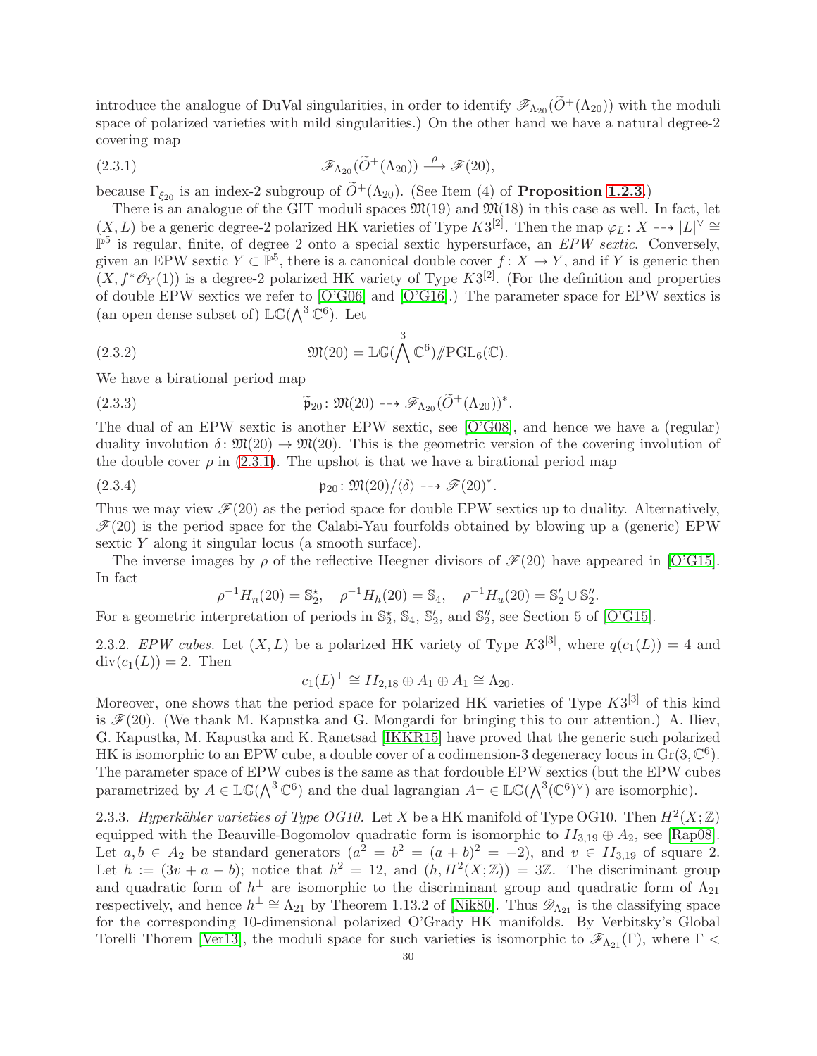introduce the analogue of DuVal singularities, in order to identify $\mathscr{F}_{\Lambda_{20}}(\widetilde{O}^+(\Lambda_{20}))$ with the moduli space of polarized varieties with mild singularities.) On the other hand we have a natural degree-2 covering map

$$\mathscr{F}_{\Lambda_{20}}(\widetilde{O}^+(\Lambda_{20})) \xrightarrow{\ \rho\ } \mathscr{F}(20), \tag{2.3.1}$$

because $\Gamma_{\xi_{20}}$ is an index-2 subgroup of $\widetilde{O}^+(\Lambda_{20})$. (See Item (4) of **Proposition 1.2.3**.)

There is an analogue of the GIT moduli spaces $\mathfrak{M}(19)$ and $\mathfrak{M}(18)$ in this case as well. In fact, let $(X, L)$ be a generic degree-2 polarized HK varieties of Type $K3^{[2]}$. Then the map $\varphi_L \colon X \dashrightarrow |L|^\vee \cong \mathbb{P}^5$ is regular, finite, of degree 2 onto a special sextic hypersurface, an *EPW sextic*. Conversely, given an EPW sextic $Y \subset \mathbb{P}^5$, there is a canonical double cover $f \colon X \to Y$, and if $Y$ is generic then $(X, f^*\mathscr{O}_Y(1))$ is a degree-2 polarized HK variety of Type $K3^{[2]}$. (For the definition and properties of double EPW sextics we refer to [O'G06] and [O'G16].) The parameter space for EPW sextics is (an open dense subset of) $\mathbb{LG}(\bigwedge^3 \mathbb{C}^6)$. Let

$$\mathfrak{M}(20) = \mathbb{LG}(\bigwedge^3 \mathbb{C}^6) /\!\!/ \mathrm{PGL}_6(\mathbb{C}). \tag{2.3.2}$$

We have a birational period map

$$\widetilde{\mathfrak{p}}_{20} \colon \mathfrak{M}(20) \dashrightarrow \mathscr{F}_{\Lambda_{20}}(\widetilde{O}^+(\Lambda_{20}))^*. \tag{2.3.3}$$

The dual of an EPW sextic is another EPW sextic, see [O'G08], and hence we have a (regular) duality involution $\delta \colon \mathfrak{M}(20) \to \mathfrak{M}(20)$. This is the geometric version of the covering involution of the double cover $\rho$ in (2.3.1). The upshot is that we have a birational period map

$$\mathfrak{p}_{20} \colon \mathfrak{M}(20)/\langle \delta \rangle \dashrightarrow \mathscr{F}(20)^*. \tag{2.3.4}$$

Thus we may view $\mathscr{F}(20)$ as the period space for double EPW sextics up to duality. Alternatively, $\mathscr{F}(20)$ is the period space for the Calabi-Yau fourfolds obtained by blowing up a (generic) EPW sextic $Y$ along it singular locus (a smooth surface).

The inverse images by $\rho$ of the reflective Heegner divisors of $\mathscr{F}(20)$ have appeared in [O'G15]. In fact

$$\rho^{-1} H_n(20) = \mathbb{S}_2^\star, \quad \rho^{-1} H_h(20) = \mathbb{S}_4, \quad \rho^{-1} H_u(20) = \mathbb{S}_2' \cup \mathbb{S}_2''.$$

For a geometric interpretation of periods in $\mathbb{S}_2^\star$, $\mathbb{S}_4$, $\mathbb{S}_2'$, and $\mathbb{S}_2''$, see Section 5 of [O'G15].

2.3.2. *EPW cubes.* Let $(X, L)$ be a polarized HK variety of Type $K3^{[3]}$, where $q(c_1(L)) = 4$ and $\mathrm{div}(c_1(L)) = 2$. Then

$$c_1(L)^\perp \cong II_{2,18} \oplus A_1 \oplus A_1 \cong \Lambda_{20}.$$

Moreover, one shows that the period space for polarized HK varieties of Type $K3^{[3]}$ of this kind is $\mathscr{F}(20)$. (We thank M. Kapustka and G. Mongardi for bringing this to our attention.) A. Iliev, G. Kapustka, M. Kapustka and K. Ranetsad [IKKR15] have proved that the generic such polarized HK is isomorphic to an EPW cube, a double cover of a codimension-3 degeneracy locus in $\mathrm{Gr}(3, \mathbb{C}^6)$. The parameter space of EPW cubes is the same as that fordouble EPW sextics (but the EPW cubes parametrized by $A \in \mathbb{LG}(\bigwedge^3 \mathbb{C}^6)$ and the dual lagrangian $A^\perp \in \mathbb{LG}(\bigwedge^3 (\mathbb{C}^6)^\vee)$ are isomorphic).

2.3.3. *Hyperkähler varieties of Type OG10.* Let $X$ be a HK manifold of Type OG10. Then $H^2(X; \mathbb{Z})$ equipped with the Beauville-Bogomolov quadratic form is isomorphic to $II_{3,19} \oplus A_2$, see [Rap08]. Let $a, b \in A_2$ be standard generators ($a^2 = b^2 = (a+b)^2 = -2$), and $v \in II_{3,19}$ of square 2. Let $h := (3v + a - b)$; notice that $h^2 = 12$, and $(h, H^2(X; \mathbb{Z})) = 3\mathbb{Z}$. The discriminant group and quadratic form of $h^\perp$ are isomorphic to the discriminant group and quadratic form of $\Lambda_{21}$ respectively, and hence $h^\perp \cong \Lambda_{21}$ by Theorem 1.13.2 of [Nik80]. Thus $\mathscr{D}_{\Lambda_{21}}$ is the classifying space for the corresponding 10-dimensional polarized O'Grady HK manifolds. By Verbitsky's Global Torelli Thorem [Ver13], the moduli space for such varieties is isomorphic to $\mathscr{F}_{\Lambda_{21}}(\Gamma)$, where $\Gamma <$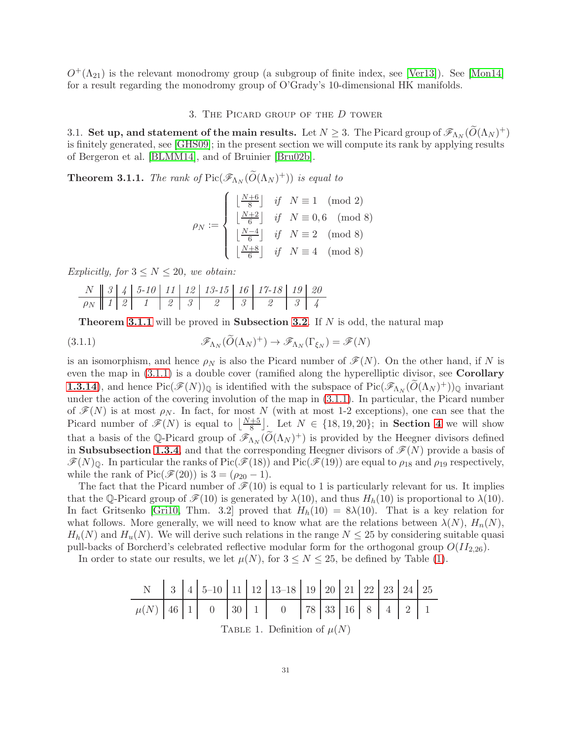$O^+(\Lambda_{21})$ is the relevant monodromy group (a subgroup of finite index, see [Ver13]). See [Mon14] for a result regarding the monodromy group of O'Grady's 10-dimensional HK manifolds.

## 3. The Picard group of the $D$ tower

**3.1. Set up, and statement of the main results.** Let $N \geq 3$. The Picard group of $\mathscr{F}_{\Lambda_N}(\widetilde{O}(\Lambda_N)^+)$ is finitely generated, see [GHS09]; in the present section we will compute its rank by applying results of Bergeron et al. [BLMM14], and of Bruinier [Bru02b].

**Theorem 3.1.1.** *The rank of* $\operatorname{Pic}(\mathscr{F}_{\Lambda_N}(\widetilde{O}(\Lambda_N)^+))$ *is equal to*

$$\rho_N := \begin{cases} \lfloor \frac{N+6}{8} \rfloor & \text{if} \quad N \equiv 1 \pmod 2 \\ \lfloor \frac{N+2}{6} \rfloor & \text{if} \quad N \equiv 0, 6 \pmod 8 \\ \lfloor \frac{N-4}{6} \rfloor & \text{if} \quad N \equiv 2 \pmod 8 \\ \lfloor \frac{N+8}{6} \rfloor & \text{if} \quad N \equiv 4 \pmod 8 \end{cases}$$

*Explicitly, for* $3 \leq N \leq 20$*, we obtain:*

| $N$ | 3 | 4 | 5-10 | 11 | 12 | 13-15 | 16 | 17-18 | 19 | 20 |
|---|---|---|---|---|---|---|---|---|---|---|
| $\rho_N$ | 1 | 2 | 1 | 2 | 3 | 2 | 3 | 2 | 3 | 4 |

**Theorem 3.1.1** will be proved in **Subsection 3.2**. If $N$ is odd, the natural map

$$\mathscr{F}_{\Lambda_N}(\widetilde{O}(\Lambda_N)^+) \to \mathscr{F}_{\Lambda_N}(\Gamma_{\xi_N}) = \mathscr{F}(N) \tag{3.1.1}$$

is an isomorphism, and hence $\rho_N$ is also the Picard number of $\mathscr{F}(N)$. On the other hand, if $N$ is even the map in (3.1.1) is a double cover (ramified along the hyperelliptic divisor, see **Corollary 1.3.14**), and hence $\operatorname{Pic}(\mathscr{F}(N))_{\mathbb{Q}}$ is identified with the subspace of $\operatorname{Pic}(\mathscr{F}_{\Lambda_N}(\widetilde{O}(\Lambda_N)^+))_{\mathbb{Q}}$ invariant under the action of the covering involution of the map in (3.1.1). In particular, the Picard number of $\mathscr{F}(N)$ is at most $\rho_N$. In fact, for most $N$ (with at most 1-2 exceptions), one can see that the Picard number of $\mathscr{F}(N)$ is equal to $\lfloor \frac{N+5}{8} \rfloor$. Let $N \in \{18, 19, 20\}$; in **Section 4** we will show that a basis of the $\mathbb{Q}$-Picard group of $\mathscr{F}_{\Lambda_N}(\widetilde{O}(\Lambda_N)^+)$ is provided by the Heegner divisors defined in **Subsubsection 1.3.4**, and that the corresponding Heegner divisors of $\mathscr{F}(N)$ provide a basis of $\mathscr{F}(N)_{\mathbb{Q}}$. In particular the ranks of $\operatorname{Pic}(\mathscr{F}(18))$ and $\operatorname{Pic}(\mathscr{F}(19))$ are equal to $\rho_{18}$ and $\rho_{19}$ respectively, while the rank of $\operatorname{Pic}(\mathscr{F}(20))$ is $3 = (\rho_{20} - 1)$.

The fact that the Picard number of $\mathscr{F}(10)$ is equal to 1 is particularly relevant for us. It implies that the $\mathbb{Q}$-Picard group of $\mathscr{F}(10)$ is generated by $\lambda(10)$, and thus $H_h(10)$ is proportional to $\lambda(10)$. In fact Gritsenko [Gri10, Thm. 3.2] proved that $H_h(10) = 8\lambda(10)$. That is a key relation for what follows. More generally, we will need to know what are the relations between $\lambda(N)$, $H_n(N)$, $H_h(N)$ and $H_u(N)$. We will derive such relations in the range $N \leq 25$ by considering suitable quasi pull-backs of Borcherd's celebrated reflective modular form for the orthogonal group $O(II_{2,26})$.

In order to state our results, we let $\mu(N)$, for $3 \leq N \leq 25$, be defined by Table (1).

| N | 3 | 4 | 5–10 | 11 | 12 | 13–18 | 19 | 20 | 21 | 22 | 23 | 24 | 25 |
|---|---|---|---|---|---|---|---|---|---|---|---|---|---|
| $\mu(N)$ | 46 | 1 | 0 | 30 | 1 | 0 | 78 | 33 | 16 | 8 | 4 | 2 | 1 |

Table 1. Definition of $\mu(N)$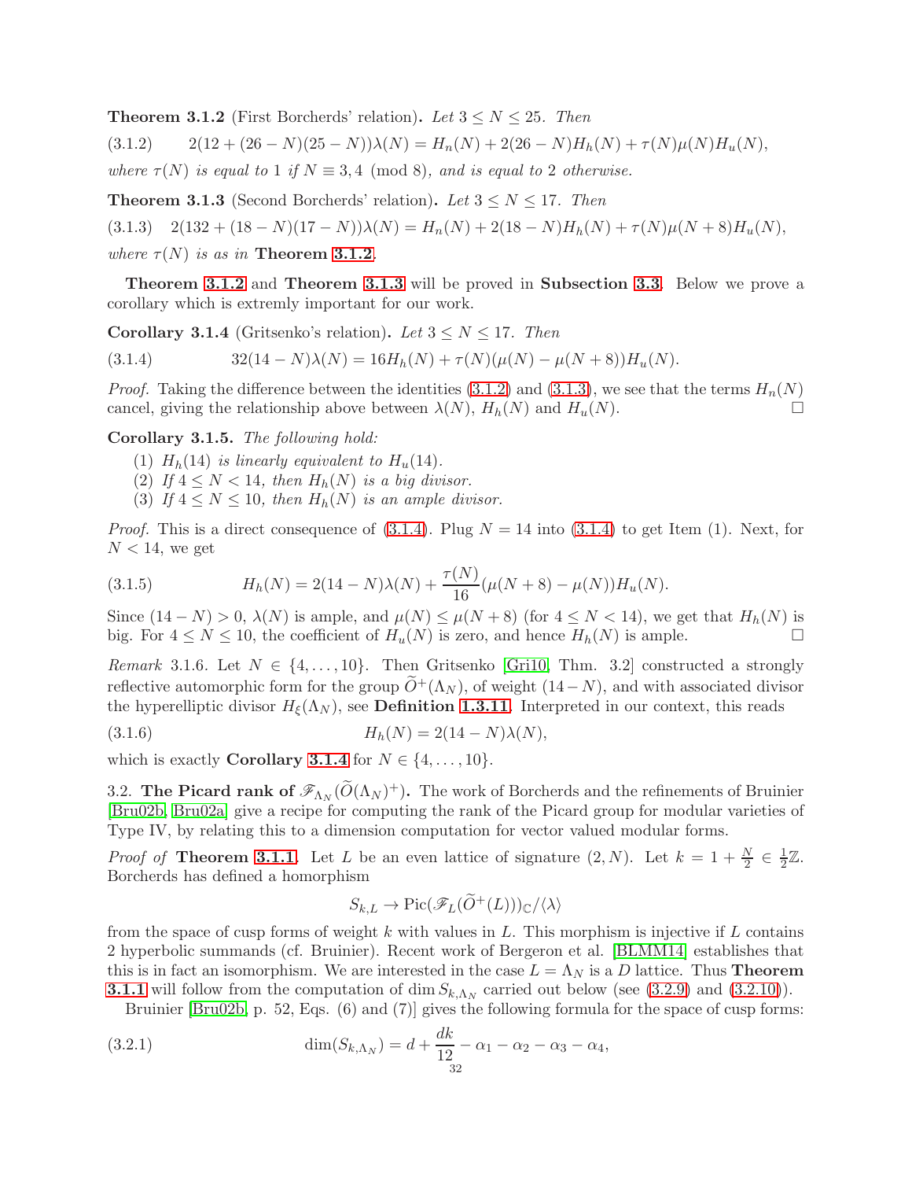**Theorem 3.1.2** (First Borcherds' relation)**.** *Let $3 \le N \le 25$. Then*

$$(3.1.2)\qquad 2(12+(26-N)(25-N))\lambda(N) = H_n(N) + 2(26-N)H_h(N) + \tau(N)\mu(N)H_u(N),$$

*where $\tau(N)$ is equal to 1 if $N \equiv 3,4 \pmod 8$, and is equal to 2 otherwise.*

**Theorem 3.1.3** (Second Borcherds' relation)**.** *Let $3 \le N \le 17$. Then*

$$(3.1.3)\qquad 2(132+(18-N)(17-N))\lambda(N) = H_n(N) + 2(18-N)H_h(N) + \tau(N)\mu(N+8)H_u(N),$$

*where $\tau(N)$ is as in* **Theorem 3.1.2***.*

**Theorem 3.1.2** and **Theorem 3.1.3** will be proved in **Subsection 3.3**. Below we prove a corollary which is extremly important for our work.

**Corollary 3.1.4** (Gritsenko's relation)**.** *Let $3 \le N \le 17$. Then*

$$(3.1.4)\qquad 32(14-N)\lambda(N) = 16H_h(N) + \tau(N)(\mu(N) - \mu(N+8))H_u(N).$$

*Proof.* Taking the difference between the identities (3.1.2) and (3.1.3), we see that the terms $H_n(N)$ cancel, giving the relationship above between $\lambda(N)$, $H_h(N)$ and $H_u(N)$. $\square$

**Corollary 3.1.5.** *The following hold:*

1. *$H_h(14)$ is linearly equivalent to $H_u(14)$.*
2. *If $4 \le N < 14$, then $H_h(N)$ is a big divisor.*
3. *If $4 \le N \le 10$, then $H_h(N)$ is an ample divisor.*

*Proof.* This is a direct consequence of (3.1.4). Plug $N = 14$ into (3.1.4) to get Item (1). Next, for $N < 14$, we get

$$(3.1.5)\qquad H_h(N) = 2(14-N)\lambda(N) + \frac{\tau(N)}{16}(\mu(N+8) - \mu(N))H_u(N).$$

Since $(14-N) > 0$, $\lambda(N)$ is ample, and $\mu(N) \le \mu(N+8)$ (for $4 \le N < 14$), we get that $H_h(N)$ is big. For $4 \le N \le 10$, the coefficient of $H_u(N)$ is zero, and hence $H_h(N)$ is ample. $\square$

*Remark* 3.1.6. Let $N \in \{4, \ldots, 10\}$. Then Gritsenko [Gri10, Thm. 3.2] constructed a strongly reflective automorphic form for the group $\widetilde{O}^+(\Lambda_N)$, of weight $(14-N)$, and with associated divisor the hyperelliptic divisor $H_\xi(\Lambda_N)$, see **Definition 1.3.11**. Interpreted in our context, this reads

$$(3.1.6)\qquad H_h(N) = 2(14-N)\lambda(N),$$

which is exactly **Corollary 3.1.4** for $N \in \{4, \ldots, 10\}$.

## 3.2. The Picard rank of $\mathscr{F}_{\Lambda_N}(\widetilde{O}(\Lambda_N)^+)$.

The work of Borcherds and the refinements of Bruinier [Bru02b, Bru02a] give a recipe for computing the rank of the Picard group for modular varieties of Type IV, by relating this to a dimension computation for vector valued modular forms.

*Proof of* **Theorem 3.1.1**. Let $L$ be an even lattice of signature $(2, N)$. Let $k = 1 + \frac{N}{2} \in \frac{1}{2}\mathbb{Z}$. Borcherds has defined a homorphism

$$S_{k,L} \to \mathrm{Pic}(\mathscr{F}_L(\widetilde{O}^+(L)))_{\mathbb{C}}/\langle\lambda\rangle$$

from the space of cusp forms of weight $k$ with values in $L$. This morphism is injective if $L$ contains 2 hyperbolic summands (cf. Bruinier). Recent work of Bergeron et al. [BLMM14] establishes that this is in fact an isomorphism. We are interested in the case $L = \Lambda_N$ is a $D$ lattice. Thus **Theorem 3.1.1** will follow from the computation of $\dim S_{k,\Lambda_N}$ carried out below (see (3.2.9) and (3.2.10)).

Bruinier [Bru02b, p. 52, Eqs. (6) and (7)] gives the following formula for the space of cusp forms:

$$(3.2.1)\qquad \dim(S_{k,\Lambda_N}) = d + \frac{dk}{12} - \alpha_1 - \alpha_2 - \alpha_3 - \alpha_4,$$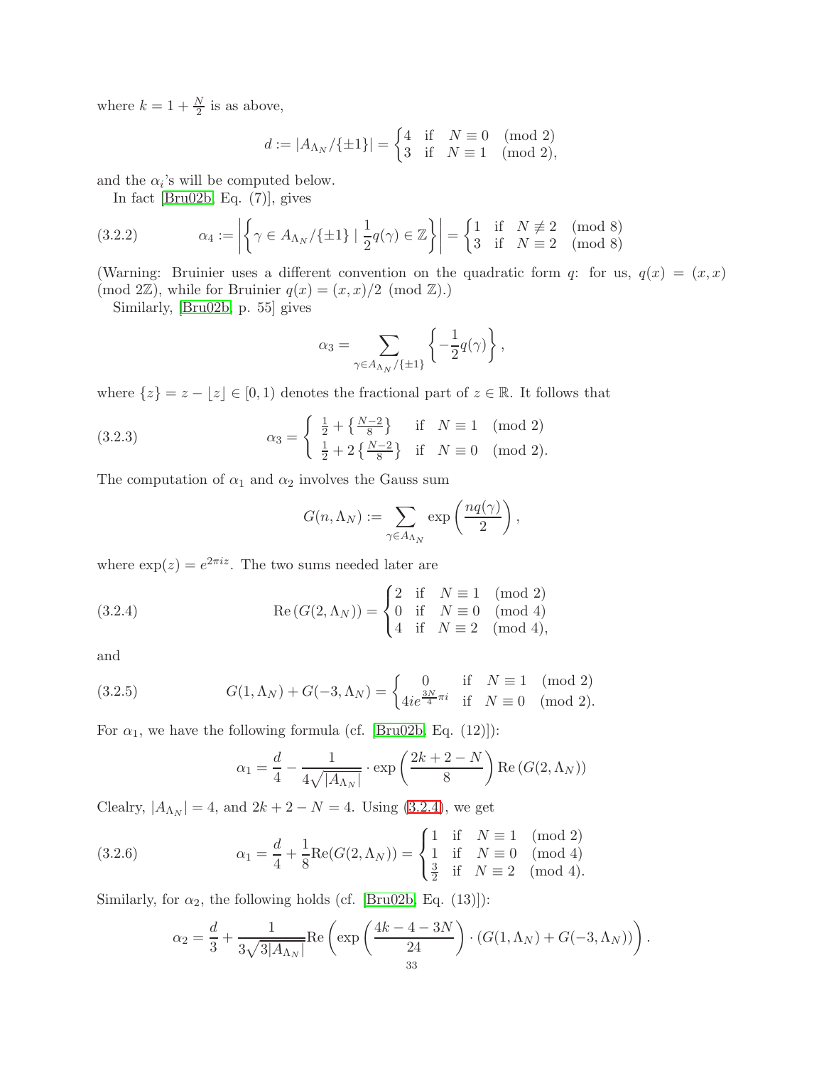where $k = 1 + \frac{N}{2}$ is as above,

$$d := |A_{\Lambda_N}/\{\pm 1\}| = \begin{cases} 4 & \text{if} \quad N \equiv 0 \pmod 2 \\ 3 & \text{if} \quad N \equiv 1 \pmod 2, \end{cases}$$

and the $\alpha_i$'s will be computed below.

In fact [Bru02b, Eq. (7)], gives

$$\alpha_4 := \left| \left\{ \gamma \in A_{\Lambda_N}/\{\pm 1\} \mid \frac{1}{2} q(\gamma) \in \mathbb{Z} \right\} \right| = \begin{cases} 1 & \text{if} \quad N \not\equiv 2 \pmod 8 \\ 3 & \text{if} \quad N \equiv 2 \pmod 8 \end{cases} \tag{3.2.2}$$

(Warning: Bruinier uses a different convention on the quadratic form $q$: for us, $q(x) = (x, x) \pmod{2\mathbb{Z}}$, while for Bruinier $q(x) = (x, x)/2 \pmod{\mathbb{Z}}$.)

Similarly, [Bru02b, p. 55] gives

$$\alpha_3 = \sum_{\gamma \in A_{\Lambda_N}/\{\pm 1\}} \left\{ -\frac{1}{2} q(\gamma) \right\},$$

where $\{z\} = z - \lfloor z \rfloor \in [0, 1)$ denotes the fractional part of $z \in \mathbb{R}$. It follows that

$$\alpha_3 = \begin{cases} \frac{1}{2} + \left\{ \frac{N-2}{8} \right\} & \text{if} \quad N \equiv 1 \pmod 2 \\ \frac{1}{2} + 2 \left\{ \frac{N-2}{8} \right\} & \text{if} \quad N \equiv 0 \pmod 2. \end{cases} \tag{3.2.3}$$

The computation of $\alpha_1$ and $\alpha_2$ involves the Gauss sum

$$G(n, \Lambda_N) := \sum_{\gamma \in A_{\Lambda_N}} \exp\left( \frac{n q(\gamma)}{2} \right),$$

where $\exp(z) = e^{2\pi i z}$. The two sums needed later are

$$\mathrm{Re}\left( G(2, \Lambda_N) \right) = \begin{cases} 2 & \text{if} \quad N \equiv 1 \pmod 2 \\ 0 & \text{if} \quad N \equiv 0 \pmod 4 \\ 4 & \text{if} \quad N \equiv 2 \pmod 4, \end{cases} \tag{3.2.4}$$

and

$$G(1, \Lambda_N) + G(-3, \Lambda_N) = \begin{cases} 0 & \text{if} \quad N \equiv 1 \pmod 2 \\ 4 i e^{\frac{3N}{4}\pi i} & \text{if} \quad N \equiv 0 \pmod 2. \end{cases} \tag{3.2.5}$$

For $\alpha_1$, we have the following formula (cf. [Bru02b, Eq. (12)]):

$$\alpha_1 = \frac{d}{4} - \frac{1}{4\sqrt{|A_{\Lambda_N}|}} \cdot \exp\left( \frac{2k + 2 - N}{8} \right) \mathrm{Re}\left( G(2, \Lambda_N) \right)$$

Clealry, $|A_{\Lambda_N}| = 4$, and $2k + 2 - N = 4$. Using (3.2.4), we get

$$\alpha_1 = \frac{d}{4} + \frac{1}{8} \mathrm{Re}(G(2, \Lambda_N)) = \begin{cases} 1 & \text{if} \quad N \equiv 1 \pmod 2 \\ 1 & \text{if} \quad N \equiv 0 \pmod 4 \\ \frac{3}{2} & \text{if} \quad N \equiv 2 \pmod 4. \end{cases} \tag{3.2.6}$$

Similarly, for $\alpha_2$, the following holds (cf. [Bru02b, Eq. (13)]):

$$\alpha_2 = \frac{d}{3} + \frac{1}{3\sqrt{3|A_{\Lambda_N}|}} \mathrm{Re}\left( \exp\left( \frac{4k - 4 - 3N}{24} \right) \cdot \left( G(1, \Lambda_N) + G(-3, \Lambda_N) \right) \right).$$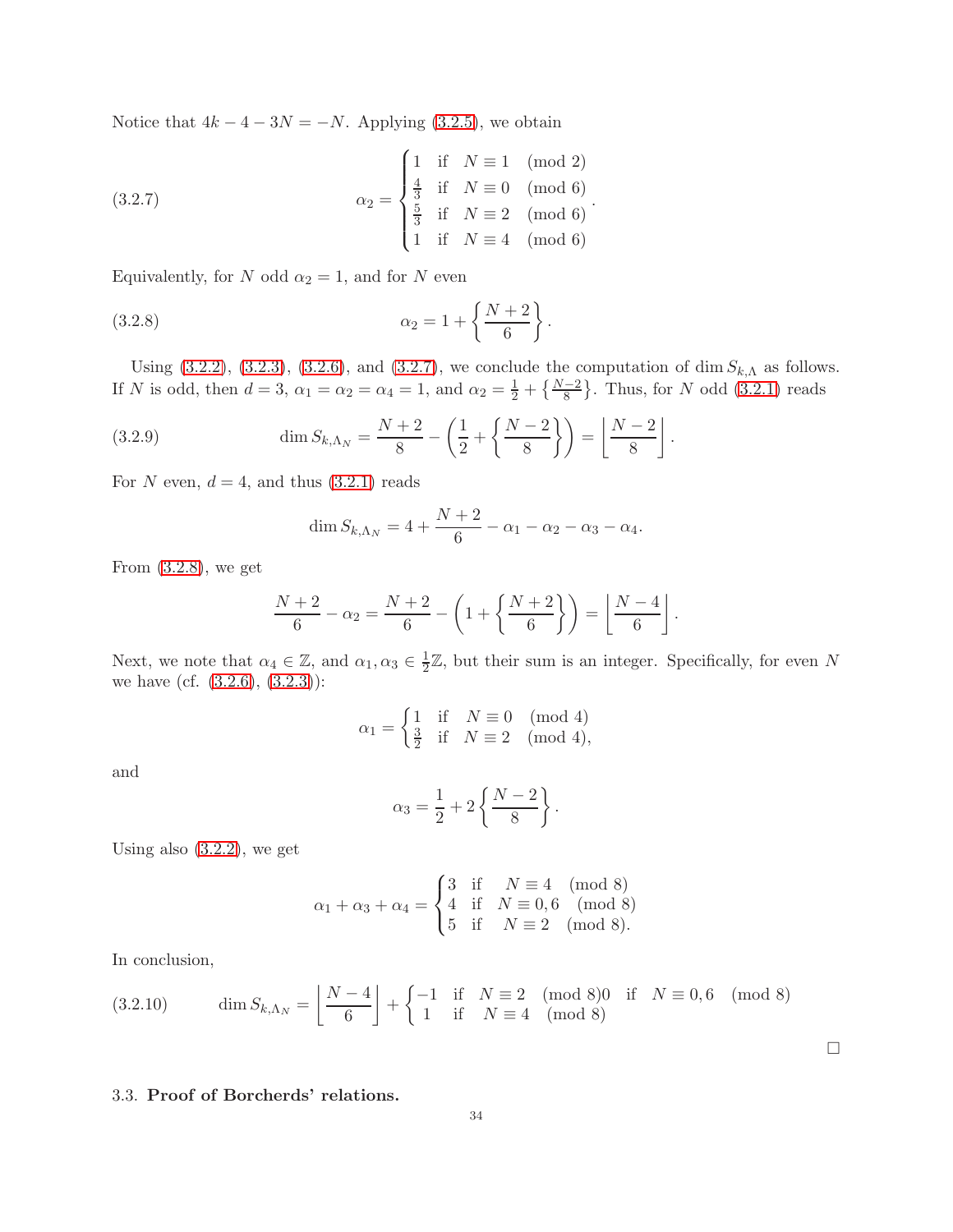Notice that $4k - 4 - 3N = -N$. Applying (3.2.5), we obtain

$$\alpha_2 = \begin{cases} 1 & \text{if} \quad N \equiv 1 \pmod 2 \\ \frac{4}{3} & \text{if} \quad N \equiv 0 \pmod 6 \\ \frac{5}{3} & \text{if} \quad N \equiv 2 \pmod 6 \\ 1 & \text{if} \quad N \equiv 4 \pmod 6 \end{cases}. \tag{3.2.7}$$

Equivalently, for $N$ odd $\alpha_2 = 1$, and for $N$ even

$$\alpha_2 = 1 + \left\{ \frac{N+2}{6} \right\}. \tag{3.2.8}$$

Using (3.2.2), (3.2.3), (3.2.6), and (3.2.7), we conclude the computation of $\dim S_{k,\Lambda}$ as follows. If $N$ is odd, then $d = 3$, $\alpha_1 = \alpha_2 = \alpha_4 = 1$, and $\alpha_2 = \frac{1}{2} + \left\{ \frac{N-2}{8} \right\}$. Thus, for $N$ odd (3.2.1) reads

$$\dim S_{k,\Lambda_N} = \frac{N+2}{8} - \left( \frac{1}{2} + \left\{ \frac{N-2}{8} \right\} \right) = \left\lfloor \frac{N-2}{8} \right\rfloor. \tag{3.2.9}$$

For $N$ even, $d = 4$, and thus (3.2.1) reads

$$\dim S_{k,\Lambda_N} = 4 + \frac{N+2}{6} - \alpha_1 - \alpha_2 - \alpha_3 - \alpha_4.$$

From (3.2.8), we get

$$\frac{N+2}{6} - \alpha_2 = \frac{N+2}{6} - \left( 1 + \left\{ \frac{N+2}{6} \right\} \right) = \left\lfloor \frac{N-4}{6} \right\rfloor.$$

Next, we note that $\alpha_4 \in \mathbb{Z}$, and $\alpha_1, \alpha_3 \in \frac{1}{2}\mathbb{Z}$, but their sum is an integer. Specifically, for even $N$ we have (cf. (3.2.6), (3.2.3)):

$$\alpha_1 = \begin{cases} 1 & \text{if} \quad N \equiv 0 \pmod 4 \\ \frac{3}{2} & \text{if} \quad N \equiv 2 \pmod 4, \end{cases}$$

and

$$\alpha_3 = \frac{1}{2} + 2 \left\{ \frac{N-2}{8} \right\}.$$

Using also (3.2.2), we get

$$\alpha_1 + \alpha_3 + \alpha_4 = \begin{cases} 3 & \text{if} \quad N \equiv 4 \pmod 8 \\ 4 & \text{if} \quad N \equiv 0, 6 \pmod 8 \\ 5 & \text{if} \quad N \equiv 2 \pmod 8. \end{cases}$$

In conclusion,

$$\dim S_{k,\Lambda_N} = \left\lfloor \frac{N-4}{6} \right\rfloor + \begin{cases} -1 & \text{if} \quad N \equiv 2 \pmod 8 ) 0 \quad \text{if} \quad N \equiv 0, 6 \pmod 8 \\ 1 & \text{if} \quad N \equiv 4 \pmod 8 \end{cases} \tag{3.2.10}$$

□

### 3.3. **Proof of Borcherds' relations.**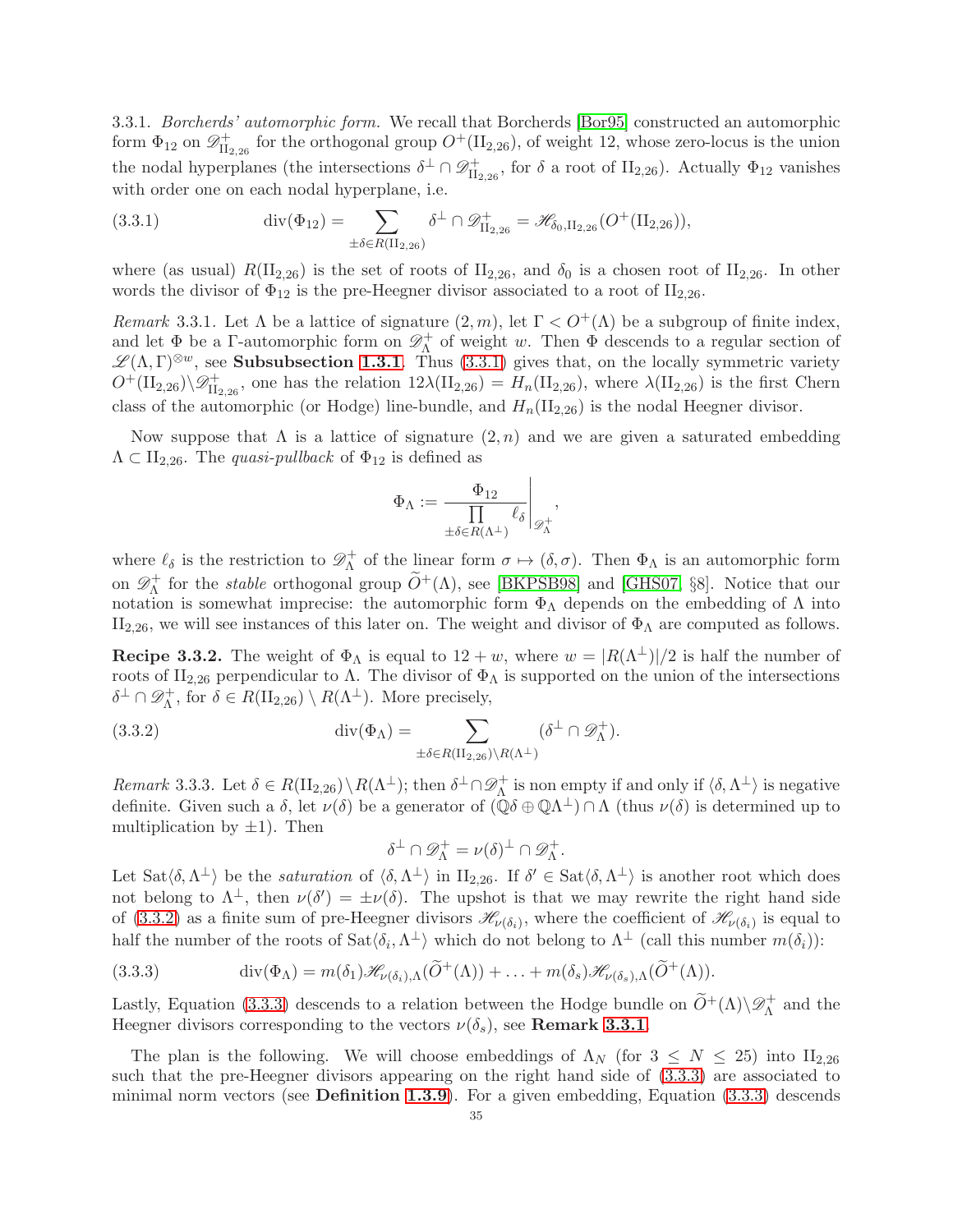3.3.1. *Borcherds' automorphic form.* We recall that Borcherds [Bor95] constructed an automorphic form $\Phi_{12}$ on $\mathscr{D}^+_{\mathrm{II}_{2,26}}$ for the orthogonal group $O^+(\mathrm{II}_{2,26})$, of weight 12, whose zero-locus is the union the nodal hyperplanes (the intersections $\delta^\perp \cap \mathscr{D}^+_{\mathrm{II}_{2,26}}$, for $\delta$ a root of $\mathrm{II}_{2,26}$). Actually $\Phi_{12}$ vanishes with order one on each nodal hyperplane, i.e.

$$\operatorname{div}(\Phi_{12}) = \sum_{\pm\delta \in R(\mathrm{II}_{2,26})} \delta^\perp \cap \mathscr{D}^+_{\mathrm{II}_{2,26}} = \mathscr{H}_{\delta_0,\mathrm{II}_{2,26}}(O^+(\mathrm{II}_{2,26})), \tag{3.3.1}$$

where (as usual) $R(\mathrm{II}_{2,26})$ is the set of roots of $\mathrm{II}_{2,26}$, and $\delta_0$ is a chosen root of $\mathrm{II}_{2,26}$. In other words the divisor of $\Phi_{12}$ is the pre-Heegner divisor associated to a root of $\mathrm{II}_{2,26}$.

*Remark* 3.3.1. Let $\Lambda$ be a lattice of signature $(2, m)$, let $\Gamma < O^+(\Lambda)$ be a subgroup of finite index, and let $\Phi$ be a $\Gamma$-automorphic form on $\mathscr{D}^+_\Lambda$ of weight $w$. Then $\Phi$ descends to a regular section of $\mathscr{L}(\Lambda,\Gamma)^{\otimes w}$, see **Subsubsection 1.3.1**. Thus (3.3.1) gives that, on the locally symmetric variety $O^+(\mathrm{II}_{2,26})\backslash\mathscr{D}^+_{\mathrm{II}_{2,26}}$, one has the relation $12\lambda(\mathrm{II}_{2,26}) = H_n(\mathrm{II}_{2,26})$, where $\lambda(\mathrm{II}_{2,26})$ is the first Chern class of the automorphic (or Hodge) line-bundle, and $H_n(\mathrm{II}_{2,26})$ is the nodal Heegner divisor.

Now suppose that $\Lambda$ is a lattice of signature $(2, n)$ and we are given a saturated embedding $\Lambda \subset \mathrm{II}_{2,26}$. The *quasi-pullback* of $\Phi_{12}$ is defined as

$$\Phi_\Lambda := \left.\frac{\Phi_{12}}{\prod\limits_{\pm\delta\in R(\Lambda^\perp)} \ell_\delta}\right|_{\mathscr{D}^+_\Lambda},$$

where $\ell_\delta$ is the restriction to $\mathscr{D}^+_\Lambda$ of the linear form $\sigma \mapsto (\delta, \sigma)$. Then $\Phi_\Lambda$ is an automorphic form on $\mathscr{D}^+_\Lambda$ for the *stable* orthogonal group $\widetilde{O}^+(\Lambda)$, see [BKPSB98] and [GHS07, §8]. Notice that our notation is somewhat imprecise: the automorphic form $\Phi_\Lambda$ depends on the embedding of $\Lambda$ into $\mathrm{II}_{2,26}$, we will see instances of this later on. The weight and divisor of $\Phi_\Lambda$ are computed as follows.

**Recipe 3.3.2.** The weight of $\Phi_\Lambda$ is equal to $12 + w$, where $w = |R(\Lambda^\perp)|/2$ is half the number of roots of $\mathrm{II}_{2,26}$ perpendicular to $\Lambda$. The divisor of $\Phi_\Lambda$ is supported on the union of the intersections $\delta^\perp \cap \mathscr{D}^+_\Lambda$, for $\delta \in R(\mathrm{II}_{2,26}) \setminus R(\Lambda^\perp)$. More precisely,

$$\operatorname{div}(\Phi_\Lambda) = \sum_{\pm\delta\in R(\mathrm{II}_{2,26})\setminus R(\Lambda^\perp)} (\delta^\perp \cap \mathscr{D}^+_\Lambda). \tag{3.3.2}$$

*Remark* 3.3.3. Let $\delta \in R(\mathrm{II}_{2,26})\setminus R(\Lambda^\perp)$; then $\delta^\perp \cap \mathscr{D}^+_\Lambda$ is non empty if and only if $\langle \delta, \Lambda^\perp\rangle$ is negative definite. Given such a $\delta$, let $\nu(\delta)$ be a generator of $(\mathbb{Q}\delta \oplus \mathbb{Q}\Lambda^\perp) \cap \Lambda$ (thus $\nu(\delta)$ is determined up to multiplication by $\pm 1$). Then

$$\delta^\perp \cap \mathscr{D}^+_\Lambda = \nu(\delta)^\perp \cap \mathscr{D}^+_\Lambda.$$

Let $\operatorname{Sat}\langle \delta, \Lambda^\perp\rangle$ be the *saturation* of $\langle \delta, \Lambda^\perp\rangle$ in $\mathrm{II}_{2,26}$. If $\delta' \in \operatorname{Sat}\langle \delta, \Lambda^\perp\rangle$ is another root which does not belong to $\Lambda^\perp$, then $\nu(\delta') = \pm\nu(\delta)$. The upshot is that we may rewrite the right hand side of (3.3.2) as a finite sum of pre-Heegner divisors $\mathscr{H}_{\nu(\delta_i)}$, where the coefficient of $\mathscr{H}_{\nu(\delta_i)}$ is equal to half the number of the roots of $\operatorname{Sat}\langle \delta_i, \Lambda^\perp\rangle$ which do not belong to $\Lambda^\perp$ (call this number $m(\delta_i)$):

$$\operatorname{div}(\Phi_\Lambda) = m(\delta_1)\mathscr{H}_{\nu(\delta_i),\Lambda}(\widetilde{O}^+(\Lambda)) + \ldots + m(\delta_s)\mathscr{H}_{\nu(\delta_s),\Lambda}(\widetilde{O}^+(\Lambda)). \tag{3.3.3}$$

Lastly, Equation (3.3.3) descends to a relation between the Hodge bundle on $\widetilde{O}^+(\Lambda)\backslash\mathscr{D}^+_\Lambda$ and the Heegner divisors corresponding to the vectors $\nu(\delta_s)$, see **Remark 3.3.1**.

The plan is the following. We will choose embeddings of $\Lambda_N$ (for $3 \le N \le 25$) into $\mathrm{II}_{2,26}$ such that the pre-Heegner divisors appearing on the right hand side of (3.3.3) are associated to minimal norm vectors (see **Definition 1.3.9**). For a given embedding, Equation (3.3.3) descends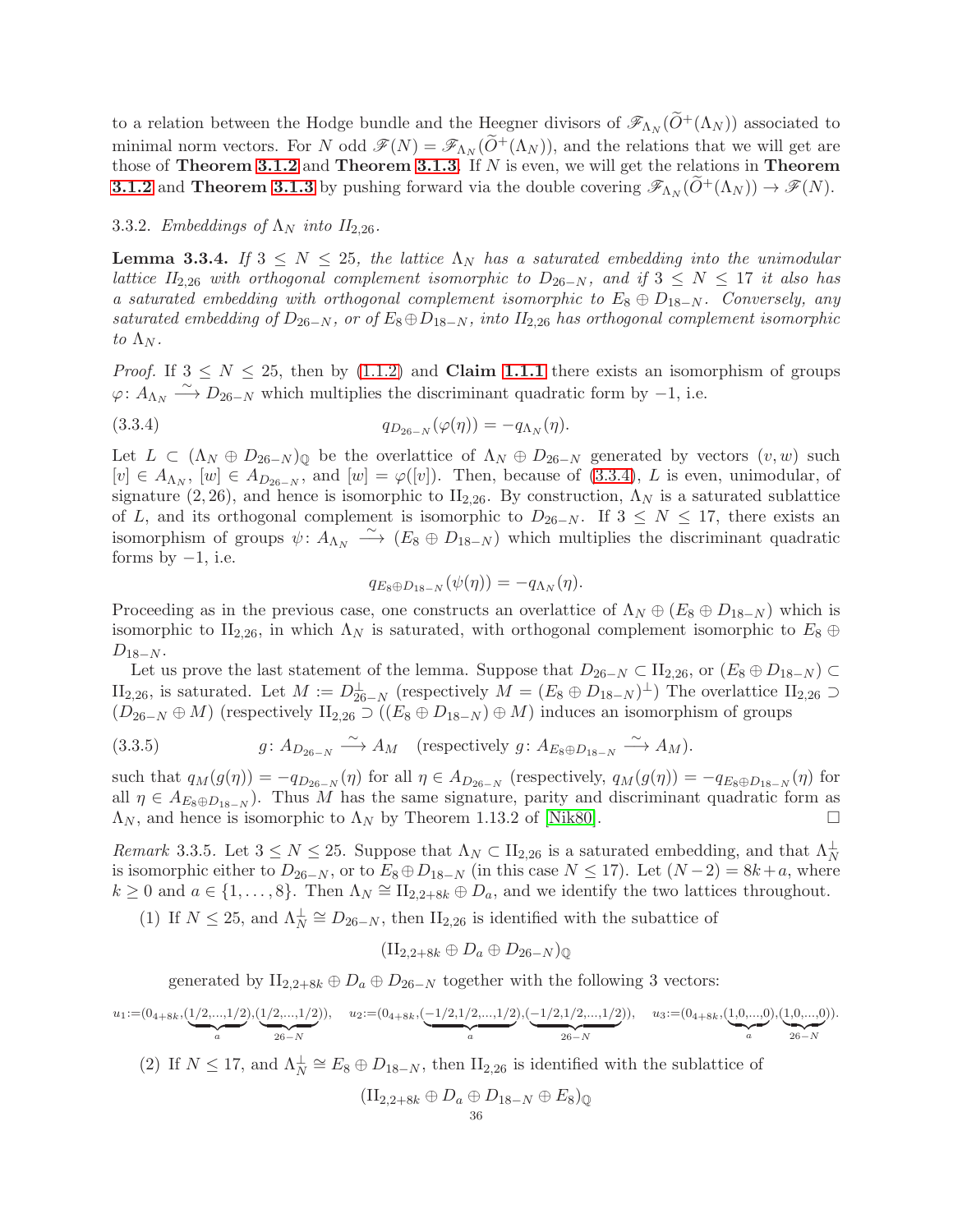to a relation between the Hodge bundle and the Heegner divisors of $\mathscr{F}_{\Lambda_N}(\widetilde{O}^+(\Lambda_N))$ associated to minimal norm vectors. For $N$ odd $\mathscr{F}(N) = \mathscr{F}_{\Lambda_N}(\widetilde{O}^+(\Lambda_N))$, and the relations that we will get are those of **Theorem 3.1.2** and **Theorem 3.1.3**. If $N$ is even, we will get the relations in **Theorem 3.1.2** and **Theorem 3.1.3** by pushing forward via the double covering $\mathscr{F}_{\Lambda_N}(\widetilde{O}^+(\Lambda_N)) \to \mathscr{F}(N)$.

3.3.2. *Embeddings of $\Lambda_N$ into $II_{2,26}$.*

**Lemma 3.3.4.** *If $3 \leq N \leq 25$, the lattice $\Lambda_N$ has a saturated embedding into the unimodular lattice $II_{2,26}$ with orthogonal complement isomorphic to $D_{26-N}$, and if $3 \leq N \leq 17$ it also has a saturated embedding with orthogonal complement isomorphic to $E_8 \oplus D_{18-N}$. Conversely, any saturated embedding of $D_{26-N}$, or of $E_8 \oplus D_{18-N}$, into $II_{2,26}$ has orthogonal complement isomorphic to $\Lambda_N$.*

*Proof.* If $3 \leq N \leq 25$, then by (1.1.2) and **Claim 1.1.1** there exists an isomorphism of groups $\varphi\colon A_{\Lambda_N} \xrightarrow{\sim} D_{26-N}$ which multiplies the discriminant quadratic form by $-1$, i.e.

$$q_{D_{26-N}}(\varphi(\eta)) = -q_{\Lambda_N}(\eta). \tag{3.3.4}$$

Let $L \subset (\Lambda_N \oplus D_{26-N})_{\mathbb{Q}}$ be the overlattice of $\Lambda_N \oplus D_{26-N}$ generated by vectors $(v, w)$ such $[v] \in A_{\Lambda_N}$, $[w] \in A_{D_{26-N}}$, and $[w] = \varphi([v])$. Then, because of (3.3.4), $L$ is even, unimodular, of signature $(2, 26)$, and hence is isomorphic to $\mathrm{II}_{2,26}$. By construction, $\Lambda_N$ is a saturated sublattice of $L$, and its orthogonal complement is isomorphic to $D_{26-N}$. If $3 \leq N \leq 17$, there exists an isomorphism of groups $\psi\colon A_{\Lambda_N} \xrightarrow{\sim} (E_8 \oplus D_{18-N})$ which multiplies the discriminant quadratic forms by $-1$, i.e.

$$q_{E_8 \oplus D_{18-N}}(\psi(\eta)) = -q_{\Lambda_N}(\eta).$$

Proceeding as in the previous case, one constructs an overlattice of $\Lambda_N \oplus (E_8 \oplus D_{18-N})$ which is isomorphic to $\mathrm{II}_{2,26}$, in which $\Lambda_N$ is saturated, with orthogonal complement isomorphic to $E_8 \oplus D_{18-N}$.

Let us prove the last statement of the lemma. Suppose that $D_{26-N} \subset \mathrm{II}_{2,26}$, or $(E_8 \oplus D_{18-N}) \subset \mathrm{II}_{2,26}$, is saturated. Let $M := D_{26-N}^{\perp}$ (respectively $M = (E_8 \oplus D_{18-N})^{\perp}$) The overlattice $\mathrm{II}_{2,26} \supset (D_{26-N} \oplus M)$ (respectively $\mathrm{II}_{2,26} \supset ((E_8 \oplus D_{18-N}) \oplus M)$ induces an isomorphism of groups

$$g\colon A_{D_{26-N}} \xrightarrow{\sim} A_M \quad (\text{respectively } g\colon A_{E_8 \oplus D_{18-N}} \xrightarrow{\sim} A_M). \tag{3.3.5}$$

such that $q_M(g(\eta)) = -q_{D_{26-N}}(\eta)$ for all $\eta \in A_{D_{26-N}}$ (respectively, $q_M(g(\eta)) = -q_{E_8 \oplus D_{18-N}}(\eta)$ for all $\eta \in A_{E_8 \oplus D_{18-N}}$). Thus $M$ has the same signature, parity and discriminant quadratic form as $\Lambda_N$, and hence is isomorphic to $\Lambda_N$ by Theorem 1.13.2 of [Nik80]. $\square$

*Remark* 3.3.5. Let $3 \leq N \leq 25$. Suppose that $\Lambda_N \subset \mathrm{II}_{2,26}$ is a saturated embedding, and that $\Lambda_N^{\perp}$ is isomorphic either to $D_{26-N}$, or to $E_8 \oplus D_{18-N}$ (in this case $N \leq 17$). Let $(N-2) = 8k + a$, where $k \geq 0$ and $a \in \{1, \ldots, 8\}$. Then $\Lambda_N \cong \mathrm{II}_{2,2+8k} \oplus D_a$, and we identify the two lattices throughout.

(1) If $N \leq 25$, and $\Lambda_N^{\perp} \cong D_{26-N}$, then $\mathrm{II}_{2,26}$ is identified with the subattice of

$$(\mathrm{II}_{2,2+8k} \oplus D_a \oplus D_{26-N})_{\mathbb{Q}}$$

generated by $\mathrm{II}_{2,2+8k} \oplus D_a \oplus D_{26-N}$ together with the following 3 vectors:

$$u_1 := (0_{4+8k}, \underbrace{(1/2, \ldots, 1/2)}_{a}, \underbrace{(1/2, \ldots, 1/2)}_{26-N}), \quad u_2 := (0_{4+8k}, \underbrace{(-1/2, 1/2, \ldots, 1/2)}_{a}, \underbrace{(-1/2, 1/2, \ldots, 1/2)}_{26-N}), \quad u_3 := (0_{4+8k}, \underbrace{(1, 0, \ldots, 0)}_{a}, \underbrace{(1, 0, \ldots, 0)}_{26-N}).$$

(2) If $N \leq 17$, and $\Lambda_N^{\perp} \cong E_8 \oplus D_{18-N}$, then $\mathrm{II}_{2,26}$ is identified with the sublattice of

$$(\mathrm{II}_{2,2+8k} \oplus D_a \oplus D_{18-N} \oplus E_8)_{\mathbb{Q}}$$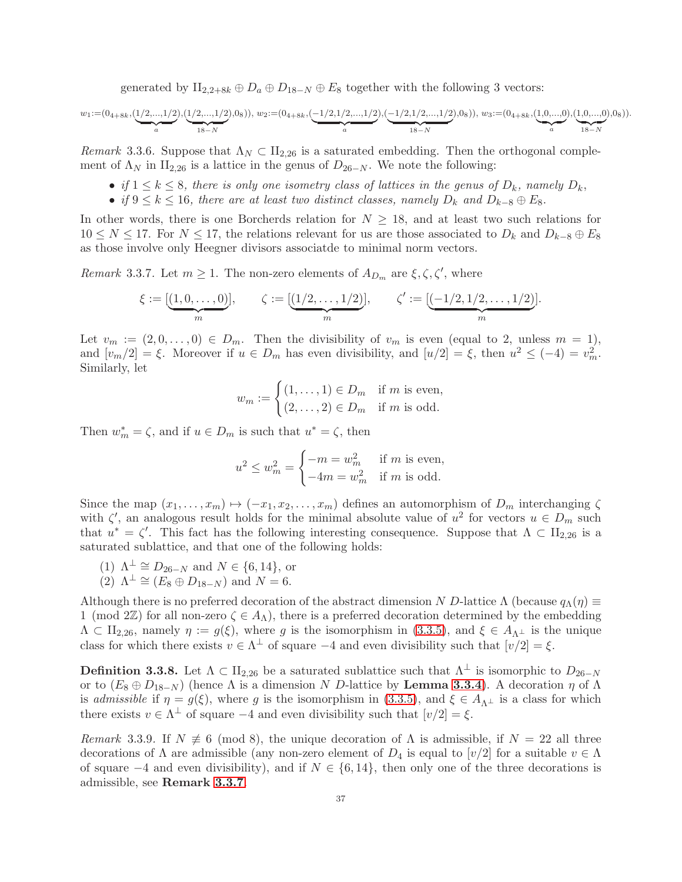generated by $\mathrm{II}_{2,2+8k} \oplus D_a \oplus D_{18-N} \oplus E_8$ together with the following 3 vectors:

$$w_1 := (0_{4+8k}, (\underbrace{1/2,\ldots,1/2}_{a}), (\underbrace{1/2,\ldots,1/2}_{18-N}), 0_8)),\ w_2 := (0_{4+8k}, (\underbrace{-1/2,1/2,\ldots,1/2}_{a}), (\underbrace{-1/2,1/2,\ldots,1/2}_{18-N}), 0_8)),\ w_3 := (0_{4+8k}, (\underbrace{1,0,\ldots,0}_{a}), (\underbrace{1,0,\ldots,0}_{18-N}), 0_8)).$$

*Remark* 3.3.6. Suppose that $\Lambda_N \subset \mathrm{II}_{2,26}$ is a saturated embedding. Then the orthogonal complement of $\Lambda_N$ in $\mathrm{II}_{2,26}$ is a lattice in the genus of $D_{26-N}$. We note the following:

- *if* $1 \le k \le 8$*, there is only one isometry class of lattices in the genus of* $D_k$*, namely* $D_k$*,*
- *if* $9 \le k \le 16$*, there are at least two distinct classes, namely* $D_k$ *and* $D_{k-8} \oplus E_8$*.*

In other words, there is one Borcherds relation for $N \ge 18$, and at least two such relations for $10 \le N \le 17$. For $N \le 17$, the relations relevant for us are those associated to $D_k$ and $D_{k-8} \oplus E_8$ as those involve only Heegner divisors associatde to minimal norm vectors.

*Remark* 3.3.7. Let $m \ge 1$. The non-zero elements of $A_{D_m}$ are $\xi, \zeta, \zeta'$, where

$$\xi := [\underbrace{(1,0,\ldots,0)}_{m}], \qquad \zeta := [\underbrace{(1/2,\ldots,1/2)}_{m}], \qquad \zeta' := [\underbrace{(-1/2,1/2,\ldots,1/2)}_{m}].$$

Let $v_m := (2,0,\ldots,0) \in D_m$. Then the divisibility of $v_m$ is even (equal to 2, unless $m = 1$), and $[v_m/2] = \xi$. Moreover if $u \in D_m$ has even divisibility, and $[u/2] = \xi$, then $u^2 \le (-4) = v_m^2$. Similarly, let

$$w_m := \begin{cases} (1,\ldots,1) \in D_m & \text{if } m \text{ is even,} \\ (2,\ldots,2) \in D_m & \text{if } m \text{ is odd.} \end{cases}$$

Then $w_m^* = \zeta$, and if $u \in D_m$ is such that $u^* = \zeta$, then

$$u^2 \le w_m^2 = \begin{cases} -m = w_m^2 & \text{if } m \text{ is even,} \\ -4m = w_m^2 & \text{if } m \text{ is odd.} \end{cases}$$

Since the map $(x_1,\ldots,x_m) \mapsto (-x_1,x_2,\ldots,x_m)$ defines an automorphism of $D_m$ interchanging $\zeta$ with $\zeta'$, an analogous result holds for the minimal absolute value of $u^2$ for vectors $u \in D_m$ such that $u^* = \zeta'$. This fact has the following interesting consequence. Suppose that $\Lambda \subset \mathrm{II}_{2,26}$ is a saturated sublattice, and that one of the following holds:

(1) $\Lambda^\perp \cong D_{26-N}$ and $N \in \{6, 14\}$, or
(2) $\Lambda^\perp \cong (E_8 \oplus D_{18-N})$ and $N = 6$.

Although there is no preferred decoration of the abstract dimension $N$ $D$-lattice $\Lambda$ (because $q_\Lambda(\eta) \equiv 1 \pmod{2\mathbb{Z}}$ for all non-zero $\zeta \in A_\Lambda$), there is a preferred decoration determined by the embedding $\Lambda \subset \mathrm{II}_{2,26}$, namely $\eta := g(\xi)$, where $g$ is the isomorphism in (3.3.5), and $\xi \in A_{\Lambda^\perp}$ is the unique class for which there exists $v \in \Lambda^\perp$ of square $-4$ and even divisibility such that $[v/2] = \xi$.

**Definition 3.3.8.** Let $\Lambda \subset \mathrm{II}_{2,26}$ be a saturated sublattice such that $\Lambda^\perp$ is isomorphic to $D_{26-N}$ or to $(E_8 \oplus D_{18-N})$ (hence $\Lambda$ is a dimension $N$ $D$-lattice by **Lemma 3.3.4**). A decoration $\eta$ of $\Lambda$ is *admissible* if $\eta = g(\xi)$, where $g$ is the isomorphism in (3.3.5), and $\xi \in A_{\Lambda^\perp}$ is a class for which there exists $v \in \Lambda^\perp$ of square $-4$ and even divisibility such that $[v/2] = \xi$.

*Remark* 3.3.9. If $N \not\equiv 6 \pmod 8$, the unique decoration of $\Lambda$ is admissible, if $N = 22$ all three decorations of $\Lambda$ are admissible (any non-zero element of $D_4$ is equal to $[v/2]$ for a suitable $v \in \Lambda$ of square $-4$ and even divisibility), and if $N \in \{6, 14\}$, then only one of the three decorations is admissible, see **Remark 3.3.7**.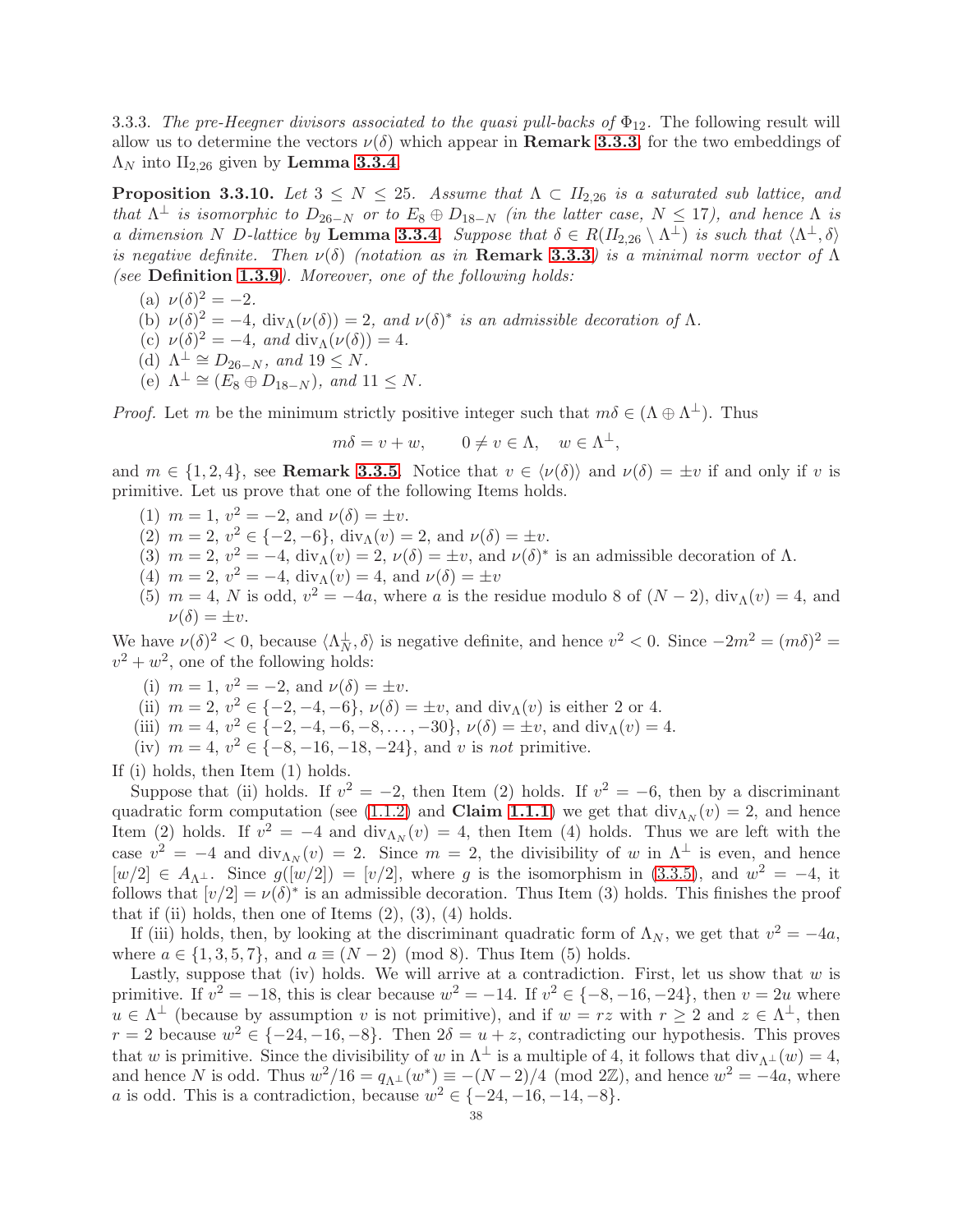3.3.3. *The pre-Heegner divisors associated to the quasi pull-backs of $\Phi_{12}$.* The following result will allow us to determine the vectors $\nu(\delta)$ which appear in **Remark 3.3.3** for the two embeddings of $\Lambda_N$ into $\mathrm{II}_{2,26}$ given by **Lemma 3.3.4**.

**Proposition 3.3.10.** *Let $3 \leq N \leq 25$. Assume that $\Lambda \subset II_{2,26}$ is a saturated sub lattice, and that $\Lambda^{\perp}$ is isomorphic to $D_{26-N}$ or to $E_8 \oplus D_{18-N}$ (in the latter case, $N \leq 17$), and hence $\Lambda$ is a dimension $N$ D-lattice by* **Lemma 3.3.4**. *Suppose that $\delta \in R(II_{2,26} \setminus \Lambda^{\perp})$ is such that $\langle \Lambda^{\perp}, \delta\rangle$ is negative definite. Then $\nu(\delta)$ (notation as in* **Remark 3.3.3***) is a minimal norm vector of $\Lambda$ (see* **Definition 1.3.9***). Moreover, one of the following holds:*

(a) $\nu(\delta)^2 = -2$.
(b) $\nu(\delta)^2 = -4$, $\mathrm{div}_{\Lambda}(\nu(\delta)) = 2$, *and $\nu(\delta)^*$ is an admissible decoration of $\Lambda$.*
(c) $\nu(\delta)^2 = -4$, *and* $\mathrm{div}_{\Lambda}(\nu(\delta)) = 4$.
(d) $\Lambda^{\perp} \cong D_{26-N}$, *and* $19 \leq N$.
(e) $\Lambda^{\perp} \cong (E_8 \oplus D_{18-N})$, *and* $11 \leq N$.

*Proof.* Let $m$ be the minimum strictly positive integer such that $m\delta \in (\Lambda \oplus \Lambda^{\perp})$. Thus

$$m\delta = v + w, \qquad 0 \neq v \in \Lambda, \quad w \in \Lambda^{\perp},$$

and $m \in \{1, 2, 4\}$, see **Remark 3.3.5**. Notice that $v \in \langle \nu(\delta)\rangle$ and $\nu(\delta) = \pm v$ if and only if $v$ is primitive. Let us prove that one of the following Items holds.

(1) $m = 1$, $v^2 = -2$, and $\nu(\delta) = \pm v$.
(2) $m = 2$, $v^2 \in \{-2, -6\}$, $\mathrm{div}_{\Lambda}(v) = 2$, and $\nu(\delta) = \pm v$.
(3) $m = 2$, $v^2 = -4$, $\mathrm{div}_{\Lambda}(v) = 2$, $\nu(\delta) = \pm v$, and $\nu(\delta)^*$ is an admissible decoration of $\Lambda$.
(4) $m = 2$, $v^2 = -4$, $\mathrm{div}_{\Lambda}(v) = 4$, and $\nu(\delta) = \pm v$
(5) $m = 4$, $N$ is odd, $v^2 = -4a$, where $a$ is the residue modulo 8 of $(N - 2)$, $\mathrm{div}_{\Lambda}(v) = 4$, and $\nu(\delta) = \pm v$.

We have $\nu(\delta)^2 < 0$, because $\langle \Lambda_N^{\perp}, \delta\rangle$ is negative definite, and hence $v^2 < 0$. Since $-2m^2 = (m\delta)^2 = v^2 + w^2$, one of the following holds:

(i) $m = 1$, $v^2 = -2$, and $\nu(\delta) = \pm v$.
(ii) $m = 2$, $v^2 \in \{-2, -4, -6\}$, $\nu(\delta) = \pm v$, and $\mathrm{div}_{\Lambda}(v)$ is either 2 or 4.
(iii) $m = 4$, $v^2 \in \{-2, -4, -6, -8, \ldots, -30\}$, $\nu(\delta) = \pm v$, and $\mathrm{div}_{\Lambda}(v) = 4$.
(iv) $m = 4$, $v^2 \in \{-8, -16, -18, -24\}$, and $v$ is *not* primitive.

If (i) holds, then Item (1) holds.

Suppose that (ii) holds. If $v^2 = -2$, then Item (2) holds. If $v^2 = -6$, then by a discriminant quadratic form computation (see (1.1.2) and **Claim 1.1.1**) we get that $\mathrm{div}_{\Lambda_N}(v) = 2$, and hence Item (2) holds. If $v^2 = -4$ and $\mathrm{div}_{\Lambda_N}(v) = 4$, then Item (4) holds. Thus we are left with the case $v^2 = -4$ and $\mathrm{div}_{\Lambda_N}(v) = 2$. Since $m = 2$, the divisibility of $w$ in $\Lambda^{\perp}$ is even, and hence $[w/2] \in A_{\Lambda^{\perp}}$. Since $g([w/2]) = [v/2]$, where $g$ is the isomorphism in (3.3.5), and $w^2 = -4$, it follows that $[v/2] = \nu(\delta)^*$ is an admissible decoration. Thus Item (3) holds. This finishes the proof that if (ii) holds, then one of Items (2), (3), (4) holds.

If (iii) holds, then, by looking at the discriminant quadratic form of $\Lambda_N$, we get that $v^2 = -4a$, where $a \in \{1, 3, 5, 7\}$, and $a \equiv (N - 2) \pmod 8$. Thus Item (5) holds.

Lastly, suppose that (iv) holds. We will arrive at a contradiction. First, let us show that $w$ is primitive. If $v^2 = -18$, this is clear because $w^2 = -14$. If $v^2 \in \{-8, -16, -24\}$, then $v = 2u$ where $u \in \Lambda^{\perp}$ (because by assumption $v$ is not primitive), and if $w = rz$ with $r \geq 2$ and $z \in \Lambda^{\perp}$, then $r = 2$ because $w^2 \in \{-24, -16, -8\}$. Then $2\delta = u + z$, contradicting our hypothesis. This proves that $w$ is primitive. Since the divisibility of $w$ in $\Lambda^{\perp}$ is a multiple of 4, it follows that $\mathrm{div}_{\Lambda^{\perp}}(w) = 4$, and hence $N$ is odd. Thus $w^2/16 = q_{\Lambda^{\perp}}(w^*) \equiv -(N-2)/4 \pmod{2\mathbb{Z}}$, and hence $w^2 = -4a$, where $a$ is odd. This is a contradiction, because $w^2 \in \{-24, -16, -14, -8\}$.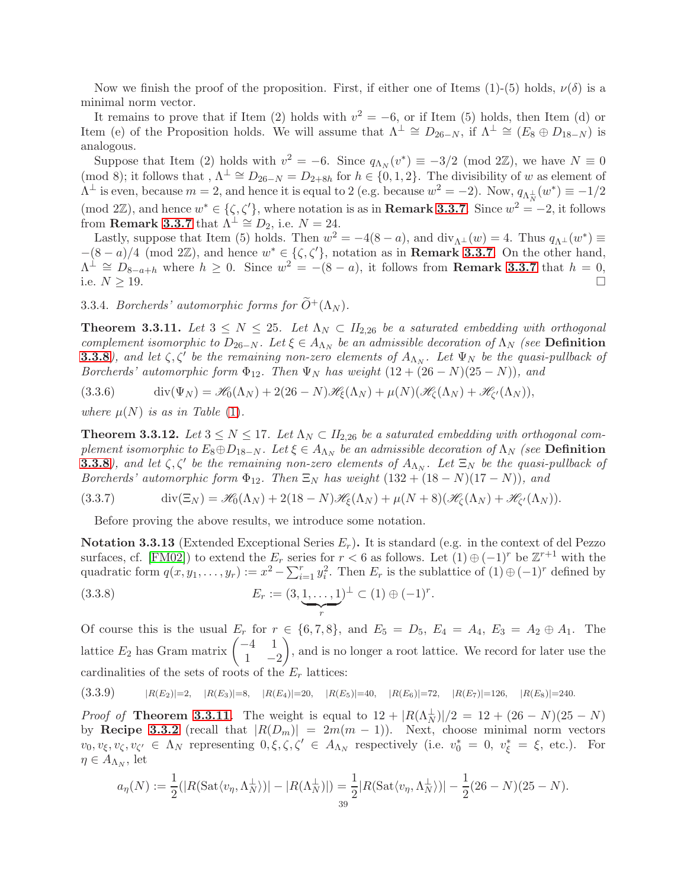Now we finish the proof of the proposition. First, if either one of Items (1)-(5) holds, $\nu(\delta)$ is a minimal norm vector.

It remains to prove that if Item (2) holds with $v^2 = -6$, or if Item (5) holds, then Item (d) or Item (e) of the Proposition holds. We will assume that $\Lambda^\perp \cong D_{26-N}$, if $\Lambda^\perp \cong (E_8 \oplus D_{18-N})$ is analogous.

Suppose that Item (2) holds with $v^2 = -6$. Since $q_{\Lambda_N}(v^*) \equiv -3/2 \pmod{2\mathbb{Z}}$, we have $N \equiv 0 \pmod 8$; it follows that , $\Lambda^\perp \cong D_{26-N} = D_{2+8h}$ for $h \in \{0,1,2\}$. The divisibility of $w$ as element of $\Lambda^\perp$ is even, because $m=2$, and hence it is equal to 2 (e.g. because $w^2 = -2$). Now, $q_{\Lambda_N^\perp}(w^*) \equiv -1/2 \pmod{2\mathbb{Z}}$, and hence $w^* \in \{\zeta, \zeta'\}$, where notation is as in **Remark 3.3.7**. Since $w^2 = -2$, it follows from **Remark 3.3.7** that $\Lambda^\perp \cong D_2$, i.e. $N = 24$.

Lastly, suppose that Item (5) holds. Then $w^2 = -4(8-a)$, and $\operatorname{div}_{\Lambda^\perp}(w) = 4$. Thus $q_{\Lambda^\perp}(w^*) \equiv -(8-a)/4 \pmod{2\mathbb{Z}}$, and hence $w^* \in \{\zeta, \zeta'\}$, notation as in **Remark 3.3.7**. On the other hand, $\Lambda^\perp \cong D_{8-a+h}$ where $h \geq 0$. Since $w^2 = -(8-a)$, it follows from **Remark 3.3.7** that $h = 0$, i.e. $N \geq 19$. □

3.3.4. *Borcherds' automorphic forms for* $\widetilde{O}^+(\Lambda_N)$.

**Theorem 3.3.11.** *Let $3 \leq N \leq 25$. Let $\Lambda_N \subset II_{2,26}$ be a saturated embedding with orthogonal complement isomorphic to $D_{26-N}$. Let $\xi \in A_{\Lambda_N}$ be an admissible decoration of $\Lambda_N$ (see* **Definition 3.3.8***), and let $\zeta, \zeta'$ be the remaining non-zero elements of $A_{\Lambda_N}$. Let $\Psi_N$ be the quasi-pullback of Borcherds' automorphic form $\Phi_{12}$. Then $\Psi_N$ has weight $(12 + (26-N)(25-N))$, and*

$$\operatorname{div}(\Psi_N) = \mathscr{H}_0(\Lambda_N) + 2(26-N)\mathscr{H}_\xi(\Lambda_N) + \mu(N)(\mathscr{H}_\zeta(\Lambda_N) + \mathscr{H}_{\zeta'}(\Lambda_N)), \tag{3.3.6}$$

*where $\mu(N)$ is as in Table (1).*

**Theorem 3.3.12.** *Let $3 \leq N \leq 17$. Let $\Lambda_N \subset II_{2,26}$ be a saturated embedding with orthogonal complement isomorphic to $E_8 \oplus D_{18-N}$. Let $\xi \in A_{\Lambda_N}$ be an admissible decoration of $\Lambda_N$ (see* **Definition 3.3.8***), and let $\zeta, \zeta'$ be the remaining non-zero elements of $A_{\Lambda_N}$. Let $\Xi_N$ be the quasi-pullback of Borcherds' automorphic form $\Phi_{12}$. Then $\Xi_N$ has weight $(132 + (18-N)(17-N))$, and*

$$\operatorname{div}(\Xi_N) = \mathscr{H}_0(\Lambda_N) + 2(18-N)\mathscr{H}_\xi(\Lambda_N) + \mu(N+8)(\mathscr{H}_\zeta(\Lambda_N) + \mathscr{H}_{\zeta'}(\Lambda_N)). \tag{3.3.7}$$

Before proving the above results, we introduce some notation.

**Notation 3.3.13** (Extended Exceptional Series $E_r$)**.** It is standard (e.g. in the context of del Pezzo surfaces, cf. [FM02]) to extend the $E_r$ series for $r < 6$ as follows. Let $(1) \oplus (-1)^r$ be $\mathbb{Z}^{r+1}$ with the quadratic form $q(x, y_1, \ldots, y_r) := x^2 - \sum_{i=1}^r y_i^2$. Then $E_r$ is the sublattice of $(1) \oplus (-1)^r$ defined by

$$E_r := (3, \underbrace{1, \ldots, 1}_{r})^\perp \subset (1) \oplus (-1)^r. \tag{3.3.8}$$

Of course this is the usual $E_r$ for $r \in \{6,7,8\}$, and $E_5 = D_5$, $E_4 = A_4$, $E_3 = A_2 \oplus A_1$. The lattice $E_2$ has Gram matrix $\begin{pmatrix} -4 & 1 \\ 1 & -2 \end{pmatrix}$, and is no longer a root lattice. We record for later use the cardinalities of the sets of roots of the $E_r$ lattices:

$$|R(E_2)|=2, \quad |R(E_3)|=8, \quad |R(E_4)|=20, \quad |R(E_5)|=40, \quad |R(E_6)|=72, \quad |R(E_7)|=126, \quad |R(E_8)|=240. \tag{3.3.9}$$

*Proof of* **Theorem 3.3.11**. The weight is equal to $12 + |R(\Lambda_N^\perp)|/2 = 12 + (26-N)(25-N)$ by **Recipe 3.3.2** (recall that $|R(D_m)| = 2m(m-1)$). Next, choose minimal norm vectors $v_0, v_\xi, v_\zeta, v_{\zeta'} \in \Lambda_N$ representing $0, \xi, \zeta, \zeta' \in A_{\Lambda_N}$ respectively (i.e. $v_0^* = 0$, $v_\xi^* = \xi$, etc.). For $\eta \in A_{\Lambda_N}$, let

$$a_\eta(N) := \frac{1}{2}(|R(\operatorname{Sat}\langle v_\eta, \Lambda_N^\perp\rangle)| - |R(\Lambda_N^\perp)|) = \frac{1}{2}|R(\operatorname{Sat}\langle v_\eta, \Lambda_N^\perp\rangle)| - \frac{1}{2}(26-N)(25-N).$$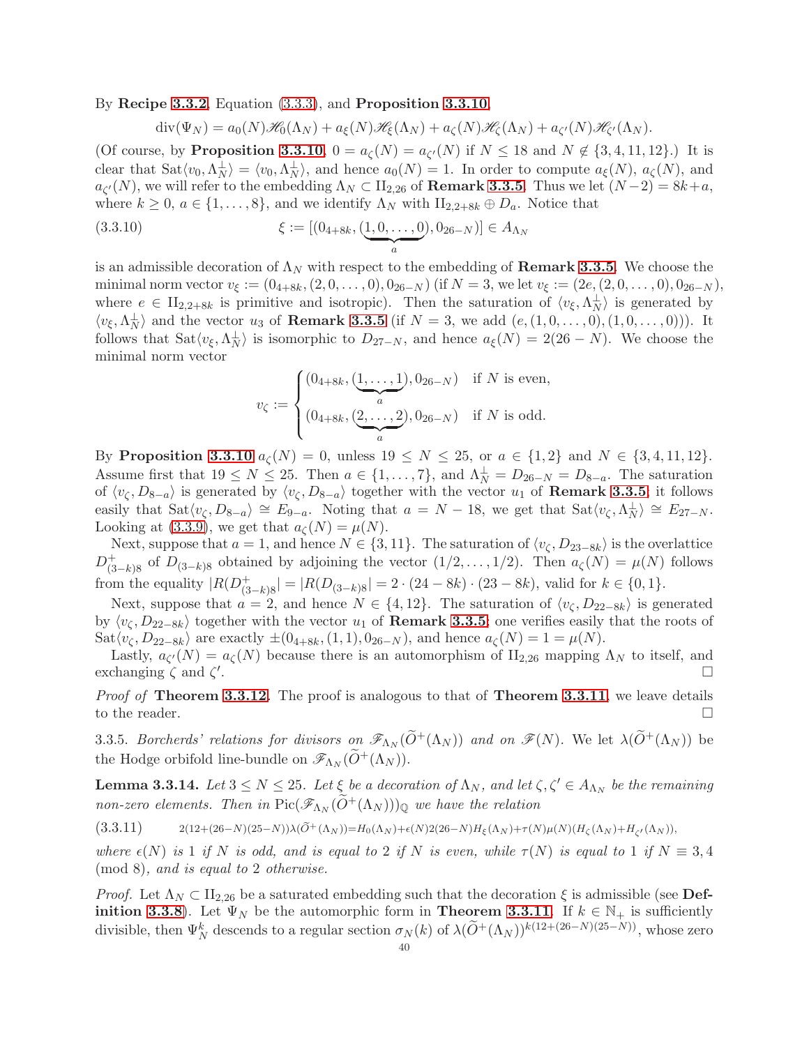By **Recipe 3.3.2**, Equation (3.3.3), and **Proposition 3.3.10**,

$$\mathrm{div}(\Psi_N) = a_0(N)\mathscr{H}_0(\Lambda_N) + a_\xi(N)\mathscr{H}_\xi(\Lambda_N) + a_\zeta(N)\mathscr{H}_\zeta(\Lambda_N) + a_{\zeta'}(N)\mathscr{H}_{\zeta'}(\Lambda_N).$$

(Of course, by **Proposition 3.3.10**, $0 = a_\zeta(N) = a_{\zeta'}(N)$ if $N \leq 18$ and $N \notin \{3, 4, 11, 12\}$.) It is clear that $\mathrm{Sat}\langle v_0, \Lambda_N^\perp\rangle = \langle v_0, \Lambda_N^\perp\rangle$, and hence $a_0(N) = 1$. In order to compute $a_\xi(N)$, $a_\zeta(N)$, and $a_{\zeta'}(N)$, we will refer to the embedding $\Lambda_N \subset \mathrm{II}_{2,26}$ of **Remark 3.3.5**. Thus we let $(N-2) = 8k+a$, where $k \geq 0$, $a \in \{1, \ldots, 8\}$, and we identify $\Lambda_N$ with $\mathrm{II}_{2,2+8k} \oplus D_a$. Notice that

$$\xi := [(0_{4+8k}, (\underbrace{1, 0, \ldots, 0}_{a}), 0_{26-N})] \in A_{\Lambda_N} \tag{3.3.10}$$

is an admissible decoration of $\Lambda_N$ with respect to the embedding of **Remark 3.3.5**. We choose the minimal norm vector $v_\xi := (0_{4+8k}, (2, 0, \ldots, 0), 0_{26-N})$ (if $N = 3$, we let $v_\xi := (2e, (2, 0, \ldots, 0), 0_{26-N})$, where $e \in \mathrm{II}_{2,2+8k}$ is primitive and isotropic). Then the saturation of $\langle v_\xi, \Lambda_N^\perp\rangle$ is generated by $\langle v_\xi, \Lambda_N^\perp\rangle$ and the vector $u_3$ of **Remark 3.3.5** (if $N = 3$, we add $(e, (1, 0, \ldots, 0), (1, 0, \ldots, 0))$). It follows that $\mathrm{Sat}\langle v_\xi, \Lambda_N^\perp\rangle$ is isomorphic to $D_{27-N}$, and hence $a_\xi(N) = 2(26-N)$. We choose the minimal norm vector

$$v_\zeta := \begin{cases} (0_{4+8k}, (\underbrace{1, \ldots, 1}_{a}), 0_{26-N}) & \text{if } N \text{ is even,} \\ (0_{4+8k}, (\underbrace{2, \ldots, 2}_{a}), 0_{26-N}) & \text{if } N \text{ is odd.} \end{cases}$$

By **Proposition 3.3.10** $a_\zeta(N) = 0$, unless $19 \leq N \leq 25$, or $a \in \{1, 2\}$ and $N \in \{3, 4, 11, 12\}$. Assume first that $19 \leq N \leq 25$. Then $a \in \{1, \ldots, 7\}$, and $\Lambda_N^\perp = D_{26-N} = D_{8-a}$. The saturation of $\langle v_\zeta, D_{8-a}\rangle$ is generated by $\langle v_\zeta, D_{8-a}\rangle$ together with the vector $u_1$ of **Remark 3.3.5**; it follows easily that $\mathrm{Sat}\langle v_\zeta, D_{8-a}\rangle \cong E_{9-a}$. Noting that $a = N - 18$, we get that $\mathrm{Sat}\langle v_\zeta, \Lambda_N^\perp\rangle \cong E_{27-N}$. Looking at (3.3.9), we get that $a_\zeta(N) = \mu(N)$.

Next, suppose that $a = 1$, and hence $N \in \{3, 11\}$. The saturation of $\langle v_\zeta, D_{23-8k}\rangle$ is the overlattice $D^+_{(3-k)8}$ of $D_{(3-k)8}$ obtained by adjoining the vector $(1/2, \ldots, 1/2)$. Then $a_\zeta(N) = \mu(N)$ follows from the equality $|R(D^+_{(3-k)8}| = |R(D_{(3-k)8}| = 2 \cdot (24-8k) \cdot (23-8k)$, valid for $k \in \{0, 1\}$.

Next, suppose that $a = 2$, and hence $N \in \{4, 12\}$. The saturation of $\langle v_\zeta, D_{22-8k}\rangle$ is generated by $\langle v_\zeta, D_{22-8k}\rangle$ together with the vector $u_1$ of **Remark 3.3.5**; one verifies easily that the roots of $\mathrm{Sat}\langle v_\zeta, D_{22-8k}\rangle$ are exactly $\pm(0_{4+8k}, (1, 1), 0_{26-N})$, and hence $a_\zeta(N) = 1 = \mu(N)$.

Lastly, $a_{\zeta'}(N) = a_\zeta(N)$ because there is an automorphism of $\mathrm{II}_{2,26}$ mapping $\Lambda_N$ to itself, and exchanging $\zeta$ and $\zeta'$. □

*Proof of* **Theorem 3.3.12**. The proof is analogous to that of **Theorem 3.3.11**, we leave details to the reader. □

3.3.5. *Borcherds' relations for divisors on* $\mathscr{F}_{\Lambda_N}(\widetilde{O}^+(\Lambda_N))$ *and on* $\mathscr{F}(N)$. We let $\lambda(\widetilde{O}^+(\Lambda_N))$ be the Hodge orbifold line-bundle on $\mathscr{F}_{\Lambda_N}(\widetilde{O}^+(\Lambda_N))$.

**Lemma 3.3.14.** *Let* $3 \leq N \leq 25$. *Let* $\xi$ *be a decoration of* $\Lambda_N$, *and let* $\zeta, \zeta' \in A_{\Lambda_N}$ *be the remaining non-zero elements. Then in* $\mathrm{Pic}(\mathscr{F}_{\Lambda_N}(\widetilde{O}^+(\Lambda_N)))_{\mathbb{Q}}$ *we have the relation*

$$2(12+(26-N)(25-N))\lambda(\widetilde{O}^+(\Lambda_N)) = H_0(\Lambda_N) + \epsilon(N)2(26-N)H_\xi(\Lambda_N) + \tau(N)\mu(N)(H_\zeta(\Lambda_N) + H_{\zeta'}(\Lambda_N)), \tag{3.3.11}$$

*where* $\epsilon(N)$ *is* 1 *if* $N$ *is odd, and is equal to* 2 *if* $N$ *is even, while* $\tau(N)$ *is equal to* 1 *if* $N \equiv 3, 4 \pmod 8$, *and is equal to* 2 *otherwise.*

*Proof.* Let $\Lambda_N \subset \mathrm{II}_{2,26}$ be a saturated embedding such that the decoration $\xi$ is admissible (see **Definition 3.3.8**). Let $\Psi_N$ be the automorphic form in **Theorem 3.3.11**. If $k \in \mathbb{N}_+$ is sufficiently divisible, then $\Psi_N^k$ descends to a regular section $\sigma_N(k)$ of $\lambda(\widetilde{O}^+(\Lambda_N))^{k(12+(26-N)(25-N))}$, whose zero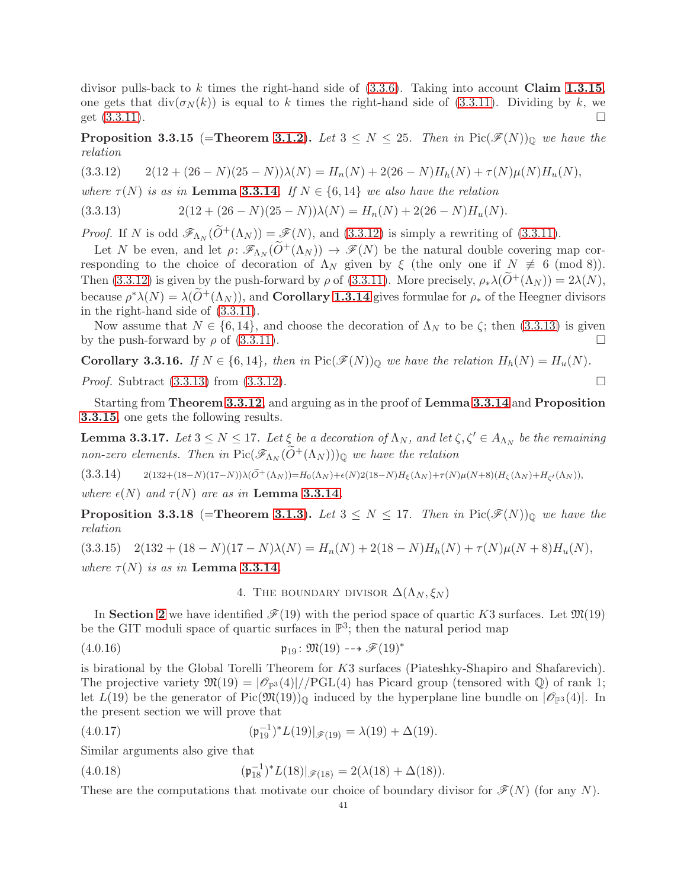divisor pulls-back to $k$ times the right-hand side of (3.3.6). Taking into account **Claim 1.3.15**, one gets that $\mathrm{div}(\sigma_N(k))$ is equal to $k$ times the right-hand side of (3.3.11). Dividing by $k$, we get (3.3.11). □

**Proposition 3.3.15** (=**Theorem 3.1.2**). *Let $3 \le N \le 25$. Then in $\mathrm{Pic}(\mathscr{F}(N))_{\mathbb{Q}}$ we have the relation*

$$2(12+(26-N)(25-N))\lambda(N) = H_n(N) + 2(26-N)H_h(N) + \tau(N)\mu(N)H_u(N), \tag{3.3.12}$$

*where $\tau(N)$ is as in* **Lemma 3.3.14**. *If $N \in \{6, 14\}$ we also have the relation*

$$2(12+(26-N)(25-N))\lambda(N) = H_n(N) + 2(26-N)H_u(N). \tag{3.3.13}$$

*Proof.* If $N$ is odd $\mathscr{F}_{\Lambda_N}(\widetilde{O}^+(\Lambda_N)) = \mathscr{F}(N)$, and (3.3.12) is simply a rewriting of (3.3.11).

Let $N$ be even, and let $\rho\colon \mathscr{F}_{\Lambda_N}(\widetilde{O}^+(\Lambda_N)) \to \mathscr{F}(N)$ be the natural double covering map corresponding to the choice of decoration of $\Lambda_N$ given by $\xi$ (the only one if $N \not\equiv 6 \pmod 8$). Then (3.3.12) is given by the push-forward by $\rho$ of (3.3.11). More precisely, $\rho_*\lambda(\widetilde{O}^+(\Lambda_N)) = 2\lambda(N)$, because $\rho^*\lambda(N) = \lambda(\widetilde{O}^+(\Lambda_N))$, and **Corollary 1.3.14** gives formulae for $\rho_*$ of the Heegner divisors in the right-hand side of (3.3.11).

Now assume that $N \in \{6, 14\}$, and choose the decoration of $\Lambda_N$ to be $\zeta$; then (3.3.13) is given by the push-forward by $\rho$ of (3.3.11). □

**Corollary 3.3.16.** *If $N \in \{6, 14\}$, then in $\mathrm{Pic}(\mathscr{F}(N))_{\mathbb{Q}}$ we have the relation $H_h(N) = H_u(N)$.*

*Proof.* Subtract (3.3.13) from (3.3.12). □

Starting from **Theorem 3.3.12** and arguing as in the proof of **Lemma 3.3.14** and **Proposition 3.3.15**, one gets the following results.

**Lemma 3.3.17.** *Let $3 \le N \le 17$. Let $\xi$ be a decoration of $\Lambda_N$, and let $\zeta, \zeta' \in A_{\Lambda_N}$ be the remaining non-zero elements. Then in $\mathrm{Pic}(\mathscr{F}_{\Lambda_N}(\widetilde{O}^+(\Lambda_N)))_{\mathbb{Q}}$ we have the relation*

$$2(132+(18-N)(17-N))\lambda(\widetilde{O}^+(\Lambda_N)) = H_0(\Lambda_N) + \epsilon(N)2(18-N)H_\xi(\Lambda_N) + \tau(N)\mu(N+8)(H_\zeta(\Lambda_N) + H_{\zeta'}(\Lambda_N)), \tag{3.3.14}$$

*where $\epsilon(N)$ and $\tau(N)$ are as in* **Lemma 3.3.14**.

**Proposition 3.3.18** (=**Theorem 3.1.3**). *Let $3 \le N \le 17$. Then in $\mathrm{Pic}(\mathscr{F}(N))_{\mathbb{Q}}$ we have the relation*

$$2(132+(18-N)(17-N)\lambda(N) = H_n(N) + 2(18-N)H_h(N) + \tau(N)\mu(N+8)H_u(N), \tag{3.3.15}$$

*where $\tau(N)$ is as in* **Lemma 3.3.14**.

## 4. The boundary divisor $\Delta(\Lambda_N, \xi_N)$

In **Section 2** we have identified $\mathscr{F}(19)$ with the period space of quartic $K3$ surfaces. Let $\mathfrak{M}(19)$ be the GIT moduli space of quartic surfaces in $\mathbb{P}^3$; then the natural period map

$$\mathfrak{p}_{19}\colon \mathfrak{M}(19) \dashrightarrow \mathscr{F}(19)^* \tag{4.0.16}$$

is birational by the Global Torelli Theorem for $K3$ surfaces (Piateshky-Shapiro and Shafarevich). The projective variety $\mathfrak{M}(19) = |\mathscr{O}_{\mathbb{P}^3}(4)|//\mathrm{PGL}(4)$ has Picard group (tensored with $\mathbb{Q}$) of rank 1; let $L(19)$ be the generator of $\mathrm{Pic}(\mathfrak{M}(19))_{\mathbb{Q}}$ induced by the hyperplane line bundle on $|\mathscr{O}_{\mathbb{P}^3}(4)|$. In the present section we will prove that

$$(\mathfrak{p}_{19}^{-1})^* L(19)|_{\mathscr{F}(19)} = \lambda(19) + \Delta(19). \tag{4.0.17}$$

Similar arguments also give that

$$(\mathfrak{p}_{18}^{-1})^* L(18)|_{\mathscr{F}(18)} = 2(\lambda(18) + \Delta(18)). \tag{4.0.18}$$

These are the computations that motivate our choice of boundary divisor for $\mathscr{F}(N)$ (for any $N$).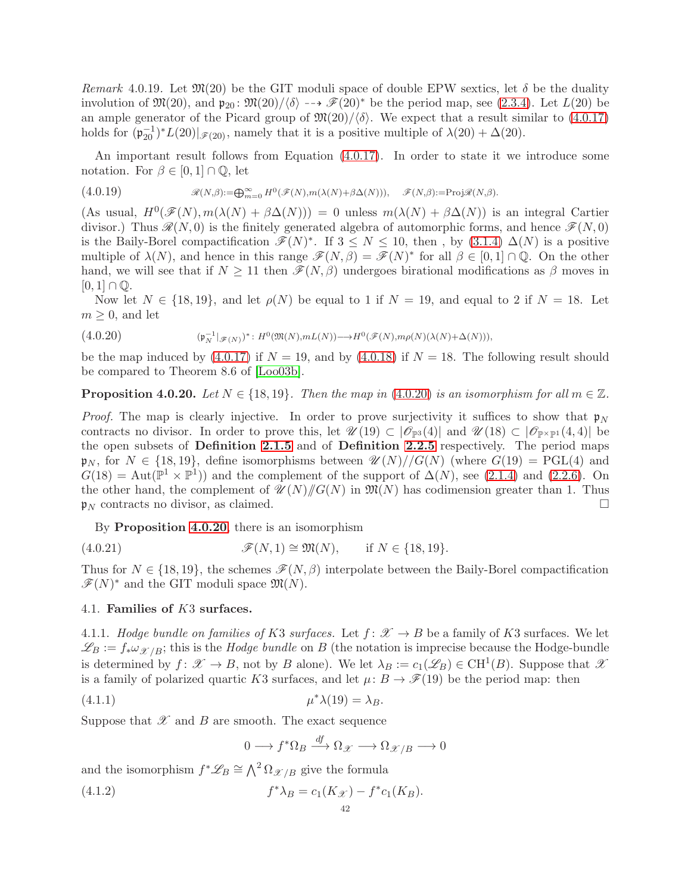*Remark* 4.0.19. Let $\mathfrak{M}(20)$ be the GIT moduli space of double EPW sextics, let $\delta$ be the duality involution of $\mathfrak{M}(20)$, and $\mathfrak{p}_{20}\colon \mathfrak{M}(20)/\langle\delta\rangle \dashrightarrow \mathscr{F}(20)^*$ be the period map, see (2.3.4). Let $L(20)$ be an ample generator of the Picard group of $\mathfrak{M}(20)/\langle\delta\rangle$. We expect that a result similar to (4.0.17) holds for $(\mathfrak{p}_{20}^{-1})^*L(20)|_{\mathscr{F}(20)}$, namely that it is a positive multiple of $\lambda(20)+\Delta(20)$.

An important result follows from Equation (4.0.17). In order to state it we introduce some notation. For $\beta\in[0,1]\cap\mathbb{Q}$, let

$$\mathscr{R}(N,\beta):=\bigoplus_{m=0}^{\infty} H^0(\mathscr{F}(N),m(\lambda(N)+\beta\Delta(N))),\quad \mathscr{F}(N,\beta):=\operatorname{Proj}\mathscr{R}(N,\beta). \tag{4.0.19}$$

(As usual, $H^0(\mathscr{F}(N),m(\lambda(N)+\beta\Delta(N)))=0$ unless $m(\lambda(N)+\beta\Delta(N))$ is an integral Cartier divisor.) Thus $\mathscr{R}(N,0)$ is the finitely generated algebra of automorphic forms, and hence $\mathscr{F}(N,0)$ is the Baily-Borel compactification $\mathscr{F}(N)^*$. If $3\le N\le 10$, then , by (3.1.4) $\Delta(N)$ is a positive multiple of $\lambda(N)$, and hence in this range $\mathscr{F}(N,\beta)=\mathscr{F}(N)^*$ for all $\beta\in[0,1]\cap\mathbb{Q}$. On the other hand, we will see that if $N\ge 11$ then $\mathscr{F}(N,\beta)$ undergoes birational modifications as $\beta$ moves in $[0,1]\cap\mathbb{Q}$.

Now let $N\in\{18,19\}$, and let $\rho(N)$ be equal to 1 if $N=19$, and equal to 2 if $N=18$. Let $m\ge 0$, and let

$$(\mathfrak{p}_N^{-1}|_{\mathscr{F}(N)})^*\colon H^0(\mathfrak{M}(N),mL(N))\longrightarrow H^0(\mathscr{F}(N),m\rho(N)(\lambda(N)+\Delta(N))), \tag{4.0.20}$$

be the map induced by (4.0.17) if $N=19$, and by (4.0.18) if $N=18$. The following result should be compared to Theorem 8.6 of [Loo03b].

**Proposition 4.0.20.** *Let $N\in\{18,19\}$. Then the map in (4.0.20) is an isomorphism for all $m\in\mathbb{Z}$.*

*Proof.* The map is clearly injective. In order to prove surjectivity it suffices to show that $\mathfrak{p}_N$ contracts no divisor. In order to prove this, let $\mathscr{U}(19)\subset|\mathscr{O}_{\mathbb{P}^3}(4)|$ and $\mathscr{U}(18)\subset|\mathscr{O}_{\mathbb{P}^1\times\mathbb{P}^1}(4,4)|$ be the open subsets of **Definition 2.1.5** and of **Definition 2.2.5** respectively. The period maps $\mathfrak{p}_N$, for $N\in\{18,19\}$, define isomorphisms between $\mathscr{U}(N)//G(N)$ (where $G(19)=\mathrm{PGL}(4)$ and $G(18)=\mathrm{Aut}(\mathbb{P}^1\times\mathbb{P}^1)$) and the complement of the support of $\Delta(N)$, see (2.1.4) and (2.2.6). On the other hand, the complement of $\mathscr{U}(N)/\!\!/G(N)$ in $\mathfrak{M}(N)$ has codimension greater than 1. Thus $\mathfrak{p}_N$ contracts no divisor, as claimed. □

By **Proposition 4.0.20**, there is an isomorphism

$$\mathscr{F}(N,1)\cong\mathfrak{M}(N),\qquad \text{if } N\in\{18,19\}. \tag{4.0.21}$$

Thus for $N\in\{18,19\}$, the schemes $\mathscr{F}(N,\beta)$ interpolate between the Baily-Borel compactification $\mathscr{F}(N)^*$ and the GIT moduli space $\mathfrak{M}(N)$.

## 4.1. Families of $K3$ surfaces.

4.1.1. *Hodge bundle on families of $K3$ surfaces.* Let $f\colon\mathscr{X}\to B$ be a family of $K3$ surfaces. We let $\mathscr{L}_B:=f_*\omega_{\mathscr{X}/B}$; this is the *Hodge bundle* on $B$ (the notation is imprecise because the Hodge-bundle is determined by $f\colon\mathscr{X}\to B$, not by $B$ alone). We let $\lambda_B:=c_1(\mathscr{L}_B)\in\mathrm{CH}^1(B)$. Suppose that $\mathscr{X}$ is a family of polarized quartic $K3$ surfaces, and let $\mu\colon B\to\mathscr{F}(19)$ be the period map: then

$$\mu^*\lambda(19)=\lambda_B. \tag{4.1.1}$$

Suppose that $\mathscr{X}$ and $B$ are smooth. The exact sequence

$$0\longrightarrow f^*\Omega_B\xrightarrow{df}\Omega_{\mathscr{X}}\longrightarrow\Omega_{\mathscr{X}/B}\longrightarrow 0$$

and the isomorphism $f^*\mathscr{L}_B\cong\bigwedge^2\Omega_{\mathscr{X}/B}$ give the formula

$$f^*\lambda_B=c_1(K_{\mathscr{X}})-f^*c_1(K_B). \tag{4.1.2}$$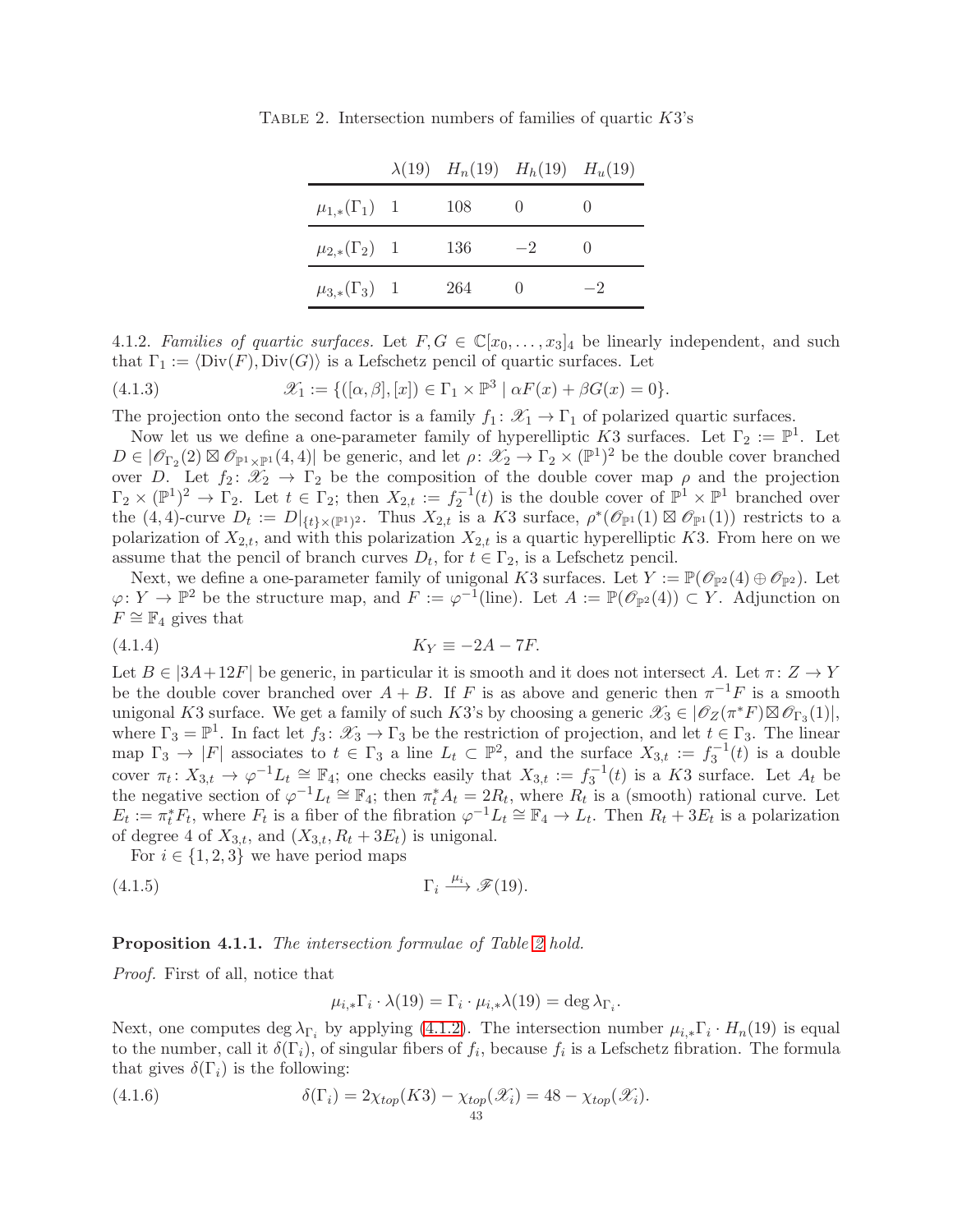Table 2. Intersection numbers of families of quartic $K3$'s

| | $\lambda(19)$ | $H_n(19)$ | $H_h(19)$ | $H_u(19)$ |
|---|---|---|---|---|
| $\mu_{1,*}(\Gamma_1)$ | 1 | 108 | 0 | 0 |
| $\mu_{2,*}(\Gamma_2)$ | 1 | 136 | $-2$ | 0 |
| $\mu_{3,*}(\Gamma_3)$ | 1 | 264 | 0 | $-2$ |

4.1.2. *Families of quartic surfaces.* Let $F, G \in \mathbb{C}[x_0, \ldots, x_3]_4$ be linearly independent, and such that $\Gamma_1 := \langle \mathrm{Div}(F), \mathrm{Div}(G) \rangle$ is a Lefschetz pencil of quartic surfaces. Let

$$\mathscr{X}_1 := \{([\alpha, \beta], [x]) \in \Gamma_1 \times \mathbb{P}^3 \mid \alpha F(x) + \beta G(x) = 0\}. \tag{4.1.3}$$

The projection onto the second factor is a family $f_1 \colon \mathscr{X}_1 \to \Gamma_1$ of polarized quartic surfaces.

Now let us we define a one-parameter family of hyperelliptic $K3$ surfaces. Let $\Gamma_2 := \mathbb{P}^1$. Let $D \in |\mathscr{O}_{\Gamma_2}(2) \boxtimes \mathscr{O}_{\mathbb{P}^1 \times \mathbb{P}^1}(4,4)|$ be generic, and let $\rho \colon \mathscr{X}_2 \to \Gamma_2 \times (\mathbb{P}^1)^2$ be the double cover branched over $D$. Let $f_2 \colon \mathscr{X}_2 \to \Gamma_2$ be the composition of the double cover map $\rho$ and the projection $\Gamma_2 \times (\mathbb{P}^1)^2 \to \Gamma_2$. Let $t \in \Gamma_2$; then $X_{2,t} := f_2^{-1}(t)$ is the double cover of $\mathbb{P}^1 \times \mathbb{P}^1$ branched over the $(4,4)$-curve $D_t := D|_{\{t\} \times (\mathbb{P}^1)^2}$. Thus $X_{2,t}$ is a $K3$ surface, $\rho^*(\mathscr{O}_{\mathbb{P}^1}(1) \boxtimes \mathscr{O}_{\mathbb{P}^1}(1))$ restricts to a polarization of $X_{2,t}$, and with this polarization $X_{2,t}$ is a quartic hyperelliptic $K3$. From here on we assume that the pencil of branch curves $D_t$, for $t \in \Gamma_2$, is a Lefschetz pencil.

Next, we define a one-parameter family of unigonal $K3$ surfaces. Let $Y := \mathbb{P}(\mathscr{O}_{\mathbb{P}^2}(4) \oplus \mathscr{O}_{\mathbb{P}^2})$. Let $\varphi \colon Y \to \mathbb{P}^2$ be the structure map, and $F := \varphi^{-1}(\text{line})$. Let $A := \mathbb{P}(\mathscr{O}_{\mathbb{P}^2}(4)) \subset Y$. Adjunction on $F \cong \mathbb{F}_4$ gives that

$$K_Y \equiv -2A - 7F. \tag{4.1.4}$$

Let $B \in |3A + 12F|$ be generic, in particular it is smooth and it does not intersect $A$. Let $\pi \colon Z \to Y$ be the double cover branched over $A + B$. If $F$ is as above and generic then $\pi^{-1}F$ is a smooth unigonal $K3$ surface. We get a family of such $K3$'s by choosing a generic $\mathscr{X}_3 \in |\mathscr{O}_Z(\pi^*F) \boxtimes \mathscr{O}_{\Gamma_3}(1)|$, where $\Gamma_3 = \mathbb{P}^1$. In fact let $f_3 \colon \mathscr{X}_3 \to \Gamma_3$ be the restriction of projection, and let $t \in \Gamma_3$. The linear map $\Gamma_3 \to |F|$ associates to $t \in \Gamma_3$ a line $L_t \subset \mathbb{P}^2$, and the surface $X_{3,t} := f_3^{-1}(t)$ is a double cover $\pi_t \colon X_{3,t} \to \varphi^{-1}L_t \cong \mathbb{F}_4$; one checks easily that $X_{3,t} := f_3^{-1}(t)$ is a $K3$ surface. Let $A_t$ be the negative section of $\varphi^{-1}L_t \cong \mathbb{F}_4$; then $\pi_t^* A_t = 2R_t$, where $R_t$ is a (smooth) rational curve. Let $E_t := \pi_t^* F_t$, where $F_t$ is a fiber of the fibration $\varphi^{-1}L_t \cong \mathbb{F}_4 \to L_t$. Then $R_t + 3E_t$ is a polarization of degree 4 of $X_{3,t}$, and $(X_{3,t}, R_t + 3E_t)$ is unigonal.

For $i \in \{1, 2, 3\}$ we have period maps

$$\Gamma_i \xrightarrow{\mu_i} \mathscr{F}(19). \tag{4.1.5}$$

**Proposition 4.1.1.** *The intersection formulae of Table 2 hold.*

*Proof.* First of all, notice that

$$\mu_{i,*}\Gamma_i \cdot \lambda(19) = \Gamma_i \cdot \mu_{i,*}\lambda(19) = \deg \lambda_{\Gamma_i}.$$

Next, one computes $\deg \lambda_{\Gamma_i}$ by applying (4.1.2). The intersection number $\mu_{i,*}\Gamma_i \cdot H_n(19)$ is equal to the number, call it $\delta(\Gamma_i)$, of singular fibers of $f_i$, because $f_i$ is a Lefschetz fibration. The formula that gives $\delta(\Gamma_i)$ is the following:

$$\delta(\Gamma_i) = 2\chi_{top}(K3) - \chi_{top}(\mathscr{X}_i) = 48 - \chi_{top}(\mathscr{X}_i). \tag{4.1.6}$$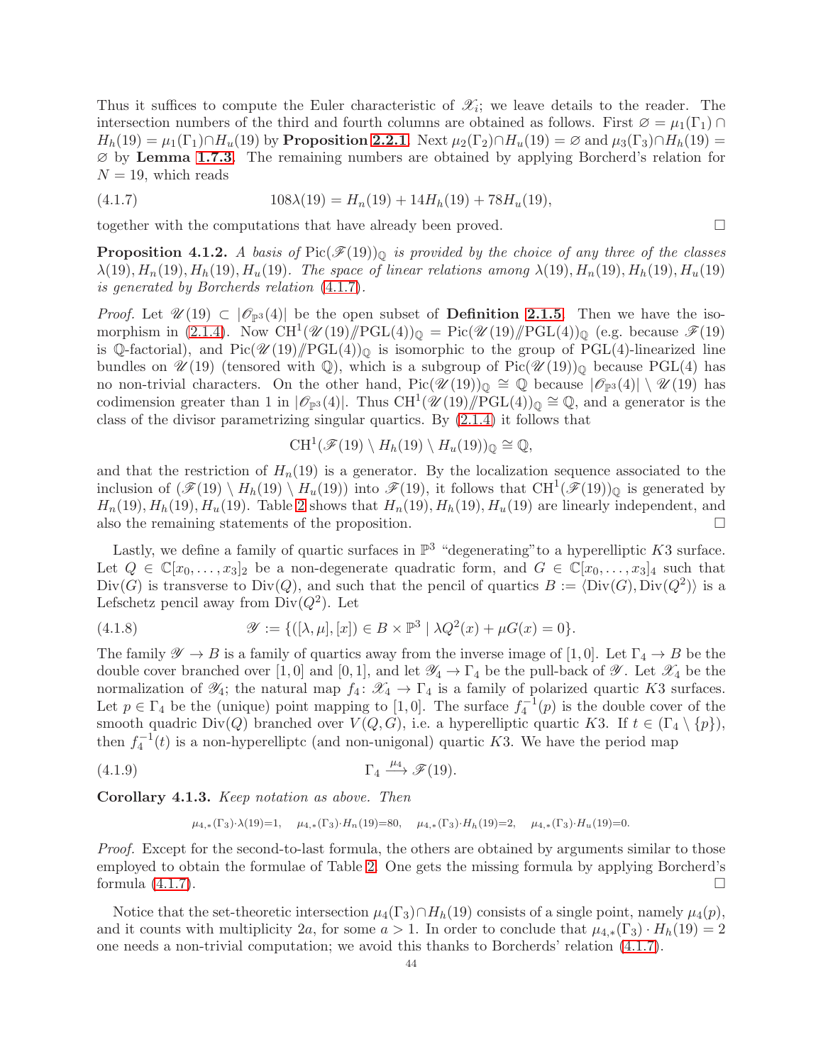Thus it suffices to compute the Euler characteristic of $\mathscr{X}_i$; we leave details to the reader. The intersection numbers of the third and fourth columns are obtained as follows. First $\varnothing = \mu_1(\Gamma_1) \cap H_h(19) = \mu_1(\Gamma_1) \cap H_u(19)$ by **Proposition 2.2.1**. Next $\mu_2(\Gamma_2) \cap H_u(19) = \varnothing$ and $\mu_3(\Gamma_3) \cap H_h(19) = \varnothing$ by **Lemma 1.7.3**. The remaining numbers are obtained by applying Borcherd's relation for $N = 19$, which reads

$$108\lambda(19) = H_n(19) + 14H_h(19) + 78H_u(19), \tag{4.1.7}$$

together with the computations that have already been proved. $\square$

**Proposition 4.1.2.** *A basis of $\mathrm{Pic}(\mathscr{F}(19))_{\mathbb{Q}}$ is provided by the choice of any three of the classes $\lambda(19), H_n(19), H_h(19), H_u(19)$. The space of linear relations among $\lambda(19), H_n(19), H_h(19), H_u(19)$ is generated by Borcherds relation (4.1.7).*

*Proof.* Let $\mathscr{U}(19) \subset |\mathscr{O}_{\mathbb{P}^3}(4)|$ be the open subset of **Definition 2.1.5**. Then we have the isomorphism in (2.1.4). Now $\mathrm{CH}^1(\mathscr{U}(19)/\!\!/\mathrm{PGL}(4))_{\mathbb{Q}} = \mathrm{Pic}(\mathscr{U}(19)/\!\!/\mathrm{PGL}(4))_{\mathbb{Q}}$ (e.g. because $\mathscr{F}(19)$ is $\mathbb{Q}$-factorial), and $\mathrm{Pic}(\mathscr{U}(19)/\!\!/\mathrm{PGL}(4))_{\mathbb{Q}}$ is isomorphic to the group of $\mathrm{PGL}(4)$-linearized line bundles on $\mathscr{U}(19)$ (tensored with $\mathbb{Q}$), which is a subgroup of $\mathrm{Pic}(\mathscr{U}(19))_{\mathbb{Q}}$ because $\mathrm{PGL}(4)$ has no non-trivial characters. On the other hand, $\mathrm{Pic}(\mathscr{U}(19))_{\mathbb{Q}} \cong \mathbb{Q}$ because $|\mathscr{O}_{\mathbb{P}^3}(4)| \setminus \mathscr{U}(19)$ has codimension greater than 1 in $|\mathscr{O}_{\mathbb{P}^3}(4)|$. Thus $\mathrm{CH}^1(\mathscr{U}(19)/\!\!/\mathrm{PGL}(4))_{\mathbb{Q}} \cong \mathbb{Q}$, and a generator is the class of the divisor parametrizing singular quartics. By (2.1.4) it follows that

$$\mathrm{CH}^1(\mathscr{F}(19) \setminus H_h(19) \setminus H_u(19))_{\mathbb{Q}} \cong \mathbb{Q},$$

and that the restriction of $H_n(19)$ is a generator. By the localization sequence associated to the inclusion of $(\mathscr{F}(19) \setminus H_h(19) \setminus H_u(19))$ into $\mathscr{F}(19)$, it follows that $\mathrm{CH}^1(\mathscr{F}(19))_{\mathbb{Q}}$ is generated by $H_n(19), H_h(19), H_u(19)$. Table 2 shows that $H_n(19), H_h(19), H_u(19)$ are linearly independent, and also the remaining statements of the proposition. $\square$

Lastly, we define a family of quartic surfaces in $\mathbb{P}^3$ "degenerating"to a hyperelliptic $K3$ surface. Let $Q \in \mathbb{C}[x_0, \ldots, x_3]_2$ be a non-degenerate quadratic form, and $G \in \mathbb{C}[x_0, \ldots, x_3]_4$ such that $\mathrm{Div}(G)$ is transverse to $\mathrm{Div}(Q)$, and such that the pencil of quartics $B := \langle \mathrm{Div}(G), \mathrm{Div}(Q^2) \rangle$ is a Lefschetz pencil away from $\mathrm{Div}(Q^2)$. Let

$$\mathscr{Y} := \{([\lambda, \mu], [x]) \in B \times \mathbb{P}^3 \mid \lambda Q^2(x) + \mu G(x) = 0\}. \tag{4.1.8}$$

The family $\mathscr{Y} \to B$ is a family of quartics away from the inverse image of $[1, 0]$. Let $\Gamma_4 \to B$ be the double cover branched over $[1, 0]$ and $[0, 1]$, and let $\mathscr{Y}_4 \to \Gamma_4$ be the pull-back of $\mathscr{Y}$. Let $\mathscr{X}_4$ be the normalization of $\mathscr{Y}_4$; the natural map $f_4 \colon \mathscr{X}_4 \to \Gamma_4$ is a family of polarized quartic $K3$ surfaces. Let $p \in \Gamma_4$ be the (unique) point mapping to $[1, 0]$. The surface $f_4^{-1}(p)$ is the double cover of the smooth quadric $\mathrm{Div}(Q)$ branched over $V(Q, G)$, i.e. a hyperelliptic quartic $K3$. If $t \in (\Gamma_4 \setminus \{p\})$, then $f_4^{-1}(t)$ is a non-hyperelliptc (and non-unigonal) quartic $K3$. We have the period map

$$\Gamma_4 \xrightarrow{\mu_4} \mathscr{F}(19). \tag{4.1.9}$$

**Corollary 4.1.3.** *Keep notation as above. Then*

$$\mu_{4,*}(\Gamma_3) \cdot \lambda(19) = 1, \quad \mu_{4,*}(\Gamma_3) \cdot H_n(19) = 80, \quad \mu_{4,*}(\Gamma_3) \cdot H_h(19) = 2, \quad \mu_{4,*}(\Gamma_3) \cdot H_u(19) = 0.$$

*Proof.* Except for the second-to-last formula, the others are obtained by arguments similar to those employed to obtain the formulae of Table 2. One gets the missing formula by applying Borcherd's formula (4.1.7). $\square$

Notice that the set-theoretic intersection $\mu_4(\Gamma_3) \cap H_h(19)$ consists of a single point, namely $\mu_4(p)$, and it counts with multiplicity $2a$, for some $a > 1$. In order to conclude that $\mu_{4,*}(\Gamma_3) \cdot H_h(19) = 2$ one needs a non-trivial computation; we avoid this thanks to Borcherds' relation (4.1.7).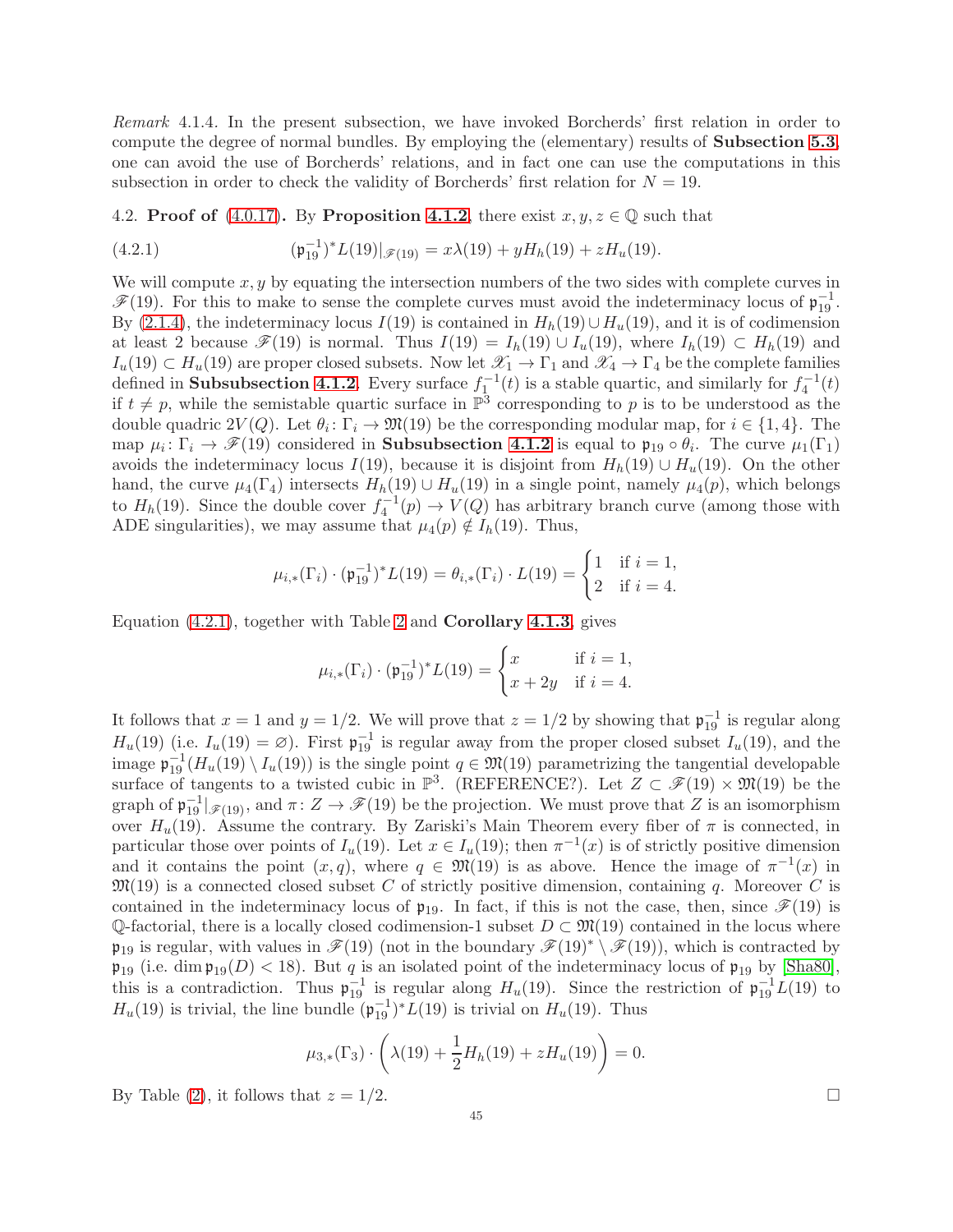*Remark* 4.1.4. In the present subsection, we have invoked Borcherds' first relation in order to compute the degree of normal bundles. By employing the (elementary) results of **Subsection 5.3**, one can avoid the use of Borcherds' relations, and in fact one can use the computations in this subsection in order to check the validity of Borcherds' first relation for $N = 19$.

4.2. **Proof of** (4.0.17)**.** By **Proposition 4.1.2**, there exist $x, y, z \in \mathbb{Q}$ such that

$$(\mathfrak{p}_{19}^{-1})^* L(19)|_{\mathscr{F}(19)} = x\lambda(19) + yH_h(19) + zH_u(19). \tag{4.2.1}$$

We will compute $x, y$ by equating the intersection numbers of the two sides with complete curves in $\mathscr{F}(19)$. For this to make to sense the complete curves must avoid the indeterminacy locus of $\mathfrak{p}_{19}^{-1}$. By (2.1.4), the indeterminacy locus $I(19)$ is contained in $H_h(19) \cup H_u(19)$, and it is of codimension at least 2 because $\mathscr{F}(19)$ is normal. Thus $I(19) = I_h(19) \cup I_u(19)$, where $I_h(19) \subset H_h(19)$ and $I_u(19) \subset H_u(19)$ are proper closed subsets. Now let $\mathscr{X}_1 \to \Gamma_1$ and $\mathscr{X}_4 \to \Gamma_4$ be the complete families defined in **Subsubsection 4.1.2**. Every surface $f_1^{-1}(t)$ is a stable quartic, and similarly for $f_4^{-1}(t)$ if $t \neq p$, while the semistable quartic surface in $\mathbb{P}^3$ corresponding to $p$ is to be understood as the double quadric $2V(Q)$. Let $\theta_i \colon \Gamma_i \to \mathfrak{M}(19)$ be the corresponding modular map, for $i \in \{1, 4\}$. The map $\mu_i \colon \Gamma_i \to \mathscr{F}(19)$ considered in **Subsubsection 4.1.2** is equal to $\mathfrak{p}_{19} \circ \theta_i$. The curve $\mu_1(\Gamma_1)$ avoids the indeterminacy locus $I(19)$, because it is disjoint from $H_h(19) \cup H_u(19)$. On the other hand, the curve $\mu_4(\Gamma_4)$ intersects $H_h(19) \cup H_u(19)$ in a single point, namely $\mu_4(p)$, which belongs to $H_h(19)$. Since the double cover $f_4^{-1}(p) \to V(Q)$ has arbitrary branch curve (among those with ADE singularities), we may assume that $\mu_4(p) \notin I_h(19)$. Thus,

$$\mu_{i,*}(\Gamma_i) \cdot (\mathfrak{p}_{19}^{-1})^* L(19) = \theta_{i,*}(\Gamma_i) \cdot L(19) = \begin{cases} 1 & \text{if } i = 1, \\ 2 & \text{if } i = 4. \end{cases}$$

Equation (4.2.1), together with Table 2 and **Corollary 4.1.3**, gives

$$\mu_{i,*}(\Gamma_i) \cdot (\mathfrak{p}_{19}^{-1})^* L(19) = \begin{cases} x & \text{if } i = 1, \\ x + 2y & \text{if } i = 4. \end{cases}$$

It follows that $x = 1$ and $y = 1/2$. We will prove that $z = 1/2$ by showing that $\mathfrak{p}_{19}^{-1}$ is regular along $H_u(19)$ (i.e. $I_u(19) = \varnothing$). First $\mathfrak{p}_{19}^{-1}$ is regular away from the proper closed subset $I_u(19)$, and the image $\mathfrak{p}_{19}^{-1}(H_u(19) \setminus I_u(19))$ is the single point $q \in \mathfrak{M}(19)$ parametrizing the tangential developable surface of tangents to a twisted cubic in $\mathbb{P}^3$. (REFERENCE?). Let $Z \subset \mathscr{F}(19) \times \mathfrak{M}(19)$ be the graph of $\mathfrak{p}_{19}^{-1}|_{\mathscr{F}(19)}$, and $\pi \colon Z \to \mathscr{F}(19)$ be the projection. We must prove that $Z$ is an isomorphism over $H_u(19)$. Assume the contrary. By Zariski's Main Theorem every fiber of $\pi$ is connected, in particular those over points of $I_u(19)$. Let $x \in I_u(19)$; then $\pi^{-1}(x)$ is of strictly positive dimension and it contains the point $(x, q)$, where $q \in \mathfrak{M}(19)$ is as above. Hence the image of $\pi^{-1}(x)$ in $\mathfrak{M}(19)$ is a connected closed subset $C$ of strictly positive dimension, containing $q$. Moreover $C$ is contained in the indeterminacy locus of $\mathfrak{p}_{19}$. In fact, if this is not the case, then, since $\mathscr{F}(19)$ is $\mathbb{Q}$-factorial, there is a locally closed codimension-1 subset $D \subset \mathfrak{M}(19)$ contained in the locus where $\mathfrak{p}_{19}$ is regular, with values in $\mathscr{F}(19)$ (not in the boundary $\mathscr{F}(19)^* \setminus \mathscr{F}(19)$), which is contracted by $\mathfrak{p}_{19}$ (i.e. $\dim \mathfrak{p}_{19}(D) < 18$). But $q$ is an isolated point of the indeterminacy locus of $\mathfrak{p}_{19}$ by [Sha80], this is a contradiction. Thus $\mathfrak{p}_{19}^{-1}$ is regular along $H_u(19)$. Since the restriction of $\mathfrak{p}_{19}^{-1} L(19)$ to $H_u(19)$ is trivial, the line bundle $(\mathfrak{p}_{19}^{-1})^* L(19)$ is trivial on $H_u(19)$. Thus

$$\mu_{3,*}(\Gamma_3) \cdot \left( \lambda(19) + \frac{1}{2} H_h(19) + zH_u(19) \right) = 0.$$

By Table (2), it follows that $z = 1/2$. $\square$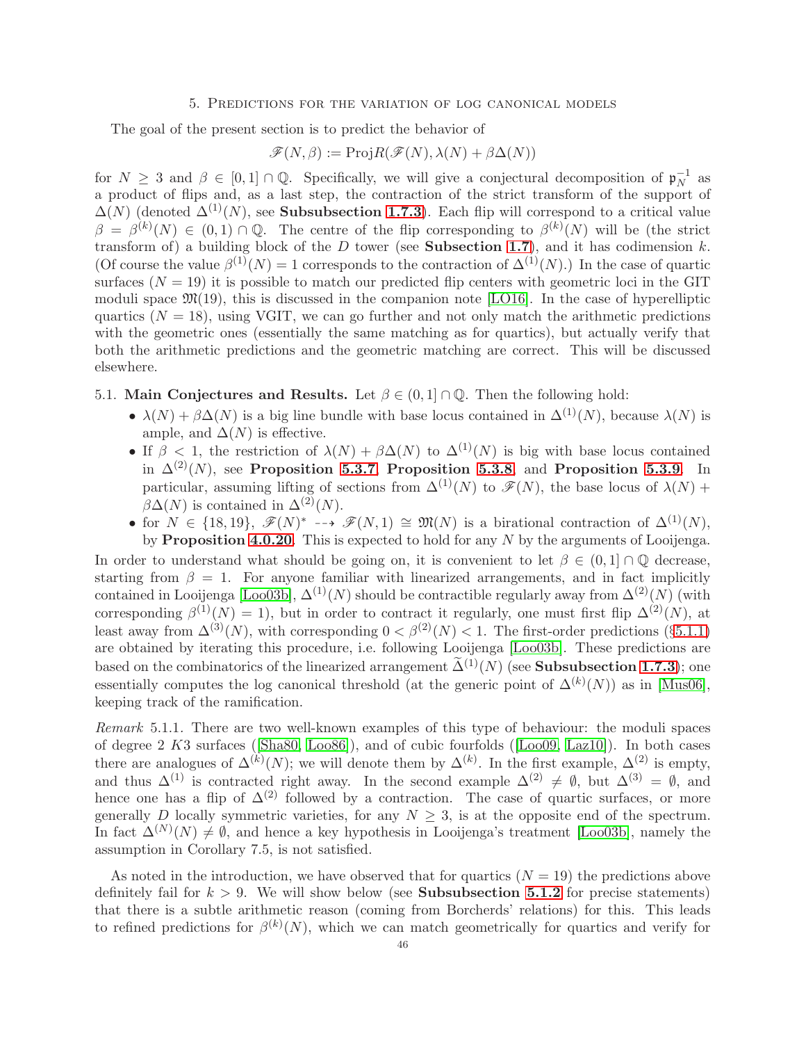# 5. Predictions for the variation of log canonical models

The goal of the present section is to predict the behavior of

$$\mathscr{F}(N,\beta) := \mathrm{Proj}R(\mathscr{F}(N), \lambda(N) + \beta\Delta(N))$$

for $N \geq 3$ and $\beta \in [0,1] \cap \mathbb{Q}$. Specifically, we will give a conjectural decomposition of $\mathfrak{p}_N^{-1}$ as a product of flips and, as a last step, the contraction of the strict transform of the support of $\Delta(N)$ (denoted $\Delta^{(1)}(N)$, see **Subsubsection 1.7.3**). Each flip will correspond to a critical value $\beta = \beta^{(k)}(N) \in (0,1) \cap \mathbb{Q}$. The centre of the flip corresponding to $\beta^{(k)}(N)$ will be (the strict transform of) a building block of the $D$ tower (see **Subsection 1.7**), and it has codimension $k$. (Of course the value $\beta^{(1)}(N) = 1$ corresponds to the contraction of $\Delta^{(1)}(N)$.) In the case of quartic surfaces ($N = 19$) it is possible to match our predicted flip centers with geometric loci in the GIT moduli space $\mathfrak{M}(19)$, this is discussed in the companion note [LO16]. In the case of hyperelliptic quartics ($N = 18$), using VGIT, we can go further and not only match the arithmetic predictions with the geometric ones (essentially the same matching as for quartics), but actually verify that both the arithmetic predictions and the geometric matching are correct. This will be discussed elsewhere.

## 5.1. Main Conjectures and Results.

Let $\beta \in (0,1] \cap \mathbb{Q}$. Then the following hold:

- $\lambda(N) + \beta\Delta(N)$ is a big line bundle with base locus contained in $\Delta^{(1)}(N)$, because $\lambda(N)$ is ample, and $\Delta(N)$ is effective.
- If $\beta < 1$, the restriction of $\lambda(N) + \beta\Delta(N)$ to $\Delta^{(1)}(N)$ is big with base locus contained in $\Delta^{(2)}(N)$, see **Proposition 5.3.7**, **Proposition 5.3.8** and **Proposition 5.3.9**. In particular, assuming lifting of sections from $\Delta^{(1)}(N)$ to $\mathscr{F}(N)$, the base locus of $\lambda(N) + \beta\Delta(N)$ is contained in $\Delta^{(2)}(N)$.
- for $N \in \{18, 19\}$, $\mathscr{F}(N)^* \dashrightarrow \mathscr{F}(N,1) \cong \mathfrak{M}(N)$ is a birational contraction of $\Delta^{(1)}(N)$, by **Proposition 4.0.20**. This is expected to hold for any $N$ by the arguments of Looijenga.

In order to understand what should be going on, it is convenient to let $\beta \in (0,1] \cap \mathbb{Q}$ decrease, starting from $\beta = 1$. For anyone familiar with linearized arrangements, and in fact implicitly contained in Looijenga [Loo03b], $\Delta^{(1)}(N)$ should be contractible regularly away from $\Delta^{(2)}(N)$ (with corresponding $\beta^{(1)}(N) = 1$), but in order to contract it regularly, one must first flip $\Delta^{(2)}(N)$, at least away from $\Delta^{(3)}(N)$, with corresponding $0 < \beta^{(2)}(N) < 1$. The first-order predictions (§5.1.1) are obtained by iterating this procedure, i.e. following Looijenga [Loo03b]. These predictions are based on the combinatorics of the linearized arrangement $\widetilde{\Delta}^{(1)}(N)$ (see **Subsubsection 1.7.3**); one essentially computes the log canonical threshold (at the generic point of $\Delta^{(k)}(N)$) as in [Mus06], keeping track of the ramification.

*Remark* 5.1.1. There are two well-known examples of this type of behaviour: the moduli spaces of degree 2 $K3$ surfaces ([Sha80, Loo86]), and of cubic fourfolds ([Loo09, Laz10]). In both cases there are analogues of $\Delta^{(k)}(N)$; we will denote them by $\Delta^{(k)}$. In the first example, $\Delta^{(2)}$ is empty, and thus $\Delta^{(1)}$ is contracted right away. In the second example $\Delta^{(2)} \neq \emptyset$, but $\Delta^{(3)} = \emptyset$, and hence one has a flip of $\Delta^{(2)}$ followed by a contraction. The case of quartic surfaces, or more generally $D$ locally symmetric varieties, for any $N \geq 3$, is at the opposite end of the spectrum. In fact $\Delta^{(N)}(N) \neq \emptyset$, and hence a key hypothesis in Looijenga's treatment [Loo03b], namely the assumption in Corollary 7.5, is not satisfied.

As noted in the introduction, we have observed that for quartics ($N = 19$) the predictions above definitely fail for $k > 9$. We will show below (see **Subsubsection 5.1.2** for precise statements) that there is a subtle arithmetic reason (coming from Borcherds' relations) for this. This leads to refined predictions for $\beta^{(k)}(N)$, which we can match geometrically for quartics and verify for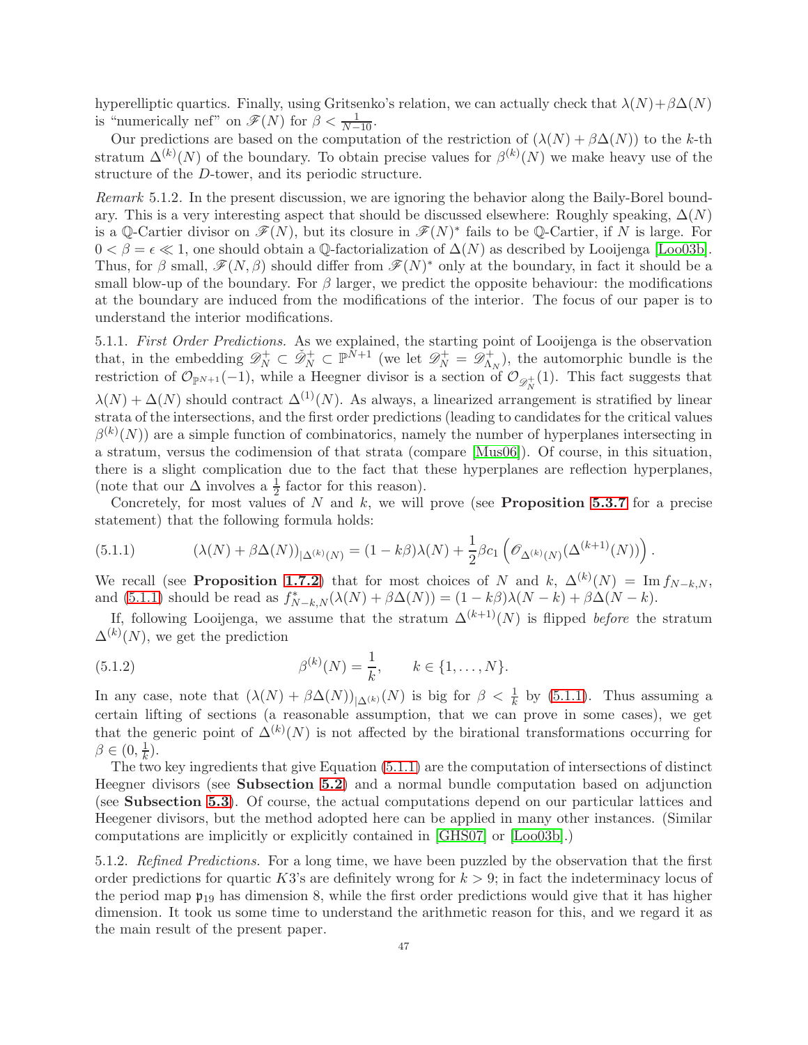hyperelliptic quartics. Finally, using Gritsenko's relation, we can actually check that $\lambda(N)+\beta\Delta(N)$ is "numerically nef" on $\mathscr{F}(N)$ for $\beta < \frac{1}{N-10}$.

Our predictions are based on the computation of the restriction of $(\lambda(N) + \beta\Delta(N))$ to the $k$-th stratum $\Delta^{(k)}(N)$ of the boundary. To obtain precise values for $\beta^{(k)}(N)$ we make heavy use of the structure of the $D$-tower, and its periodic structure.

*Remark* 5.1.2. In the present discussion, we are ignoring the behavior along the Baily-Borel boundary. This is a very interesting aspect that should be discussed elsewhere: Roughly speaking, $\Delta(N)$ is a $\mathbb{Q}$-Cartier divisor on $\mathscr{F}(N)$, but its closure in $\mathscr{F}(N)^*$ fails to be $\mathbb{Q}$-Cartier, if $N$ is large. For $0 < \beta = \epsilon \ll 1$, one should obtain a $\mathbb{Q}$-factorialization of $\Delta(N)$ as described by Looijenga [Loo03b]. Thus, for $\beta$ small, $\mathscr{F}(N, \beta)$ should differ from $\mathscr{F}(N)^*$ only at the boundary, in fact it should be a small blow-up of the boundary. For $\beta$ larger, we predict the opposite behaviour: the modifications at the boundary are induced from the modifications of the interior. The focus of our paper is to understand the interior modifications.

5.1.1. *First Order Predictions.* As we explained, the starting point of Looijenga is the observation that, in the embedding $\mathscr{D}_N^+ \subset \check{\mathscr{D}}_N^+ \subset \mathbb{P}^{N+1}$ (we let $\mathscr{D}_N^+ = \mathscr{D}_{\Lambda_N}^+$), the automorphic bundle is the restriction of $\mathcal{O}_{\mathbb{P}^{N+1}}(-1)$, while a Heegner divisor is a section of $\mathcal{O}_{\mathscr{D}_N^+}(1)$. This fact suggests that $\lambda(N) + \Delta(N)$ should contract $\Delta^{(1)}(N)$. As always, a linearized arrangement is stratified by linear strata of the intersections, and the first order predictions (leading to candidates for the critical values $\beta^{(k)}(N)$) are a simple function of combinatorics, namely the number of hyperplanes intersecting in a stratum, versus the codimension of that strata (compare [Mus06]). Of course, in this situation, there is a slight complication due to the fact that these hyperplanes are reflection hyperplanes, (note that our $\Delta$ involves a $\frac{1}{2}$ factor for this reason).

Concretely, for most values of $N$ and $k$, we will prove (see **Proposition 5.3.7** for a precise statement) that the following formula holds:

$$(\lambda(N) + \beta\Delta(N))_{|\Delta^{(k)}(N)} = (1 - k\beta)\lambda(N) + \frac{1}{2}\beta c_1\left(\mathscr{O}_{\Delta^{(k)}(N)}(\Delta^{(k+1)}(N))\right). \tag{5.1.1}$$

We recall (see **Proposition 1.7.2**) that for most choices of $N$ and $k$, $\Delta^{(k)}(N) = \operatorname{Im} f_{N-k,N}$, and (5.1.1) should be read as $f^*_{N-k,N}(\lambda(N) + \beta\Delta(N)) = (1 - k\beta)\lambda(N - k) + \beta\Delta(N - k)$.

If, following Looijenga, we assume that the stratum $\Delta^{(k+1)}(N)$ is flipped *before* the stratum $\Delta^{(k)}(N)$, we get the prediction

$$\beta^{(k)}(N) = \frac{1}{k}, \qquad k \in \{1, \ldots, N\}. \tag{5.1.2}$$

In any case, note that $(\lambda(N) + \beta\Delta(N))_{|\Delta^{(k)}}(N)$ is big for $\beta < \frac{1}{k}$ by (5.1.1). Thus assuming a certain lifting of sections (a reasonable assumption, that we can prove in some cases), we get that the generic point of $\Delta^{(k)}(N)$ is not affected by the birational transformations occurring for $\beta \in (0, \frac{1}{k})$.

The two key ingredients that give Equation (5.1.1) are the computation of intersections of distinct Heegner divisors (see **Subsection 5.2**) and a normal bundle computation based on adjunction (see **Subsection 5.3**). Of course, the actual computations depend on our particular lattices and Heegener divisors, but the method adopted here can be applied in many other instances. (Similar computations are implicitly or explicitly contained in [GHS07] or [Loo03b].)

5.1.2. *Refined Predictions.* For a long time, we have been puzzled by the observation that the first order predictions for quartic $K3$'s are definitely wrong for $k > 9$; in fact the indeterminacy locus of the period map $\mathfrak{p}_{19}$ has dimension 8, while the first order predictions would give that it has higher dimension. It took us some time to understand the arithmetic reason for this, and we regard it as the main result of the present paper.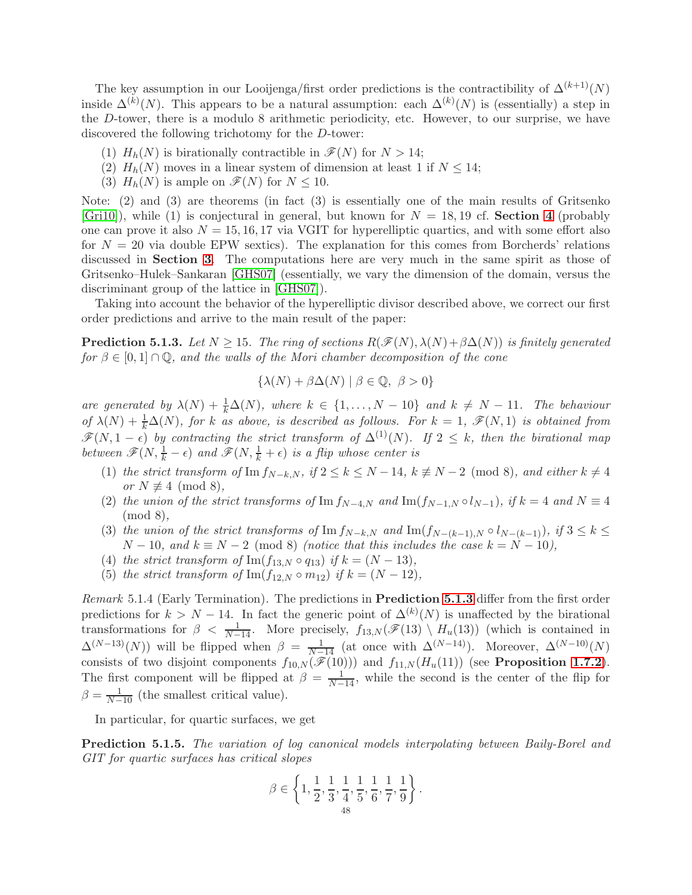The key assumption in our Looijenga/first order predictions is the contractibility of $\Delta^{(k+1)}(N)$ inside $\Delta^{(k)}(N)$. This appears to be a natural assumption: each $\Delta^{(k)}(N)$ is (essentially) a step in the $D$-tower, there is a modulo 8 arithmetic periodicity, etc. However, to our surprise, we have discovered the following trichotomy for the $D$-tower:

1. $H_h(N)$ is birationally contractible in $\mathscr{F}(N)$ for $N > 14$;
2. $H_h(N)$ moves in a linear system of dimension at least 1 if $N \leq 14$;
3. $H_h(N)$ is ample on $\mathscr{F}(N)$ for $N \leq 10$.

Note: (2) and (3) are theorems (in fact (3) is essentially one of the main results of Gritsenko [Gri10]), while (1) is conjectural in general, but known for $N = 18, 19$ cf. **Section 4** (probably one can prove it also $N = 15, 16, 17$ via VGIT for hyperelliptic quartics, and with some effort also for $N = 20$ via double EPW sextics). The explanation for this comes from Borcherds' relations discussed in **Section 3**. The computations here are very much in the same spirit as those of Gritsenko–Hulek–Sankaran [GHS07] (essentially, we vary the dimension of the domain, versus the discriminant group of the lattice in [GHS07]).

Taking into account the behavior of the hyperelliptic divisor described above, we correct our first order predictions and arrive to the main result of the paper:

**Prediction 5.1.3.** *Let $N \geq 15$. The ring of sections $R(\mathscr{F}(N), \lambda(N) + \beta\Delta(N))$ is finitely generated for $\beta \in [0,1] \cap \mathbb{Q}$, and the walls of the Mori chamber decomposition of the cone*

$$\{\lambda(N) + \beta\Delta(N) \mid \beta \in \mathbb{Q},\ \beta > 0\}$$

*are generated by $\lambda(N) + \frac{1}{k}\Delta(N)$, where $k \in \{1, \ldots, N-10\}$ and $k \neq N-11$. The behaviour of $\lambda(N) + \frac{1}{k}\Delta(N)$, for $k$ as above, is described as follows. For $k = 1$, $\mathscr{F}(N, 1)$ is obtained from $\mathscr{F}(N, 1-\epsilon)$ by contracting the strict transform of $\Delta^{(1)}(N)$. If $2 \leq k$, then the birational map between $\mathscr{F}(N, \frac{1}{k} - \epsilon)$ and $\mathscr{F}(N, \frac{1}{k} + \epsilon)$ is a flip whose center is*

1. *the strict transform of* $\operatorname{Im} f_{N-k,N}$*, if $2 \leq k \leq N-14$, $k \not\equiv N-2 \pmod 8$, and either $k \neq 4$ or $N \not\equiv 4 \pmod 8$,*
2. *the union of the strict transforms of* $\operatorname{Im} f_{N-4,N}$ *and* $\operatorname{Im}(f_{N-1,N} \circ l_{N-1})$*, if $k = 4$ and $N \equiv 4 \pmod 8$,*
3. *the union of the strict transforms of* $\operatorname{Im} f_{N-k,N}$ *and* $\operatorname{Im}(f_{N-(k-1),N} \circ l_{N-(k-1)})$*, if $3 \leq k \leq N-10$, and $k \equiv N-2 \pmod 8$ (notice that this includes the case $k = N-10$),*
4. *the strict transform of* $\operatorname{Im}(f_{13,N} \circ q_{13})$ *if $k = (N-13)$,*
5. *the strict transform of* $\operatorname{Im}(f_{12,N} \circ m_{12})$ *if $k = (N-12)$,*

*Remark* 5.1.4 (Early Termination). The predictions in **Prediction 5.1.3** differ from the first order predictions for $k > N-14$. In fact the generic point of $\Delta^{(k)}(N)$ is unaffected by the birational transformations for $\beta < \frac{1}{N-14}$. More precisely, $f_{13,N}(\mathscr{F}(13) \setminus H_u(13))$ (which is contained in $\Delta^{(N-13)}(N)$) will be flipped when $\beta = \frac{1}{N-14}$ (at once with $\Delta^{(N-14)}$). Moreover, $\Delta^{(N-10)}(N)$ consists of two disjoint components $f_{10,N}(\mathscr{F}(10))$ and $f_{11,N}(H_u(11))$ (see **Proposition 1.7.2**). The first component will be flipped at $\beta = \frac{1}{N-14}$, while the second is the center of the flip for $\beta = \frac{1}{N-10}$ (the smallest critical value).

In particular, for quartic surfaces, we get

**Prediction 5.1.5.** *The variation of log canonical models interpolating between Baily-Borel and GIT for quartic surfaces has critical slopes*

$$\beta \in \left\{1, \frac{1}{2}, \frac{1}{3}, \frac{1}{4}, \frac{1}{5}, \frac{1}{6}, \frac{1}{7}, \frac{1}{9}\right\}.$$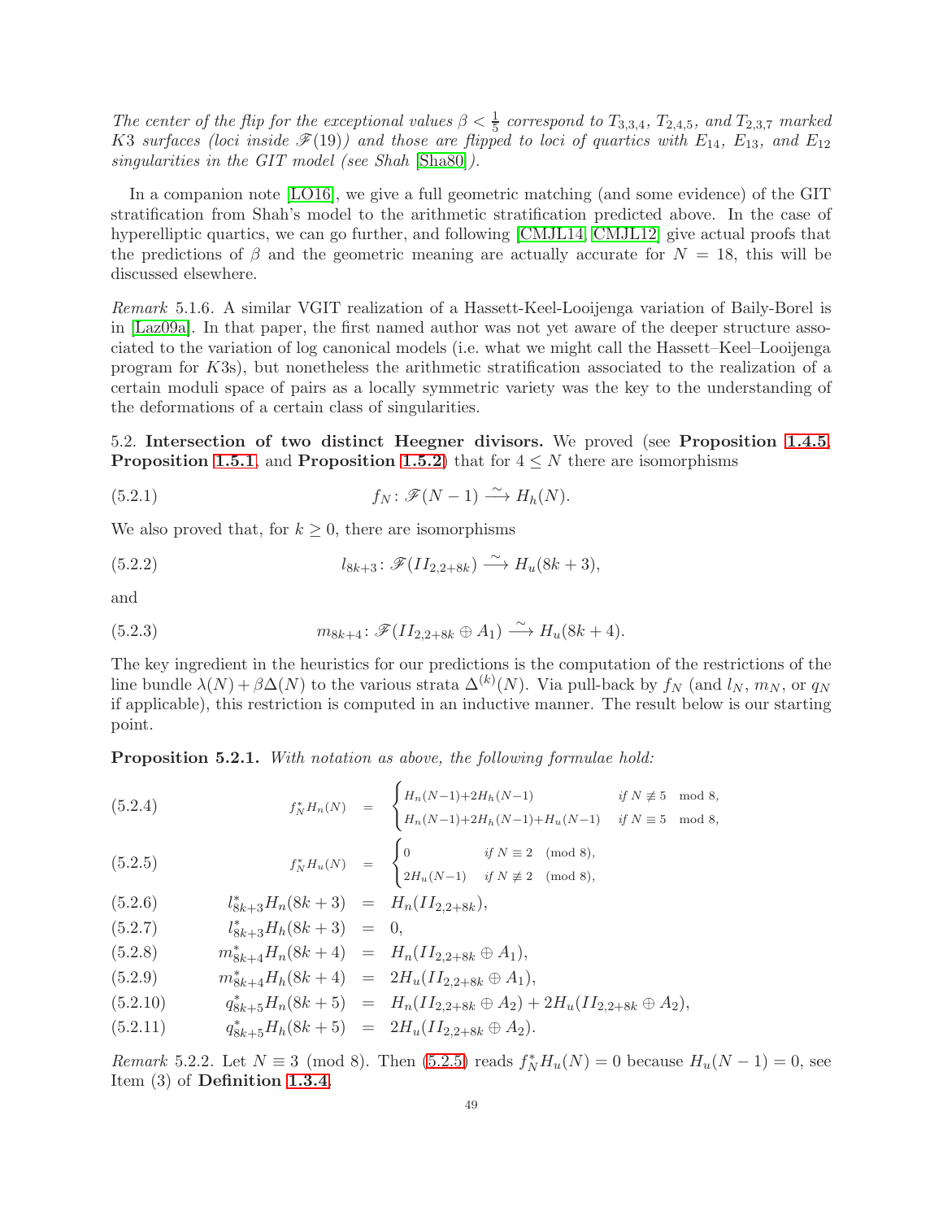*The center of the flip for the exceptional values $\beta < \frac{1}{5}$ correspond to $T_{3,3,4}$, $T_{2,4,5}$, and $T_{2,3,7}$ marked K3 surfaces (loci inside $\mathscr{F}(19)$) and those are flipped to loci of quartics with $E_{14}$, $E_{13}$, and $E_{12}$ singularities in the GIT model (see Shah [Sha80]).*

In a companion note [LO16], we give a full geometric matching (and some evidence) of the GIT stratification from Shah's model to the arithmetic stratification predicted above. In the case of hyperelliptic quartics, we can go further, and following [CMJL14, CMJL12] give actual proofs that the predictions of $\beta$ and the geometric meaning are actually accurate for $N = 18$, this will be discussed elsewhere.

*Remark* 5.1.6. A similar VGIT realization of a Hassett-Keel-Looijenga variation of Baily-Borel is in [Laz09a]. In that paper, the first named author was not yet aware of the deeper structure associated to the variation of log canonical models (i.e. what we might call the Hassett–Keel–Looijenga program for $K3$s), but nonetheless the arithmetic stratification associated to the realization of a certain moduli space of pairs as a locally symmetric variety was the key to the understanding of the deformations of a certain class of singularities.

5.2. **Intersection of two distinct Heegner divisors.** We proved (see **Proposition 1.4.5**, **Proposition 1.5.1**, and **Proposition 1.5.2**) that for $4 \leq N$ there are isomorphisms

$$f_N \colon \mathscr{F}(N-1) \xrightarrow{\sim} H_h(N). \tag{5.2.1}$$

We also proved that, for $k \geq 0$, there are isomorphisms

$$l_{8k+3} \colon \mathscr{F}(II_{2,2+8k}) \xrightarrow{\sim} H_u(8k+3), \tag{5.2.2}$$

and

$$m_{8k+4} \colon \mathscr{F}(II_{2,2+8k} \oplus A_1) \xrightarrow{\sim} H_u(8k+4). \tag{5.2.3}$$

The key ingredient in the heuristics for our predictions is the computation of the restrictions of the line bundle $\lambda(N) + \beta\Delta(N)$ to the various strata $\Delta^{(k)}(N)$. Via pull-back by $f_N$ (and $l_N$, $m_N$, or $q_N$ if applicable), this restriction is computed in an inductive manner. The result below is our starting point.

**Proposition 5.2.1.** *With notation as above, the following formulae hold:*

$$f_N^* H_n(N) = \begin{cases} H_n(N-1) + 2H_h(N-1) & \text{if } N \not\equiv 5 \mod 8, \\ H_n(N-1) + 2H_h(N-1) + H_u(N-1) & \text{if } N \equiv 5 \mod 8, \end{cases} \tag{5.2.4}$$

$$f_N^* H_u(N) = \begin{cases} 0 & \text{if } N \equiv 2 \pmod 8, \\ 2H_u(N-1) & \text{if } N \not\equiv 2 \pmod 8, \end{cases} \tag{5.2.5}$$

$$l_{8k+3}^* H_n(8k+3) = H_n(II_{2,2+8k}), \tag{5.2.6}$$

$$l_{8k+3}^* H_h(8k+3) = 0, \tag{5.2.7}$$

$$m_{8k+4}^* H_n(8k+4) = H_n(II_{2,2+8k} \oplus A_1), \tag{5.2.8}$$

$$m_{8k+4}^* H_h(8k+4) = 2H_u(II_{2,2+8k} \oplus A_1), \tag{5.2.9}$$

$$q_{8k+5}^* H_n(8k+5) = H_n(II_{2,2+8k} \oplus A_2) + 2H_u(II_{2,2+8k} \oplus A_2), \tag{5.2.10}$$

$$q_{8k+5}^* H_h(8k+5) = 2H_u(II_{2,2+8k} \oplus A_2). \tag{5.2.11}$$

*Remark* 5.2.2. Let $N \equiv 3 \pmod 8$. Then (5.2.5) reads $f_N^* H_u(N) = 0$ because $H_u(N-1) = 0$, see Item (3) of **Definition 1.3.4**.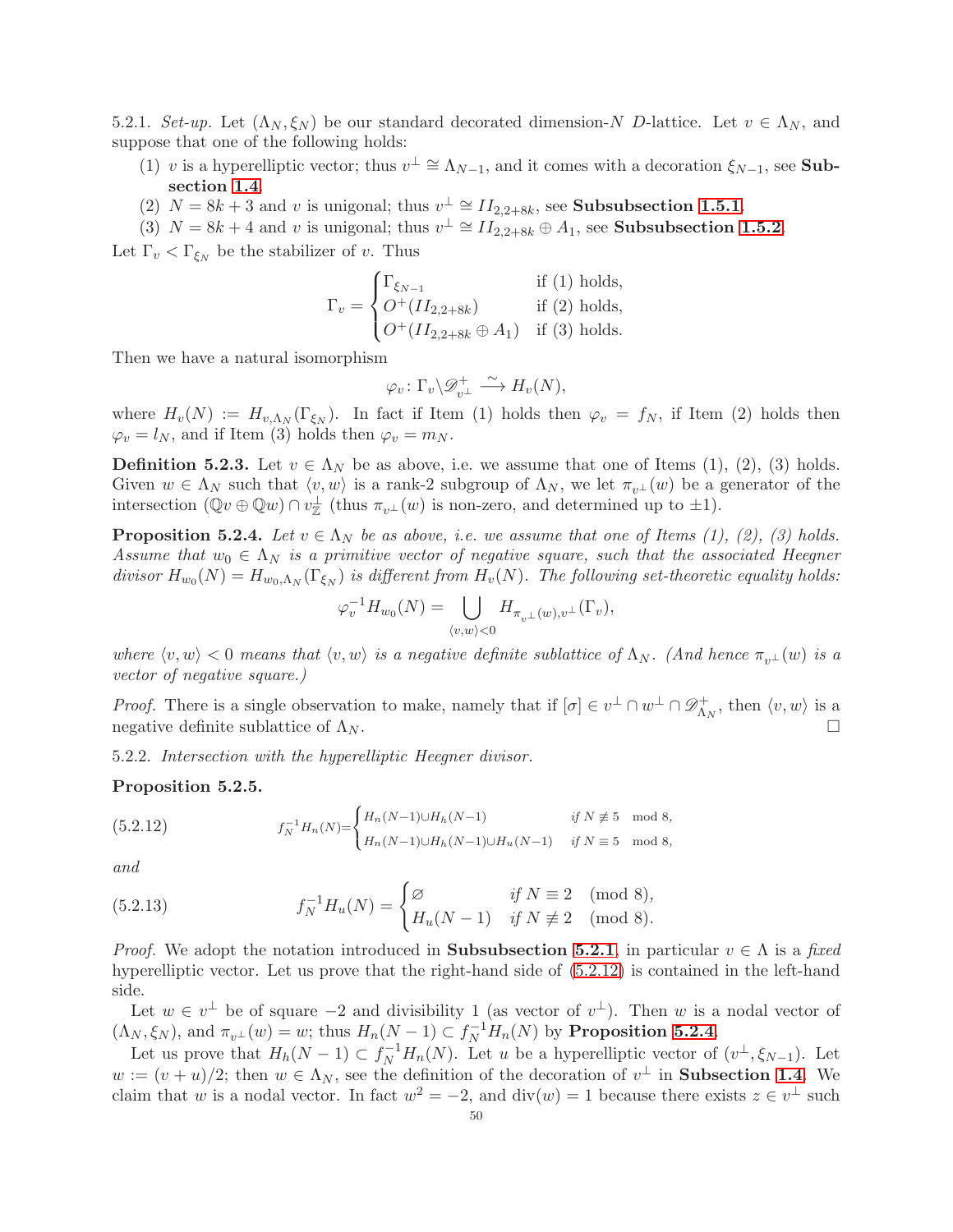5.2.1. *Set-up.* Let $(\Lambda_N, \xi_N)$ be our standard decorated dimension-$N$ $D$-lattice. Let $v \in \Lambda_N$, and suppose that one of the following holds:

1. $v$ is a hyperelliptic vector; thus $v^\perp \cong \Lambda_{N-1}$, and it comes with a decoration $\xi_{N-1}$, see **Subsection 1.4**.
2. $N = 8k+3$ and $v$ is unigonal; thus $v^\perp \cong II_{2,2+8k}$, see **Subsubsection 1.5.1**.
3. $N = 8k+4$ and $v$ is unigonal; thus $v^\perp \cong II_{2,2+8k} \oplus A_1$, see **Subsubsection 1.5.2**.

Let $\Gamma_v < \Gamma_{\xi_N}$ be the stabilizer of $v$. Thus

$$\Gamma_v = \begin{cases} \Gamma_{\xi_{N-1}} & \text{if (1) holds,} \\ O^+(II_{2,2+8k}) & \text{if (2) holds,} \\ O^+(II_{2,2+8k} \oplus A_1) & \text{if (3) holds.} \end{cases}$$

Then we have a natural isomorphism

$$\varphi_v \colon \Gamma_v \backslash \mathscr{D}^+_{v^\perp} \xrightarrow{\sim} H_v(N),$$

where $H_v(N) := H_{v,\Lambda_N}(\Gamma_{\xi_N})$. In fact if Item (1) holds then $\varphi_v = f_N$, if Item (2) holds then $\varphi_v = l_N$, and if Item (3) holds then $\varphi_v = m_N$.

**Definition 5.2.3.** Let $v \in \Lambda_N$ be as above, i.e. we assume that one of Items (1), (2), (3) holds. Given $w \in \Lambda_N$ such that $\langle v, w \rangle$ is a rank-2 subgroup of $\Lambda_N$, we let $\pi_{v^\perp}(w)$ be a generator of the intersection $(\mathbb{Q}v \oplus \mathbb{Q}w) \cap v^\perp_{\mathbb{Z}}$ (thus $\pi_{v^\perp}(w)$ is non-zero, and determined up to $\pm 1$).

**Proposition 5.2.4.** *Let $v \in \Lambda_N$ be as above, i.e. we assume that one of Items (1), (2), (3) holds. Assume that $w_0 \in \Lambda_N$ is a primitive vector of negative square, such that the associated Heegner divisor $H_{w_0}(N) = H_{w_0,\Lambda_N}(\Gamma_{\xi_N})$ is different from $H_v(N)$. The following set-theoretic equality holds:*

$$\varphi_v^{-1} H_{w_0}(N) = \bigcup_{\langle v,w \rangle < 0} H_{\pi_{v^\perp}(w), v^\perp}(\Gamma_v),$$

*where $\langle v, w \rangle < 0$ means that $\langle v, w \rangle$ is a negative definite sublattice of $\Lambda_N$. (And hence $\pi_{v^\perp}(w)$ is a vector of negative square.)*

*Proof.* There is a single observation to make, namely that if $[\sigma] \in v^\perp \cap w^\perp \cap \mathscr{D}^+_{\Lambda_N}$, then $\langle v, w \rangle$ is a negative definite sublattice of $\Lambda_N$. $\square$

5.2.2. *Intersection with the hyperelliptic Heegner divisor.*

**Proposition 5.2.5.**

$$f_N^{-1} H_n(N) = \begin{cases} H_n(N-1) \cup H_h(N-1) & \text{if } N \not\equiv 5 \mod 8, \\ H_n(N-1) \cup H_h(N-1) \cup H_u(N-1) & \text{if } N \equiv 5 \mod 8, \end{cases} \tag{5.2.12}$$

*and*

$$f_N^{-1} H_u(N) = \begin{cases} \varnothing & \text{if } N \equiv 2 \pmod 8, \\ H_u(N-1) & \text{if } N \not\equiv 2 \pmod 8. \end{cases} \tag{5.2.13}$$

*Proof.* We adopt the notation introduced in **Subsubsection 5.2.1**, in particular $v \in \Lambda$ is a *fixed* hyperelliptic vector. Let us prove that the right-hand side of (5.2.12) is contained in the left-hand side.

Let $w \in v^\perp$ be of square $-2$ and divisibility 1 (as vector of $v^\perp$). Then $w$ is a nodal vector of $(\Lambda_N, \xi_N)$, and $\pi_{v^\perp}(w) = w$; thus $H_n(N-1) \subset f_N^{-1} H_n(N)$ by **Proposition 5.2.4**.

Let us prove that $H_h(N-1) \subset f_N^{-1} H_n(N)$. Let $u$ be a hyperelliptic vector of $(v^\perp, \xi_{N-1})$. Let $w := (v+u)/2$; then $w \in \Lambda_N$, see the definition of the decoration of $v^\perp$ in **Subsection 1.4**. We claim that $w$ is a nodal vector. In fact $w^2 = -2$, and $\operatorname{div}(w) = 1$ because there exists $z \in v^\perp$ such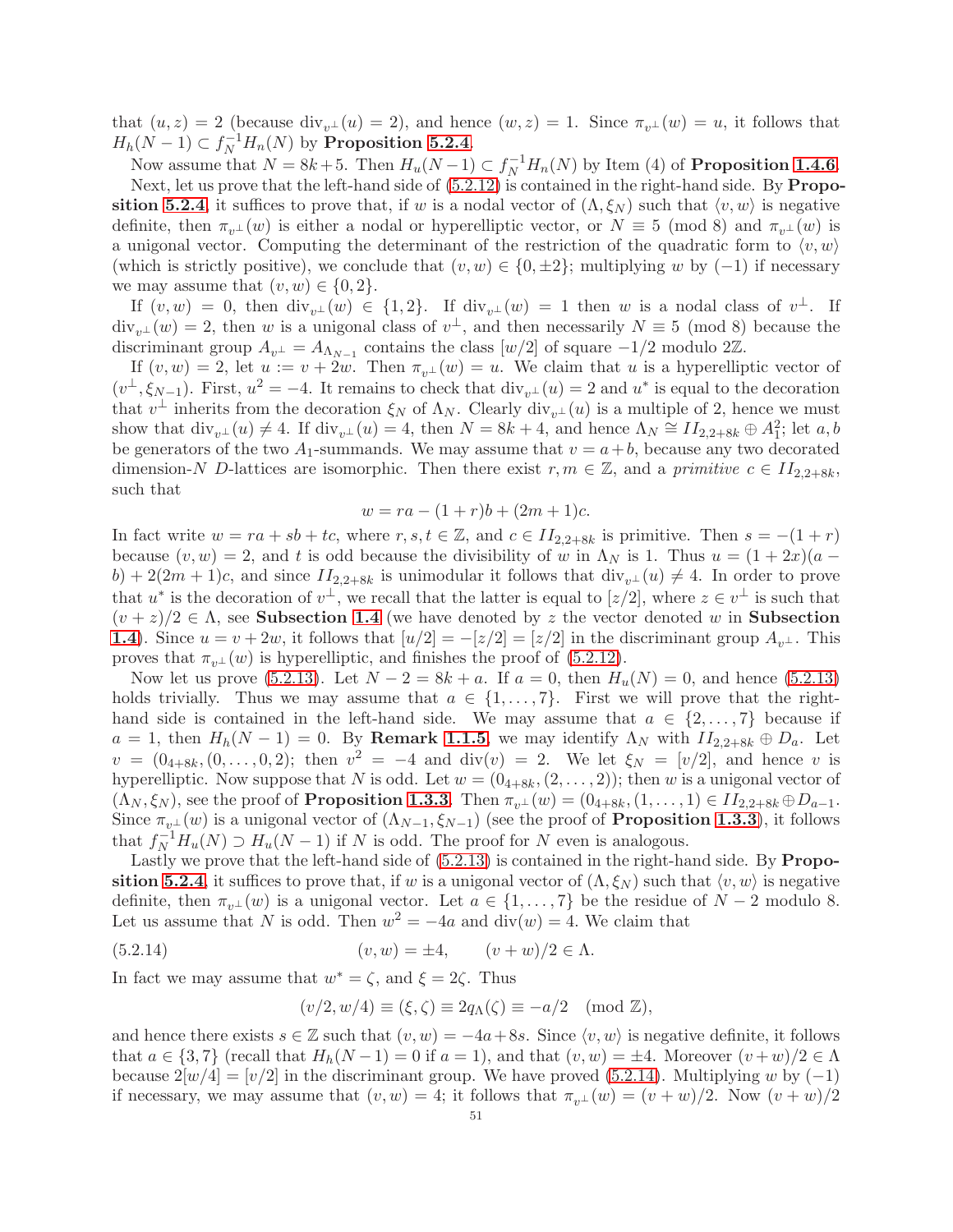that $(u,z)=2$ (because $\operatorname{div}_{v^\perp}(u)=2$), and hence $(w,z)=1$. Since $\pi_{v^\perp}(w)=u$, it follows that $H_h(N-1)\subset f_N^{-1}H_n(N)$ by **Proposition 5.2.4**.

Now assume that $N=8k+5$. Then $H_u(N-1)\subset f_N^{-1}H_n(N)$ by Item (4) of **Proposition 1.4.6**.

Next, let us prove that the left-hand side of (5.2.12) is contained in the right-hand side. By **Proposition 5.2.4**, it suffices to prove that, if $w$ is a nodal vector of $(\Lambda,\xi_N)$ such that $\langle v,w\rangle$ is negative definite, then $\pi_{v^\perp}(w)$ is either a nodal or hyperelliptic vector, or $N\equiv 5 \pmod 8$ and $\pi_{v^\perp}(w)$ is a unigonal vector. Computing the determinant of the restriction of the quadratic form to $\langle v,w\rangle$ (which is strictly positive), we conclude that $(v,w)\in\{0,\pm 2\}$; multiplying $w$ by $(-1)$ if necessary we may assume that $(v,w)\in\{0,2\}$.

If $(v,w)=0$, then $\operatorname{div}_{v^\perp}(w)\in\{1,2\}$. If $\operatorname{div}_{v^\perp}(w)=1$ then $w$ is a nodal class of $v^\perp$. If $\operatorname{div}_{v^\perp}(w)=2$, then $w$ is a unigonal class of $v^\perp$, and then necessarily $N\equiv 5 \pmod 8$ because the discriminant group $A_{v^\perp}=A_{\Lambda_{N-1}}$ contains the class $[w/2]$ of square $-1/2$ modulo $2\mathbb{Z}$.

If $(v,w)=2$, let $u:=v+2w$. Then $\pi_{v^\perp}(w)=u$. We claim that $u$ is a hyperelliptic vector of $(v^\perp,\xi_{N-1})$. First, $u^2=-4$. It remains to check that $\operatorname{div}_{v^\perp}(u)=2$ and $u^*$ is equal to the decoration that $v^\perp$ inherits from the decoration $\xi_N$ of $\Lambda_N$. Clearly $\operatorname{div}_{v^\perp}(u)$ is a multiple of 2, hence we must show that $\operatorname{div}_{v^\perp}(u)\neq 4$. If $\operatorname{div}_{v^\perp}(u)=4$, then $N=8k+4$, and hence $\Lambda_N\cong II_{2,2+8k}\oplus A_1^2$; let $a,b$ be generators of the two $A_1$-summands. We may assume that $v=a+b$, because any two decorated dimension-$N$ $D$-lattices are isomorphic. Then there exist $r,m\in\mathbb{Z}$, and a *primitive* $c\in II_{2,2+8k}$, such that

$$w=ra-(1+r)b+(2m+1)c.$$

In fact write $w=ra+sb+tc$, where $r,s,t\in\mathbb{Z}$, and $c\in II_{2,2+8k}$ is primitive. Then $s=-(1+r)$ because $(v,w)=2$, and $t$ is odd because the divisibility of $w$ in $\Lambda_N$ is 1. Thus $u=(1+2x)(a-b)+2(2m+1)c$, and since $II_{2,2+8k}$ is unimodular it follows that $\operatorname{div}_{v^\perp}(u)\neq 4$. In order to prove that $u^*$ is the decoration of $v^\perp$, we recall that the latter is equal to $[z/2]$, where $z\in v^\perp$ is such that $(v+z)/2\in\Lambda$, see **Subsection 1.4** (we have denoted by $z$ the vector denoted $w$ in **Subsection 1.4**). Since $u=v+2w$, it follows that $[u/2]=-[z/2]=[z/2]$ in the discriminant group $A_{v^\perp}$. This proves that $\pi_{v^\perp}(w)$ is hyperelliptic, and finishes the proof of (5.2.12).

Now let us prove (5.2.13). Let $N-2=8k+a$. If $a=0$, then $H_u(N)=0$, and hence (5.2.13) holds trivially. Thus we may assume that $a\in\{1,\ldots,7\}$. First we will prove that the right-hand side is contained in the left-hand side. We may assume that $a\in\{2,\ldots,7\}$ because if $a=1$, then $H_h(N-1)=0$. By **Remark 1.1.5**, we may identify $\Lambda_N$ with $II_{2,2+8k}\oplus D_a$. Let $v=(0_{4+8k},(0,\ldots,0,2)$; then $v^2=-4$ and $\operatorname{div}(v)=2$. We let $\xi_N=[v/2]$, and hence $v$ is hyperelliptic. Now suppose that $N$ is odd. Let $w=(0_{4+8k},(2,\ldots,2))$; then $w$ is a unigonal vector of $(\Lambda_N,\xi_N)$, see the proof of **Proposition 1.3.3**. Then $\pi_{v^\perp}(w)=(0_{4+8k},(1,\ldots,1)\in II_{2,2+8k}\oplus D_{a-1}$. Since $\pi_{v^\perp}(w)$ is a unigonal vector of $(\Lambda_{N-1},\xi_{N-1})$ (see the proof of **Proposition 1.3.3**), it follows that $f_N^{-1}H_u(N)\supset H_u(N-1)$ if $N$ is odd. The proof for $N$ even is analogous.

Lastly we prove that the left-hand side of (5.2.13) is contained in the right-hand side. By **Proposition 5.2.4**, it suffices to prove that, if $w$ is a unigonal vector of $(\Lambda,\xi_N)$ such that $\langle v,w\rangle$ is negative definite, then $\pi_{v^\perp}(w)$ is a unigonal vector. Let $a\in\{1,\ldots,7\}$ be the residue of $N-2$ modulo 8. Let us assume that $N$ is odd. Then $w^2=-4a$ and $\operatorname{div}(w)=4$. We claim that

$$(v,w)=\pm 4,\qquad (v+w)/2\in\Lambda. \tag{5.2.14}$$

In fact we may assume that $w^*=\zeta$, and $\xi=2\zeta$. Thus

$$(v/2,w/4)\equiv(\xi,\zeta)\equiv 2q_\Lambda(\zeta)\equiv -a/2 \pmod{\mathbb{Z}},$$

and hence there exists $s\in\mathbb{Z}$ such that $(v,w)=-4a+8s$. Since $\langle v,w\rangle$ is negative definite, it follows that $a\in\{3,7\}$ (recall that $H_h(N-1)=0$ if $a=1$), and that $(v,w)=\pm 4$. Moreover $(v+w)/2\in\Lambda$ because $2[w/4]=[v/2]$ in the discriminant group. We have proved (5.2.14). Multiplying $w$ by $(-1)$ if necessary, we may assume that $(v,w)=4$; it follows that $\pi_{v^\perp}(w)=(v+w)/2$. Now $(v+w)/2$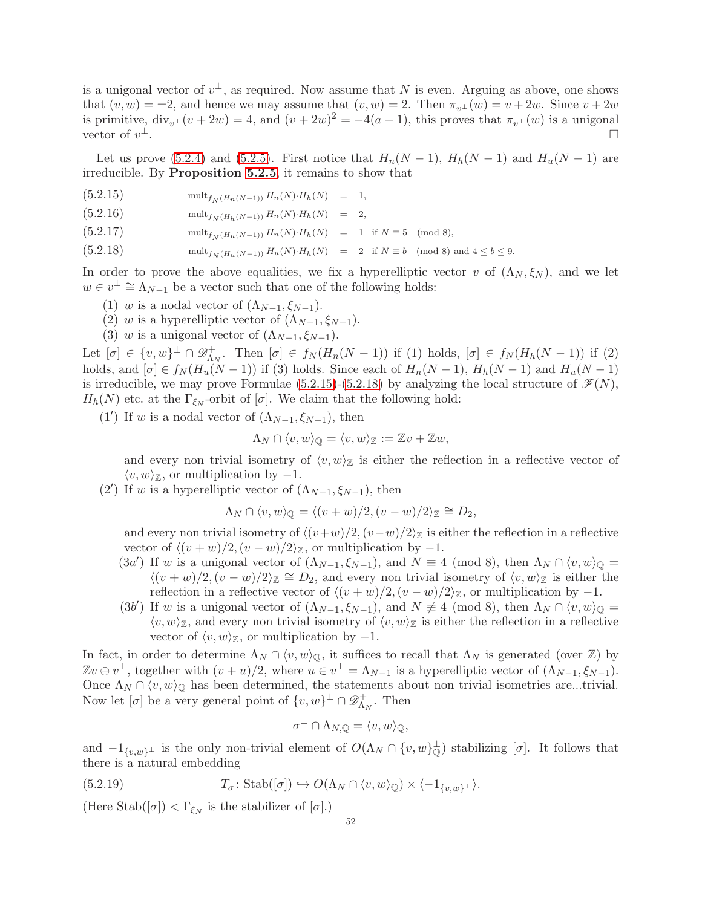is a unigonal vector of $v^{\perp}$, as required. Now assume that $N$ is even. Arguing as above, one shows that $(v,w)=\pm 2$, and hence we may assume that $(v,w)=2$. Then $\pi_{v^{\perp}}(w)=v+2w$. Since $v+2w$ is primitive, $\operatorname{div}_{v^{\perp}}(v+2w)=4$, and $(v+2w)^2=-4(a-1)$, this proves that $\pi_{v^{\perp}}(w)$ is a unigonal vector of $v^{\perp}$. $\square$

Let us prove (5.2.4) and (5.2.5). First notice that $H_n(N-1)$, $H_h(N-1)$ and $H_u(N-1)$ are irreducible. By **Proposition 5.2.5**, it remains to show that

$$\operatorname{mult}_{f_N(H_n(N-1))} H_n(N)\cdot H_h(N) = 1, \tag{5.2.15}$$

$$\operatorname{mult}_{f_N(H_h(N-1))} H_n(N)\cdot H_h(N) = 2, \tag{5.2.16}$$

$$\operatorname{mult}_{f_N(H_u(N-1))} H_n(N)\cdot H_h(N) = 1 \quad \text{if } N\equiv 5 \pmod 8, \tag{5.2.17}$$

$$\operatorname{mult}_{f_N(H_u(N-1))} H_u(N)\cdot H_h(N) = 2 \quad \text{if } N\equiv b \pmod 8 \text{ and } 4\le b\le 9. \tag{5.2.18}$$

In order to prove the above equalities, we fix a hyperelliptic vector $v$ of $(\Lambda_N,\xi_N)$, and we let $w\in v^{\perp}\cong\Lambda_{N-1}$ be a vector such that one of the following holds:

1. $w$ is a nodal vector of $(\Lambda_{N-1},\xi_{N-1})$.
2. $w$ is a hyperelliptic vector of $(\Lambda_{N-1},\xi_{N-1})$.
3. $w$ is a unigonal vector of $(\Lambda_{N-1},\xi_{N-1})$.

Let $[\sigma]\in\{v,w\}^{\perp}\cap\mathscr{D}^{+}_{\Lambda_N}$. Then $[\sigma]\in f_N(H_n(N-1))$ if (1) holds, $[\sigma]\in f_N(H_h(N-1))$ if (2) holds, and $[\sigma]\in f_N(H_u(N-1))$ if (3) holds. Since each of $H_n(N-1)$, $H_h(N-1)$ and $H_u(N-1)$ is irreducible, we may prove Formulae (5.2.15)-(5.2.18) by analyzing the local structure of $\mathscr{F}(N)$, $H_h(N)$ etc. at the $\Gamma_{\xi_N}$-orbit of $[\sigma]$. We claim that the following hold:

(1′) If $w$ is a nodal vector of $(\Lambda_{N-1},\xi_{N-1})$, then

$$\Lambda_N\cap\langle v,w\rangle_{\mathbb{Q}}=\langle v,w\rangle_{\mathbb{Z}}:=\mathbb{Z}v+\mathbb{Z}w,$$

and every non trivial isometry of $\langle v,w\rangle_{\mathbb{Z}}$ is either the reflection in a reflective vector of $\langle v,w\rangle_{\mathbb{Z}}$, or multiplication by $-1$.

(2′) If $w$ is a hyperelliptic vector of $(\Lambda_{N-1},\xi_{N-1})$, then

$$\Lambda_N\cap\langle v,w\rangle_{\mathbb{Q}}=\langle (v+w)/2,(v-w)/2\rangle_{\mathbb{Z}}\cong D_2,$$

and every non trivial isometry of $\langle (v+w)/2,(v-w)/2\rangle_{\mathbb{Z}}$ is either the reflection in a reflective vector of $\langle (v+w)/2,(v-w)/2\rangle_{\mathbb{Z}}$, or multiplication by $-1$.

(3a′) If $w$ is a unigonal vector of $(\Lambda_{N-1},\xi_{N-1})$, and $N\equiv 4\pmod 8$, then $\Lambda_N\cap\langle v,w\rangle_{\mathbb{Q}}=\langle (v+w)/2,(v-w)/2\rangle_{\mathbb{Z}}\cong D_2$, and every non trivial isometry of $\langle v,w\rangle_{\mathbb{Z}}$ is either the reflection in a reflective vector of $\langle (v+w)/2,(v-w)/2\rangle_{\mathbb{Z}}$, or multiplication by $-1$.

(3b′) If $w$ is a unigonal vector of $(\Lambda_{N-1},\xi_{N-1})$, and $N\not\equiv 4\pmod 8$, then $\Lambda_N\cap\langle v,w\rangle_{\mathbb{Q}}=\langle v,w\rangle_{\mathbb{Z}}$, and every non trivial isometry of $\langle v,w\rangle_{\mathbb{Z}}$ is either the reflection in a reflective vector of $\langle v,w\rangle_{\mathbb{Z}}$, or multiplication by $-1$.

In fact, in order to determine $\Lambda_N\cap\langle v,w\rangle_{\mathbb{Q}}$, it suffices to recall that $\Lambda_N$ is generated (over $\mathbb{Z}$) by $\mathbb{Z}v\oplus v^{\perp}$, together with $(v+u)/2$, where $u\in v^{\perp}=\Lambda_{N-1}$ is a hyperelliptic vector of $(\Lambda_{N-1},\xi_{N-1})$. Once $\Lambda_N\cap\langle v,w\rangle_{\mathbb{Q}}$ has been determined, the statements about non trivial isometries are...trivial. Now let $[\sigma]$ be a very general point of $\{v,w\}^{\perp}\cap\mathscr{D}^{+}_{\Lambda_N}$. Then

$$\sigma^{\perp}\cap\Lambda_{N,\mathbb{Q}}=\langle v,w\rangle_{\mathbb{Q}},$$

and $-1_{\{v,w\}^{\perp}}$ is the only non-trivial element of $O(\Lambda_N\cap\{v,w\}^{\perp}_{\mathbb{Q}})$ stabilizing $[\sigma]$. It follows that there is a natural embedding

$$T_{\sigma}\colon \operatorname{Stab}([\sigma])\hookrightarrow O(\Lambda_N\cap\langle v,w\rangle_{\mathbb{Q}})\times\langle -1_{\{v,w\}^{\perp}}\rangle. \tag{5.2.19}$$

(Here $\operatorname{Stab}([\sigma])<\Gamma_{\xi_N}$ is the stabilizer of $[\sigma]$.)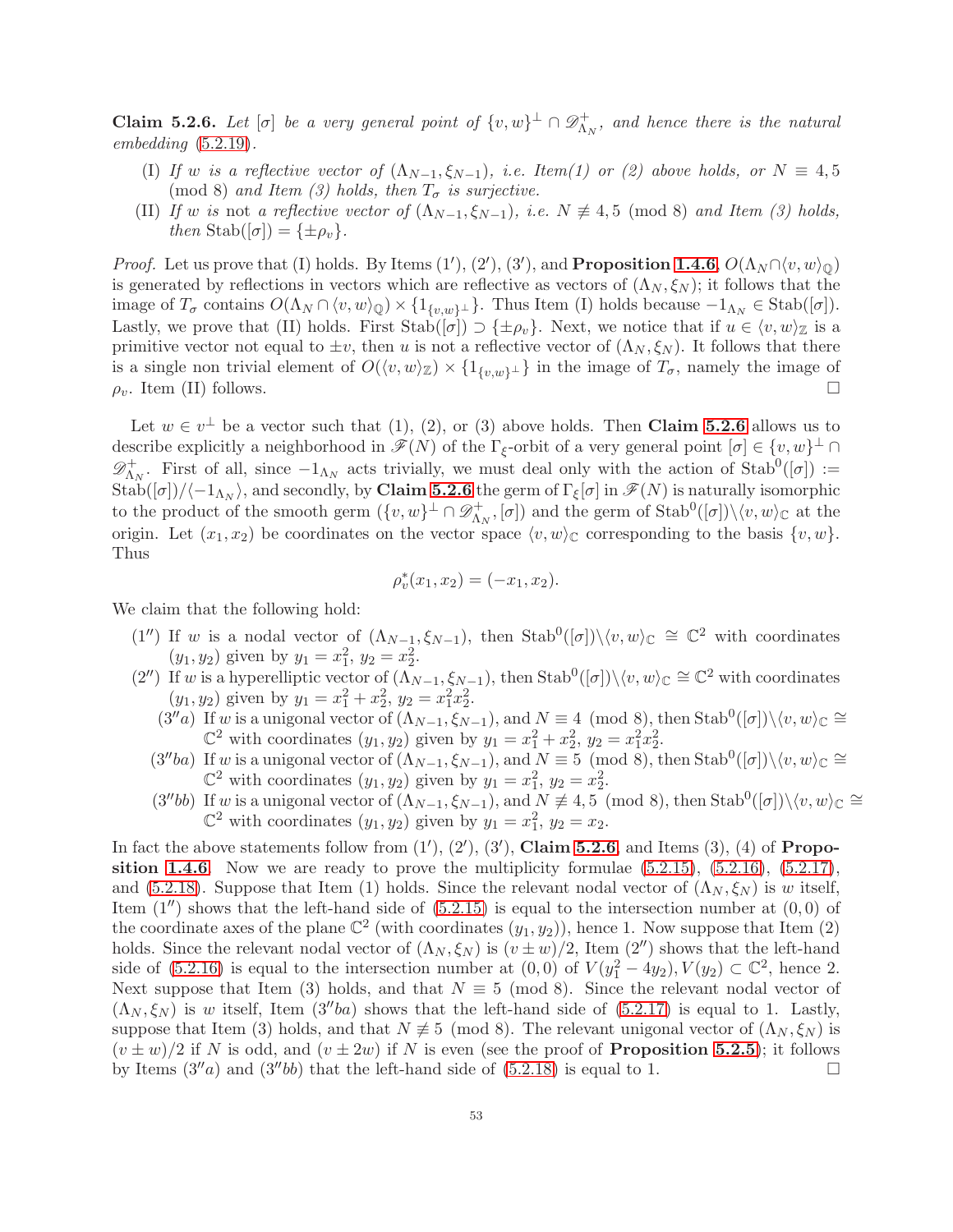**Claim 5.2.6.** *Let $[\sigma]$ be a very general point of $\{v,w\}^\perp \cap \mathscr{D}^+_{\Lambda_N}$, and hence there is the natural embedding (5.2.19).*

(I) *If $w$ is a reflective vector of $(\Lambda_{N-1}, \xi_{N-1})$, i.e. Item(1) or (2) above holds, or $N \equiv 4, 5 \pmod 8$ and Item (3) holds, then $T_\sigma$ is surjective.*

(II) *If $w$ is* not *a reflective vector of $(\Lambda_{N-1}, \xi_{N-1})$, i.e. $N \not\equiv 4, 5 \pmod 8$ and Item (3) holds, then $\mathrm{Stab}([\sigma]) = \{\pm\rho_v\}$.*

*Proof.* Let us prove that (I) holds. By Items (1′), (2′), (3′), and **Proposition 1.4.6**, $O(\Lambda_N \cap \langle v, w\rangle_{\mathbb{Q}})$ is generated by reflections in vectors which are reflective as vectors of $(\Lambda_N, \xi_N)$; it follows that the image of $T_\sigma$ contains $O(\Lambda_N \cap \langle v, w\rangle_{\mathbb{Q}}) \times \{1_{\{v,w\}^\perp}\}$. Thus Item (I) holds because $-1_{\Lambda_N} \in \mathrm{Stab}([\sigma])$. Lastly, we prove that (II) holds. First $\mathrm{Stab}([\sigma]) \supset \{\pm\rho_v\}$. Next, we notice that if $u \in \langle v, w\rangle_{\mathbb{Z}}$ is a primitive vector not equal to $\pm v$, then $u$ is not a reflective vector of $(\Lambda_N, \xi_N)$. It follows that there is a single non trivial element of $O(\langle v, w\rangle_{\mathbb{Z}}) \times \{1_{\{v,w\}^\perp}\}$ in the image of $T_\sigma$, namely the image of $\rho_v$. Item (II) follows. □

Let $w \in v^\perp$ be a vector such that (1), (2), or (3) above holds. Then **Claim 5.2.6** allows us to describe explicitly a neighborhood in $\mathscr{F}(N)$ of the $\Gamma_\xi$-orbit of a very general point $[\sigma] \in \{v,w\}^\perp \cap \mathscr{D}^+_{\Lambda_N}$. First of all, since $-1_{\Lambda_N}$ acts trivially, we must deal only with the action of $\mathrm{Stab}^0([\sigma]) := \mathrm{Stab}([\sigma])/\langle -1_{\Lambda_N}\rangle$, and secondly, by **Claim 5.2.6** the germ of $\Gamma_\xi[\sigma]$ in $\mathscr{F}(N)$ is naturally isomorphic to the product of the smooth germ $(\{v,w\}^\perp \cap \mathscr{D}^+_{\Lambda_N}, [\sigma])$ and the germ of $\mathrm{Stab}^0([\sigma])\backslash\langle v, w\rangle_{\mathbb{C}}$ at the origin. Let $(x_1, x_2)$ be coordinates on the vector space $\langle v, w\rangle_{\mathbb{C}}$ corresponding to the basis $\{v, w\}$. Thus

$$\rho_v^*(x_1, x_2) = (-x_1, x_2).$$

We claim that the following hold:

(1″) If $w$ is a nodal vector of $(\Lambda_{N-1}, \xi_{N-1})$, then $\mathrm{Stab}^0([\sigma])\backslash\langle v, w\rangle_{\mathbb{C}} \cong \mathbb{C}^2$ with coordinates $(y_1, y_2)$ given by $y_1 = x_1^2$, $y_2 = x_2^2$.

(2″) If $w$ is a hyperelliptic vector of $(\Lambda_{N-1}, \xi_{N-1})$, then $\mathrm{Stab}^0([\sigma])\backslash\langle v, w\rangle_{\mathbb{C}} \cong \mathbb{C}^2$ with coordinates $(y_1, y_2)$ given by $y_1 = x_1^2 + x_2^2$, $y_2 = x_1^2 x_2^2$.

(3″a) If $w$ is a unigonal vector of $(\Lambda_{N-1}, \xi_{N-1})$, and $N \equiv 4 \pmod 8$, then $\mathrm{Stab}^0([\sigma])\backslash\langle v, w\rangle_{\mathbb{C}} \cong \mathbb{C}^2$ with coordinates $(y_1, y_2)$ given by $y_1 = x_1^2 + x_2^2$, $y_2 = x_1^2 x_2^2$.

(3″ba) If $w$ is a unigonal vector of $(\Lambda_{N-1}, \xi_{N-1})$, and $N \equiv 5 \pmod 8$, then $\mathrm{Stab}^0([\sigma])\backslash\langle v, w\rangle_{\mathbb{C}} \cong \mathbb{C}^2$ with coordinates $(y_1, y_2)$ given by $y_1 = x_1^2$, $y_2 = x_2^2$.

(3″bb) If $w$ is a unigonal vector of $(\Lambda_{N-1}, \xi_{N-1})$, and $N \not\equiv 4, 5 \pmod 8$, then $\mathrm{Stab}^0([\sigma])\backslash\langle v, w\rangle_{\mathbb{C}} \cong \mathbb{C}^2$ with coordinates $(y_1, y_2)$ given by $y_1 = x_1^2$, $y_2 = x_2$.

In fact the above statements follow from (1′), (2′), (3′), **Claim 5.2.6** and Items (3), (4) of **Proposition 1.4.6**. Now we are ready to prove the multiplicity formulae (5.2.15), (5.2.16), (5.2.17), and (5.2.18). Suppose that Item (1) holds. Since the relevant nodal vector of $(\Lambda_N, \xi_N)$ is $w$ itself, Item (1″) shows that the left-hand side of (5.2.15) is equal to the intersection number at $(0,0)$ of the coordinate axes of the plane $\mathbb{C}^2$ (with coordinates $(y_1, y_2)$), hence 1. Now suppose that Item (2) holds. Since the relevant nodal vector of $(\Lambda_N, \xi_N)$ is $(v \pm w)/2$, Item (2″) shows that the left-hand side of (5.2.16) is equal to the intersection number at $(0,0)$ of $V(y_1^2 - 4y_2), V(y_2) \subset \mathbb{C}^2$, hence 2. Next suppose that Item (3) holds, and that $N \equiv 5 \pmod 8$. Since the relevant nodal vector of $(\Lambda_N, \xi_N)$ is $w$ itself, Item (3″ba) shows that the left-hand side of (5.2.17) is equal to 1. Lastly, suppose that Item (3) holds, and that $N \not\equiv 5 \pmod 8$. The relevant unigonal vector of $(\Lambda_N, \xi_N)$ is $(v \pm w)/2$ if $N$ is odd, and $(v \pm 2w)$ if $N$ is even (see the proof of **Proposition 5.2.5**); it follows by Items (3″a) and (3″bb) that the left-hand side of (5.2.18) is equal to 1. □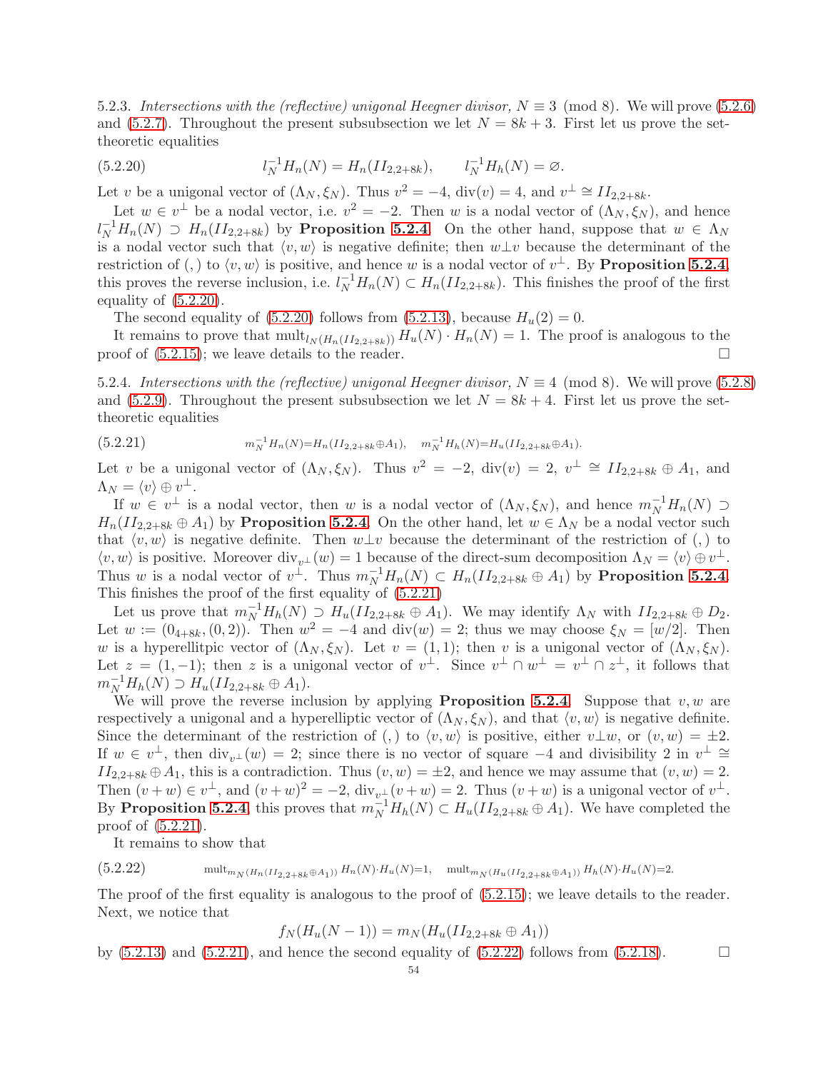5.2.3. *Intersections with the (reflective) unigonal Heegner divisor, $N \equiv 3 \pmod 8$.* We will prove (5.2.6) and (5.2.7). Throughout the present subsubsection we let $N = 8k+3$. First let us prove the set-theoretic equalities

$$l_N^{-1} H_n(N) = H_n(II_{2,2+8k}), \qquad l_N^{-1} H_h(N) = \varnothing. \tag{5.2.20}$$

Let $v$ be a unigonal vector of $(\Lambda_N, \xi_N)$. Thus $v^2 = -4$, $\operatorname{div}(v) = 4$, and $v^\perp \cong II_{2,2+8k}$.

Let $w \in v^\perp$ be a nodal vector, i.e. $v^2 = -2$. Then $w$ is a nodal vector of $(\Lambda_N, \xi_N)$, and hence $l_N^{-1} H_n(N) \supset H_n(II_{2,2+8k})$ by **Proposition 5.2.4**. On the other hand, suppose that $w \in \Lambda_N$ is a nodal vector such that $\langle v, w\rangle$ is negative definite; then $w \perp v$ because the determinant of the restriction of $(,)$ to $\langle v, w\rangle$ is positive, and hence $w$ is a nodal vector of $v^\perp$. By **Proposition 5.2.4**, this proves the reverse inclusion, i.e. $l_N^{-1} H_n(N) \subset H_n(II_{2,2+8k})$. This finishes the proof of the first equality of (5.2.20).

The second equality of (5.2.20) follows from (5.2.13), because $H_u(2) = 0$.

It remains to prove that $\operatorname{mult}_{l_N(H_n(II_{2,2+8k}))} H_u(N) \cdot H_n(N) = 1$. The proof is analogous to the proof of (5.2.15); we leave details to the reader. $\square$

5.2.4. *Intersections with the (reflective) unigonal Heegner divisor, $N \equiv 4 \pmod 8$.* We will prove (5.2.8) and (5.2.9). Throughout the present subsubsection we let $N = 8k+4$. First let us prove the set-theoretic equalities

$$m_N^{-1} H_n(N) = H_n(II_{2,2+8k} \oplus A_1), \quad m_N^{-1} H_h(N) = H_u(II_{2,2+8k} \oplus A_1). \tag{5.2.21}$$

Let $v$ be a unigonal vector of $(\Lambda_N, \xi_N)$. Thus $v^2 = -2$, $\operatorname{div}(v) = 2$, $v^\perp \cong II_{2,2+8k} \oplus A_1$, and $\Lambda_N = \langle v\rangle \oplus v^\perp$.

If $w \in v^\perp$ is a nodal vector, then $w$ is a nodal vector of $(\Lambda_N, \xi_N)$, and hence $m_N^{-1} H_n(N) \supset H_n(II_{2,2+8k} \oplus A_1)$ by **Proposition 5.2.4**. On the other hand, let $w \in \Lambda_N$ be a nodal vector such that $\langle v, w\rangle$ is negative definite. Then $w \perp v$ because the determinant of the restriction of $(,)$ to $\langle v, w\rangle$ is positive. Moreover $\operatorname{div}_{v^\perp}(w) = 1$ because of the direct-sum decomposition $\Lambda_N = \langle v\rangle \oplus v^\perp$. Thus $w$ is a nodal vector of $v^\perp$. Thus $m_N^{-1} H_n(N) \subset H_n(II_{2,2+8k} \oplus A_1)$ by **Proposition 5.2.4**. This finishes the proof of the first equality of (5.2.21)

Let us prove that $m_N^{-1} H_h(N) \supset H_u(II_{2,2+8k} \oplus A_1)$. We may identify $\Lambda_N$ with $II_{2,2+8k} \oplus D_2$. Let $w := (0_{4+8k}, (0,2))$. Then $w^2 = -4$ and $\operatorname{div}(w) = 2$; thus we may choose $\xi_N = [w/2]$. Then $w$ is a hyperellitpic vector of $(\Lambda_N, \xi_N)$. Let $v = (1,1)$; then $v$ is a unigonal vector of $(\Lambda_N, \xi_N)$. Let $z = (1,-1)$; then $z$ is a unigonal vector of $v^\perp$. Since $v^\perp \cap w^\perp = v^\perp \cap z^\perp$, it follows that $m_N^{-1} H_h(N) \supset H_u(II_{2,2+8k} \oplus A_1)$.

We will prove the reverse inclusion by applying **Proposition 5.2.4**. Suppose that $v, w$ are respectively a unigonal and a hyperelliptic vector of $(\Lambda_N, \xi_N)$, and that $\langle v, w\rangle$ is negative definite. Since the determinant of the restriction of $(,)$ to $\langle v, w\rangle$ is positive, either $v \perp w$, or $(v,w) = \pm 2$. If $w \in v^\perp$, then $\operatorname{div}_{v^\perp}(w) = 2$; since there is no vector of square $-4$ and divisibility 2 in $v^\perp \cong II_{2,2+8k} \oplus A_1$, this is a contradiction. Thus $(v,w) = \pm 2$, and hence we may assume that $(v,w) = 2$. Then $(v+w) \in v^\perp$, and $(v+w)^2 = -2$, $\operatorname{div}_{v^\perp}(v+w) = 2$. Thus $(v+w)$ is a unigonal vector of $v^\perp$. By **Proposition 5.2.4** this proves that $m_N^{-1} H_h(N) \subset H_u(II_{2,2+8k} \oplus A_1)$. We have completed the proof of (5.2.21).

It remains to show that

$$\operatorname{mult}_{m_N(H_n(II_{2,2+8k} \oplus A_1))} H_n(N) \cdot H_u(N) = 1, \quad \operatorname{mult}_{m_N(H_u(II_{2,2+8k} \oplus A_1))} H_h(N) \cdot H_u(N) = 2. \tag{5.2.22}$$

The proof of the first equality is analogous to the proof of (5.2.15); we leave details to the reader. Next, we notice that

$$f_N(H_u(N-1)) = m_N(H_u(II_{2,2+8k} \oplus A_1))$$

by (5.2.13) and (5.2.21), and hence the second equality of (5.2.22) follows from (5.2.18). $\square$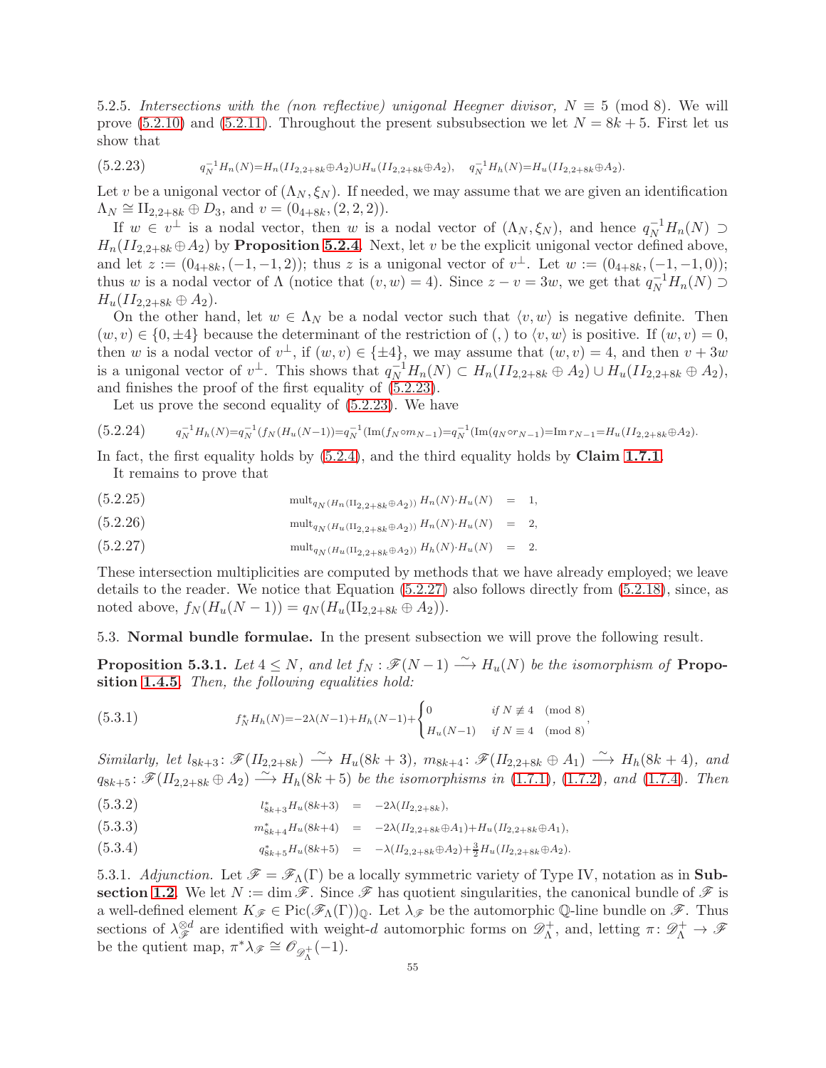5.2.5. *Intersections with the (non reflective) unigonal Heegner divisor, $N \equiv 5 \pmod 8$.* We will prove (5.2.10) and (5.2.11). Throughout the present subsubsection we let $N = 8k+5$. First let us show that

$$q_N^{-1} H_n(N) = H_n(II_{2,2+8k} \oplus A_2) \cup H_u(II_{2,2+8k} \oplus A_2), \quad q_N^{-1} H_h(N) = H_u(II_{2,2+8k} \oplus A_2). \tag{5.2.23}$$

Let $v$ be a unigonal vector of $(\Lambda_N, \xi_N)$. If needed, we may assume that we are given an identification $\Lambda_N \cong \mathrm{II}_{2,2+8k} \oplus D_3$, and $v = (0_{4+8k}, (2,2,2))$.

If $w \in v^\perp$ is a nodal vector, then $w$ is a nodal vector of $(\Lambda_N, \xi_N)$, and hence $q_N^{-1} H_n(N) \supset H_n(II_{2,2+8k} \oplus A_2)$ by **Proposition 5.2.4**. Next, let $v$ be the explicit unigonal vector defined above, and let $z := (0_{4+8k}, (-1,-1,2))$; thus $z$ is a unigonal vector of $v^\perp$. Let $w := (0_{4+8k}, (-1,-1,0))$; thus $w$ is a nodal vector of $\Lambda$ (notice that $(v,w) = 4$). Since $z - v = 3w$, we get that $q_N^{-1} H_n(N) \supset H_u(II_{2,2+8k} \oplus A_2)$.

On the other hand, let $w \in \Lambda_N$ be a nodal vector such that $\langle v, w \rangle$ is negative definite. Then $(w,v) \in \{0, \pm 4\}$ because the determinant of the restriction of $(,)$ to $\langle v, w \rangle$ is positive. If $(w,v) = 0$, then $w$ is a nodal vector of $v^\perp$, if $(w,v) \in \{\pm 4\}$, we may assume that $(w,v) = 4$, and then $v + 3w$ is a unigonal vector of $v^\perp$. This shows that $q_N^{-1} H_n(N) \subset H_n(II_{2,2+8k} \oplus A_2) \cup H_u(II_{2,2+8k} \oplus A_2)$, and finishes the proof of the first equality of (5.2.23).

Let us prove the second equality of (5.2.23). We have

$$q_N^{-1} H_h(N) = q_N^{-1}(f_N(H_u(N-1)) = q_N^{-1}(\mathrm{Im}(f_N \circ m_{N-1}) = q_N^{-1}(\mathrm{Im}(q_N \circ r_{N-1}) = \mathrm{Im}\, r_{N-1} = H_u(II_{2,2+8k} \oplus A_2). \tag{5.2.24}$$

In fact, the first equality holds by (5.2.4), and the third equality holds by **Claim 1.7.1**.

It remains to prove that

$$\mathrm{mult}_{q_N(H_n(\mathrm{II}_{2,2+8k} \oplus A_2))}\, H_n(N) \cdot H_u(N) = 1, \tag{5.2.25}$$

$$\mathrm{mult}_{q_N(H_u(\mathrm{II}_{2,2+8k} \oplus A_2))}\, H_n(N) \cdot H_u(N) = 2, \tag{5.2.26}$$

$$\mathrm{mult}_{q_N(H_u(\mathrm{II}_{2,2+8k} \oplus A_2))}\, H_h(N) \cdot H_u(N) = 2. \tag{5.2.27}$$

These intersection multiplicities are computed by methods that we have already employed; we leave details to the reader. We notice that Equation (5.2.27) also follows directly from (5.2.18), since, as noted above, $f_N(H_u(N-1)) = q_N(H_u(\mathrm{II}_{2,2+8k} \oplus A_2))$.

## 5.3. Normal bundle formulae.

In the present subsection we will prove the following result.

**Proposition 5.3.1.** *Let $4 \le N$, and let $f_N : \mathscr{F}(N-1) \xrightarrow{\sim} H_u(N)$ be the isomorphism of* **Proposition 1.4.5**. *Then, the following equalities hold:*

$$f_N^* H_h(N) = -2\lambda(N-1) + H_h(N-1) + \begin{cases} 0 & \text{if } N \not\equiv 4 \pmod 8 \\ H_u(N-1) & \text{if } N \equiv 4 \pmod 8 \end{cases}, \tag{5.3.1}$$

*Similarly, let $l_{8k+3} \colon \mathscr{F}(II_{2,2+8k}) \xrightarrow{\sim} H_u(8k+3)$, $m_{8k+4} \colon \mathscr{F}(II_{2,2+8k} \oplus A_1) \xrightarrow{\sim} H_h(8k+4)$, and $q_{8k+5} \colon \mathscr{F}(II_{2,2+8k} \oplus A_2) \xrightarrow{\sim} H_h(8k+5)$ be the isomorphisms in (1.7.1), (1.7.2), and (1.7.4). Then*

$$l_{8k+3}^* H_u(8k+3) = -2\lambda(II_{2,2+8k}), \tag{5.3.2}$$

$$m_{8k+4}^* H_u(8k+4) = -2\lambda(II_{2,2+8k} \oplus A_1) + H_u(II_{2,2+8k} \oplus A_1), \tag{5.3.3}$$

$$q_{8k+5}^* H_u(8k+5) = -\lambda(II_{2,2+8k} \oplus A_2) + \tfrac{3}{2} H_u(II_{2,2+8k} \oplus A_2). \tag{5.3.4}$$

5.3.1. *Adjunction.* Let $\mathscr{F} = \mathscr{F}_\Lambda(\Gamma)$ be a locally symmetric variety of Type IV, notation as in **Subsection 1.2**. We let $N := \dim \mathscr{F}$. Since $\mathscr{F}$ has quotient singularities, the canonical bundle of $\mathscr{F}$ is a well-defined element $K_{\mathscr{F}} \in \mathrm{Pic}(\mathscr{F}_\Lambda(\Gamma))_{\mathbb{Q}}$. Let $\lambda_{\mathscr{F}}$ be the automorphic $\mathbb{Q}$-line bundle on $\mathscr{F}$. Thus sections of $\lambda_{\mathscr{F}}^{\otimes d}$ are identified with weight-$d$ automorphic forms on $\mathscr{D}_\Lambda^+$, and, letting $\pi \colon \mathscr{D}_\Lambda^+ \to \mathscr{F}$ be the qutient map, $\pi^* \lambda_{\mathscr{F}} \cong \mathscr{O}_{\mathscr{D}_\Lambda^+}(-1)$.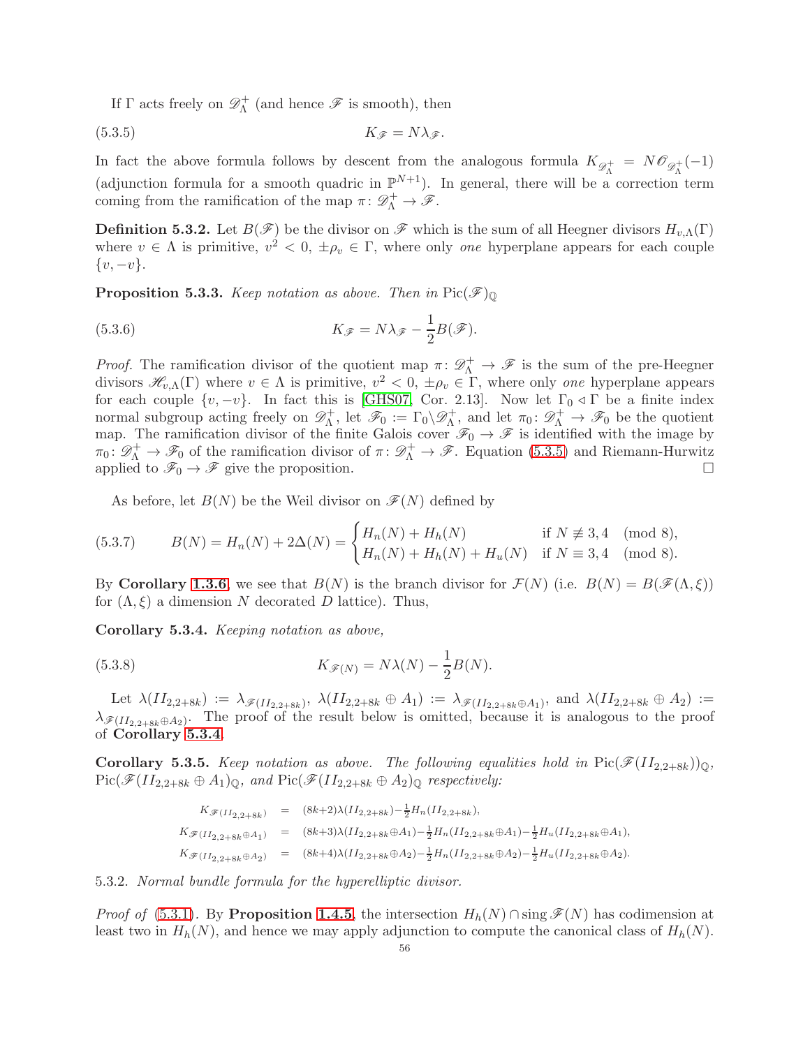If $\Gamma$ acts freely on $\mathscr{D}^+_\Lambda$ (and hence $\mathscr{F}$ is smooth), then

$$K_{\mathscr{F}} = N\lambda_{\mathscr{F}}. \tag{5.3.5}$$

In fact the above formula follows by descent from the analogous formula $K_{\mathscr{D}^+_\Lambda} = N\mathscr{O}_{\mathscr{D}^+_\Lambda}(-1)$ (adjunction formula for a smooth quadric in $\mathbb{P}^{N+1}$). In general, there will be a correction term coming from the ramification of the map $\pi\colon \mathscr{D}^+_\Lambda \to \mathscr{F}$.

**Definition 5.3.2.** Let $B(\mathscr{F})$ be the divisor on $\mathscr{F}$ which is the sum of all Heegner divisors $H_{v,\Lambda}(\Gamma)$ where $v \in \Lambda$ is primitive, $v^2 < 0$, $\pm\rho_v \in \Gamma$, where only *one* hyperplane appears for each couple $\{v, -v\}$.

**Proposition 5.3.3.** *Keep notation as above. Then in* $\operatorname{Pic}(\mathscr{F})_{\mathbb{Q}}$

$$K_{\mathscr{F}} = N\lambda_{\mathscr{F}} - \frac{1}{2}B(\mathscr{F}). \tag{5.3.6}$$

*Proof.* The ramification divisor of the quotient map $\pi\colon \mathscr{D}^+_\Lambda \to \mathscr{F}$ is the sum of the pre-Heegner divisors $\mathscr{H}_{v,\Lambda}(\Gamma)$ where $v \in \Lambda$ is primitive, $v^2 < 0$, $\pm\rho_v \in \Gamma$, where only *one* hyperplane appears for each couple $\{v, -v\}$. In fact this is [GHS07, Cor. 2.13]. Now let $\Gamma_0 \triangleleft \Gamma$ be a finite index normal subgroup acting freely on $\mathscr{D}^+_\Lambda$, let $\mathscr{F}_0 := \Gamma_0 \backslash \mathscr{D}^+_\Lambda$, and let $\pi_0\colon \mathscr{D}^+_\Lambda \to \mathscr{F}_0$ be the quotient map. The ramification divisor of the finite Galois cover $\mathscr{F}_0 \to \mathscr{F}$ is identified with the image by $\pi_0\colon \mathscr{D}^+_\Lambda \to \mathscr{F}_0$ of the ramification divisor of $\pi\colon \mathscr{D}^+_\Lambda \to \mathscr{F}$. Equation (5.3.5) and Riemann-Hurwitz applied to $\mathscr{F}_0 \to \mathscr{F}$ give the proposition. $\square$

As before, let $B(N)$ be the Weil divisor on $\mathscr{F}(N)$ defined by

$$B(N) = H_n(N) + 2\Delta(N) = \begin{cases} H_n(N) + H_h(N) & \text{if } N \not\equiv 3,4 \pmod 8, \\ H_n(N) + H_h(N) + H_u(N) & \text{if } N \equiv 3,4 \pmod 8. \end{cases} \tag{5.3.7}$$

By **Corollary 1.3.6**, we see that $B(N)$ is the branch divisor for $\mathcal{F}(N)$ (i.e. $B(N) = B(\mathscr{F}(\Lambda, \xi))$ for $(\Lambda, \xi)$ a dimension $N$ decorated $D$ lattice). Thus,

**Corollary 5.3.4.** *Keeping notation as above,*

$$K_{\mathscr{F}(N)} = N\lambda(N) - \frac{1}{2}B(N). \tag{5.3.8}$$

Let $\lambda(II_{2,2+8k}) := \lambda_{\mathscr{F}(II_{2,2+8k})}$, $\lambda(II_{2,2+8k} \oplus A_1) := \lambda_{\mathscr{F}(II_{2,2+8k} \oplus A_1)}$, and $\lambda(II_{2,2+8k} \oplus A_2) := \lambda_{\mathscr{F}(II_{2,2+8k} \oplus A_2)}$. The proof of the result below is omitted, because it is analogous to the proof of **Corollary 5.3.4**.

**Corollary 5.3.5.** *Keep notation as above. The following equalities hold in* $\operatorname{Pic}(\mathscr{F}(II_{2,2+8k}))_{\mathbb{Q}}$, $\operatorname{Pic}(\mathscr{F}(II_{2,2+8k} \oplus A_1)_{\mathbb{Q}}$, *and* $\operatorname{Pic}(\mathscr{F}(II_{2,2+8k} \oplus A_2)_{\mathbb{Q}}$ *respectively:*

$$\begin{aligned}
K_{\mathscr{F}(II_{2,2+8k})} &= (8k+2)\lambda(II_{2,2+8k}) - \tfrac{1}{2}H_n(II_{2,2+8k}), \\
K_{\mathscr{F}(II_{2,2+8k}\oplus A_1)} &= (8k+3)\lambda(II_{2,2+8k}\oplus A_1) - \tfrac{1}{2}H_n(II_{2,2+8k}\oplus A_1) - \tfrac{1}{2}H_u(II_{2,2+8k}\oplus A_1), \\
K_{\mathscr{F}(II_{2,2+8k}\oplus A_2)} &= (8k+4)\lambda(II_{2,2+8k}\oplus A_2) - \tfrac{1}{2}H_n(II_{2,2+8k}\oplus A_2) - \tfrac{1}{2}H_u(II_{2,2+8k}\oplus A_2).
\end{aligned}$$

5.3.2. *Normal bundle formula for the hyperelliptic divisor.*

*Proof of* (5.3.1). By **Proposition 1.4.5**, the intersection $H_h(N) \cap \operatorname{sing} \mathscr{F}(N)$ has codimension at least two in $H_h(N)$, and hence we may apply adjunction to compute the canonical class of $H_h(N)$.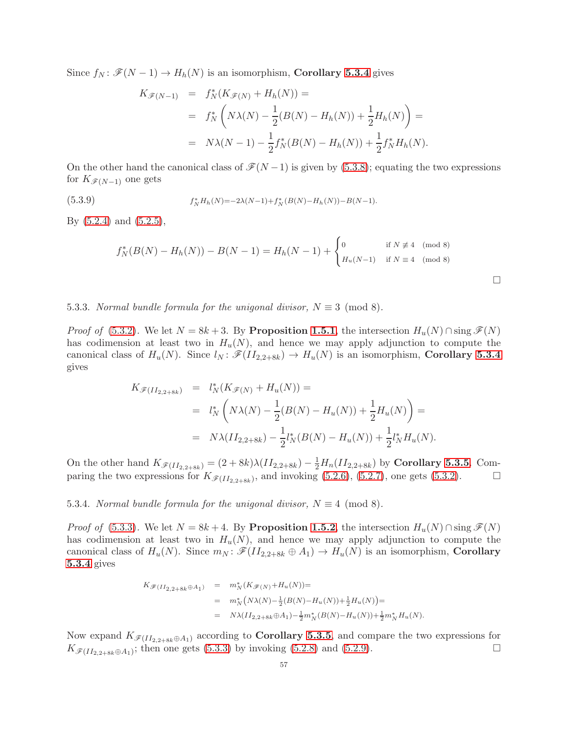Since $f_N\colon \mathscr{F}(N-1) \to H_h(N)$ is an isomorphism, **Corollary 5.3.4** gives

$$
\begin{aligned}
K_{\mathscr{F}(N-1)} &= f_N^*(K_{\mathscr{F}(N)} + H_h(N)) = \\
&= f_N^*\left(N\lambda(N) - \frac{1}{2}(B(N) - H_h(N)) + \frac{1}{2}H_h(N)\right) = \\
&= N\lambda(N-1) - \frac{1}{2}f_N^*(B(N) - H_h(N)) + \frac{1}{2}f_N^* H_h(N).
\end{aligned}
$$

On the other hand the canonical class of $\mathscr{F}(N-1)$ is given by (5.3.8); equating the two expressions for $K_{\mathscr{F}(N-1)}$ one gets

$$
f_N^* H_h(N) = -2\lambda(N-1) + f_N^*(B(N) - H_h(N)) - B(N-1). \tag{5.3.9}
$$

By (5.2.4) and (5.2.5),

$$
f_N^*(B(N) - H_h(N)) - B(N-1) = H_h(N-1) + \begin{cases} 0 & \text{if } N \not\equiv 4 \pmod 8 \\ H_u(N-1) & \text{if } N \equiv 4 \pmod 8 \end{cases}
$$

□

5.3.3. *Normal bundle formula for the unigonal divisor, $N \equiv 3 \pmod 8$.*

*Proof of* (5.3.2). We let $N = 8k+3$. By **Proposition 1.5.1**, the intersection $H_u(N) \cap \operatorname{sing} \mathscr{F}(N)$ has codimension at least two in $H_u(N)$, and hence we may apply adjunction to compute the canonical class of $H_u(N)$. Since $l_N\colon \mathscr{F}(II_{2,2+8k}) \to H_u(N)$ is an isomorphism, **Corollary 5.3.4** gives

$$
\begin{aligned}
K_{\mathscr{F}(II_{2,2+8k})} &= l_N^*(K_{\mathscr{F}(N)} + H_u(N)) = \\
&= l_N^*\left(N\lambda(N) - \frac{1}{2}(B(N) - H_u(N)) + \frac{1}{2}H_u(N)\right) = \\
&= N\lambda(II_{2,2+8k}) - \frac{1}{2}l_N^*(B(N) - H_u(N)) + \frac{1}{2}l_N^* H_u(N).
\end{aligned}
$$

On the other hand $K_{\mathscr{F}(II_{2,2+8k})} = (2+8k)\lambda(II_{2,2+8k}) - \frac{1}{2}H_n(II_{2,2+8k})$ by **Corollary 5.3.5**. Comparing the two expressions for $K_{\mathscr{F}(II_{2,2+8k})}$, and invoking (5.2.6), (5.2.7), one gets (5.3.2). □

5.3.4. *Normal bundle formula for the unigonal divisor, $N \equiv 4 \pmod 8$.*

*Proof of* (5.3.3). We let $N = 8k+4$. By **Proposition 1.5.2**, the intersection $H_u(N) \cap \operatorname{sing} \mathscr{F}(N)$ has codimension at least two in $H_u(N)$, and hence we may apply adjunction to compute the canonical class of $H_u(N)$. Since $m_N\colon \mathscr{F}(II_{2,2+8k} \oplus A_1) \to H_u(N)$ is an isomorphism, **Corollary 5.3.4** gives

$$
\begin{aligned}
K_{\mathscr{F}(II_{2,2+8k}\oplus A_1)} &= m_N^*(K_{\mathscr{F}(N)} + H_u(N)) = \\
&= m_N^*\left(N\lambda(N) - \tfrac{1}{2}(B(N) - H_u(N)) + \tfrac{1}{2}H_u(N)\right) = \\
&= N\lambda(II_{2,2+8k}\oplus A_1) - \tfrac{1}{2}m_N^*(B(N) - H_u(N)) + \tfrac{1}{2}m_N^* H_u(N).
\end{aligned}
$$

Now expand $K_{\mathscr{F}(II_{2,2+8k}\oplus A_1)}$ according to **Corollary 5.3.5**, and compare the two expressions for $K_{\mathscr{F}(II_{2,2+8k}\oplus A_1)}$; then one gets (5.3.3) by invoking (5.2.8) and (5.2.9). □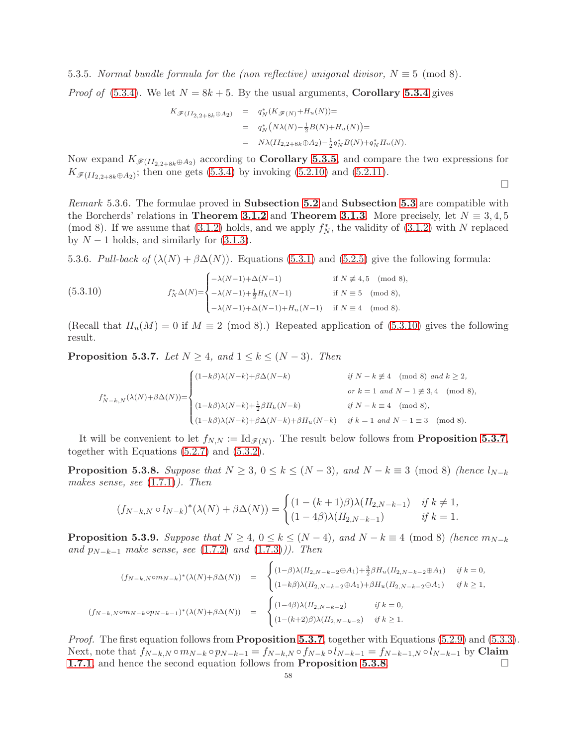5.3.5. *Normal bundle formula for the (non reflective) unigonal divisor, $N \equiv 5 \pmod 8$.*

*Proof of* (5.3.4). We let $N = 8k+5$. By the usual arguments, **Corollary 5.3.4** gives

$$
\begin{aligned}
K_{\mathscr{F}(II_{2,2+8k}\oplus A_2)} &= q_N^*(K_{\mathscr{F}(N)}+H_u(N))= \\
&= q_N^*\big(N\lambda(N)-\tfrac{1}{2}B(N)+H_u(N)\big)= \\
&= N\lambda(II_{2,2+8k}\oplus A_2)-\tfrac{1}{2}q_N^*B(N)+q_N^*H_u(N).
\end{aligned}
$$

Now expand $K_{\mathscr{F}(II_{2,2+8k}\oplus A_2)}$ according to **Corollary 5.3.5**, and compare the two expressions for $K_{\mathscr{F}(II_{2,2+8k}\oplus A_2)}$; then one gets (5.3.4) by invoking (5.2.10) and (5.2.11).

□

*Remark* 5.3.6. The formulae proved in **Subsection 5.2** and **Subsection 5.3** are compatible with the Borcherds' relations in **Theorem 3.1.2** and **Theorem 3.1.3**. More precisely, let $N \equiv 3,4,5 \pmod 8$. If we assume that (3.1.2) holds, and we apply $f_N^*$, the validity of (3.1.2) with $N$ replaced by $N-1$ holds, and similarly for (3.1.3).

5.3.6. *Pull-back of $(\lambda(N)+\beta\Delta(N))$.* Equations (5.3.1) and (5.2.5) give the following formula:

$$
f_N^*\Delta(N)=\begin{cases} -\lambda(N-1)+\Delta(N-1) & \text{if } N \not\equiv 4,5 \pmod 8, \\ -\lambda(N-1)+\frac{1}{2}H_h(N-1) & \text{if } N \equiv 5 \pmod 8, \\ -\lambda(N-1)+\Delta(N-1)+H_u(N-1) & \text{if } N \equiv 4 \pmod 8. \end{cases} \tag{5.3.10}
$$

(Recall that $H_u(M)=0$ if $M \equiv 2 \pmod 8$.) Repeated application of (5.3.10) gives the following result.

**Proposition 5.3.7.** *Let $N \geq 4$, and $1 \leq k \leq (N-3)$. Then*

$$
f_{N-k,N}^*(\lambda(N)+\beta\Delta(N))=\begin{cases} (1-k\beta)\lambda(N-k)+\beta\Delta(N-k) & \text{if } N-k \not\equiv 4 \pmod 8 \text{ and } k\geq 2, \\ & \text{or } k=1 \text{ and } N-1 \not\equiv 3,4 \pmod 8, \\ (1-k\beta)\lambda(N-k)+\frac{1}{2}\beta H_h(N-k) & \text{if } N-k \equiv 4 \pmod 8, \\ (1-k\beta)\lambda(N-k)+\beta\Delta(N-k)+\beta H_u(N-k) & \text{if } k=1 \text{ and } N-1 \equiv 3 \pmod 8. \end{cases}
$$

It will be convenient to let $f_{N,N} := \mathrm{Id}_{\mathscr{F}(N)}$. The result below follows from **Proposition 5.3.7**, together with Equations (5.2.7) and (5.3.2).

**Proposition 5.3.8.** *Suppose that $N \geq 3$, $0 \leq k \leq (N-3)$, and $N-k \equiv 3 \pmod 8$ (hence $l_{N-k}$ makes sense, see (1.7.1)). Then*

$$
(f_{N-k,N}\circ l_{N-k})^*(\lambda(N)+\beta\Delta(N)) = \begin{cases} (1-(k+1)\beta)\lambda(II_{2,N-k-1}) & \text{if } k \neq 1, \\ (1-4\beta)\lambda(II_{2,N-k-1}) & \text{if } k=1. \end{cases}
$$

**Proposition 5.3.9.** *Suppose that $N \geq 4$, $0 \leq k \leq (N-4)$, and $N-k \equiv 4 \pmod 8$ (hence $m_{N-k}$ and $p_{N-k-1}$ make sense, see (1.7.2) and (1.7.3)). Then*

$$
(f_{N-k,N}\circ m_{N-k})^*(\lambda(N)+\beta\Delta(N)) = \begin{cases} (1-\beta)\lambda(II_{2,N-k-2}\oplus A_1)+\frac{3}{2}\beta H_u(II_{2,N-k-2}\oplus A_1) & \text{if } k=0, \\ (1-k\beta)\lambda(II_{2,N-k-2}\oplus A_1)+\beta H_u(II_{2,N-k-2}\oplus A_1) & \text{if } k\geq 1, \end{cases}
$$

$$
(f_{N-k,N}\circ m_{N-k}\circ p_{N-k-1})^*(\lambda(N)+\beta\Delta(N)) = \begin{cases} (1-4\beta)\lambda(II_{2,N-k-2}) & \text{if } k=0, \\ (1-(k+2)\beta)\lambda(II_{2,N-k-2}) & \text{if } k\geq 1. \end{cases}
$$

*Proof.* The first equation follows from **Proposition 5.3.7**, together with Equations (5.2.9) and (5.3.3). Next, note that $f_{N-k,N}\circ m_{N-k}\circ p_{N-k-1} = f_{N-k,N}\circ f_{N-k}\circ l_{N-k-1} = f_{N-k-1,N}\circ l_{N-k-1}$ by **Claim 1.7.1**, and hence the second equation follows from **Proposition 5.3.8**. □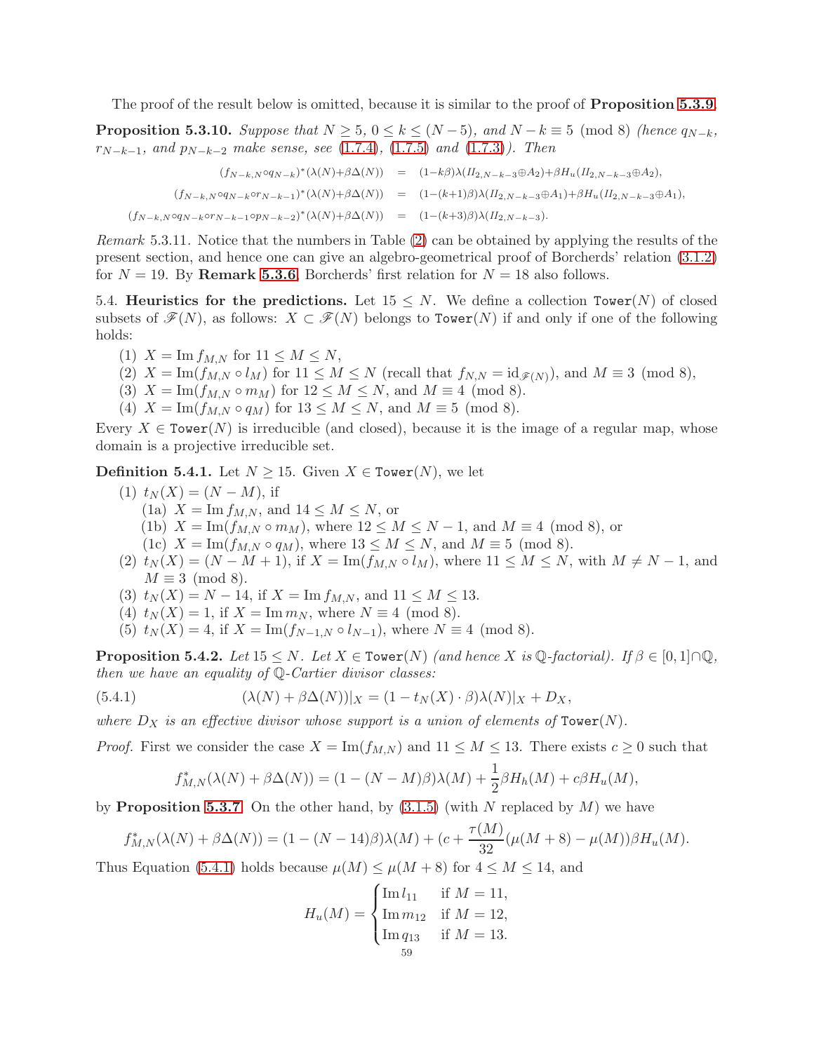The proof of the result below is omitted, because it is similar to the proof of **Proposition 5.3.9**.

**Proposition 5.3.10.** *Suppose that $N \geq 5$, $0 \leq k \leq (N-5)$, and $N-k \equiv 5 \pmod 8$ (hence $q_{N-k}$, $r_{N-k-1}$, and $p_{N-k-2}$ make sense, see (1.7.4), (1.7.5) and (1.7.3)). Then*

$$
\begin{aligned}
(f_{N-k,N} \circ q_{N-k})^*(\lambda(N)+\beta\Delta(N)) &= (1-k\beta)\lambda(II_{2,N-k-3}\oplus A_2)+\beta H_u(II_{2,N-k-3}\oplus A_2),\\
(f_{N-k,N} \circ q_{N-k}\circ r_{N-k-1})^*(\lambda(N)+\beta\Delta(N)) &= (1-(k+1)\beta)\lambda(II_{2,N-k-3}\oplus A_1)+\beta H_u(II_{2,N-k-3}\oplus A_1),\\
(f_{N-k,N} \circ q_{N-k}\circ r_{N-k-1}\circ p_{N-k-2})^*(\lambda(N)+\beta\Delta(N)) &= (1-(k+3)\beta)\lambda(II_{2,N-k-3}).
\end{aligned}
$$

*Remark* 5.3.11. Notice that the numbers in Table (2) can be obtained by applying the results of the present section, and hence one can give an algebro-geometrical proof of Borcherds' relation (3.1.2) for $N = 19$. By **Remark 5.3.6**, Borcherds' first relation for $N = 18$ also follows.

5.4. **Heuristics for the predictions.** Let $15 \leq N$. We define a collection $\mathtt{Tower}(N)$ of closed subsets of $\mathscr{F}(N)$, as follows: $X \subset \mathscr{F}(N)$ belongs to $\mathtt{Tower}(N)$ if and only if one of the following holds:

1. $X = \operatorname{Im} f_{M,N}$ for $11 \leq M \leq N$,
2. $X = \operatorname{Im}(f_{M,N} \circ l_M)$ for $11 \leq M \leq N$ (recall that $f_{N,N} = \mathrm{id}_{\mathscr{F}(N)}$), and $M \equiv 3 \pmod 8$,
3. $X = \operatorname{Im}(f_{M,N} \circ m_M)$ for $12 \leq M \leq N$, and $M \equiv 4 \pmod 8$.
4. $X = \operatorname{Im}(f_{M,N} \circ q_M)$ for $13 \leq M \leq N$, and $M \equiv 5 \pmod 8$.

Every $X \in \mathtt{Tower}(N)$ is irreducible (and closed), because it is the image of a regular map, whose domain is a projective irreducible set.

**Definition 5.4.1.** Let $N \geq 15$. Given $X \in \mathtt{Tower}(N)$, we let

1. $t_N(X) = (N-M)$, if
   - (1a) $X = \operatorname{Im} f_{M,N}$, and $14 \leq M \leq N$, or
   - (1b) $X = \operatorname{Im}(f_{M,N} \circ m_M)$, where $12 \leq M \leq N-1$, and $M \equiv 4 \pmod 8$, or
   - (1c) $X = \operatorname{Im}(f_{M,N} \circ q_M)$, where $13 \leq M \leq N$, and $M \equiv 5 \pmod 8$.
2. $t_N(X) = (N-M+1)$, if $X = \operatorname{Im}(f_{M,N} \circ l_M)$, where $11 \leq M \leq N$, with $M \neq N-1$, and $M \equiv 3 \pmod 8$.
3. $t_N(X) = N-14$, if $X = \operatorname{Im} f_{M,N}$, and $11 \leq M \leq 13$.
4. $t_N(X) = 1$, if $X = \operatorname{Im} m_N$, where $N \equiv 4 \pmod 8$.
5. $t_N(X) = 4$, if $X = \operatorname{Im}(f_{N-1,N} \circ l_{N-1})$, where $N \equiv 4 \pmod 8$.

**Proposition 5.4.2.** *Let $15 \leq N$. Let $X \in \mathtt{Tower}(N)$ (and hence $X$ is $\mathbb{Q}$-factorial). If $\beta \in [0,1]\cap\mathbb{Q}$, then we have an equality of $\mathbb{Q}$-Cartier divisor classes:*

$$(\lambda(N)+\beta\Delta(N))|_X = (1-t_N(X)\cdot\beta)\lambda(N)|_X + D_X, \tag{5.4.1}$$

*where $D_X$ is an effective divisor whose support is a union of elements of $\mathtt{Tower}(N)$.*

*Proof.* First we consider the case $X = \operatorname{Im}(f_{M,N})$ and $11 \leq M \leq 13$. There exists $c \geq 0$ such that

$$f^*_{M,N}(\lambda(N)+\beta\Delta(N)) = (1-(N-M)\beta)\lambda(M) + \frac{1}{2}\beta H_h(M) + c\beta H_u(M),$$

by **Proposition 5.3.7**. On the other hand, by (3.1.5) (with $N$ replaced by $M$) we have

$$f^*_{M,N}(\lambda(N)+\beta\Delta(N)) = (1-(N-14)\beta)\lambda(M) + (c+\frac{\tau(M)}{32}(\mu(M+8)-\mu(M))\beta H_u(M).$$

Thus Equation (5.4.1) holds because $\mu(M) \leq \mu(M+8)$ for $4 \leq M \leq 14$, and

$$H_u(M) = \begin{cases} \operatorname{Im} l_{11} & \text{if } M = 11,\\ \operatorname{Im} m_{12} & \text{if } M = 12,\\ \operatorname{Im} q_{13} & \text{if } M = 13.\end{cases}$$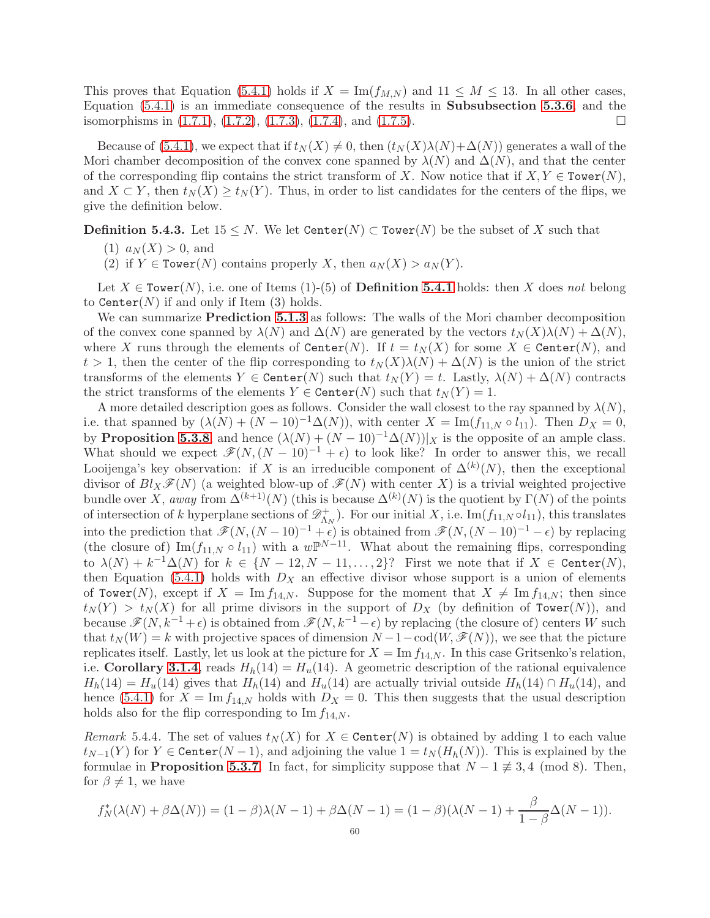This proves that Equation (5.4.1) holds if $X = \operatorname{Im}(f_{M,N})$ and $11 \le M \le 13$. In all other cases, Equation (5.4.1) is an immediate consequence of the results in **Subsubsection 5.3.6**, and the isomorphisms in (1.7.1), (1.7.2), (1.7.3), (1.7.4), and (1.7.5). □

Because of (5.4.1), we expect that if $t_N(X) \neq 0$, then $(t_N(X)\lambda(N)+\Delta(N))$ generates a wall of the Mori chamber decomposition of the convex cone spanned by $\lambda(N)$ and $\Delta(N)$, and that the center of the corresponding flip contains the strict transform of $X$. Now notice that if $X, Y \in \texttt{Tower}(N)$, and $X \subset Y$, then $t_N(X) \ge t_N(Y)$. Thus, in order to list candidates for the centers of the flips, we give the definition below.

**Definition 5.4.3.** Let $15 \le N$. We let $\texttt{Center}(N) \subset \texttt{Tower}(N)$ be the subset of $X$ such that

1. $a_N(X) > 0$, and
2. if $Y \in \texttt{Tower}(N)$ contains properly $X$, then $a_N(X) > a_N(Y)$.

Let $X \in \texttt{Tower}(N)$, i.e. one of Items (1)-(5) of **Definition 5.4.1** holds: then $X$ does *not* belong to $\texttt{Center}(N)$ if and only if Item (3) holds.

We can summarize **Prediction 5.1.3** as follows: The walls of the Mori chamber decomposition of the convex cone spanned by $\lambda(N)$ and $\Delta(N)$ are generated by the vectors $t_N(X)\lambda(N)+\Delta(N)$, where $X$ runs through the elements of $\texttt{Center}(N)$. If $t = t_N(X)$ for some $X \in \texttt{Center}(N)$, and $t > 1$, then the center of the flip corresponding to $t_N(X)\lambda(N)+\Delta(N)$ is the union of the strict transforms of the elements $Y \in \texttt{Center}(N)$ such that $t_N(Y) = t$. Lastly, $\lambda(N)+\Delta(N)$ contracts the strict transforms of the elements $Y \in \texttt{Center}(N)$ such that $t_N(Y) = 1$.

A more detailed description goes as follows. Consider the wall closest to the ray spanned by $\lambda(N)$, i.e. that spanned by $(\lambda(N)+(N-10)^{-1}\Delta(N))$, with center $X = \operatorname{Im}(f_{11,N} \circ l_{11})$. Then $D_X = 0$, by **Proposition 5.3.8**, and hence $(\lambda(N)+(N-10)^{-1}\Delta(N))|_X$ is the opposite of an ample class. What should we expect $\mathscr{F}(N,(N-10)^{-1}+\epsilon)$ to look like? In order to answer this, we recall Looijenga's key observation: if $X$ is an irreducible component of $\Delta^{(k)}(N)$, then the exceptional divisor of $Bl_X\mathscr{F}(N)$ (a weighted blow-up of $\mathscr{F}(N)$ with center $X$) is a trivial weighted projective bundle over $X$, *away* from $\Delta^{(k+1)}(N)$ (this is because $\Delta^{(k)}(N)$ is the quotient by $\Gamma(N)$ of the points of intersection of $k$ hyperplane sections of $\mathscr{D}^+_{\Lambda_N}$). For our initial $X$, i.e. $\operatorname{Im}(f_{11,N}\circ l_{11})$, this translates into the prediction that $\mathscr{F}(N,(N-10)^{-1}+\epsilon)$ is obtained from $\mathscr{F}(N,(N-10)^{-1}-\epsilon)$ by replacing (the closure of) $\operatorname{Im}(f_{11,N}\circ l_{11})$ with a $w\mathbb{P}^{N-11}$. What about the remaining flips, corresponding to $\lambda(N)+k^{-1}\Delta(N)$ for $k \in \{N-12, N-11, \ldots, 2\}$? First we note that if $X \in \texttt{Center}(N)$, then Equation (5.4.1) holds with $D_X$ an effective divisor whose support is a union of elements of $\texttt{Tower}(N)$, except if $X = \operatorname{Im} f_{14,N}$. Suppose for the moment that $X \neq \operatorname{Im} f_{14,N}$; then since $t_N(Y) > t_N(X)$ for all prime divisors in the support of $D_X$ (by definition of $\texttt{Tower}(N)$), and because $\mathscr{F}(N,k^{-1}+\epsilon)$ is obtained from $\mathscr{F}(N,k^{-1}-\epsilon)$ by replacing (the closure of) centers $W$ such that $t_N(W) = k$ with projective spaces of dimension $N-1-\operatorname{cod}(W,\mathscr{F}(N))$, we see that the picture replicates itself. Lastly, let us look at the picture for $X = \operatorname{Im} f_{14,N}$. In this case Gritsenko's relation, i.e. **Corollary 3.1.4**, reads $H_h(14) = H_u(14)$. A geometric description of the rational equivalence $H_h(14) = H_u(14)$ gives that $H_h(14)$ and $H_u(14)$ are actually trivial outside $H_h(14)\cap H_u(14)$, and hence (5.4.1) for $X = \operatorname{Im} f_{14,N}$ holds with $D_X = 0$. This then suggests that the usual description holds also for the flip corresponding to $\operatorname{Im} f_{14,N}$.

*Remark* 5.4.4. The set of values $t_N(X)$ for $X \in \texttt{Center}(N)$ is obtained by adding 1 to each value $t_{N-1}(Y)$ for $Y \in \texttt{Center}(N-1)$, and adjoining the value $1 = t_N(H_h(N))$. This is explained by the formulae in **Proposition 5.3.7**. In fact, for simplicity suppose that $N-1 \not\equiv 3,4 \pmod 8$. Then, for $\beta \neq 1$, we have

$$f_N^*(\lambda(N)+\beta\Delta(N)) = (1-\beta)\lambda(N-1)+\beta\Delta(N-1) = (1-\beta)(\lambda(N-1)+\frac{\beta}{1-\beta}\Delta(N-1)).$$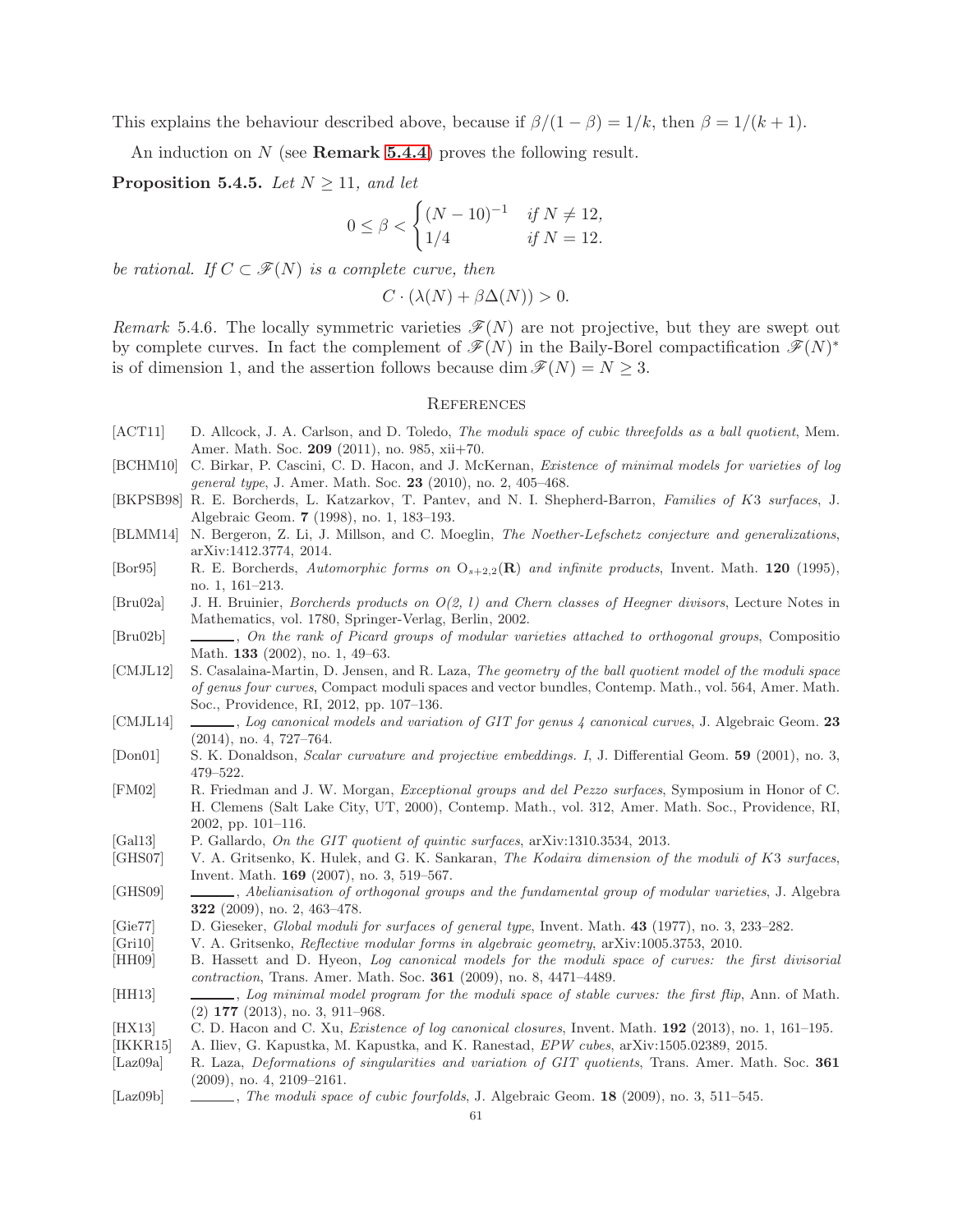This explains the behaviour described above, because if $\beta/(1-\beta) = 1/k$, then $\beta = 1/(k+1)$.

An induction on $N$ (see **Remark 5.4.4**) proves the following result.

**Proposition 5.4.5.** *Let $N \geq 11$, and let*

$$0 \leq \beta < \begin{cases} (N-10)^{-1} & \text{if } N \neq 12, \\ 1/4 & \text{if } N = 12. \end{cases}$$

*be rational. If $C \subset \mathscr{F}(N)$ is a complete curve, then*

$$C \cdot (\lambda(N) + \beta\Delta(N)) > 0.$$

*Remark* 5.4.6. The locally symmetric varieties $\mathscr{F}(N)$ are not projective, but they are swept out by complete curves. In fact the complement of $\mathscr{F}(N)$ in the Baily-Borel compactification $\mathscr{F}(N)^*$ is of dimension 1, and the assertion follows because $\dim \mathscr{F}(N) = N \geq 3$.

## References

[ACT11] D. Allcock, J. A. Carlson, and D. Toledo, *The moduli space of cubic threefolds as a ball quotient*, Mem. Amer. Math. Soc. **209** (2011), no. 985, xii+70.

[BCHM10] C. Birkar, P. Cascini, C. D. Hacon, and J. McKernan, *Existence of minimal models for varieties of log general type*, J. Amer. Math. Soc. **23** (2010), no. 2, 405–468.

[BKPSB98] R. E. Borcherds, L. Katzarkov, T. Pantev, and N. I. Shepherd-Barron, *Families of K3 surfaces*, J. Algebraic Geom. **7** (1998), no. 1, 183–193.

[BLMM14] N. Bergeron, Z. Li, J. Millson, and C. Moeglin, *The Noether-Lefschetz conjecture and generalizations*, arXiv:1412.3774, 2014.

[Bor95] R. E. Borcherds, *Automorphic forms on $\mathrm{O}_{s+2,2}(\mathbf{R})$ and infinite products*, Invent. Math. **120** (1995), no. 1, 161–213.

[Bru02a] J. H. Bruinier, *Borcherds products on O(2, l) and Chern classes of Heegner divisors*, Lecture Notes in Mathematics, vol. 1780, Springer-Verlag, Berlin, 2002.

[Bru02b] ______, *On the rank of Picard groups of modular varieties attached to orthogonal groups*, Compositio Math. **133** (2002), no. 1, 49–63.

[CMJL12] S. Casalaina-Martin, D. Jensen, and R. Laza, *The geometry of the ball quotient model of the moduli space of genus four curves*, Compact moduli spaces and vector bundles, Contemp. Math., vol. 564, Amer. Math. Soc., Providence, RI, 2012, pp. 107–136.

[CMJL14] ______, *Log canonical models and variation of GIT for genus 4 canonical curves*, J. Algebraic Geom. **23** (2014), no. 4, 727–764.

[Don01] S. K. Donaldson, *Scalar curvature and projective embeddings. I*, J. Differential Geom. **59** (2001), no. 3, 479–522.

[FM02] R. Friedman and J. W. Morgan, *Exceptional groups and del Pezzo surfaces*, Symposium in Honor of C. H. Clemens (Salt Lake City, UT, 2000), Contemp. Math., vol. 312, Amer. Math. Soc., Providence, RI, 2002, pp. 101–116.

[Gal13] P. Gallardo, *On the GIT quotient of quintic surfaces*, arXiv:1310.3534, 2013.

[GHS07] V. A. Gritsenko, K. Hulek, and G. K. Sankaran, *The Kodaira dimension of the moduli of K3 surfaces*, Invent. Math. **169** (2007), no. 3, 519–567.

[GHS09] ______, *Abelianisation of orthogonal groups and the fundamental group of modular varieties*, J. Algebra **322** (2009), no. 2, 463–478.

[Gie77] D. Gieseker, *Global moduli for surfaces of general type*, Invent. Math. **43** (1977), no. 3, 233–282.

[Gri10] V. A. Gritsenko, *Reflective modular forms in algebraic geometry*, arXiv:1005.3753, 2010.

[HH09] B. Hassett and D. Hyeon, *Log canonical models for the moduli space of curves: the first divisorial contraction*, Trans. Amer. Math. Soc. **361** (2009), no. 8, 4471–4489.

[HH13] ______, *Log minimal model program for the moduli space of stable curves: the first flip*, Ann. of Math. (2) **177** (2013), no. 3, 911–968.

[HX13] C. D. Hacon and C. Xu, *Existence of log canonical closures*, Invent. Math. **192** (2013), no. 1, 161–195.

[IKKR15] A. Iliev, G. Kapustka, M. Kapustka, and K. Ranestad, *EPW cubes*, arXiv:1505.02389, 2015.

[Laz09a] R. Laza, *Deformations of singularities and variation of GIT quotients*, Trans. Amer. Math. Soc. **361** (2009), no. 4, 2109–2161.

[Laz09b] ______, *The moduli space of cubic fourfolds*, J. Algebraic Geom. **18** (2009), no. 3, 511–545.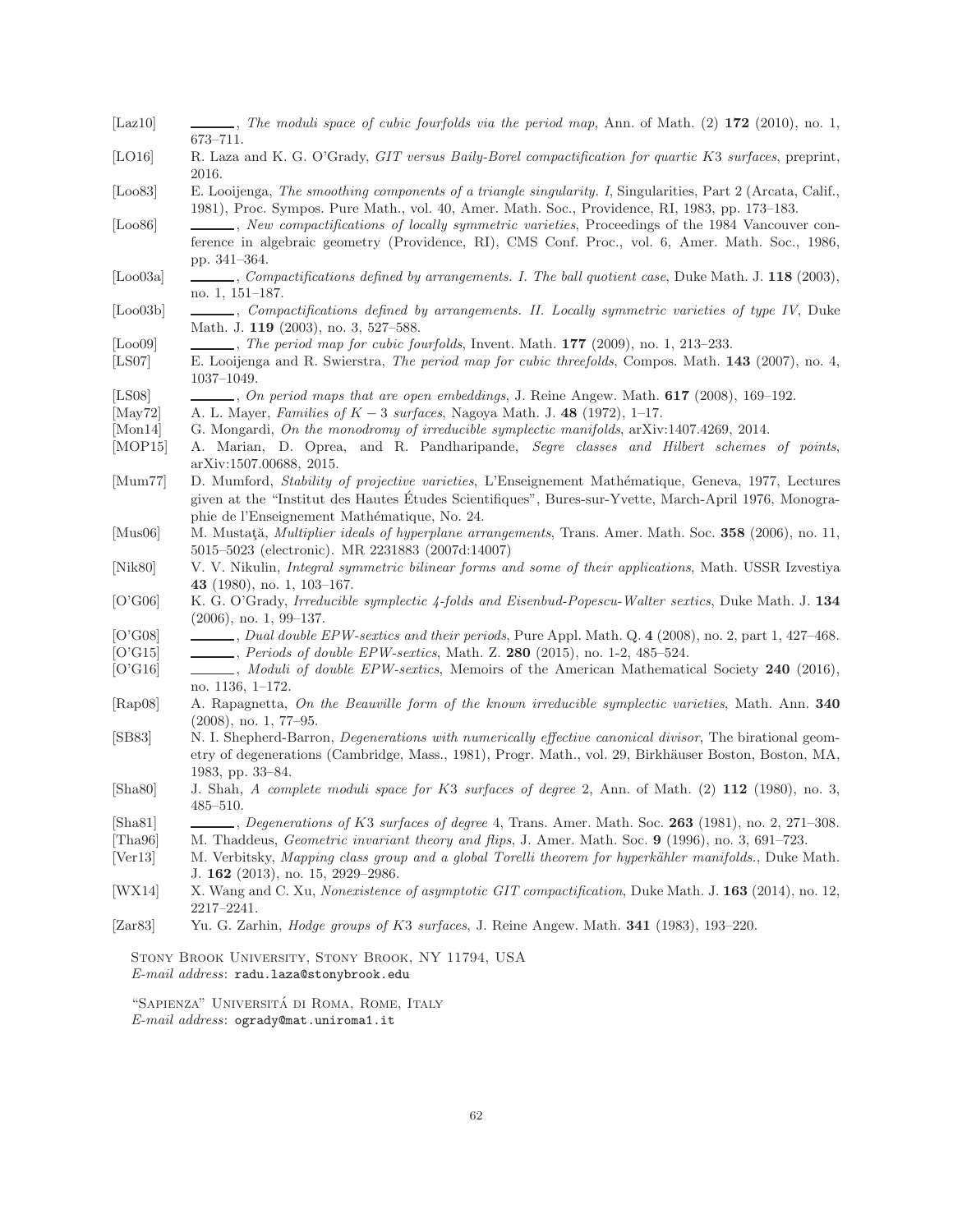[Laz10] ———, *The moduli space of cubic fourfolds via the period map*, Ann. of Math. (2) **172** (2010), no. 1, 673–711.

[LO16] R. Laza and K. G. O'Grady, *GIT versus Baily-Borel compactification for quartic K3 surfaces*, preprint, 2016.

[Loo83] E. Looijenga, *The smoothing components of a triangle singularity. I*, Singularities, Part 2 (Arcata, Calif., 1981), Proc. Sympos. Pure Math., vol. 40, Amer. Math. Soc., Providence, RI, 1983, pp. 173–183.

[Loo86] ———, *New compactifications of locally symmetric varieties*, Proceedings of the 1984 Vancouver conference in algebraic geometry (Providence, RI), CMS Conf. Proc., vol. 6, Amer. Math. Soc., 1986, pp. 341–364.

[Loo03a] ———, *Compactifications defined by arrangements. I. The ball quotient case*, Duke Math. J. **118** (2003), no. 1, 151–187.

[Loo03b] ———, *Compactifications defined by arrangements. II. Locally symmetric varieties of type IV*, Duke Math. J. **119** (2003), no. 3, 527–588.

[Loo09] ———, *The period map for cubic fourfolds*, Invent. Math. **177** (2009), no. 1, 213–233.

[LS07] E. Looijenga and R. Swierstra, *The period map for cubic threefolds*, Compos. Math. **143** (2007), no. 4, 1037–1049.

[LS08] ———, *On period maps that are open embeddings*, J. Reine Angew. Math. **617** (2008), 169–192.

[May72] A. L. Mayer, *Families of $K-3$ surfaces*, Nagoya Math. J. **48** (1972), 1–17.

[Mon14] G. Mongardi, *On the monodromy of irreducible symplectic manifolds*, arXiv:1407.4269, 2014.

[MOP15] A. Marian, D. Oprea, and R. Pandharipande, *Segre classes and Hilbert schemes of points*, arXiv:1507.00688, 2015.

[Mum77] D. Mumford, *Stability of projective varieties*, L'Enseignement Mathématique, Geneva, 1977, Lectures given at the "Institut des Hautes Études Scientifiques", Bures-sur-Yvette, March-April 1976, Monographie de l'Enseignement Mathématique, No. 24.

[Mus06] M. Mustaţă, *Multiplier ideals of hyperplane arrangements*, Trans. Amer. Math. Soc. **358** (2006), no. 11, 5015–5023 (electronic). MR 2231883 (2007d:14007)

[Nik80] V. V. Nikulin, *Integral symmetric bilinear forms and some of their applications*, Math. USSR Izvestiya **43** (1980), no. 1, 103–167.

[O'G06] K. G. O'Grady, *Irreducible symplectic 4-folds and Eisenbud-Popescu-Walter sextics*, Duke Math. J. **134** (2006), no. 1, 99–137.

[O'G08] ———, *Dual double EPW-sextics and their periods*, Pure Appl. Math. Q. **4** (2008), no. 2, part 1, 427–468.

[O'G15] ———, *Periods of double EPW-sextics*, Math. Z. **280** (2015), no. 1-2, 485–524.

[O'G16] ———, *Moduli of double EPW-sextics*, Memoirs of the American Mathematical Society **240** (2016), no. 1136, 1–172.

[Rap08] A. Rapagnetta, *On the Beauville form of the known irreducible symplectic varieties*, Math. Ann. **340** (2008), no. 1, 77–95.

[SB83] N. I. Shepherd-Barron, *Degenerations with numerically effective canonical divisor*, The birational geometry of degenerations (Cambridge, Mass., 1981), Progr. Math., vol. 29, Birkhäuser Boston, Boston, MA, 1983, pp. 33–84.

[Sha80] J. Shah, *A complete moduli space for K3 surfaces of degree 2*, Ann. of Math. (2) **112** (1980), no. 3, 485–510.

[Sha81] ———, *Degenerations of K3 surfaces of degree 4*, Trans. Amer. Math. Soc. **263** (1981), no. 2, 271–308.

[Tha96] M. Thaddeus, *Geometric invariant theory and flips*, J. Amer. Math. Soc. **9** (1996), no. 3, 691–723.

[Ver13] M. Verbitsky, *Mapping class group and a global Torelli theorem for hyperkähler manifolds.*, Duke Math. J. **162** (2013), no. 15, 2929–2986.

[WX14] X. Wang and C. Xu, *Nonexistence of asymptotic GIT compactification*, Duke Math. J. **163** (2014), no. 12, 2217–2241.

[Zar83] Yu. G. Zarhin, *Hodge groups of K3 surfaces*, J. Reine Angew. Math. **341** (1983), 193–220.

Stony Brook University, Stony Brook, NY 11794, USA
*E-mail address*: radu.laza@stonybrook.edu

"Sapienza" Universitá di Roma, Rome, Italy
*E-mail address*: ogrady@mat.uniroma1.it